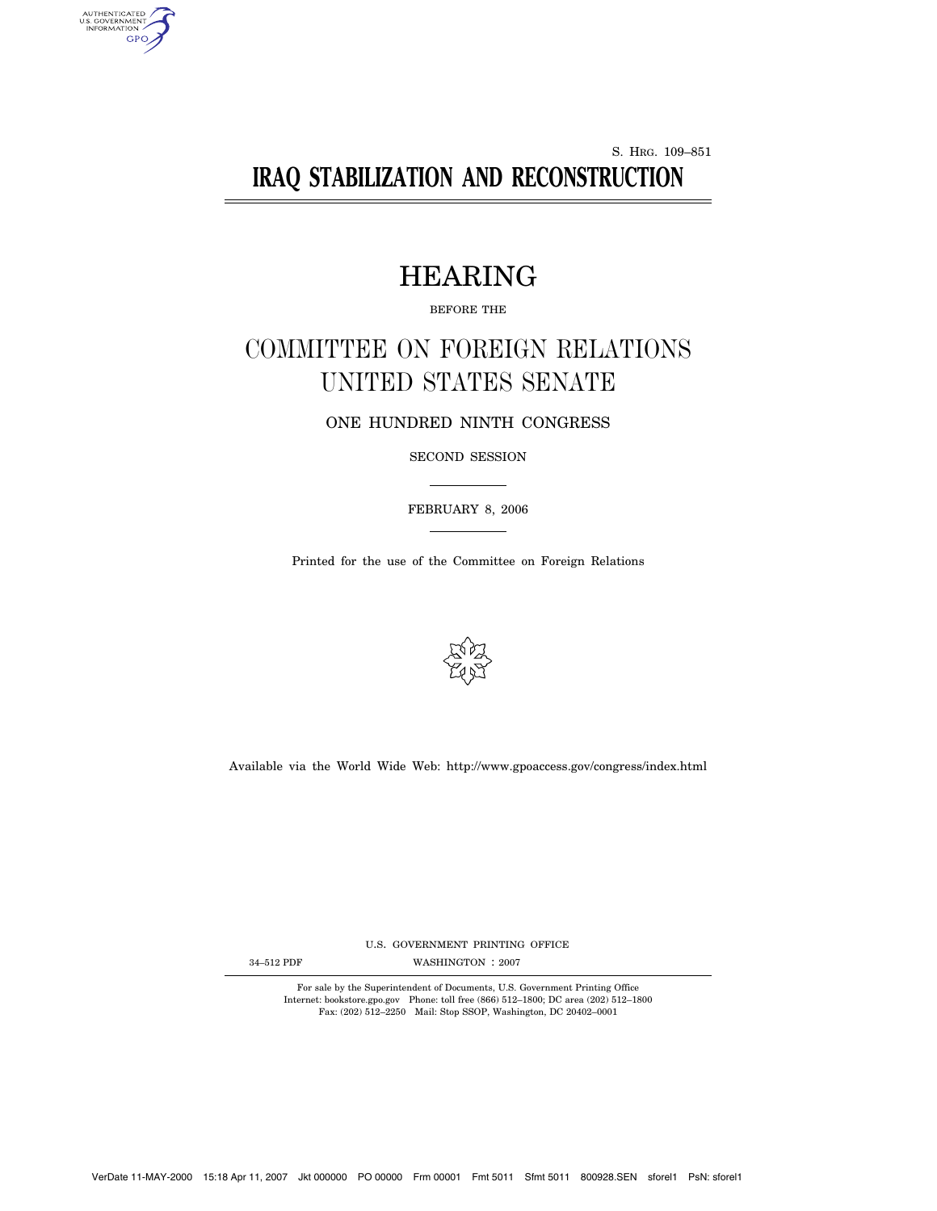S. HRG. 109–851

# IRAQ STABILIZATION AND RECONSTRUCTION

## HEARING

BEFORE THE

## COMMITTEE ON FOREIGN RELATIONS UNITED STATES SENATE

ONE HUNDRED NINTH CONGRESS

SECOND SESSION

FEBRUARY 8, 2006

Printed for the use of the Committee on Foreign Relations

Available via the World Wide Web: http://www.gpoaccess.gov/congress/index.html

U.S. GOVERNMENT PRINTING OFFICE

34–512 PDF WASHINGTON : 2007

For sale by the Superintendent of Documents, U.S. Government Printing Office
Internet: bookstore.gpo.gov Phone: toll free (866) 512–1800; DC area (202) 512–1800
Fax: (202) 512–2250 Mail: Stop SSOP, Washington, DC 20402–0001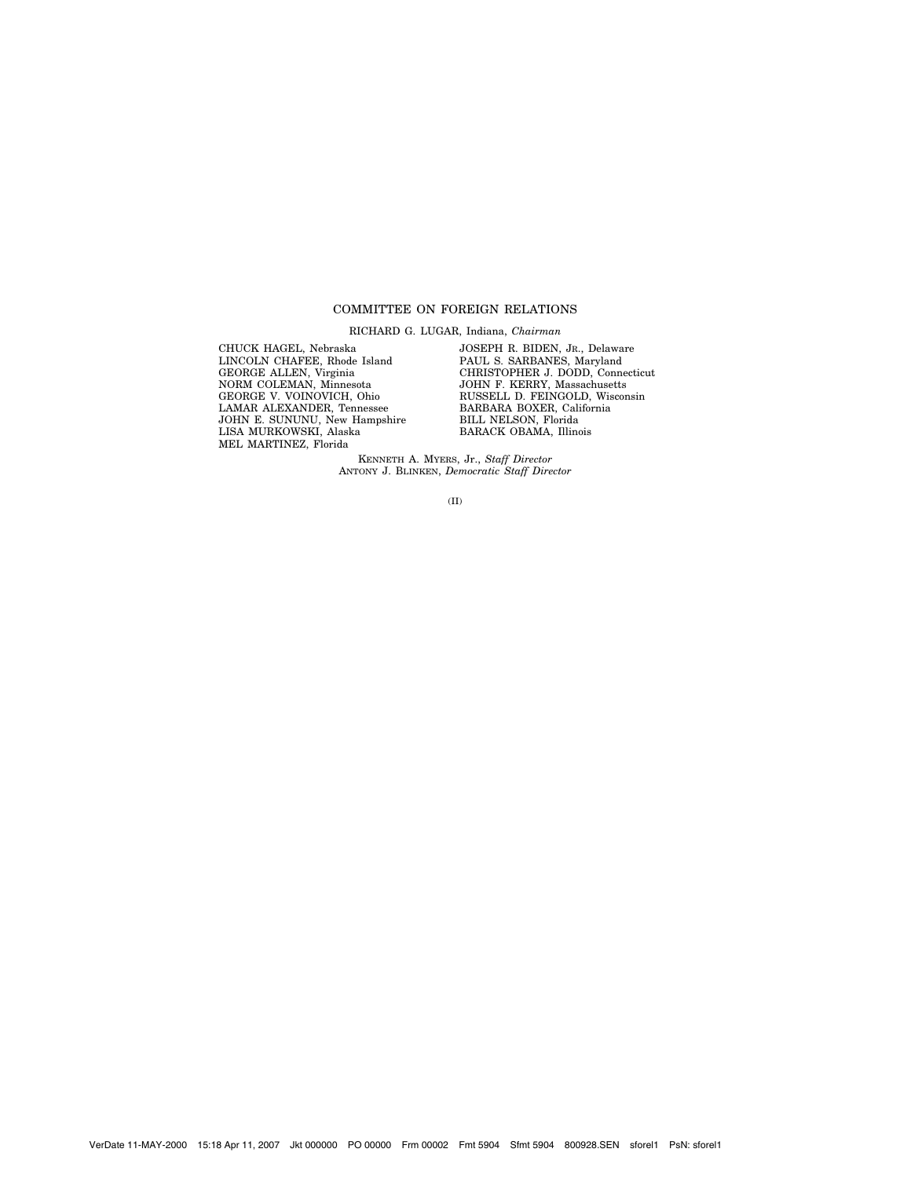## COMMITTEE ON FOREIGN RELATIONS

RICHARD G. LUGAR, Indiana, *Chairman*

CHUCK HAGEL, Nebraska
LINCOLN CHAFEE, Rhode Island
GEORGE ALLEN, Virginia
NORM COLEMAN, Minnesota
GEORGE V. VOINOVICH, Ohio
LAMAR ALEXANDER, Tennessee
JOHN E. SUNUNU, New Hampshire
LISA MURKOWSKI, Alaska
MEL MARTINEZ, Florida

JOSEPH R. BIDEN, JR., Delaware
PAUL S. SARBANES, Maryland
CHRISTOPHER J. DODD, Connecticut
JOHN F. KERRY, Massachusetts
RUSSELL D. FEINGOLD, Wisconsin
BARBARA BOXER, California
BILL NELSON, Florida
BARACK OBAMA, Illinois

KENNETH A. MYERS, Jr., *Staff Director*
ANTONY J. BLINKEN, *Democratic Staff Director*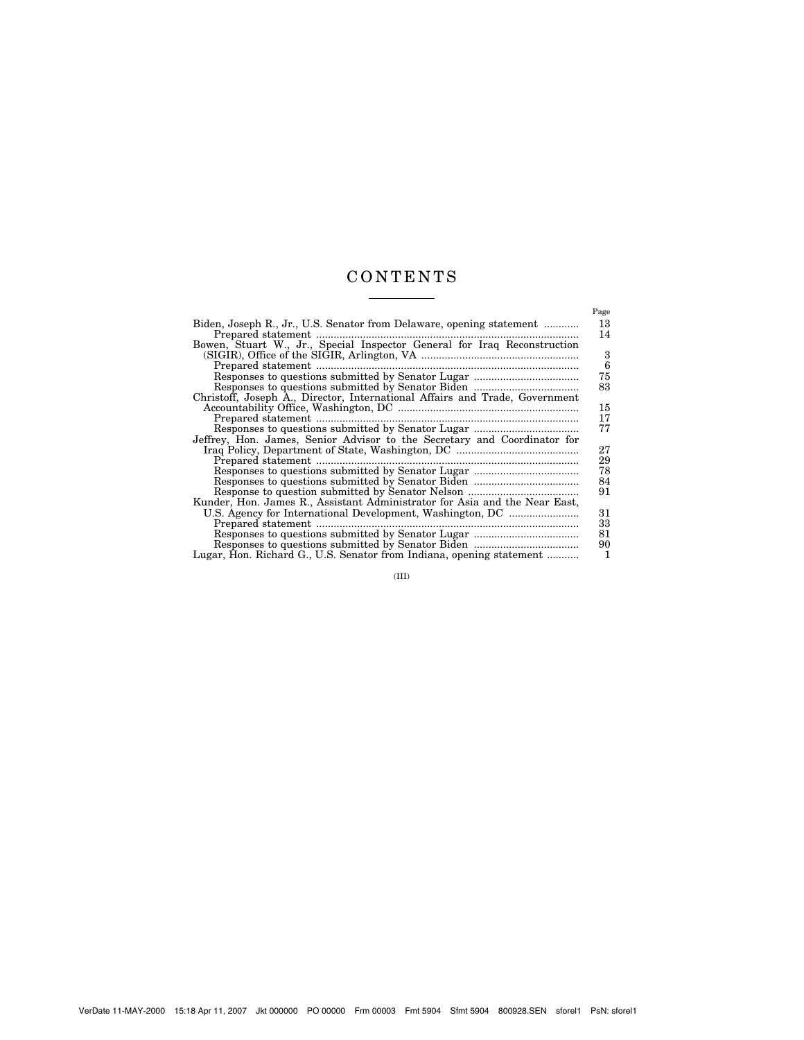# CONTENTS

| | Page |
|---|---|
| Biden, Joseph R., Jr., U.S. Senator from Delaware, opening statement | 13 |
| Prepared statement | 14 |
| Bowen, Stuart W., Jr., Special Inspector General for Iraq Reconstruction (SIGIR), Office of the SIGIR, Arlington, VA | 3 |
| Prepared statement | 6 |
| Responses to questions submitted by Senator Lugar | 75 |
| Responses to questions submitted by Senator Biden | 83 |
| Christoff, Joseph A., Director, International Affairs and Trade, Government Accountability Office, Washington, DC | 15 |
| Prepared statement | 17 |
| Responses to questions submitted by Senator Lugar | 77 |
| Jeffrey, Hon. James, Senior Advisor to the Secretary and Coordinator for Iraq Policy, Department of State, Washington, DC | 27 |
| Prepared statement | 29 |
| Responses to questions submitted by Senator Lugar | 78 |
| Responses to questions submitted by Senator Biden | 84 |
| Response to question submitted by Senator Nelson | 91 |
| Kunder, Hon. James R., Assistant Administrator for Asia and the Near East, U.S. Agency for International Development, Washington, DC | 31 |
| Prepared statement | 33 |
| Responses to questions submitted by Senator Lugar | 81 |
| Responses to questions submitted by Senator Biden | 90 |
| Lugar, Hon. Richard G., U.S. Senator from Indiana, opening statement | 1 |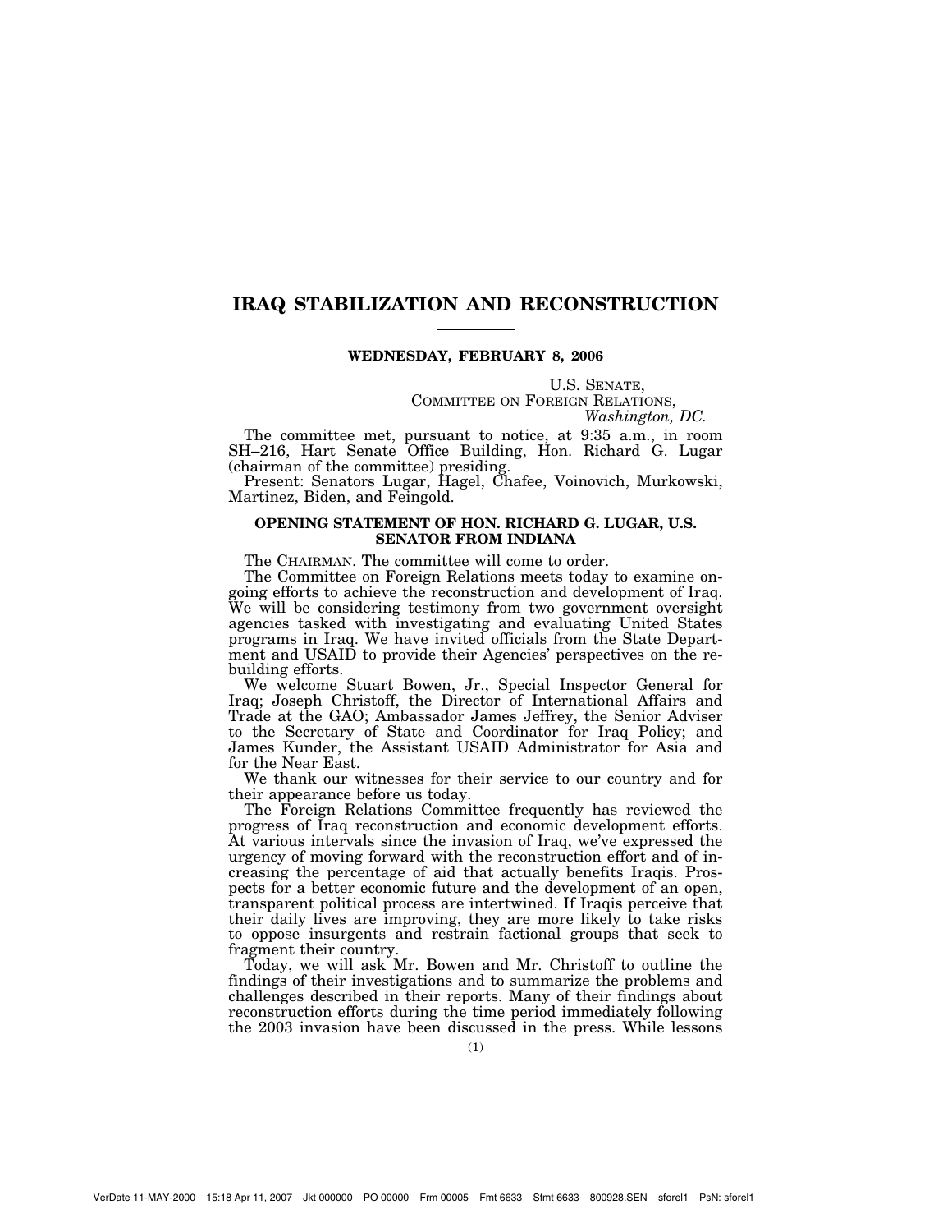# IRAQ STABILIZATION AND RECONSTRUCTION

**WEDNESDAY, FEBRUARY 8, 2006**

U.S. SENATE,
COMMITTEE ON FOREIGN RELATIONS,
*Washington, DC.*

The committee met, pursuant to notice, at 9:35 a.m., in room SH–216, Hart Senate Office Building, Hon. Richard G. Lugar (chairman of the committee) presiding.

Present: Senators Lugar, Hagel, Chafee, Voinovich, Murkowski, Martinez, Biden, and Feingold.

## OPENING STATEMENT OF HON. RICHARD G. LUGAR, U.S. SENATOR FROM INDIANA

The CHAIRMAN. The committee will come to order.

The Committee on Foreign Relations meets today to examine ongoing efforts to achieve the reconstruction and development of Iraq. We will be considering testimony from two government oversight agencies tasked with investigating and evaluating United States programs in Iraq. We have invited officials from the State Department and USAID to provide their Agencies' perspectives on the rebuilding efforts.

We welcome Stuart Bowen, Jr., Special Inspector General for Iraq; Joseph Christoff, the Director of International Affairs and Trade at the GAO; Ambassador James Jeffrey, the Senior Adviser to the Secretary of State and Coordinator for Iraq Policy; and James Kunder, the Assistant USAID Administrator for Asia and for the Near East.

We thank our witnesses for their service to our country and for their appearance before us today.

The Foreign Relations Committee frequently has reviewed the progress of Iraq reconstruction and economic development efforts. At various intervals since the invasion of Iraq, we've expressed the urgency of moving forward with the reconstruction effort and of increasing the percentage of aid that actually benefits Iraqis. Prospects for a better economic future and the development of an open, transparent political process are intertwined. If Iraqis perceive that their daily lives are improving, they are more likely to take risks to oppose insurgents and restrain factional groups that seek to fragment their country.

Today, we will ask Mr. Bowen and Mr. Christoff to outline the findings of their investigations and to summarize the problems and challenges described in their reports. Many of their findings about reconstruction efforts during the time period immediately following the 2003 invasion have been discussed in the press. While lessons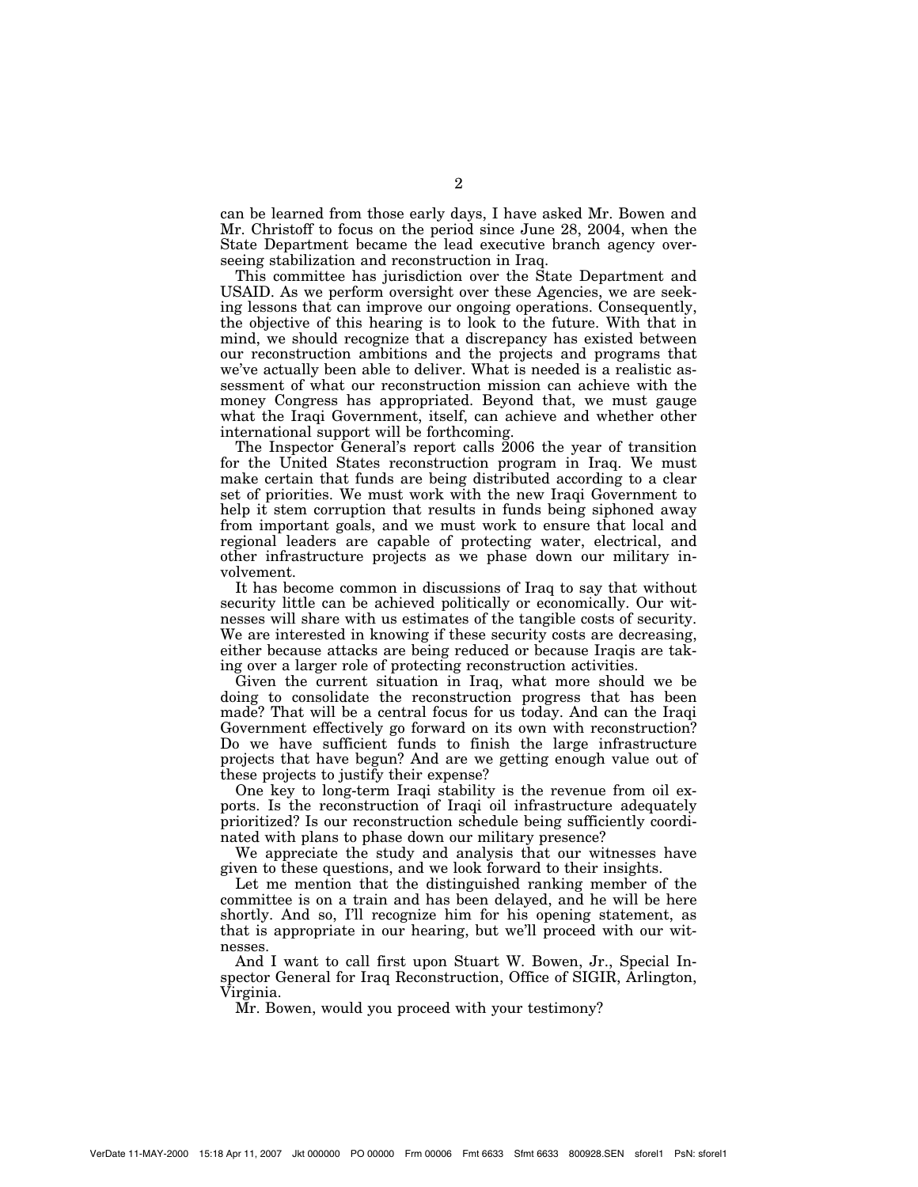can be learned from those early days, I have asked Mr. Bowen and Mr. Christoff to focus on the period since June 28, 2004, when the State Department became the lead executive branch agency overseeing stabilization and reconstruction in Iraq.

This committee has jurisdiction over the State Department and USAID. As we perform oversight over these Agencies, we are seeking lessons that can improve our ongoing operations. Consequently, the objective of this hearing is to look to the future. With that in mind, we should recognize that a discrepancy has existed between our reconstruction ambitions and the projects and programs that we've actually been able to deliver. What is needed is a realistic assessment of what our reconstruction mission can achieve with the money Congress has appropriated. Beyond that, we must gauge what the Iraqi Government, itself, can achieve and whether other international support will be forthcoming.

The Inspector General's report calls 2006 the year of transition for the United States reconstruction program in Iraq. We must make certain that funds are being distributed according to a clear set of priorities. We must work with the new Iraqi Government to help it stem corruption that results in funds being siphoned away from important goals, and we must work to ensure that local and regional leaders are capable of protecting water, electrical, and other infrastructure projects as we phase down our military involvement.

It has become common in discussions of Iraq to say that without security little can be achieved politically or economically. Our witnesses will share with us estimates of the tangible costs of security. We are interested in knowing if these security costs are decreasing, either because attacks are being reduced or because Iraqis are taking over a larger role of protecting reconstruction activities.

Given the current situation in Iraq, what more should we be doing to consolidate the reconstruction progress that has been made? That will be a central focus for us today. And can the Iraqi Government effectively go forward on its own with reconstruction? Do we have sufficient funds to finish the large infrastructure projects that have begun? And are we getting enough value out of these projects to justify their expense?

One key to long-term Iraqi stability is the revenue from oil exports. Is the reconstruction of Iraqi oil infrastructure adequately prioritized? Is our reconstruction schedule being sufficiently coordinated with plans to phase down our military presence?

We appreciate the study and analysis that our witnesses have given to these questions, and we look forward to their insights.

Let me mention that the distinguished ranking member of the committee is on a train and has been delayed, and he will be here shortly. And so, I'll recognize him for his opening statement, as that is appropriate in our hearing, but we'll proceed with our witnesses.

And I want to call first upon Stuart W. Bowen, Jr., Special Inspector General for Iraq Reconstruction, Office of SIGIR, Arlington, Virginia.

Mr. Bowen, would you proceed with your testimony?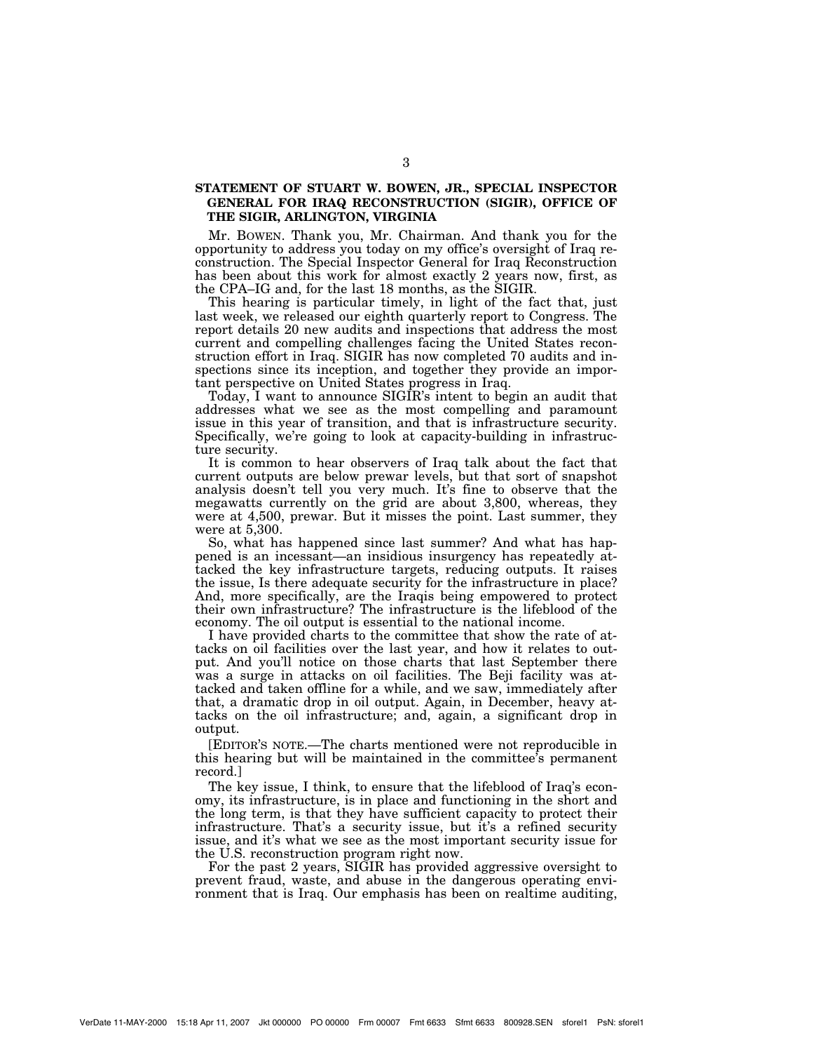**STATEMENT OF STUART W. BOWEN, JR., SPECIAL INSPECTOR GENERAL FOR IRAQ RECONSTRUCTION (SIGIR), OFFICE OF THE SIGIR, ARLINGTON, VIRGINIA**

Mr. BOWEN. Thank you, Mr. Chairman. And thank you for the opportunity to address you today on my office's oversight of Iraq reconstruction. The Special Inspector General for Iraq Reconstruction has been about this work for almost exactly 2 years now, first, as the CPA–IG and, for the last 18 months, as the SIGIR.

This hearing is particular timely, in light of the fact that, just last week, we released our eighth quarterly report to Congress. The report details 20 new audits and inspections that address the most current and compelling challenges facing the United States reconstruction effort in Iraq. SIGIR has now completed 70 audits and inspections since its inception, and together they provide an important perspective on United States progress in Iraq.

Today, I want to announce SIGIR's intent to begin an audit that addresses what we see as the most compelling and paramount issue in this year of transition, and that is infrastructure security. Specifically, we're going to look at capacity-building in infrastructure security.

It is common to hear observers of Iraq talk about the fact that current outputs are below prewar levels, but that sort of snapshot analysis doesn't tell you very much. It's fine to observe that the megawatts currently on the grid are about 3,800, whereas, they were at 4,500, prewar. But it misses the point. Last summer, they were at 5,300.

So, what has happened since last summer? And what has happened is an incessant—an insidious insurgency has repeatedly attacked the key infrastructure targets, reducing outputs. It raises the issue, Is there adequate security for the infrastructure in place? And, more specifically, are the Iraqis being empowered to protect their own infrastructure? The infrastructure is the lifeblood of the economy. The oil output is essential to the national income.

I have provided charts to the committee that show the rate of attacks on oil facilities over the last year, and how it relates to output. And you'll notice on those charts that last September there was a surge in attacks on oil facilities. The Beji facility was attacked and taken offline for a while, and we saw, immediately after that, a dramatic drop in oil output. Again, in December, heavy attacks on the oil infrastructure; and, again, a significant drop in output.

[EDITOR'S NOTE.—The charts mentioned were not reproducible in this hearing but will be maintained in the committee's permanent record.]

The key issue, I think, to ensure that the lifeblood of Iraq's economy, its infrastructure, is in place and functioning in the short and the long term, is that they have sufficient capacity to protect their infrastructure. That's a security issue, but it's a refined security issue, and it's what we see as the most important security issue for the U.S. reconstruction program right now.

For the past 2 years, SIGIR has provided aggressive oversight to prevent fraud, waste, and abuse in the dangerous operating environment that is Iraq. Our emphasis has been on realtime auditing,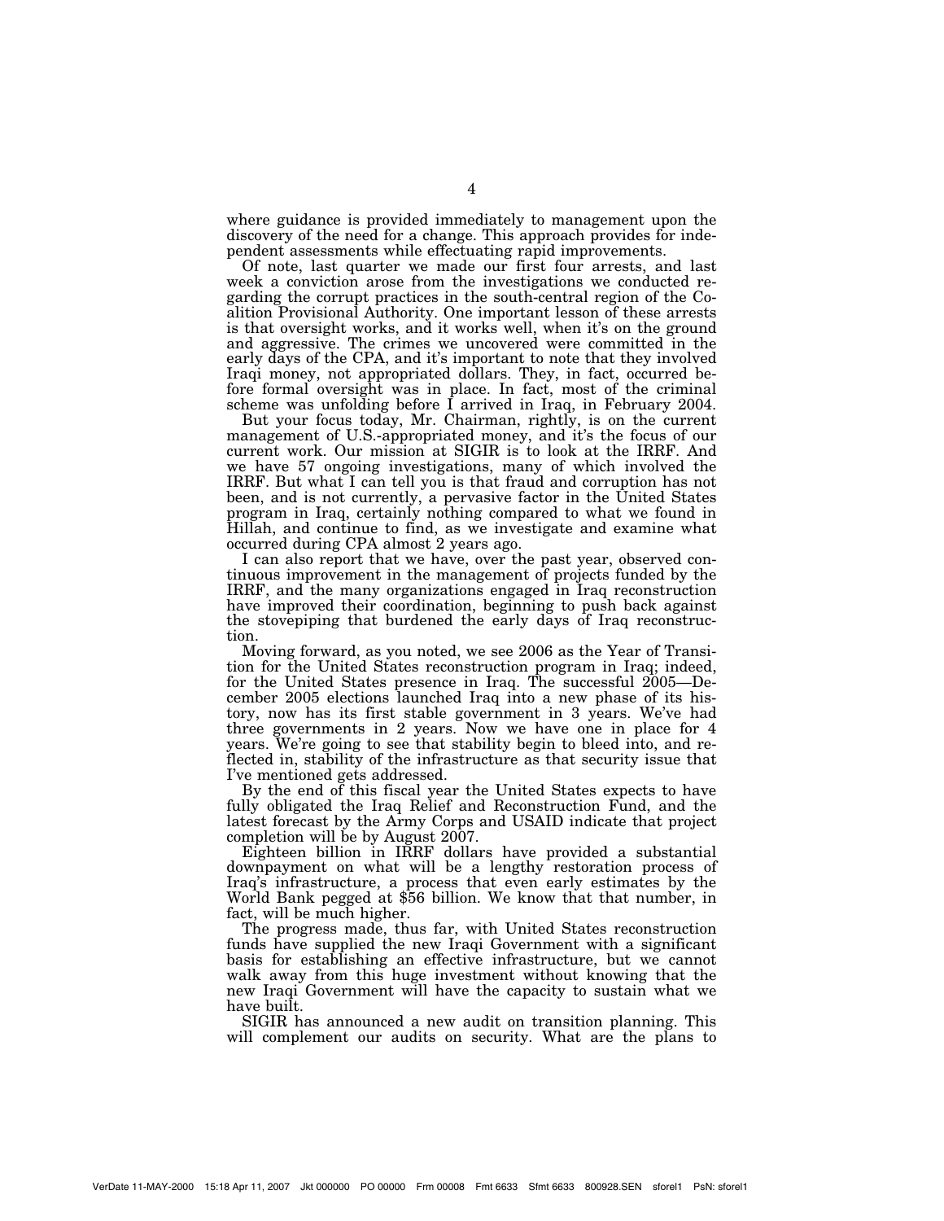where guidance is provided immediately to management upon the discovery of the need for a change. This approach provides for independent assessments while effectuating rapid improvements.

Of note, last quarter we made our first four arrests, and last week a conviction arose from the investigations we conducted regarding the corrupt practices in the south-central region of the Coalition Provisional Authority. One important lesson of these arrests is that oversight works, and it works well, when it's on the ground and aggressive. The crimes we uncovered were committed in the early days of the CPA, and it's important to note that they involved Iraqi money, not appropriated dollars. They, in fact, occurred before formal oversight was in place. In fact, most of the criminal scheme was unfolding before I arrived in Iraq, in February 2004.

But your focus today, Mr. Chairman, rightly, is on the current management of U.S.-appropriated money, and it's the focus of our current work. Our mission at SIGIR is to look at the IRRF. And we have 57 ongoing investigations, many of which involved the IRRF. But what I can tell you is that fraud and corruption has not been, and is not currently, a pervasive factor in the United States program in Iraq, certainly nothing compared to what we found in Hillah, and continue to find, as we investigate and examine what occurred during CPA almost 2 years ago.

I can also report that we have, over the past year, observed continuous improvement in the management of projects funded by the IRRF, and the many organizations engaged in Iraq reconstruction have improved their coordination, beginning to push back against the stovepiping that burdened the early days of Iraq reconstruction.

Moving forward, as you noted, we see 2006 as the Year of Transition for the United States reconstruction program in Iraq; indeed, for the United States presence in Iraq. The successful 2005—December 2005 elections launched Iraq into a new phase of its history, now has its first stable government in 3 years. We've had three governments in 2 years. Now we have one in place for 4 years. We're going to see that stability begin to bleed into, and reflected in, stability of the infrastructure as that security issue that I've mentioned gets addressed.

By the end of this fiscal year the United States expects to have fully obligated the Iraq Relief and Reconstruction Fund, and the latest forecast by the Army Corps and USAID indicate that project completion will be by August 2007.

Eighteen billion in IRRF dollars have provided a substantial downpayment on what will be a lengthy restoration process of Iraq's infrastructure, a process that even early estimates by the World Bank pegged at $56 billion. We know that that number, in fact, will be much higher.

The progress made, thus far, with United States reconstruction funds have supplied the new Iraqi Government with a significant basis for establishing an effective infrastructure, but we cannot walk away from this huge investment without knowing that the new Iraqi Government will have the capacity to sustain what we have built.

SIGIR has announced a new audit on transition planning. This will complement our audits on security. What are the plans to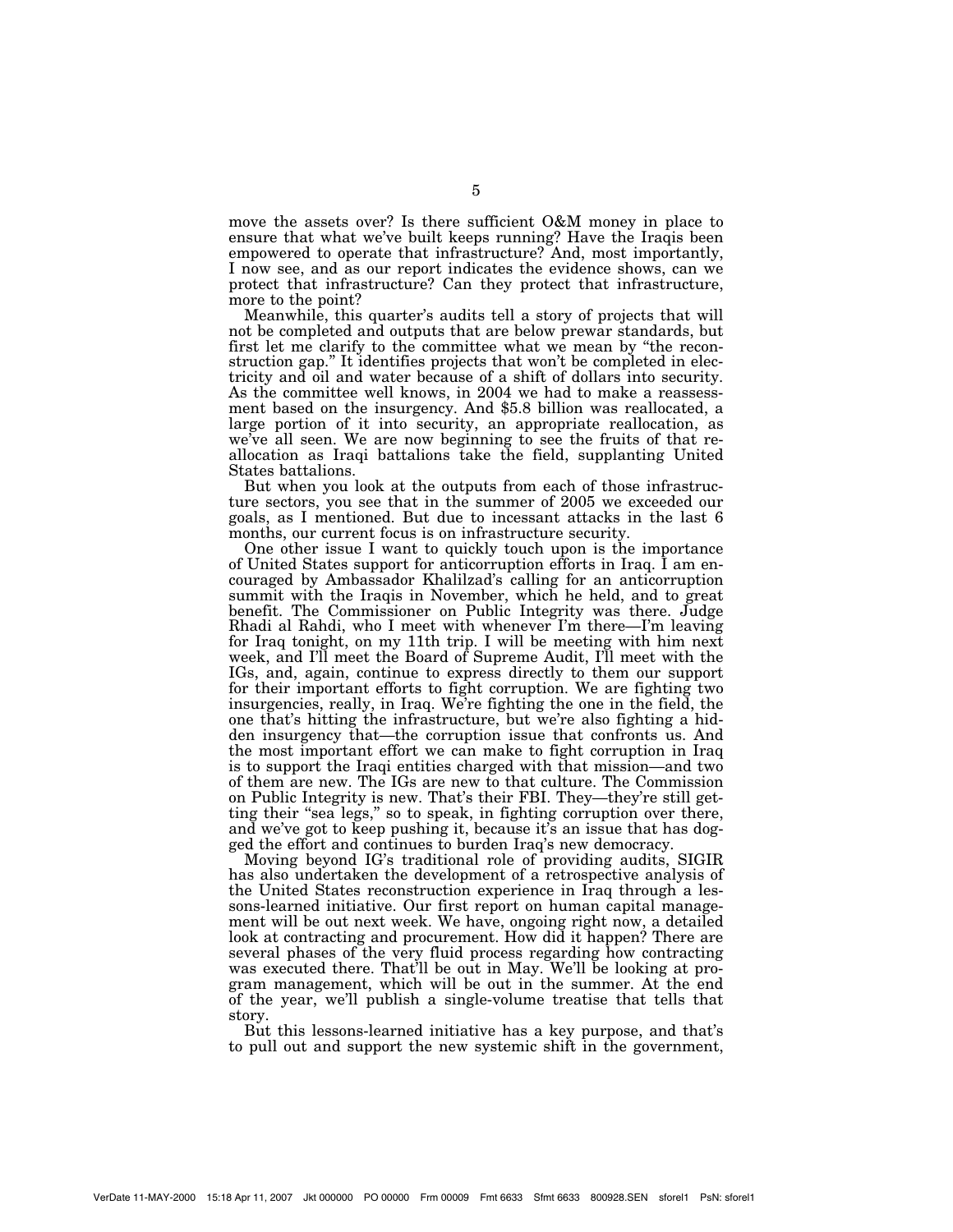move the assets over? Is there sufficient O&M money in place to ensure that what we've built keeps running? Have the Iraqis been empowered to operate that infrastructure? And, most importantly, I now see, and as our report indicates the evidence shows, can we protect that infrastructure? Can they protect that infrastructure, more to the point?

Meanwhile, this quarter's audits tell a story of projects that will not be completed and outputs that are below prewar standards, but first let me clarify to the committee what we mean by "the reconstruction gap." It identifies projects that won't be completed in electricity and oil and water because of a shift of dollars into security. As the committee well knows, in 2004 we had to make a reassessment based on the insurgency. And $5.8 billion was reallocated, a large portion of it into security, an appropriate reallocation, as we've all seen. We are now beginning to see the fruits of that reallocation as Iraqi battalions take the field, supplanting United States battalions.

But when you look at the outputs from each of those infrastructure sectors, you see that in the summer of 2005 we exceeded our goals, as I mentioned. But due to incessant attacks in the last 6 months, our current focus is on infrastructure security.

One other issue I want to quickly touch upon is the importance of United States support for anticorruption efforts in Iraq. I am encouraged by Ambassador Khalilzad's calling for an anticorruption summit with the Iraqis in November, which he held, and to great benefit. The Commissioner on Public Integrity was there. Judge Rhadi al Rahdi, who I meet with whenever I'm there—I'm leaving for Iraq tonight, on my 11th trip. I will be meeting with him next week, and I'll meet the Board of Supreme Audit, I'll meet with the IGs, and, again, continue to express directly to them our support for their important efforts to fight corruption. We are fighting two insurgencies, really, in Iraq. We're fighting the one in the field, the one that's hitting the infrastructure, but we're also fighting a hidden insurgency that—the corruption issue that confronts us. And the most important effort we can make to fight corruption in Iraq is to support the Iraqi entities charged with that mission—and two of them are new. The IGs are new to that culture. The Commission on Public Integrity is new. That's their FBI. They—they're still getting their "sea legs," so to speak, in fighting corruption over there, and we've got to keep pushing it, because it's an issue that has dogged the effort and continues to burden Iraq's new democracy.

Moving beyond IG's traditional role of providing audits, SIGIR has also undertaken the development of a retrospective analysis of the United States reconstruction experience in Iraq through a lessons-learned initiative. Our first report on human capital management will be out next week. We have, ongoing right now, a detailed look at contracting and procurement. How did it happen? There are several phases of the very fluid process regarding how contracting was executed there. That'll be out in May. We'll be looking at program management, which will be out in the summer. At the end of the year, we'll publish a single-volume treatise that tells that story.

But this lessons-learned initiative has a key purpose, and that's to pull out and support the new systemic shift in the government,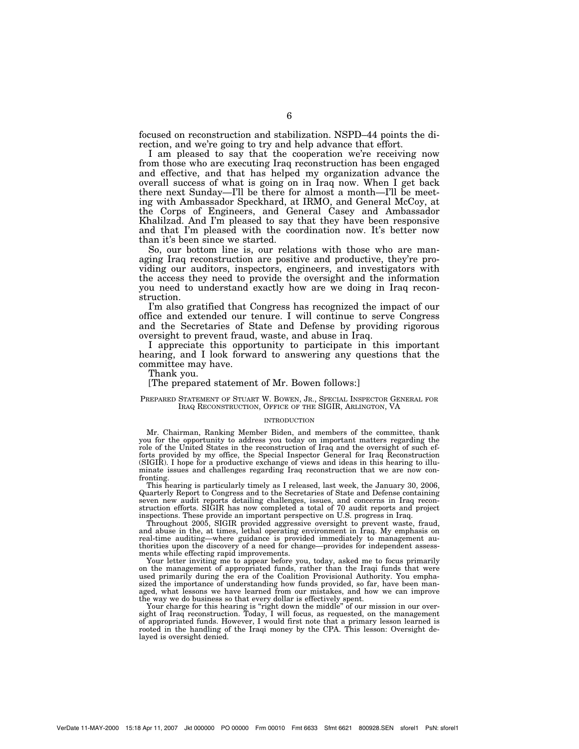focused on reconstruction and stabilization. NSPD–44 points the direction, and we're going to try and help advance that effort.

I am pleased to say that the cooperation we're receiving now from those who are executing Iraq reconstruction has been engaged and effective, and that has helped my organization advance the overall success of what is going on in Iraq now. When I get back there next Sunday—I'll be there for almost a month—I'll be meeting with Ambassador Speckhard, at IRMO, and General McCoy, at the Corps of Engineers, and General Casey and Ambassador Khalilzad. And I'm pleased to say that they have been responsive and that I'm pleased with the coordination now. It's better now than it's been since we started.

So, our bottom line is, our relations with those who are managing Iraq reconstruction are positive and productive, they're providing our auditors, inspectors, engineers, and investigators with the access they need to provide the oversight and the information you need to understand exactly how are we doing in Iraq reconstruction.

I'm also gratified that Congress has recognized the impact of our office and extended our tenure. I will continue to serve Congress and the Secretaries of State and Defense by providing rigorous oversight to prevent fraud, waste, and abuse in Iraq.

I appreciate this opportunity to participate in this important hearing, and I look forward to answering any questions that the committee may have.

Thank you.

[The prepared statement of Mr. Bowen follows:]

PREPARED STATEMENT OF STUART W. BOWEN, JR., SPECIAL INSPECTOR GENERAL FOR IRAQ RECONSTRUCTION, OFFICE OF THE SIGIR, ARLINGTON, VA

INTRODUCTION

Mr. Chairman, Ranking Member Biden, and members of the committee, thank you for the opportunity to address you today on important matters regarding the role of the United States in the reconstruction of Iraq and the oversight of such efforts provided by my office, the Special Inspector General for Iraq Reconstruction (SIGIR). I hope for a productive exchange of views and ideas in this hearing to illuminate issues and challenges regarding Iraq reconstruction that we are now confronting.

This hearing is particularly timely as I released, last week, the January 30, 2006, Quarterly Report to Congress and to the Secretaries of State and Defense containing seven new audit reports detailing challenges, issues, and concerns in Iraq reconstruction efforts. SIGIR has now completed a total of 70 audit reports and project inspections. These provide an important perspective on U.S. progress in Iraq.

Throughout 2005, SIGIR provided aggressive oversight to prevent waste, fraud, and abuse in the, at times, lethal operating environment in Iraq. My emphasis on real-time auditing—where guidance is provided immediately to management authorities upon the discovery of a need for change—provides for independent assessments while effecting rapid improvements.

Your letter inviting me to appear before you, today, asked me to focus primarily on the management of appropriated funds, rather than the Iraqi funds that were used primarily during the era of the Coalition Provisional Authority. You emphasized the importance of understanding how funds provided, so far, have been managed, what lessons we have learned from our mistakes, and how we can improve the way we do business so that every dollar is effectively spent.

Your charge for this hearing is "right down the middle" of our mission in our oversight of Iraq reconstruction. Today, I will focus, as requested, on the management of appropriated funds. However, I would first note that a primary lesson learned is rooted in the handling of the Iraqi money by the CPA. This lesson: Oversight delayed is oversight denied.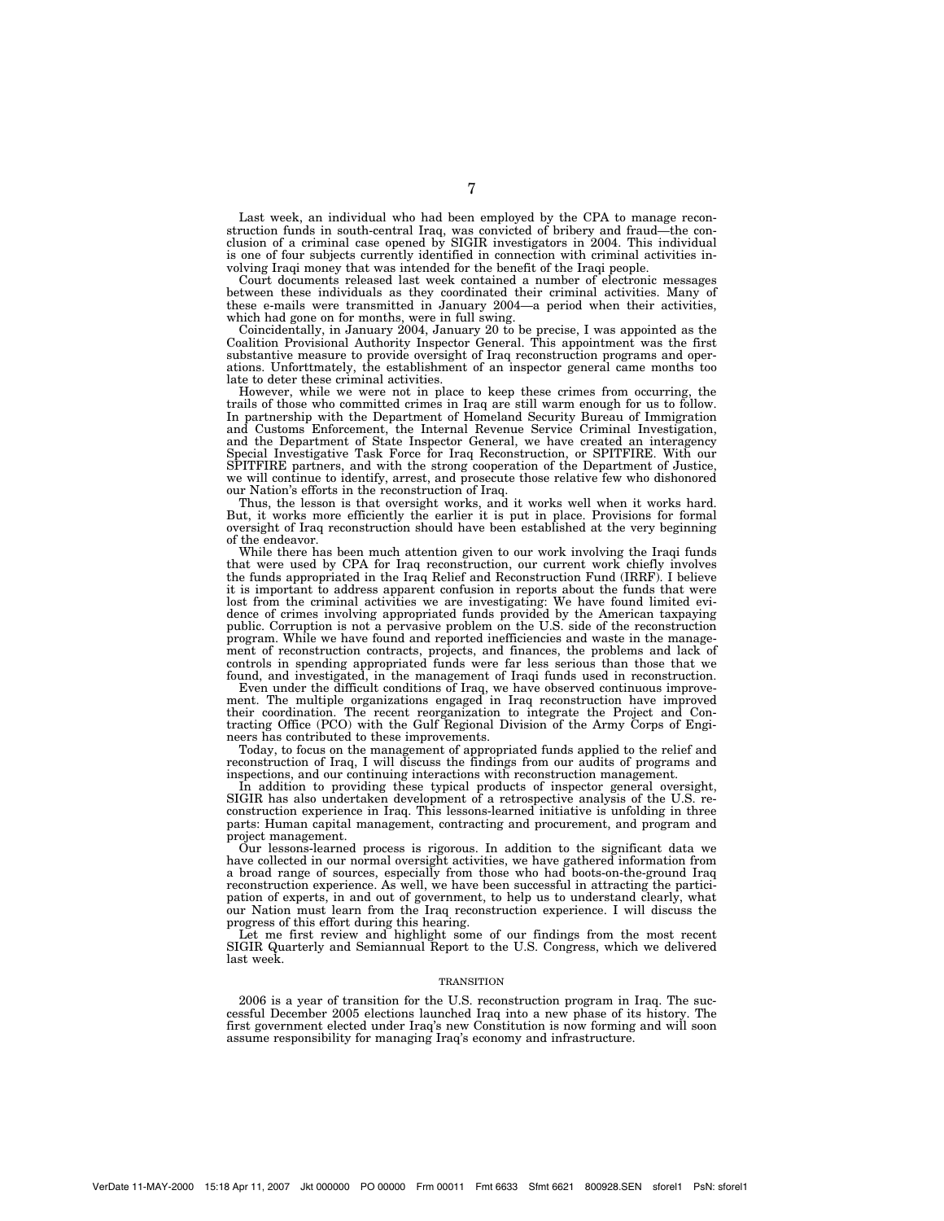Last week, an individual who had been employed by the CPA to manage reconstruction funds in south-central Iraq, was convicted of bribery and fraud—the conclusion of a criminal case opened by SIGIR investigators in 2004. This individual is one of four subjects currently identified in connection with criminal activities involving Iraqi money that was intended for the benefit of the Iraqi people.

Court documents released last week contained a number of electronic messages between these individuals as they coordinated their criminal activities. Many of these e-mails were transmitted in January 2004—a period when their activities, which had gone on for months, were in full swing.

Coincidentally, in January 2004, January 20 to be precise, I was appointed as the Coalition Provisional Authority Inspector General. This appointment was the first substantive measure to provide oversight of Iraq reconstruction programs and operations. Unforttmately, the establishment of an inspector general came months too late to deter these criminal activities.

However, while we were not in place to keep these crimes from occurring, the trails of those who committed crimes in Iraq are still warm enough for us to follow. In partnership with the Department of Homeland Security Bureau of Immigration and Customs Enforcement, the Internal Revenue Service Criminal Investigation, and the Department of State Inspector General, we have created an interagency Special Investigative Task Force for Iraq Reconstruction, or SPITFIRE. With our SPITFIRE partners, and with the strong cooperation of the Department of Justice, we will continue to identify, arrest, and prosecute those relative few who dishonored our Nation's efforts in the reconstruction of Iraq.

Thus, the lesson is that oversight works, and it works well when it works hard. But, it works more efficiently the earlier it is put in place. Provisions for formal oversight of Iraq reconstruction should have been established at the very beginning of the endeavor.

While there has been much attention given to our work involving the Iraqi funds that were used by CPA for Iraq reconstruction, our current work chiefly involves the funds appropriated in the Iraq Relief and Reconstruction Fund (IRRF). I believe it is important to address apparent confusion in reports about the funds that were lost from the criminal activities we are investigating: We have found limited evidence of crimes involving appropriated funds provided by the American taxpaying public. Corruption is not a pervasive problem on the U.S. side of the reconstruction program. While we have found and reported inefficiencies and waste in the management of reconstruction contracts, projects, and finances, the problems and lack of controls in spending appropriated funds were far less serious than those that we found, and investigated, in the management of Iraqi funds used in reconstruction.

Even under the difficult conditions of Iraq, we have observed continuous improvement. The multiple organizations engaged in Iraq reconstruction have improved their coordination. The recent reorganization to integrate the Project and Contracting Office (PCO) with the Gulf Regional Division of the Army Corps of Engineers has contributed to these improvements.

Today, to focus on the management of appropriated funds applied to the relief and reconstruction of Iraq, I will discuss the findings from our audits of programs and inspections, and our continuing interactions with reconstruction management.

In addition to providing these typical products of inspector general oversight, SIGIR has also undertaken development of a retrospective analysis of the U.S. reconstruction experience in Iraq. This lessons-learned initiative is unfolding in three parts: Human capital management, contracting and procurement, and program and project management.

Our lessons-learned process is rigorous. In addition to the significant data we have collected in our normal oversight activities, we have gathered information from a broad range of sources, especially from those who had boots-on-the-ground Iraq reconstruction experience. As well, we have been successful in attracting the participation of experts, in and out of government, to help us to understand clearly, what our Nation must learn from the Iraq reconstruction experience. I will discuss the progress of this effort during this hearing.

Let me first review and highlight some of our findings from the most recent SIGIR Quarterly and Semiannual Report to the U.S. Congress, which we delivered last week.

## TRANSITION

2006 is a year of transition for the U.S. reconstruction program in Iraq. The successful December 2005 elections launched Iraq into a new phase of its history. The first government elected under Iraq's new Constitution is now forming and will soon assume responsibility for managing Iraq's economy and infrastructure.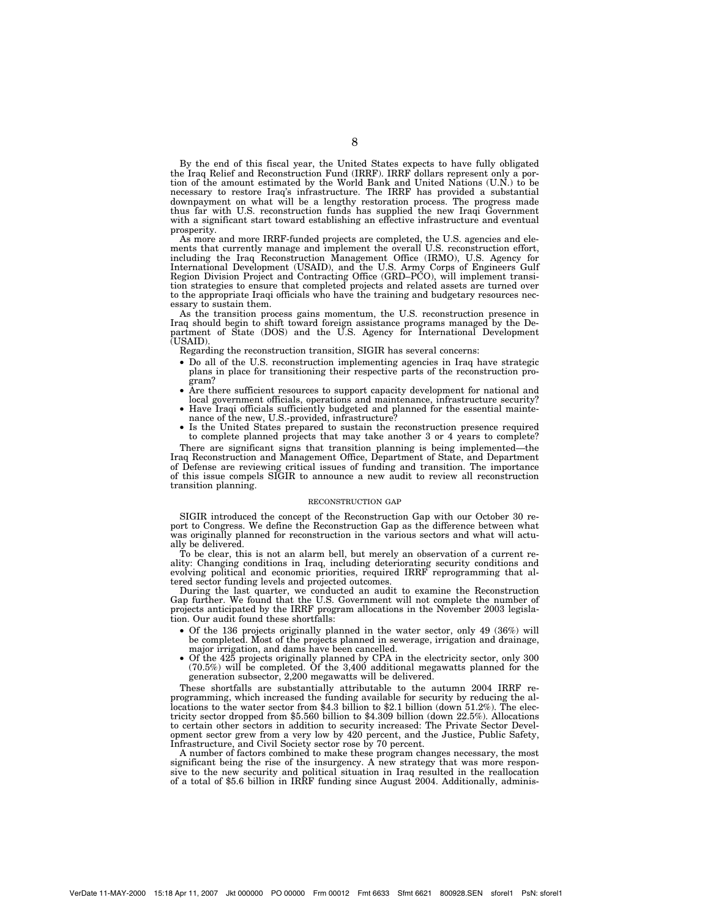By the end of this fiscal year, the United States expects to have fully obligated the Iraq Relief and Reconstruction Fund (IRRF). IRRF dollars represent only a portion of the amount estimated by the World Bank and United Nations (U.N.) to be necessary to restore Iraq's infrastructure. The IRRF has provided a substantial downpayment on what will be a lengthy restoration process. The progress made thus far with U.S. reconstruction funds has supplied the new Iraqi Government with a significant start toward establishing an effective infrastructure and eventual prosperity.

As more and more IRRF-funded projects are completed, the U.S. agencies and elements that currently manage and implement the overall U.S. reconstruction effort, including the Iraq Reconstruction Management Office (IRMO), U.S. Agency for International Development (USAID), and the U.S. Army Corps of Engineers Gulf Region Division Project and Contracting Office (GRD–PCO), will implement transition strategies to ensure that completed projects and related assets are turned over to the appropriate Iraqi officials who have the training and budgetary resources necessary to sustain them.

As the transition process gains momentum, the U.S. reconstruction presence in Iraq should begin to shift toward foreign assistance programs managed by the Department of State (DOS) and the U.S. Agency for International Development (USAID).

Regarding the reconstruction transition, SIGIR has several concerns:

- Do all of the U.S. reconstruction implementing agencies in Iraq have strategic plans in place for transitioning their respective parts of the reconstruction program?
- Are there sufficient resources to support capacity development for national and local government officials, operations and maintenance, infrastructure security?
- Have Iraqi officials sufficiently budgeted and planned for the essential maintenance of the new, U.S.-provided, infrastructure?
- Is the United States prepared to sustain the reconstruction presence required to complete planned projects that may take another 3 or 4 years to complete?

There are significant signs that transition planning is being implemented—the Iraq Reconstruction and Management Office, Department of State, and Department of Defense are reviewing critical issues of funding and transition. The importance of this issue compels SIGIR to announce a new audit to review all reconstruction transition planning.

### RECONSTRUCTION GAP

SIGIR introduced the concept of the Reconstruction Gap with our October 30 report to Congress. We define the Reconstruction Gap as the difference between what was originally planned for reconstruction in the various sectors and what will actually be delivered.

To be clear, this is not an alarm bell, but merely an observation of a current reality: Changing conditions in Iraq, including deteriorating security conditions and evolving political and economic priorities, required IRRF reprogramming that altered sector funding levels and projected outcomes.

During the last quarter, we conducted an audit to examine the Reconstruction Gap further. We found that the U.S. Government will not complete the number of projects anticipated by the IRRF program allocations in the November 2003 legislation. Our audit found these shortfalls:

- Of the 136 projects originally planned in the water sector, only 49 (36%) will be completed. Most of the projects planned in sewerage, irrigation and drainage, major irrigation, and dams have been cancelled.
- Of the 425 projects originally planned by CPA in the electricity sector, only 300 (70.5%) will be completed. Of the 3,400 additional megawatts planned for the generation subsector, 2,200 megawatts will be delivered.

These shortfalls are substantially attributable to the autumn 2004 IRRF reprogramming, which increased the funding available for security by reducing the allocations to the water sector from $4.3 billion to $2.1 billion (down 51.2%). The electricity sector dropped from $5.560 billion to $4.309 billion (down 22.5%). Allocations to certain other sectors in addition to security increased: The Private Sector Development sector grew from a very low by 420 percent, and the Justice, Public Safety, Infrastructure, and Civil Society sector rose by 70 percent.

A number of factors combined to make these program changes necessary, the most significant being the rise of the insurgency. A new strategy that was more responsive to the new security and political situation in Iraq resulted in the reallocation of a total of $5.6 billion in IRRF funding since August 2004. Additionally, adminis-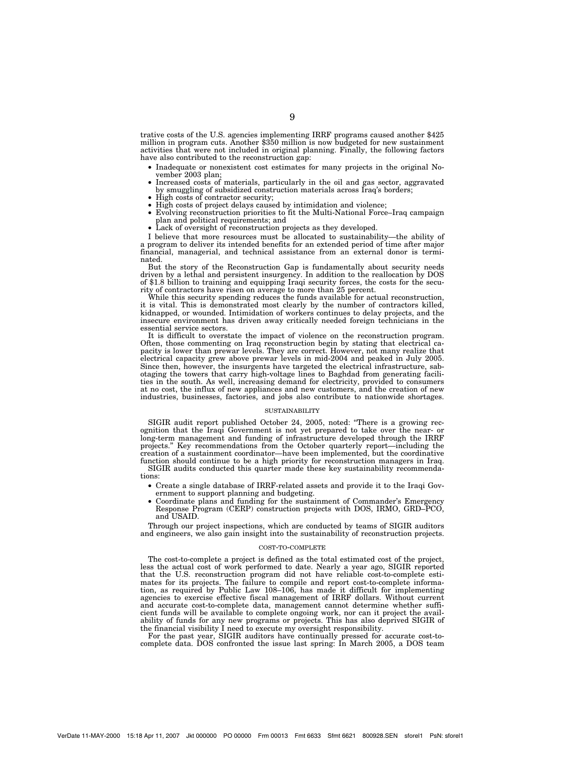trative costs of the U.S. agencies implementing IRRF programs caused another $425 million in program cuts. Another $350 million is now budgeted for new sustainment activities that were not included in original planning. Finally, the following factors have also contributed to the reconstruction gap:

- Inadequate or nonexistent cost estimates for many projects in the original November 2003 plan;
- Increased costs of materials, particularly in the oil and gas sector, aggravated by smuggling of subsidized construction materials across Iraq's borders;
- High costs of contractor security;
- High costs of project delays caused by intimidation and violence;
- Evolving reconstruction priorities to fit the Multi-National Force–Iraq campaign plan and political requirements; and
- Lack of oversight of reconstruction projects as they developed.

I believe that more resources must be allocated to sustainability—the ability of a program to deliver its intended benefits for an extended period of time after major financial, managerial, and technical assistance from an external donor is terminated.

But the story of the Reconstruction Gap is fundamentally about security needs driven by a lethal and persistent insurgency. In addition to the reallocation by DOS of $1.8 billion to training and equipping Iraqi security forces, the costs for the security of contractors have risen on average to more than 25 percent.

While this security spending reduces the funds available for actual reconstruction, it is vital. This is demonstrated most clearly by the number of contractors killed, kidnapped, or wounded. Intimidation of workers continues to delay projects, and the insecure environment has driven away critically needed foreign technicians in the essential service sectors.

It is difficult to overstate the impact of violence on the reconstruction program. Often, those commenting on Iraq reconstruction begin by stating that electrical capacity is lower than prewar levels. They are correct. However, not many realize that electrical capacity grew above prewar levels in mid-2004 and peaked in July 2005. Since then, however, the insurgents have targeted the electrical infrastructure, sabotaging the towers that carry high-voltage lines to Baghdad from generating facilities in the south. As well, increasing demand for electricity, provided to consumers at no cost, the influx of new appliances and new customers, and the creation of new industries, businesses, factories, and jobs also contribute to nationwide shortages.

## SUSTAINABILITY

SIGIR audit report published October 24, 2005, noted: "There is a growing recognition that the Iraqi Government is not yet prepared to take over the near- or long-term management and funding of infrastructure developed through the IRRF projects." Key recommendations from the October quarterly report—including the creation of a sustainment coordinator—have been implemented, but the coordinative function should continue to be a high priority for reconstruction managers in Iraq.

SIGIR audits conducted this quarter made these key sustainability recommendations:

- Create a single database of IRRF-related assets and provide it to the Iraqi Government to support planning and budgeting.
- Coordinate plans and funding for the sustainment of Commander's Emergency Response Program (CERP) construction projects with DOS, IRMO, GRD–PCO, and USAID.

Through our project inspections, which are conducted by teams of SIGIR auditors and engineers, we also gain insight into the sustainability of reconstruction projects.

## COST-TO-COMPLETE

The cost-to-complete a project is defined as the total estimated cost of the project, less the actual cost of work performed to date. Nearly a year ago, SIGIR reported that the U.S. reconstruction program did not have reliable cost-to-complete estimates for its projects. The failure to compile and report cost-to-complete information, as required by Public Law 108–106, has made it difficult for implementing agencies to exercise effective fiscal management of IRRF dollars. Without current and accurate cost-to-complete data, management cannot determine whether sufficient funds will be available to complete ongoing work, nor can it project the availability of funds for any new programs or projects. This has also deprived SIGIR of the financial visibility I need to execute my oversight responsibility.

For the past year, SIGIR auditors have continually pressed for accurate cost-to-complete data. DOS confronted the issue last spring: In March 2005, a DOS team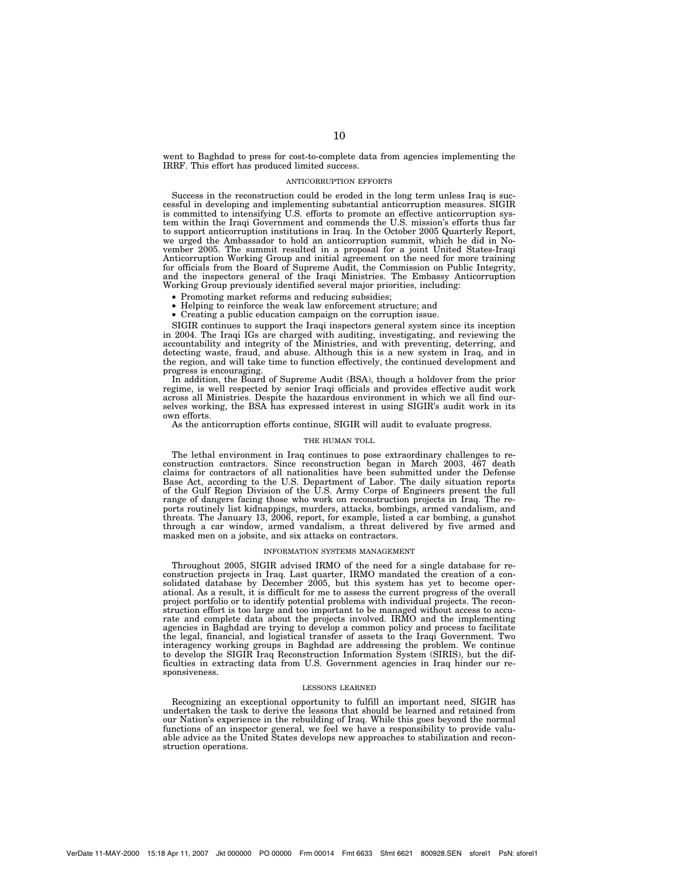went to Baghdad to press for cost-to-complete data from agencies implementing the IRRF. This effort has produced limited success.

## ANTICORRUPTION EFFORTS

Success in the reconstruction could be eroded in the long term unless Iraq is successful in developing and implementing substantial anticorruption measures. SIGIR is committed to intensifying U.S. efforts to promote an effective anticorruption system within the Iraqi Government and commends the U.S. mission's efforts thus far to support anticorruption institutions in Iraq. In the October 2005 Quarterly Report, we urged the Ambassador to hold an anticorruption summit, which he did in November 2005. The summit resulted in a proposal for a joint United States-Iraqi Anticorruption Working Group and initial agreement on the need for more training for officials from the Board of Supreme Audit, the Commission on Public Integrity, and the inspectors general of the Iraqi Ministries. The Embassy Anticorruption Working Group previously identified several major priorities, including:

- Promoting market reforms and reducing subsidies;
- Helping to reinforce the weak law enforcement structure; and
- Creating a public education campaign on the corruption issue.

SIGIR continues to support the Iraqi inspectors general system since its inception in 2004. The Iraqi IGs are charged with auditing, investigating, and reviewing the accountability and integrity of the Ministries, and with preventing, deterring, and detecting waste, fraud, and abuse. Although this is a new system in Iraq, and in the region, and will take time to function effectively, the continued development and progress is encouraging.

In addition, the Board of Supreme Audit (BSA), though a holdover from the prior regime, is well respected by senior Iraqi officials and provides effective audit work across all Ministries. Despite the hazardous environment in which we all find ourselves working, the BSA has expressed interest in using SIGIR's audit work in its own efforts.

As the anticorruption efforts continue, SIGIR will audit to evaluate progress.

## THE HUMAN TOLL

The lethal environment in Iraq continues to pose extraordinary challenges to reconstruction contractors. Since reconstruction began in March 2003, 467 death claims for contractors of all nationalities have been submitted under the Defense Base Act, according to the U.S. Department of Labor. The daily situation reports of the Gulf Region Division of the U.S. Army Corps of Engineers present the full range of dangers facing those who work on reconstruction projects in Iraq. The reports routinely list kidnappings, murders, attacks, bombings, armed vandalism, and threats. The January 13, 2006, report, for example, listed a car bombing, a gunshot through a car window, armed vandalism, a threat delivered by five armed and masked men on a jobsite, and six attacks on contractors.

## INFORMATION SYSTEMS MANAGEMENT

Throughout 2005, SIGIR advised IRMO of the need for a single database for reconstruction projects in Iraq. Last quarter, IRMO mandated the creation of a consolidated database by December 2005, but this system has yet to become operational. As a result, it is difficult for me to assess the current progress of the overall project portfolio or to identify potential problems with individual projects. The reconstruction effort is too large and too important to be managed without access to accurate and complete data about the projects involved. IRMO and the implementing agencies in Baghdad are trying to develop a common policy and process to facilitate the legal, financial, and logistical transfer of assets to the Iraqi Government. Two interagency working groups in Baghdad are addressing the problem. We continue to develop the SIGIR Iraq Reconstruction Information System (SIRIS), but the difficulties in extracting data from U.S. Government agencies in Iraq hinder our responsiveness.

## LESSONS LEARNED

Recognizing an exceptional opportunity to fulfill an important need, SIGIR has undertaken the task to derive the lessons that should be learned and retained from our Nation's experience in the rebuilding of Iraq. While this goes beyond the normal functions of an inspector general, we feel we have a responsibility to provide valuable advice as the United States develops new approaches to stabilization and reconstruction operations.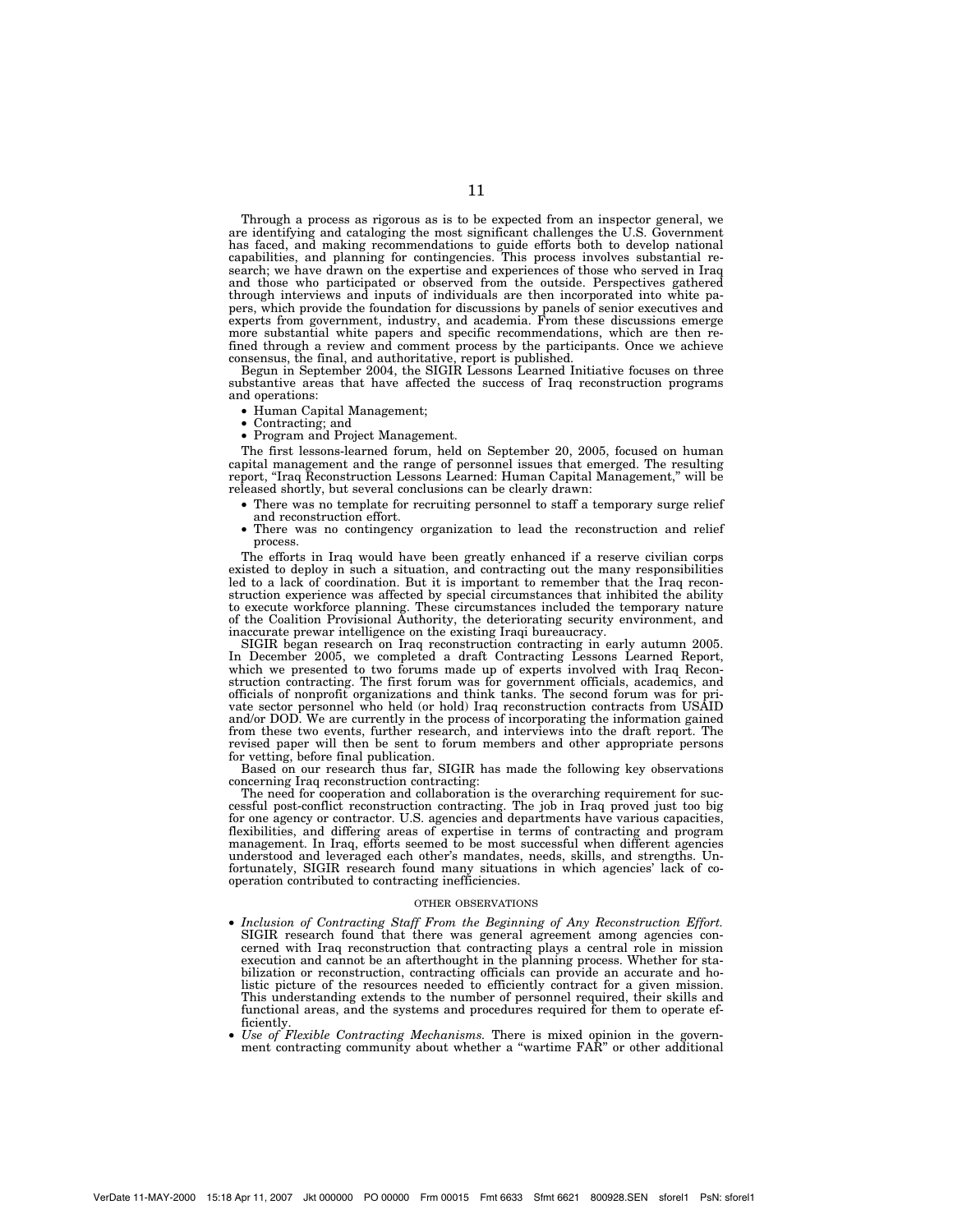Through a process as rigorous as is to be expected from an inspector general, we are identifying and cataloging the most significant challenges the U.S. Government has faced, and making recommendations to guide efforts both to develop national capabilities, and planning for contingencies. This process involves substantial research; we have drawn on the expertise and experiences of those who served in Iraq and those who participated or observed from the outside. Perspectives gathered through interviews and inputs of individuals are then incorporated into white papers, which provide the foundation for discussions by panels of senior executives and experts from government, industry, and academia. From these discussions emerge more substantial white papers and specific recommendations, which are then refined through a review and comment process by the participants. Once we achieve consensus, the final, and authoritative, report is published.

Begun in September 2004, the SIGIR Lessons Learned Initiative focuses on three substantive areas that have affected the success of Iraq reconstruction programs and operations:

- Human Capital Management;
- Contracting; and
- Program and Project Management.

The first lessons-learned forum, held on September 20, 2005, focused on human capital management and the range of personnel issues that emerged. The resulting report, "Iraq Reconstruction Lessons Learned: Human Capital Management," will be released shortly, but several conclusions can be clearly drawn:

- There was no template for recruiting personnel to staff a temporary surge relief and reconstruction effort.
- There was no contingency organization to lead the reconstruction and relief process.

The efforts in Iraq would have been greatly enhanced if a reserve civilian corps existed to deploy in such a situation, and contracting out the many responsibilities led to a lack of coordination. But it is important to remember that the Iraq reconstruction experience was affected by special circumstances that inhibited the ability to execute workforce planning. These circumstances included the temporary nature of the Coalition Provisional Authority, the deteriorating security environment, and inaccurate prewar intelligence on the existing Iraqi bureaucracy.

SIGIR began research on Iraq reconstruction contracting in early autumn 2005. In December 2005, we completed a draft Contracting Lessons Learned Report, which we presented to two forums made up of experts involved with Iraq Reconstruction contracting. The first forum was for government officials, academics, and officials of nonprofit organizations and think tanks. The second forum was for private sector personnel who held (or hold) Iraq reconstruction contracts from USAID and/or DOD. We are currently in the process of incorporating the information gained from these two events, further research, and interviews into the draft report. The revised paper will then be sent to forum members and other appropriate persons for vetting, before final publication.

Based on our research thus far, SIGIR has made the following key observations concerning Iraq reconstruction contracting:

The need for cooperation and collaboration is the overarching requirement for successful post-conflict reconstruction contracting. The job in Iraq proved just too big for one agency or contractor. U.S. agencies and departments have various capacities, flexibilities, and differing areas of expertise in terms of contracting and program management. In Iraq, efforts seemed to be most successful when different agencies understood and leveraged each other's mandates, needs, skills, and strengths. Unfortunately, SIGIR research found many situations in which agencies' lack of cooperation contributed to contracting inefficiencies.

## OTHER OBSERVATIONS

- *Inclusion of Contracting Staff From the Beginning of Any Reconstruction Effort.* SIGIR research found that there was general agreement among agencies concerned with Iraq reconstruction that contracting plays a central role in mission execution and cannot be an afterthought in the planning process. Whether for stabilization or reconstruction, contracting officials can provide an accurate and holistic picture of the resources needed to efficiently contract for a given mission. This understanding extends to the number of personnel required, their skills and functional areas, and the systems and procedures required for them to operate efficiently.
- *Use of Flexible Contracting Mechanisms.* There is mixed opinion in the government contracting community about whether a "wartime FAR" or other additional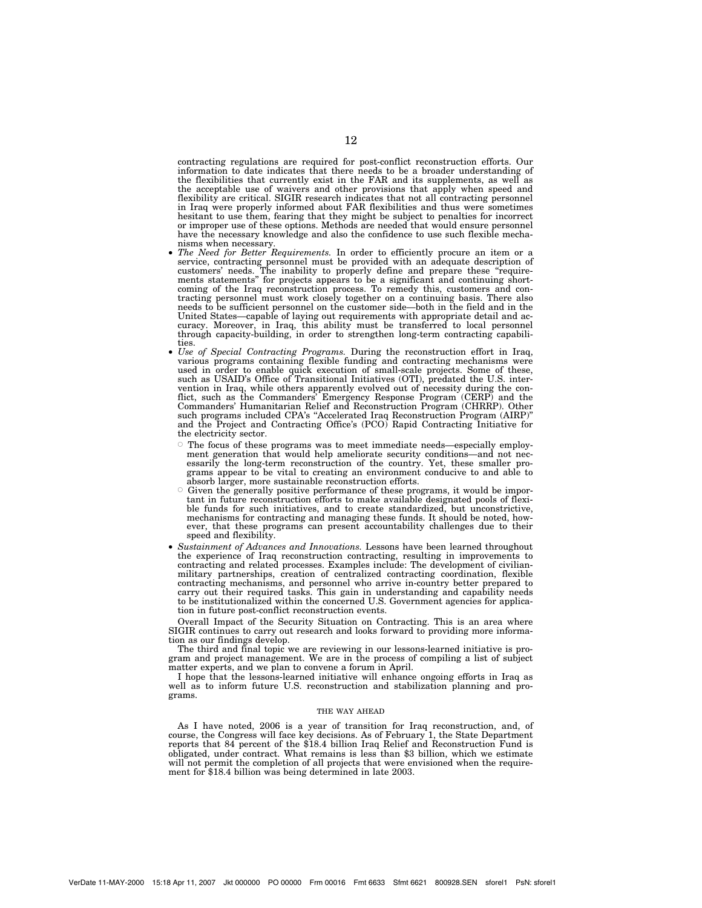contracting regulations are required for post-conflict reconstruction efforts. Our information to date indicates that there needs to be a broader understanding of the flexibilities that currently exist in the FAR and its supplements, as well as the acceptable use of waivers and other provisions that apply when speed and flexibility are critical. SIGIR research indicates that not all contracting personnel in Iraq were properly informed about FAR flexibilities and thus were sometimes hesitant to use them, fearing that they might be subject to penalties for incorrect or improper use of these options. Methods are needed that would ensure personnel have the necessary knowledge and also the confidence to use such flexible mechanisms when necessary.

- *The Need for Better Requirements.* In order to efficiently procure an item or a service, contracting personnel must be provided with an adequate description of customers' needs. The inability to properly define and prepare these "requirements statements" for projects appears to be a significant and continuing shortcoming of the Iraq reconstruction process. To remedy this, customers and contracting personnel must work closely together on a continuing basis. There also needs to be sufficient personnel on the customer side—both in the field and in the United States—capable of laying out requirements with appropriate detail and accuracy. Moreover, in Iraq, this ability must be transferred to local personnel through capacity-building, in order to strengthen long-term contracting capabilities.
- *Use of Special Contracting Programs.* During the reconstruction effort in Iraq, various programs containing flexible funding and contracting mechanisms were used in order to enable quick execution of small-scale projects. Some of these, such as USAID's Office of Transitional Initiatives (OTI), predated the U.S. intervention in Iraq, while others apparently evolved out of necessity during the conflict, such as the Commanders' Emergency Response Program (CERP) and the Commanders' Humanitarian Relief and Reconstruction Program (CHRRP). Other such programs included CPA's "Accelerated Iraq Reconstruction Program (AIRP)" and the Project and Contracting Office's (PCO) Rapid Contracting Initiative for the electricity sector.
  - The focus of these programs was to meet immediate needs—especially employment generation that would help ameliorate security conditions—and not necessarily the long-term reconstruction of the country. Yet, these smaller programs appear to be vital to creating an environment conducive to and able to absorb larger, more sustainable reconstruction efforts.
  - Given the generally positive performance of these programs, it would be important in future reconstruction efforts to make available designated pools of flexible funds for such initiatives, and to create standardized, but unconstrictive, mechanisms for contracting and managing these funds. It should be noted, however, that these programs can present accountability challenges due to their speed and flexibility.
- *Sustainment of Advances and Innovations.* Lessons have been learned throughout the experience of Iraq reconstruction contracting, resulting in improvements to contracting and related processes. Examples include: The development of civilian-military partnerships, creation of centralized contracting coordination, flexible contracting mechanisms, and personnel who arrive in-country better prepared to carry out their required tasks. This gain in understanding and capability needs to be institutionalized within the concerned U.S. Government agencies for application in future post-conflict reconstruction events.

Overall Impact of the Security Situation on Contracting. This is an area where SIGIR continues to carry out research and looks forward to providing more information as our findings develop.

The third and final topic we are reviewing in our lessons-learned initiative is program and project management. We are in the process of compiling a list of subject matter experts, and we plan to convene a forum in April.

I hope that the lessons-learned initiative will enhance ongoing efforts in Iraq as well as to inform future U.S. reconstruction and stabilization planning and programs.

## THE WAY AHEAD

As I have noted, 2006 is a year of transition for Iraq reconstruction, and, of course, the Congress will face key decisions. As of February 1, the State Department reports that 84 percent of the $18.4 billion Iraq Relief and Reconstruction Fund is obligated, under contract. What remains is less than $3 billion, which we estimate will not permit the completion of all projects that were envisioned when the requirement for $18.4 billion was being determined in late 2003.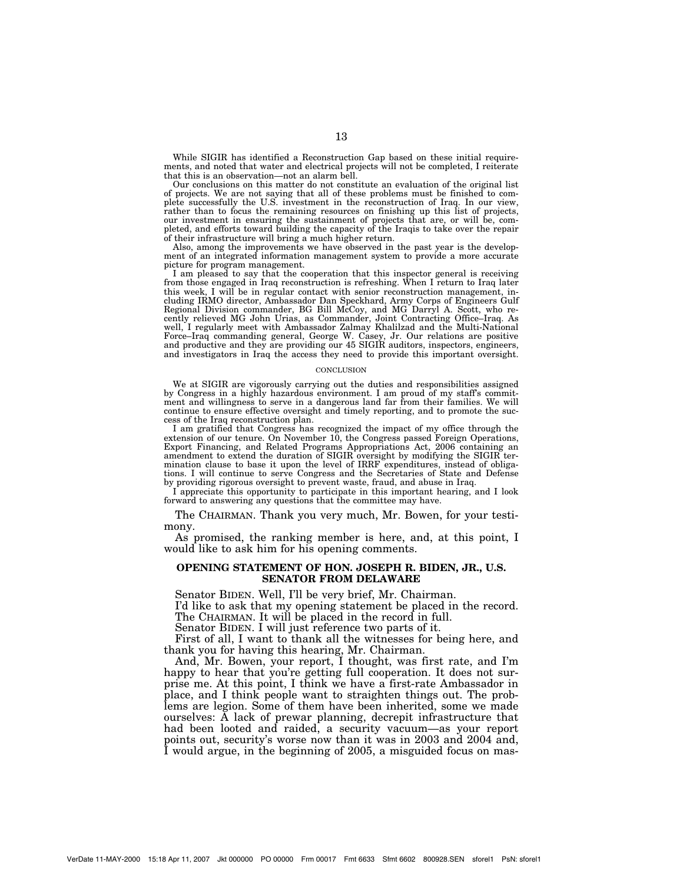While SIGIR has identified a Reconstruction Gap based on these initial requirements, and noted that water and electrical projects will not be completed, I reiterate that this is an observation—not an alarm bell.

Our conclusions on this matter do not constitute an evaluation of the original list of projects. We are not saying that all of these problems must be finished to complete successfully the U.S. investment in the reconstruction of Iraq. In our view, rather than to focus the remaining resources on finishing up this list of projects, our investment in ensuring the sustainment of projects that are, or will be, completed, and efforts toward building the capacity of the Iraqis to take over the repair of their infrastructure will bring a much higher return.

Also, among the improvements we have observed in the past year is the development of an integrated information management system to provide a more accurate picture for program management.

I am pleased to say that the cooperation that this inspector general is receiving from those engaged in Iraq reconstruction is refreshing. When I return to Iraq later this week, I will be in regular contact with senior reconstruction management, including IRMO director, Ambassador Dan Speckhard, Army Corps of Engineers Gulf Regional Division commander, BG Bill McCoy, and MG Darryl A. Scott, who recently relieved MG John Urias, as Commander, Joint Contracting Office–Iraq. As well, I regularly meet with Ambassador Zalmay Khalilzad and the Multi-National Force–Iraq commanding general, George W. Casey, Jr. Our relations are positive and productive and they are providing our 45 SIGIR auditors, inspectors, engineers, and investigators in Iraq the access they need to provide this important oversight.

CONCLUSION

We at SIGIR are vigorously carrying out the duties and responsibilities assigned by Congress in a highly hazardous environment. I am proud of my staff's commitment and willingness to serve in a dangerous land far from their families. We will continue to ensure effective oversight and timely reporting, and to promote the success of the Iraq reconstruction plan.

I am gratified that Congress has recognized the impact of my office through the extension of our tenure. On November 10, the Congress passed Foreign Operations, Export Financing, and Related Programs Appropriations Act, 2006 containing an amendment to extend the duration of SIGIR oversight by modifying the SIGIR termination clause to base it upon the level of IRRF expenditures, instead of obligations. I will continue to serve Congress and the Secretaries of State and Defense by providing rigorous oversight to prevent waste, fraud, and abuse in Iraq.

I appreciate this opportunity to participate in this important hearing, and I look forward to answering any questions that the committee may have.

The CHAIRMAN. Thank you very much, Mr. Bowen, for your testimony.

As promised, the ranking member is here, and, at this point, I would like to ask him for his opening comments.

## OPENING STATEMENT OF HON. JOSEPH R. BIDEN, JR., U.S. SENATOR FROM DELAWARE

Senator BIDEN. Well, I'll be very brief, Mr. Chairman.

I'd like to ask that my opening statement be placed in the record.

The CHAIRMAN. It will be placed in the record in full.

Senator BIDEN. I will just reference two parts of it.

First of all, I want to thank all the witnesses for being here, and thank you for having this hearing, Mr. Chairman.

And, Mr. Bowen, your report, I thought, was first rate, and I'm happy to hear that you're getting full cooperation. It does not surprise me. At this point, I think we have a first-rate Ambassador in place, and I think people want to straighten things out. The problems are legion. Some of them have been inherited, some we made ourselves: A lack of prewar planning, decrepit infrastructure that had been looted and raided, a security vacuum—as your report points out, security's worse now than it was in 2003 and 2004 and, I would argue, in the beginning of 2005, a misguided focus on mas-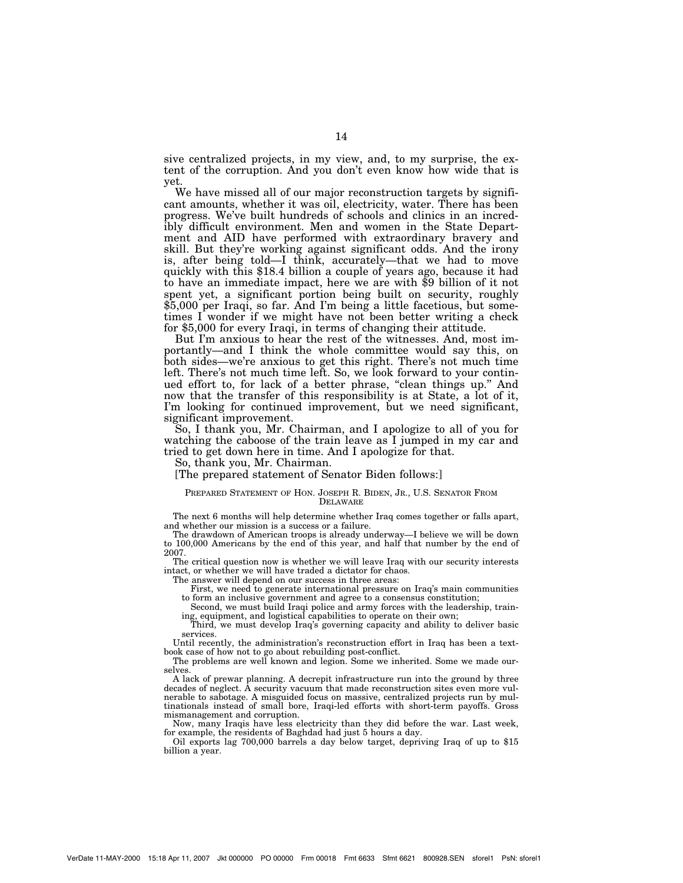sive centralized projects, in my view, and, to my surprise, the extent of the corruption. And you don't even know how wide that is yet.

We have missed all of our major reconstruction targets by significant amounts, whether it was oil, electricity, water. There has been progress. We've built hundreds of schools and clinics in an incredibly difficult environment. Men and women in the State Department and AID have performed with extraordinary bravery and skill. But they're working against significant odds. And the irony is, after being told—I think, accurately—that we had to move quickly with this $18.4 billion a couple of years ago, because it had to have an immediate impact, here we are with $9 billion of it not spent yet, a significant portion being built on security, roughly $5,000 per Iraqi, so far. And I'm being a little facetious, but sometimes I wonder if we might have not been better writing a check for $5,000 for every Iraqi, in terms of changing their attitude.

But I'm anxious to hear the rest of the witnesses. And, most importantly—and I think the whole committee would say this, on both sides—we're anxious to get this right. There's not much time left. There's not much time left. So, we look forward to your continued effort to, for lack of a better phrase, "clean things up." And now that the transfer of this responsibility is at State, a lot of it, I'm looking for continued improvement, but we need significant, significant improvement.

So, I thank you, Mr. Chairman, and I apologize to all of you for watching the caboose of the train leave as I jumped in my car and tried to get down here in time. And I apologize for that.

So, thank you, Mr. Chairman.

[The prepared statement of Senator Biden follows:]

PREPARED STATEMENT OF HON. JOSEPH R. BIDEN, JR., U.S. SENATOR FROM DELAWARE

The next 6 months will help determine whether Iraq comes together or falls apart, and whether our mission is a success or a failure.

The drawdown of American troops is already underway—I believe we will be down to 100,000 Americans by the end of this year, and half that number by the end of 2007.

The critical question now is whether we will leave Iraq with our security interests intact, or whether we will have traded a dictator for chaos.

The answer will depend on our success in three areas:

First, we need to generate international pressure on Iraq's main communities to form an inclusive government and agree to a consensus constitution;

Second, we must build Iraqi police and army forces with the leadership, training, equipment, and logistical capabilities to operate on their own;

Third, we must develop Iraq's governing capacity and ability to deliver basic services.

Until recently, the administration's reconstruction effort in Iraq has been a textbook case of how not to go about rebuilding post-conflict.

The problems are well known and legion. Some we inherited. Some we made ourselves.

A lack of prewar planning. A decrepit infrastructure run into the ground by three decades of neglect. A security vacuum that made reconstruction sites even more vulnerable to sabotage. A misguided focus on massive, centralized projects run by multinationals instead of small bore, Iraqi-led efforts with short-term payoffs. Gross mismanagement and corruption.

Now, many Iraqis have less electricity than they did before the war. Last week, for example, the residents of Baghdad had just 5 hours a day.

Oil exports lag 700,000 barrels a day below target, depriving Iraq of up to $15 billion a year.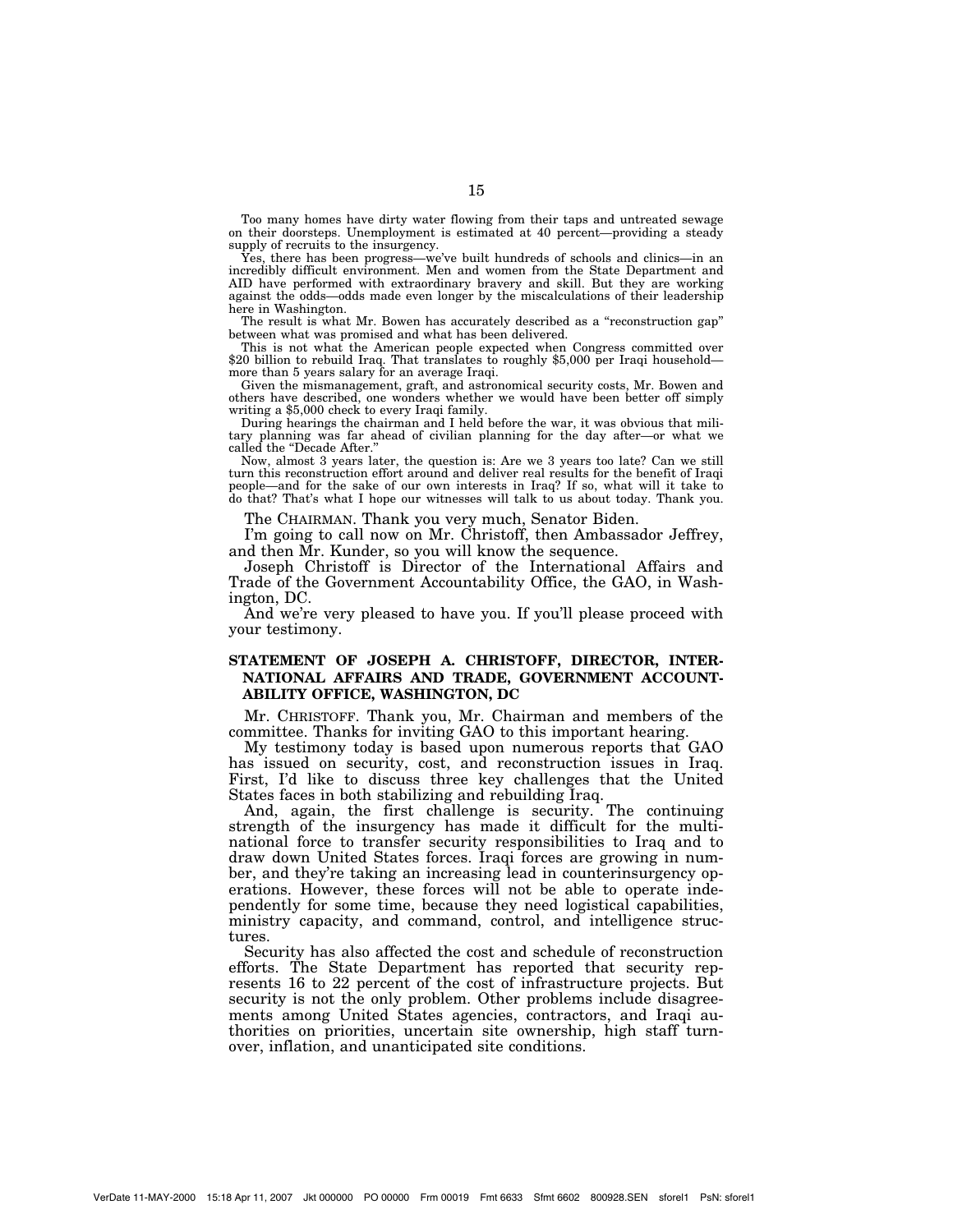Too many homes have dirty water flowing from their taps and untreated sewage on their doorsteps. Unemployment is estimated at 40 percent—providing a steady supply of recruits to the insurgency.

Yes, there has been progress—we've built hundreds of schools and clinics—in an incredibly difficult environment. Men and women from the State Department and AID have performed with extraordinary bravery and skill. But they are working against the odds—odds made even longer by the miscalculations of their leadership here in Washington.

The result is what Mr. Bowen has accurately described as a "reconstruction gap" between what was promised and what has been delivered.

This is not what the American people expected when Congress committed over $20 billion to rebuild Iraq. That translates to roughly $5,000 per Iraqi household—more than 5 years salary for an average Iraqi.

Given the mismanagement, graft, and astronomical security costs, Mr. Bowen and others have described, one wonders whether we would have been better off simply writing a $5,000 check to every Iraqi family.

During hearings the chairman and I held before the war, it was obvious that military planning was far ahead of civilian planning for the day after—or what we called the "Decade After."

Now, almost 3 years later, the question is: Are we 3 years too late? Can we still turn this reconstruction effort around and deliver real results for the benefit of Iraqi people—and for the sake of our own interests in Iraq? If so, what will it take to do that? That's what I hope our witnesses will talk to us about today. Thank you.

The CHAIRMAN. Thank you very much, Senator Biden.

I'm going to call now on Mr. Christoff, then Ambassador Jeffrey, and then Mr. Kunder, so you will know the sequence.

Joseph Christoff is Director of the International Affairs and Trade of the Government Accountability Office, the GAO, in Washington, DC.

And we're very pleased to have you. If you'll please proceed with your testimony.

## STATEMENT OF JOSEPH A. CHRISTOFF, DIRECTOR, INTERNATIONAL AFFAIRS AND TRADE, GOVERNMENT ACCOUNTABILITY OFFICE, WASHINGTON, DC

Mr. CHRISTOFF. Thank you, Mr. Chairman and members of the committee. Thanks for inviting GAO to this important hearing.

My testimony today is based upon numerous reports that GAO has issued on security, cost, and reconstruction issues in Iraq. First, I'd like to discuss three key challenges that the United States faces in both stabilizing and rebuilding Iraq.

And, again, the first challenge is security. The continuing strength of the insurgency has made it difficult for the multinational force to transfer security responsibilities to Iraq and to draw down United States forces. Iraqi forces are growing in number, and they're taking an increasing lead in counterinsurgency operations. However, these forces will not be able to operate independently for some time, because they need logistical capabilities, ministry capacity, and command, control, and intelligence structures.

Security has also affected the cost and schedule of reconstruction efforts. The State Department has reported that security represents 16 to 22 percent of the cost of infrastructure projects. But security is not the only problem. Other problems include disagreements among United States agencies, contractors, and Iraqi authorities on priorities, uncertain site ownership, high staff turnover, inflation, and unanticipated site conditions.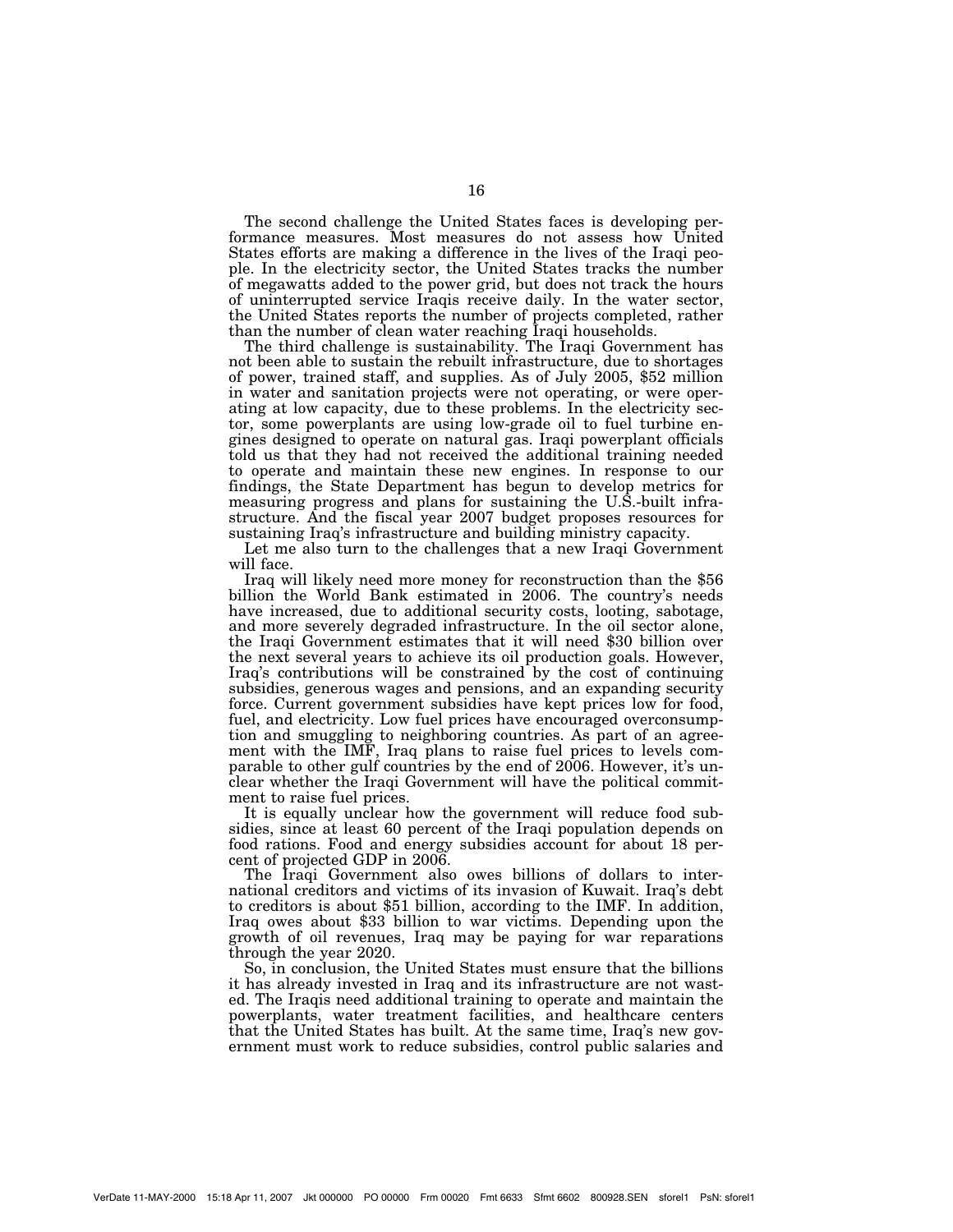The second challenge the United States faces is developing performance measures. Most measures do not assess how United States efforts are making a difference in the lives of the Iraqi people. In the electricity sector, the United States tracks the number of megawatts added to the power grid, but does not track the hours of uninterrupted service Iraqis receive daily. In the water sector, the United States reports the number of projects completed, rather than the number of clean water reaching Iraqi households.

The third challenge is sustainability. The Iraqi Government has not been able to sustain the rebuilt infrastructure, due to shortages of power, trained staff, and supplies. As of July 2005, $52 million in water and sanitation projects were not operating, or were operating at low capacity, due to these problems. In the electricity sector, some powerplants are using low-grade oil to fuel turbine engines designed to operate on natural gas. Iraqi powerplant officials told us that they had not received the additional training needed to operate and maintain these new engines. In response to our findings, the State Department has begun to develop metrics for measuring progress and plans for sustaining the U.S.-built infrastructure. And the fiscal year 2007 budget proposes resources for sustaining Iraq's infrastructure and building ministry capacity.

Let me also turn to the challenges that a new Iraqi Government will face.

Iraq will likely need more money for reconstruction than the $56 billion the World Bank estimated in 2006. The country's needs have increased, due to additional security costs, looting, sabotage, and more severely degraded infrastructure. In the oil sector alone, the Iraqi Government estimates that it will need $30 billion over the next several years to achieve its oil production goals. However, Iraq's contributions will be constrained by the cost of continuing subsidies, generous wages and pensions, and an expanding security force. Current government subsidies have kept prices low for food, fuel, and electricity. Low fuel prices have encouraged overconsumption and smuggling to neighboring countries. As part of an agreement with the IMF, Iraq plans to raise fuel prices to levels comparable to other gulf countries by the end of 2006. However, it's unclear whether the Iraqi Government will have the political commitment to raise fuel prices.

It is equally unclear how the government will reduce food subsidies, since at least 60 percent of the Iraqi population depends on food rations. Food and energy subsidies account for about 18 percent of projected GDP in 2006.

The Iraqi Government also owes billions of dollars to international creditors and victims of its invasion of Kuwait. Iraq's debt to creditors is about $51 billion, according to the IMF. In addition, Iraq owes about $33 billion to war victims. Depending upon the growth of oil revenues, Iraq may be paying for war reparations through the year 2020.

So, in conclusion, the United States must ensure that the billions it has already invested in Iraq and its infrastructure are not wasted. The Iraqis need additional training to operate and maintain the powerplants, water treatment facilities, and healthcare centers that the United States has built. At the same time, Iraq's new government must work to reduce subsidies, control public salaries and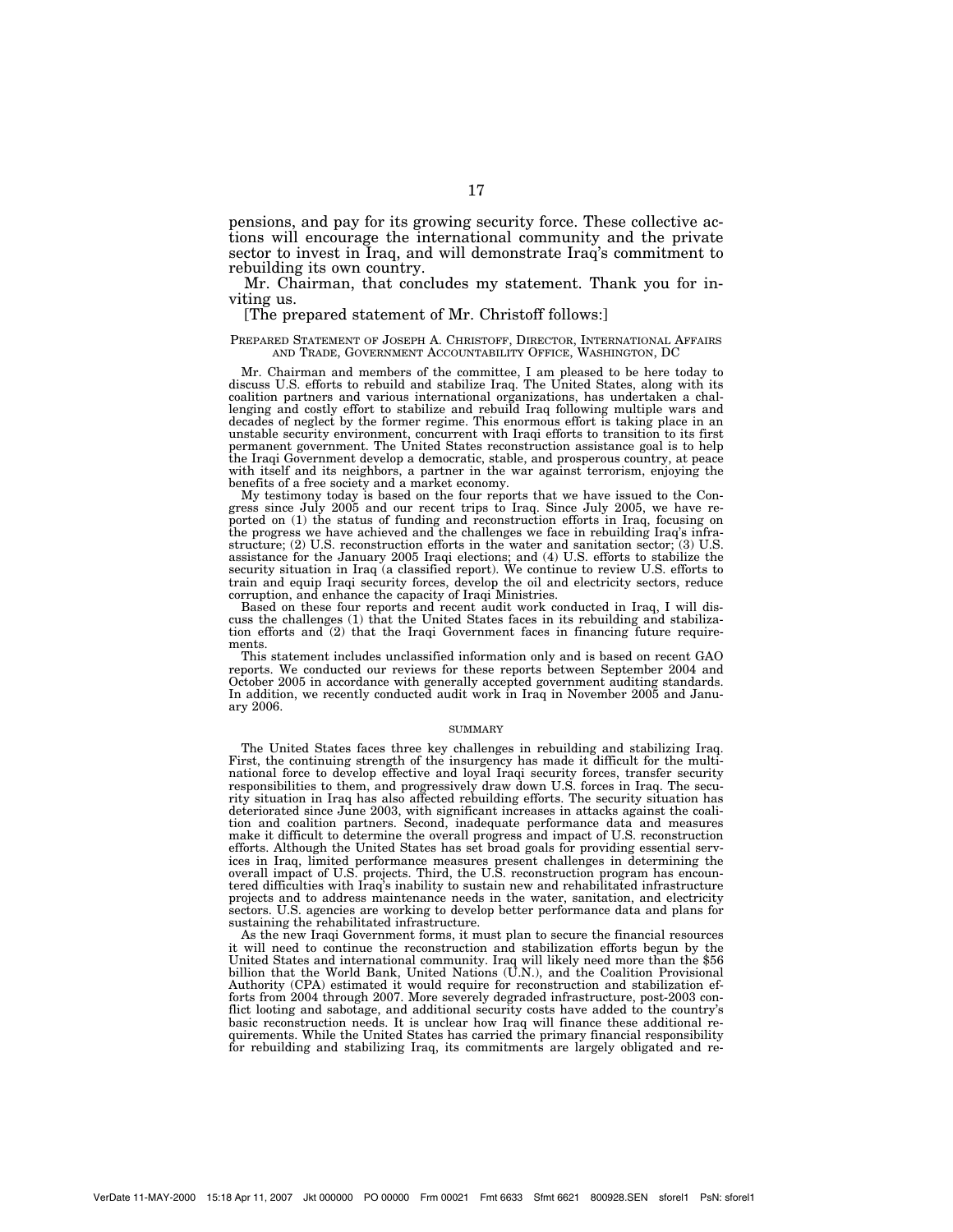pensions, and pay for its growing security force. These collective actions will encourage the international community and the private sector to invest in Iraq, and will demonstrate Iraq's commitment to rebuilding its own country.

Mr. Chairman, that concludes my statement. Thank you for inviting us.

[The prepared statement of Mr. Christoff follows:]

PREPARED STATEMENT OF JOSEPH A. CHRISTOFF, DIRECTOR, INTERNATIONAL AFFAIRS AND TRADE, GOVERNMENT ACCOUNTABILITY OFFICE, WASHINGTON, DC

Mr. Chairman and members of the committee, I am pleased to be here today to discuss U.S. efforts to rebuild and stabilize Iraq. The United States, along with its coalition partners and various international organizations, has undertaken a challenging and costly effort to stabilize and rebuild Iraq following multiple wars and decades of neglect by the former regime. This enormous effort is taking place in an unstable security environment, concurrent with Iraqi efforts to transition to its first permanent government. The United States reconstruction assistance goal is to help the Iraqi Government develop a democratic, stable, and prosperous country, at peace with itself and its neighbors, a partner in the war against terrorism, enjoying the benefits of a free society and a market economy.

My testimony today is based on the four reports that we have issued to the Congress since July 2005 and our recent trips to Iraq. Since July 2005, we have reported on (1) the status of funding and reconstruction efforts in Iraq, focusing on the progress we have achieved and the challenges we face in rebuilding Iraq's infrastructure; (2) U.S. reconstruction efforts in the water and sanitation sector; (3) U.S. assistance for the January 2005 Iraqi elections; and (4) U.S. efforts to stabilize the security situation in Iraq (a classified report). We continue to review U.S. efforts to train and equip Iraqi security forces, develop the oil and electricity sectors, reduce corruption, and enhance the capacity of Iraqi Ministries.

Based on these four reports and recent audit work conducted in Iraq, I will discuss the challenges (1) that the United States faces in its rebuilding and stabilization efforts and (2) that the Iraqi Government faces in financing future requirements.

This statement includes unclassified information only and is based on recent GAO reports. We conducted our reviews for these reports between September 2004 and October 2005 in accordance with generally accepted government auditing standards. In addition, we recently conducted audit work in Iraq in November 2005 and January 2006.

## SUMMARY

The United States faces three key challenges in rebuilding and stabilizing Iraq. First, the continuing strength of the insurgency has made it difficult for the multinational force to develop effective and loyal Iraqi security forces, transfer security responsibilities to them, and progressively draw down U.S. forces in Iraq. The security situation in Iraq has also affected rebuilding efforts. The security situation has deteriorated since June 2003, with significant increases in attacks against the coalition and coalition partners. Second, inadequate performance data and measures make it difficult to determine the overall progress and impact of U.S. reconstruction efforts. Although the United States has set broad goals for providing essential services in Iraq, limited performance measures present challenges in determining the overall impact of U.S. projects. Third, the U.S. reconstruction program has encountered difficulties with Iraq's inability to sustain new and rehabilitated infrastructure projects and to address maintenance needs in the water, sanitation, and electricity sectors. U.S. agencies are working to develop better performance data and plans for sustaining the rehabilitated infrastructure.

As the new Iraqi Government forms, it must plan to secure the financial resources it will need to continue the reconstruction and stabilization efforts begun by the United States and international community. Iraq will likely need more than the $56 billion that the World Bank, United Nations (U.N.), and the Coalition Provisional Authority (CPA) estimated it would require for reconstruction and stabilization efforts from 2004 through 2007. More severely degraded infrastructure, post-2003 conflict looting and sabotage, and additional security costs have added to the country's basic reconstruction needs. It is unclear how Iraq will finance these additional requirements. While the United States has carried the primary financial responsibility for rebuilding and stabilizing Iraq, its commitments are largely obligated and re-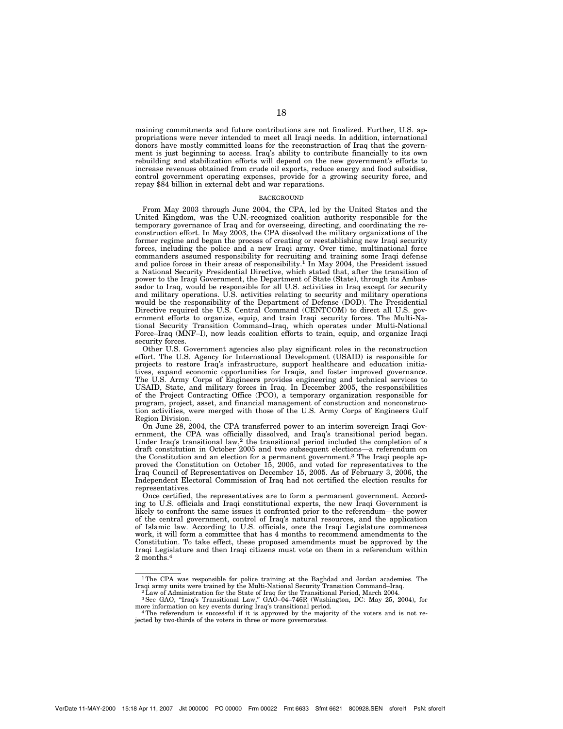maining commitments and future contributions are not finalized. Further, U.S. appropriations were never intended to meet all Iraqi needs. In addition, international donors have mostly committed loans for the reconstruction of Iraq that the government is just beginning to access. Iraq's ability to contribute financially to its own rebuilding and stabilization efforts will depend on the new government's efforts to increase revenues obtained from crude oil exports, reduce energy and food subsidies, control government operating expenses, provide for a growing security force, and repay $84 billion in external debt and war reparations.

## BACKGROUND

From May 2003 through June 2004, the CPA, led by the United States and the United Kingdom, was the U.N.-recognized coalition authority responsible for the temporary governance of Iraq and for overseeing, directing, and coordinating the reconstruction effort. In May 2003, the CPA dissolved the military organizations of the former regime and began the process of creating or reestablishing new Iraqi security forces, including the police and a new Iraqi army. Over time, multinational force commanders assumed responsibility for recruiting and training some Iraqi defense and police forces in their areas of responsibility.[1] In May 2004, the President issued a National Security Presidential Directive, which stated that, after the transition of power to the Iraqi Government, the Department of State (State), through its Ambassador to Iraq, would be responsible for all U.S. activities in Iraq except for security and military operations. U.S. activities relating to security and military operations would be the responsibility of the Department of Defense (DOD). The Presidential Directive required the U.S. Central Command (CENTCOM) to direct all U.S. government efforts to organize, equip, and train Iraqi security forces. The Multi-National Security Transition Command–Iraq, which operates under Multi-National Force–Iraq (MNF–I), now leads coalition efforts to train, equip, and organize Iraqi security forces.

Other U.S. Government agencies also play significant roles in the reconstruction effort. The U.S. Agency for International Development (USAID) is responsible for projects to restore Iraq's infrastructure, support healthcare and education initiatives, expand economic opportunities for Iraqis, and foster improved governance. The U.S. Army Corps of Engineers provides engineering and technical services to USAID, State, and military forces in Iraq. In December 2005, the responsibilities of the Project Contracting Office (PCO), a temporary organization responsible for program, project, asset, and financial management of construction and nonconstruction activities, were merged with those of the U.S. Army Corps of Engineers Gulf Region Division.

On June 28, 2004, the CPA transferred power to an interim sovereign Iraqi Government, the CPA was officially dissolved, and Iraq's transitional period began. Under Iraq's transitional law,[2] the transitional period included the completion of a draft constitution in October 2005 and two subsequent elections—a referendum on the Constitution and an election for a permanent government.[3] The Iraqi people approved the Constitution on October 15, 2005, and voted for representatives to the Iraq Council of Representatives on December 15, 2005. As of February 3, 2006, the Independent Electoral Commission of Iraq had not certified the election results for representatives.

Once certified, the representatives are to form a permanent government. According to U.S. officials and Iraqi constitutional experts, the new Iraqi Government is likely to confront the same issues it confronted prior to the referendum—the power of the central government, control of Iraq's natural resources, and the application of Islamic law. According to U.S. officials, once the Iraqi Legislature commences work, it will form a committee that has 4 months to recommend amendments to the Constitution. To take effect, these proposed amendments must be approved by the Iraqi Legislature and then Iraqi citizens must vote on them in a referendum within 2 months.[4]

---

[1] The CPA was responsible for police training at the Baghdad and Jordan academies. The Iraqi army units were trained by the Multi-National Security Transition Command–Iraq.

[2] Law of Administration for the State of Iraq for the Transitional Period, March 2004.

[3] See GAO, "Iraq's Transitional Law," GAO–04–746R (Washington, DC: May 25, 2004), for more information on key events during Iraq's transitional period.

[4] The referendum is successful if it is approved by the majority of the voters and is not rejected by two-thirds of the voters in three or more governorates.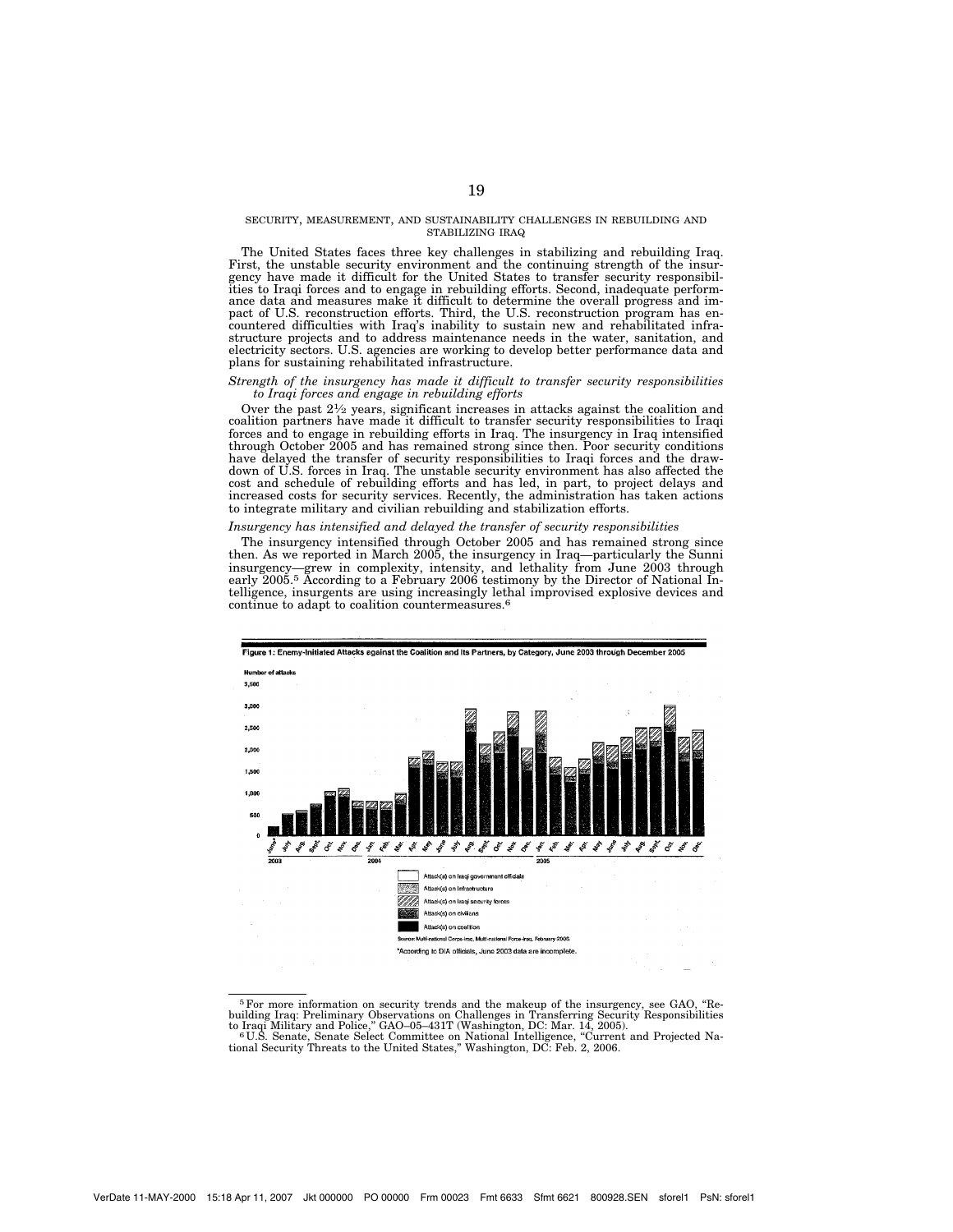SECURITY, MEASUREMENT, AND SUSTAINABILITY CHALLENGES IN REBUILDING AND STABILIZING IRAQ

The United States faces three key challenges in stabilizing and rebuilding Iraq. First, the unstable security environment and the continuing strength of the insurgency have made it difficult for the United States to transfer security responsibilities to Iraqi forces and to engage in rebuilding efforts. Second, inadequate performance data and measures make it difficult to determine the overall progress and impact of U.S. reconstruction efforts. Third, the U.S. reconstruction program has encountered difficulties with Iraq's inability to sustain new and rehabilitated infrastructure projects and to address maintenance needs in the water, sanitation, and electricity sectors. U.S. agencies are working to develop better performance data and plans for sustaining rehabilitated infrastructure.

*Strength of the insurgency has made it difficult to transfer security responsibilities to Iraqi forces and engage in rebuilding efforts*

Over the past 2½ years, significant increases in attacks against the coalition and coalition partners have made it difficult to transfer security responsibilities to Iraqi forces and to engage in rebuilding efforts in Iraq. The insurgency in Iraq intensified through October 2005 and has remained strong since then. Poor security conditions have delayed the transfer of security responsibilities to Iraqi forces and the drawdown of U.S. forces in Iraq. The unstable security environment has also affected the cost and schedule of rebuilding efforts and has led, in part, to project delays and increased costs for security services. Recently, the administration has taken actions to integrate military and civilian rebuilding and stabilization efforts.

*Insurgency has intensified and delayed the transfer of security responsibilities*

The insurgency intensified through October 2005 and has remained strong since then. As we reported in March 2005, the insurgency in Iraq—particularly the Sunni insurgency—grew in complexity, intensity, and lethality from June 2003 through early 2005.[5] According to a February 2006 testimony by the Director of National Intelligence, insurgents are using increasingly lethal improvised explosive devices and continue to adapt to coalition countermeasures.[6]

**Figure 1: Enemy-Initiated Attacks against the Coalition and Its Partners, by Category, June 2003 through December 2005**

Number of attacks: 0, 500, 1,000, 1,500, 2,000, 2,500, 3,000, 3,500

2003: June*, July, Aug., Sept., Oct., Nov., Dec.
2004: Jan., Feb., Mar., Apr., May, June, July, Aug., Sept., Oct., Nov., Dec.
2005: Jan., Feb., Mar., Apr., May, June, July, Aug., Sept., Oct., Nov., Dec.

Legend:
- Attack(s) on Iraqi government officials
- Attack(s) on infrastructure
- Attack(s) on Iraqi security forces
- Attack(s) on civilians
- Attack(s) on coalition

Source: Multi-national Corps-Iraq, Multi-national Force-Iraq, February 2006.

*According to DIA officials, June 2003 data are incomplete.

---

[5] For more information on security trends and the makeup of the insurgency, see GAO, "Rebuilding Iraq: Preliminary Observations on Challenges in Transferring Security Responsibilities to Iraqi Military and Police," GAO–05–431T (Washington, DC: Mar. 14, 2005).

[6] U.S. Senate, Senate Select Committee on National Intelligence, "Current and Projected National Security Threats to the United States," Washington, DC: Feb. 2, 2006.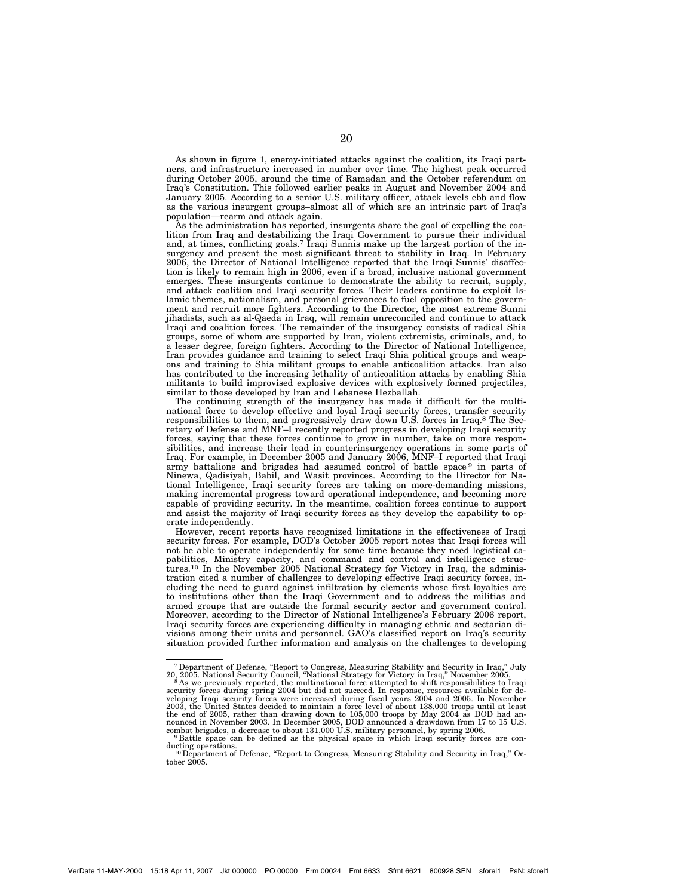As shown in figure 1, enemy-initiated attacks against the coalition, its Iraqi partners, and infrastructure increased in number over time. The highest peak occurred during October 2005, around the time of Ramadan and the October referendum on Iraq's Constitution. This followed earlier peaks in August and November 2004 and January 2005. According to a senior U.S. military officer, attack levels ebb and flow as the various insurgent groups–almost all of which are an intrinsic part of Iraq's population—rearm and attack again.

As the administration has reported, insurgents share the goal of expelling the coalition from Iraq and destabilizing the Iraqi Government to pursue their individual and, at times, conflicting goals.[7] Iraqi Sunnis make up the largest portion of the insurgency and present the most significant threat to stability in Iraq. In February 2006, the Director of National Intelligence reported that the Iraqi Sunnis' disaffection is likely to remain high in 2006, even if a broad, inclusive national government emerges. These insurgents continue to demonstrate the ability to recruit, supply, and attack coalition and Iraqi security forces. Their leaders continue to exploit Islamic themes, nationalism, and personal grievances to fuel opposition to the government and recruit more fighters. According to the Director, the most extreme Sunni jihadists, such as al-Qaeda in Iraq, will remain unreconciled and continue to attack Iraqi and coalition forces. The remainder of the insurgency consists of radical Shia groups, some of whom are supported by Iran, violent extremists, criminals, and, to a lesser degree, foreign fighters. According to the Director of National Intelligence, Iran provides guidance and training to select Iraqi Shia political groups and weapons and training to Shia militant groups to enable anticoalition attacks. Iran also has contributed to the increasing lethality of anticoalition attacks by enabling Shia militants to build improvised explosive devices with explosively formed projectiles, similar to those developed by Iran and Lebanese Hezballah.

The continuing strength of the insurgency has made it difficult for the multinational force to develop effective and loyal Iraqi security forces, transfer security responsibilities to them, and progressively draw down U.S. forces in Iraq.[8] The Secretary of Defense and MNF–I recently reported progress in developing Iraqi security forces, saying that these forces continue to grow in number, take on more responsibilities, and increase their lead in counterinsurgency operations in some parts of Iraq. For example, in December 2005 and January 2006, MNF–I reported that Iraqi army battalions and brigades had assumed control of battle space[9] in parts of Ninewa, Qadisiyah, Babil, and Wasit provinces. According to the Director for National Intelligence, Iraqi security forces are taking on more-demanding missions, making incremental progress toward operational independence, and becoming more capable of providing security. In the meantime, coalition forces continue to support and assist the majority of Iraqi security forces as they develop the capability to operate independently.

However, recent reports have recognized limitations in the effectiveness of Iraqi security forces. For example, DOD's October 2005 report notes that Iraqi forces will not be able to operate independently for some time because they need logistical capabilities, Ministry capacity, and command and control and intelligence structures.[10] In the November 2005 National Strategy for Victory in Iraq, the administration cited a number of challenges to developing effective Iraqi security forces, including the need to guard against infiltration by elements whose first loyalties are to institutions other than the Iraqi Government and to address the militias and armed groups that are outside the formal security sector and government control. Moreover, according to the Director of National Intelligence's February 2006 report, Iraqi security forces are experiencing difficulty in managing ethnic and sectarian divisions among their units and personnel. GAO's classified report on Iraq's security situation provided further information and analysis on the challenges to developing

---

[7] Department of Defense, "Report to Congress, Measuring Stability and Security in Iraq," July 20, 2005. National Security Council, "National Strategy for Victory in Iraq," November 2005.

[8] As we previously reported, the multinational force attempted to shift responsibilities to Iraqi security forces during spring 2004 but did not succeed. In response, resources available for developing Iraqi security forces were increased during fiscal years 2004 and 2005. In November 2003, the United States decided to maintain a force level of about 138,000 troops until at least the end of 2005, rather than drawing down to 105,000 troops by May 2004 as DOD had announced in November 2003. In December 2005, DOD announced a drawdown from 17 to 15 U.S. combat brigades, a decrease to about 131,000 U.S. military personnel, by spring 2006.

[9] Battle space can be defined as the physical space in which Iraqi security forces are conducting operations.

[10] Department of Defense, "Report to Congress, Measuring Stability and Security in Iraq," October 2005.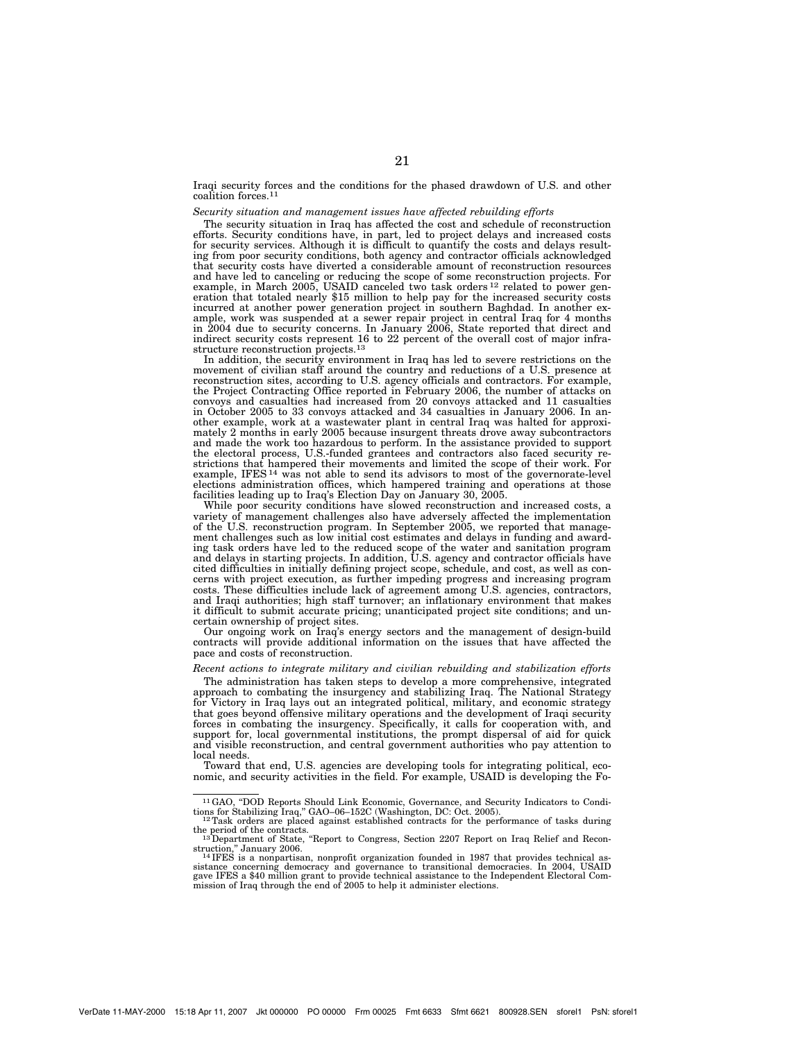Iraqi security forces and the conditions for the phased drawdown of U.S. and other coalition forces.[11]

*Security situation and management issues have affected rebuilding efforts*

The security situation in Iraq has affected the cost and schedule of reconstruction efforts. Security conditions have, in part, led to project delays and increased costs for security services. Although it is difficult to quantify the costs and delays resulting from poor security conditions, both agency and contractor officials acknowledged that security costs have diverted a considerable amount of reconstruction resources and have led to canceling or reducing the scope of some reconstruction projects. For example, in March 2005, USAID canceled two task orders[12] related to power generation that totaled nearly $15 million to help pay for the increased security costs incurred at another power generation project in southern Baghdad. In another example, work was suspended at a sewer repair project in central Iraq for 4 months in 2004 due to security concerns. In January 2006, State reported that direct and indirect security costs represent 16 to 22 percent of the overall cost of major infrastructure reconstruction projects.[13]

In addition, the security environment in Iraq has led to severe restrictions on the movement of civilian staff around the country and reductions of a U.S. presence at reconstruction sites, according to U.S. agency officials and contractors. For example, the Project Contracting Office reported in February 2006, the number of attacks on convoys and casualties had increased from 20 convoys attacked and 11 casualties in October 2005 to 33 convoys attacked and 34 casualties in January 2006. In another example, work at a wastewater plant in central Iraq was halted for approximately 2 months in early 2005 because insurgent threats drove away subcontractors and made the work too hazardous to perform. In the assistance provided to support the electoral process, U.S.-funded grantees and contractors also faced security restrictions that hampered their movements and limited the scope of their work. For example, IFES[14] was not able to send its advisors to most of the governorate-level elections administration offices, which hampered training and operations at those facilities leading up to Iraq's Election Day on January 30, 2005.

While poor security conditions have slowed reconstruction and increased costs, a variety of management challenges also have adversely affected the implementation of the U.S. reconstruction program. In September 2005, we reported that management challenges such as low initial cost estimates and delays in funding and awarding task orders have led to the reduced scope of the water and sanitation program and delays in starting projects. In addition, U.S. agency and contractor officials have cited difficulties in initially defining project scope, schedule, and cost, as well as concerns with project execution, as further impeding progress and increasing program costs. These difficulties include lack of agreement among U.S. agencies, contractors, and Iraqi authorities; high staff turnover; an inflationary environment that makes it difficult to submit accurate pricing; unanticipated project site conditions; and uncertain ownership of project sites.

Our ongoing work on Iraq's energy sectors and the management of design-build contracts will provide additional information on the issues that have affected the pace and costs of reconstruction.

*Recent actions to integrate military and civilian rebuilding and stabilization efforts*

The administration has taken steps to develop a more comprehensive, integrated approach to combating the insurgency and stabilizing Iraq. The National Strategy for Victory in Iraq lays out an integrated political, military, and economic strategy that goes beyond offensive military operations and the development of Iraqi security forces in combating the insurgency. Specifically, it calls for cooperation with, and support for, local governmental institutions, the prompt dispersal of aid for quick and visible reconstruction, and central government authorities who pay attention to local needs.

Toward that end, U.S. agencies are developing tools for integrating political, economic, and security activities in the field. For example, USAID is developing the Fo-

[11] GAO, "DOD Reports Should Link Economic, Governance, and Security Indicators to Conditions for Stabilizing Iraq," GAO–06–152C (Washington, DC: Oct. 2005).

[12] Task orders are placed against established contracts for the performance of tasks during the period of the contracts.

[13] Department of State, "Report to Congress, Section 2207 Report on Iraq Relief and Reconstruction," January 2006.

[14] IFES is a nonpartisan, nonprofit organization founded in 1987 that provides technical assistance concerning democracy and governance to transitional democracies. In 2004, USAID gave IFES a $40 million grant to provide technical assistance to the Independent Electoral Commission of Iraq through the end of 2005 to help it administer elections.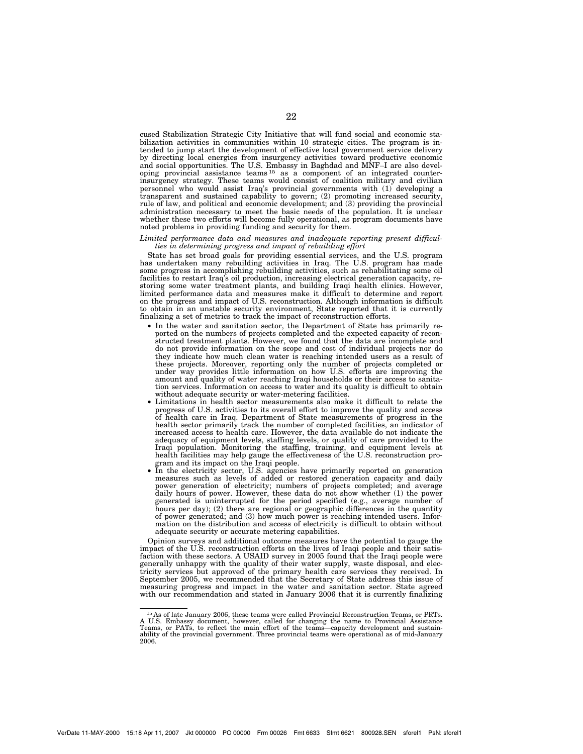cused Stabilization Strategic City Initiative that will fund social and economic stabilization activities in communities within 10 strategic cities. The program is intended to jump start the development of effective local government service delivery by directing local energies from insurgency activities toward productive economic and social opportunities. The U.S. Embassy in Baghdad and MNF–I are also developing provincial assistance teams[15] as a component of an integrated counterinsurgency strategy. These teams would consist of coalition military and civilian personnel who would assist Iraq's provincial governments with (1) developing a transparent and sustained capability to govern; (2) promoting increased security, rule of law, and political and economic development; and (3) providing the provincial administration necessary to meet the basic needs of the population. It is unclear whether these two efforts will become fully operational, as program documents have noted problems in providing funding and security for them.

*Limited performance data and measures and inadequate reporting present difficulties in determining progress and impact of rebuilding effort*

State has set broad goals for providing essential services, and the U.S. program has undertaken many rebuilding activities in Iraq. The U.S. program has made some progress in accomplishing rebuilding activities, such as rehabilitating some oil facilities to restart Iraq's oil production, increasing electrical generation capacity, restoring some water treatment plants, and building Iraqi health clinics. However, limited performance data and measures make it difficult to determine and report on the progress and impact of U.S. reconstruction. Although information is difficult to obtain in an unstable security environment, State reported that it is currently finalizing a set of metrics to track the impact of reconstruction efforts.

- In the water and sanitation sector, the Department of State has primarily reported on the numbers of projects completed and the expected capacity of reconstructed treatment plants. However, we found that the data are incomplete and do not provide information on the scope and cost of individual projects nor do they indicate how much clean water is reaching intended users as a result of these projects. Moreover, reporting only the number of projects completed or under way provides little information on how U.S. efforts are improving the amount and quality of water reaching Iraqi households or their access to sanitation services. Information on access to water and its quality is difficult to obtain without adequate security or water-metering facilities.
- Limitations in health sector measurements also make it difficult to relate the progress of U.S. activities to its overall effort to improve the quality and access of health care in Iraq. Department of State measurements of progress in the health sector primarily track the number of completed facilities, an indicator of increased access to health care. However, the data available do not indicate the adequacy of equipment levels, staffing levels, or quality of care provided to the Iraqi population. Monitoring the staffing, training, and equipment levels at health facilities may help gauge the effectiveness of the U.S. reconstruction program and its impact on the Iraqi people.
- In the electricity sector, U.S. agencies have primarily reported on generation measures such as levels of added or restored generation capacity and daily power generation of electricity; numbers of projects completed; and average daily hours of power. However, these data do not show whether (1) the power generated is uninterrupted for the period specified (e.g., average number of hours per day); (2) there are regional or geographic differences in the quantity of power generated; and (3) how much power is reaching intended users. Information on the distribution and access of electricity is difficult to obtain without adequate security or accurate metering capabilities.

Opinion surveys and additional outcome measures have the potential to gauge the impact of the U.S. reconstruction efforts on the lives of Iraqi people and their satisfaction with these sectors. A USAID survey in 2005 found that the Iraqi people were generally unhappy with the quality of their water supply, waste disposal, and electricity services but approved of the primary health care services they received. In September 2005, we recommended that the Secretary of State address this issue of measuring progress and impact in the water and sanitation sector. State agreed with our recommendation and stated in January 2006 that it is currently finalizing

---

[15] As of late January 2006, these teams were called Provincial Reconstruction Teams, or PRTs. A U.S. Embassy document, however, called for changing the name to Provincial Assistance Teams, or PATs, to reflect the main effort of the teams—capacity development and sustainability of the provincial government. Three provincial teams were operational as of mid-January 2006.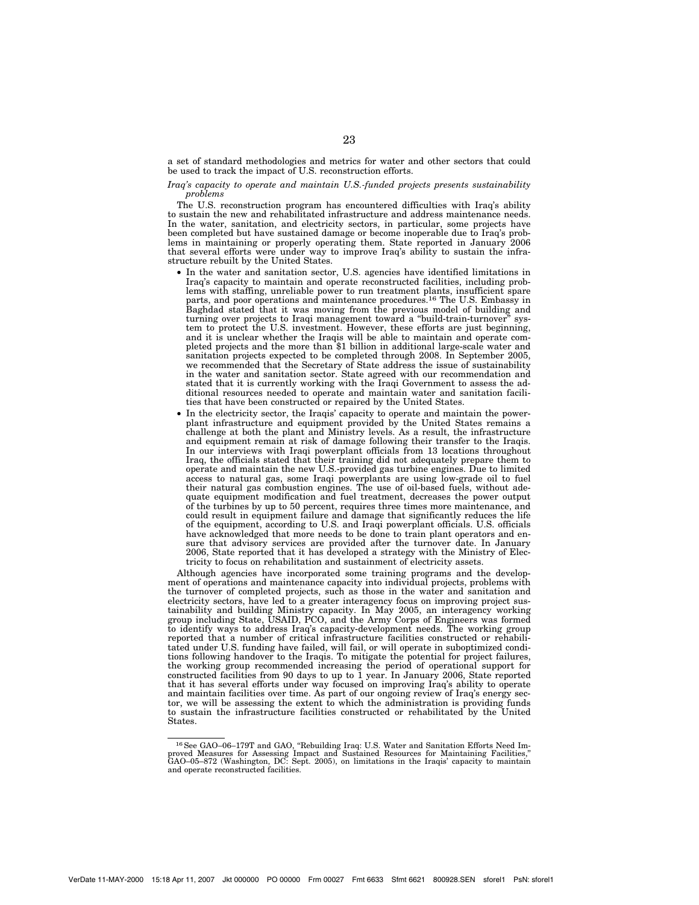a set of standard methodologies and metrics for water and other sectors that could be used to track the impact of U.S. reconstruction efforts.

*Iraq's capacity to operate and maintain U.S.-funded projects presents sustainability problems*

The U.S. reconstruction program has encountered difficulties with Iraq's ability to sustain the new and rehabilitated infrastructure and address maintenance needs. In the water, sanitation, and electricity sectors, in particular, some projects have been completed but have sustained damage or become inoperable due to Iraq's problems in maintaining or properly operating them. State reported in January 2006 that several efforts were under way to improve Iraq's ability to sustain the infrastructure rebuilt by the United States.

- In the water and sanitation sector, U.S. agencies have identified limitations in Iraq's capacity to maintain and operate reconstructed facilities, including problems with staffing, unreliable power to run treatment plants, insufficient spare parts, and poor operations and maintenance procedures.[16] The U.S. Embassy in Baghdad stated that it was moving from the previous model of building and turning over projects to Iraqi management toward a "build-train-turnover" system to protect the U.S. investment. However, these efforts are just beginning, and it is unclear whether the Iraqis will be able to maintain and operate completed projects and the more than $1 billion in additional large-scale water and sanitation projects expected to be completed through 2008. In September 2005, we recommended that the Secretary of State address the issue of sustainability in the water and sanitation sector. State agreed with our recommendation and stated that it is currently working with the Iraqi Government to assess the additional resources needed to operate and maintain water and sanitation facilities that have been constructed or repaired by the United States.
- In the electricity sector, the Iraqis' capacity to operate and maintain the powerplant infrastructure and equipment provided by the United States remains a challenge at both the plant and Ministry levels. As a result, the infrastructure and equipment remain at risk of damage following their transfer to the Iraqis. In our interviews with Iraqi powerplant officials from 13 locations throughout Iraq, the officials stated that their training did not adequately prepare them to operate and maintain the new U.S.-provided gas turbine engines. Due to limited access to natural gas, some Iraqi powerplants are using low-grade oil to fuel their natural gas combustion engines. The use of oil-based fuels, without adequate equipment modification and fuel treatment, decreases the power output of the turbines by up to 50 percent, requires three times more maintenance, and could result in equipment failure and damage that significantly reduces the life of the equipment, according to U.S. and Iraqi powerplant officials. U.S. officials have acknowledged that more needs to be done to train plant operators and ensure that advisory services are provided after the turnover date. In January 2006, State reported that it has developed a strategy with the Ministry of Electricity to focus on rehabilitation and sustainment of electricity assets.

Although agencies have incorporated some training programs and the development of operations and maintenance capacity into individual projects, problems with the turnover of completed projects, such as those in the water and sanitation and electricity sectors, have led to a greater interagency focus on improving project sustainability and building Ministry capacity. In May 2005, an interagency working group including State, USAID, PCO, and the Army Corps of Engineers was formed to identify ways to address Iraq's capacity-development needs. The working group reported that a number of critical infrastructure facilities constructed or rehabilitated under U.S. funding have failed, will fail, or will operate in suboptimized conditions following handover to the Iraqis. To mitigate the potential for project failures, the working group recommended increasing the period of operational support for constructed facilities from 90 days to up to 1 year. In January 2006, State reported that it has several efforts under way focused on improving Iraq's ability to operate and maintain facilities over time. As part of our ongoing review of Iraq's energy sector, we will be assessing the extent to which the administration is providing funds to sustain the infrastructure facilities constructed or rehabilitated by the United States.

---

[16] See GAO–06–179T and GAO, "Rebuilding Iraq: U.S. Water and Sanitation Efforts Need Improved Measures for Assessing Impact and Sustained Resources for Maintaining Facilities," GAO–05–872 (Washington, DC: Sept. 2005), on limitations in the Iraqis' capacity to maintain and operate reconstructed facilities.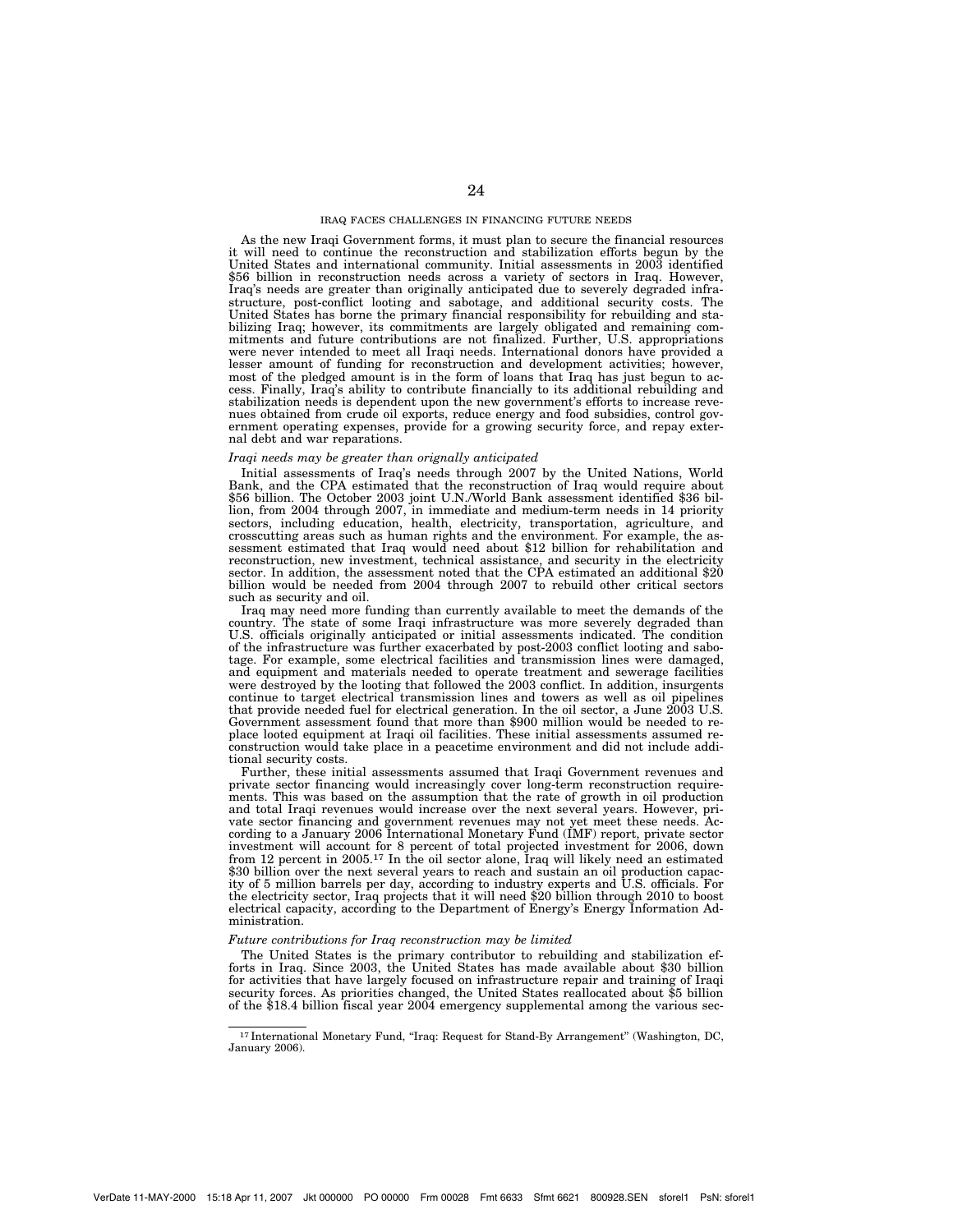## IRAQ FACES CHALLENGES IN FINANCING FUTURE NEEDS

As the new Iraqi Government forms, it must plan to secure the financial resources it will need to continue the reconstruction and stabilization efforts begun by the United States and international community. Initial assessments in 2003 identified $56 billion in reconstruction needs across a variety of sectors in Iraq. However, Iraq's needs are greater than originally anticipated due to severely degraded infrastructure, post-conflict looting and sabotage, and additional security costs. The United States has borne the primary financial responsibility for rebuilding and stabilizing Iraq; however, its commitments are largely obligated and remaining commitments and future contributions are not finalized. Further, U.S. appropriations were never intended to meet all Iraqi needs. International donors have provided a lesser amount of funding for reconstruction and development activities; however, most of the pledged amount is in the form of loans that Iraq has just begun to access. Finally, Iraq's ability to contribute financially to its additional rebuilding and stabilization needs is dependent upon the new government's efforts to increase revenues obtained from crude oil exports, reduce energy and food subsidies, control government operating expenses, provide for a growing security force, and repay external debt and war reparations.

### *Iraqi needs may be greater than orignally anticipated*

Initial assessments of Iraq's needs through 2007 by the United Nations, World Bank, and the CPA estimated that the reconstruction of Iraq would require about $56 billion. The October 2003 joint U.N./World Bank assessment identified $36 billion, from 2004 through 2007, in immediate and medium-term needs in 14 priority sectors, including education, health, electricity, transportation, agriculture, and crosscutting areas such as human rights and the environment. For example, the assessment estimated that Iraq would need about $12 billion for rehabilitation and reconstruction, new investment, technical assistance, and security in the electricity sector. In addition, the assessment noted that the CPA estimated an additional $20 billion would be needed from 2004 through 2007 to rebuild other critical sectors such as security and oil.

Iraq may need more funding than currently available to meet the demands of the country. The state of some Iraqi infrastructure was more severely degraded than U.S. officials originally anticipated or initial assessments indicated. The condition of the infrastructure was further exacerbated by post-2003 conflict looting and sabotage. For example, some electrical facilities and transmission lines were damaged, and equipment and materials needed to operate treatment and sewerage facilities were destroyed by the looting that followed the 2003 conflict. In addition, insurgents continue to target electrical transmission lines and towers as well as oil pipelines that provide needed fuel for electrical generation. In the oil sector, a June 2003 U.S. Government assessment found that more than $900 million would be needed to replace looted equipment at Iraqi oil facilities. These initial assessments assumed reconstruction would take place in a peacetime environment and did not include additional security costs.

Further, these initial assessments assumed that Iraqi Government revenues and private sector financing would increasingly cover long-term reconstruction requirements. This was based on the assumption that the rate of growth in oil production and total Iraqi revenues would increase over the next several years. However, private sector financing and government revenues may not yet meet these needs. According to a January 2006 International Monetary Fund (IMF) report, private sector investment will account for 8 percent of total projected investment for 2006, down from 12 percent in 2005.[17] In the oil sector alone, Iraq will likely need an estimated $30 billion over the next several years to reach and sustain an oil production capacity of 5 million barrels per day, according to industry experts and U.S. officials. For the electricity sector, Iraq projects that it will need $20 billion through 2010 to boost electrical capacity, according to the Department of Energy's Energy Information Administration.

### *Future contributions for Iraq reconstruction may be limited*

The United States is the primary contributor to rebuilding and stabilization efforts in Iraq. Since 2003, the United States has made available about $30 billion for activities that have largely focused on infrastructure repair and training of Iraqi security forces. As priorities changed, the United States reallocated about $5 billion of the $18.4 billion fiscal year 2004 emergency supplemental among the various sec-

[17] International Monetary Fund, "Iraq: Request for Stand-By Arrangement" (Washington, DC, January 2006).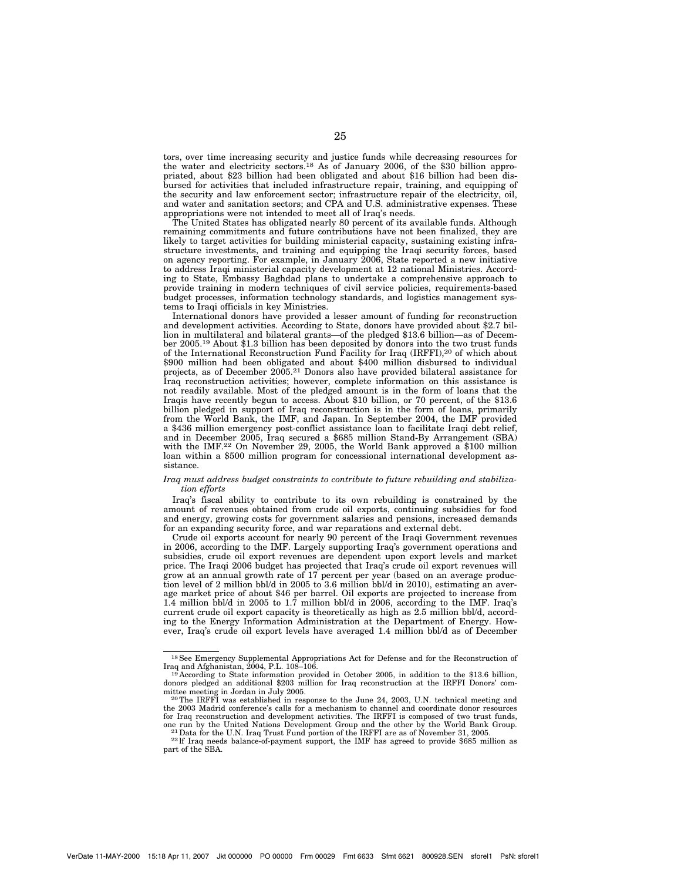tors, over time increasing security and justice funds while decreasing resources for the water and electricity sectors.[18] As of January 2006, of the $30 billion appropriated, about $23 billion had been obligated and about $16 billion had been disbursed for activities that included infrastructure repair, training, and equipping of the security and law enforcement sector; infrastructure repair of the electricity, oil, and water and sanitation sectors; and CPA and U.S. administrative expenses. These appropriations were not intended to meet all of Iraq's needs.

The United States has obligated nearly 80 percent of its available funds. Although remaining commitments and future contributions have not been finalized, they are likely to target activities for building ministerial capacity, sustaining existing infrastructure investments, and training and equipping the Iraqi security forces, based on agency reporting. For example, in January 2006, State reported a new initiative to address Iraqi ministerial capacity development at 12 national Ministries. According to State, Embassy Baghdad plans to undertake a comprehensive approach to provide training in modern techniques of civil service policies, requirements-based budget processes, information technology standards, and logistics management systems to Iraqi officials in key Ministries.

International donors have provided a lesser amount of funding for reconstruction and development activities. According to State, donors have provided about $2.7 billion in multilateral and bilateral grants—of the pledged $13.6 billion—as of December 2005.[19] About $1.3 billion has been deposited by donors into the two trust funds of the International Reconstruction Fund Facility for Iraq (IRFFI),[20] of which about $900 million had been obligated and about $400 million disbursed to individual projects, as of December 2005.[21] Donors also have provided bilateral assistance for Iraq reconstruction activities; however, complete information on this assistance is not readily available. Most of the pledged amount is in the form of loans that the Iraqis have recently begun to access. About $10 billion, or 70 percent, of the $13.6 billion pledged in support of Iraq reconstruction is in the form of loans, primarily from the World Bank, the IMF, and Japan. In September 2004, the IMF provided a $436 million emergency post-conflict assistance loan to facilitate Iraqi debt relief, and in December 2005, Iraq secured a $685 million Stand-By Arrangement (SBA) with the IMF.[22] On November 29, 2005, the World Bank approved a $100 million loan within a $500 million program for concessional international development assistance.

*Iraq must address budget constraints to contribute to future rebuilding and stabilization efforts*

Iraq's fiscal ability to contribute to its own rebuilding is constrained by the amount of revenues obtained from crude oil exports, continuing subsidies for food and energy, growing costs for government salaries and pensions, increased demands for an expanding security force, and war reparations and external debt.

Crude oil exports account for nearly 90 percent of the Iraqi Government revenues in 2006, according to the IMF. Largely supporting Iraq's government operations and subsidies, crude oil export revenues are dependent upon export levels and market price. The Iraqi 2006 budget has projected that Iraq's crude oil export revenues will grow at an annual growth rate of 17 percent per year (based on an average production level of 2 million bbl/d in 2005 to 3.6 million bbl/d in 2010), estimating an average market price of about $46 per barrel. Oil exports are projected to increase from 1.4 million bbl/d in 2005 to 1.7 million bbl/d in 2006, according to the IMF. Iraq's current crude oil export capacity is theoretically as high as 2.5 million bbl/d, according to the Energy Information Administration at the Department of Energy. However, Iraq's crude oil export levels have averaged 1.4 million bbl/d as of December

---

[18] See Emergency Supplemental Appropriations Act for Defense and for the Reconstruction of Iraq and Afghanistan, 2004, P.L. 108–106.

[19] According to State information provided in October 2005, in addition to the $13.6 billion, donors pledged an additional $203 million for Iraq reconstruction at the IRFFI Donors' committee meeting in Jordan in July 2005.

[20] The IRFFI was established in response to the June 24, 2003, U.N. technical meeting and the 2003 Madrid conference's calls for a mechanism to channel and coordinate donor resources for Iraq reconstruction and development activities. The IRFFI is composed of two trust funds, one run by the United Nations Development Group and the other by the World Bank Group.

[21] Data for the U.N. Iraq Trust Fund portion of the IRFFI are as of November 31, 2005.

[22] If Iraq needs balance-of-payment support, the IMF has agreed to provide $685 million as part of the SBA.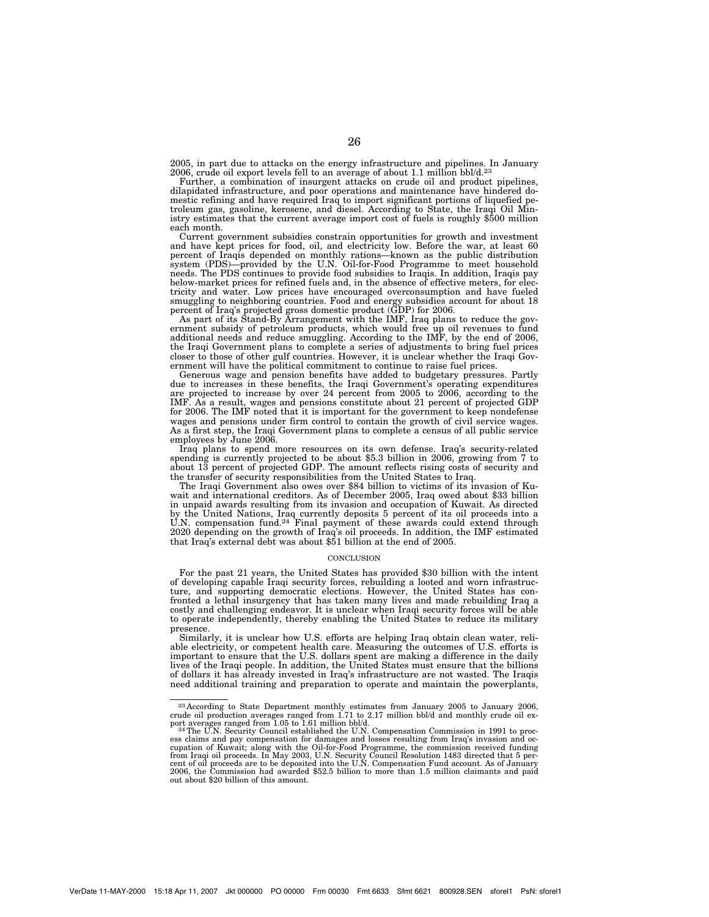2005, in part due to attacks on the energy infrastructure and pipelines. In January 2006, crude oil export levels fell to an average of about 1.1 million bbl/d.[23]

Further, a combination of insurgent attacks on crude oil and product pipelines, dilapidated infrastructure, and poor operations and maintenance have hindered domestic refining and have required Iraq to import significant portions of liquefied petroleum gas, gasoline, kerosene, and diesel. According to State, the Iraqi Oil Ministry estimates that the current average import cost of fuels is roughly $500 million each month.

Current government subsidies constrain opportunities for growth and investment and have kept prices for food, oil, and electricity low. Before the war, at least 60 percent of Iraqis depended on monthly rations—known as the public distribution system (PDS)—provided by the U.N. Oil-for-Food Programme to meet household needs. The PDS continues to provide food subsidies to Iraqis. In addition, Iraqis pay below-market prices for refined fuels and, in the absence of effective meters, for electricity and water. Low prices have encouraged overconsumption and have fueled smuggling to neighboring countries. Food and energy subsidies account for about 18 percent of Iraq's projected gross domestic product (GDP) for 2006.

As part of its Stand-By Arrangement with the IMF, Iraq plans to reduce the government subsidy of petroleum products, which would free up oil revenues to fund additional needs and reduce smuggling. According to the IMF, by the end of 2006, the Iraqi Government plans to complete a series of adjustments to bring fuel prices closer to those of other gulf countries. However, it is unclear whether the Iraqi Government will have the political commitment to continue to raise fuel prices.

Generous wage and pension benefits have added to budgetary pressures. Partly due to increases in these benefits, the Iraqi Government's operating expenditures are projected to increase by over 24 percent from 2005 to 2006, according to the IMF. As a result, wages and pensions constitute about 21 percent of projected GDP for 2006. The IMF noted that it is important for the government to keep nondefense wages and pensions under firm control to contain the growth of civil service wages. As a first step, the Iraqi Government plans to complete a census of all public service employees by June 2006.

Iraq plans to spend more resources on its own defense. Iraq's security-related spending is currently projected to be about $5.3 billion in 2006, growing from 7 to about 13 percent of projected GDP. The amount reflects rising costs of security and the transfer of security responsibilities from the United States to Iraq.

The Iraqi Government also owes over $84 billion to victims of its invasion of Kuwait and international creditors. As of December 2005, Iraq owed about $33 billion in unpaid awards resulting from its invasion and occupation of Kuwait. As directed by the United Nations, Iraq currently deposits 5 percent of its oil proceeds into a U.N. compensation fund.[24] Final payment of these awards could extend through 2020 depending on the growth of Iraq's oil proceeds. In addition, the IMF estimated that Iraq's external debt was about $51 billion at the end of 2005.

## CONCLUSION

For the past 21 years, the United States has provided $30 billion with the intent of developing capable Iraqi security forces, rebuilding a looted and worn infrastructure, and supporting democratic elections. However, the United States has confronted a lethal insurgency that has taken many lives and made rebuilding Iraq a costly and challenging endeavor. It is unclear when Iraqi security forces will be able to operate independently, thereby enabling the United States to reduce its military presence.

Similarly, it is unclear how U.S. efforts are helping Iraq obtain clean water, reliable electricity, or competent health care. Measuring the outcomes of U.S. efforts is important to ensure that the U.S. dollars spent are making a difference in the daily lives of the Iraqi people. In addition, the United States must ensure that the billions of dollars it has already invested in Iraq's infrastructure are not wasted. The Iraqis need additional training and preparation to operate and maintain the powerplants,

---

[23] According to State Department monthly estimates from January 2005 to January 2006, crude oil production averages ranged from 1.71 to 2.17 million bbl/d and monthly crude oil export averages ranged from 1.05 to 1.61 million bbl/d.

[24] The U.N. Security Council established the U.N. Compensation Commission in 1991 to process claims and pay compensation for damages and losses resulting from Iraq's invasion and occupation of Kuwait; along with the Oil-for-Food Programme, the commission received funding from Iraqi oil proceeds. In May 2003, U.N. Security Council Resolution 1483 directed that 5 percent of oil proceeds are to be deposited into the U.N. Compensation Fund account. As of January 2006, the Commission had awarded $52.5 billion to more than 1.5 million claimants and paid out about $20 billion of this amount.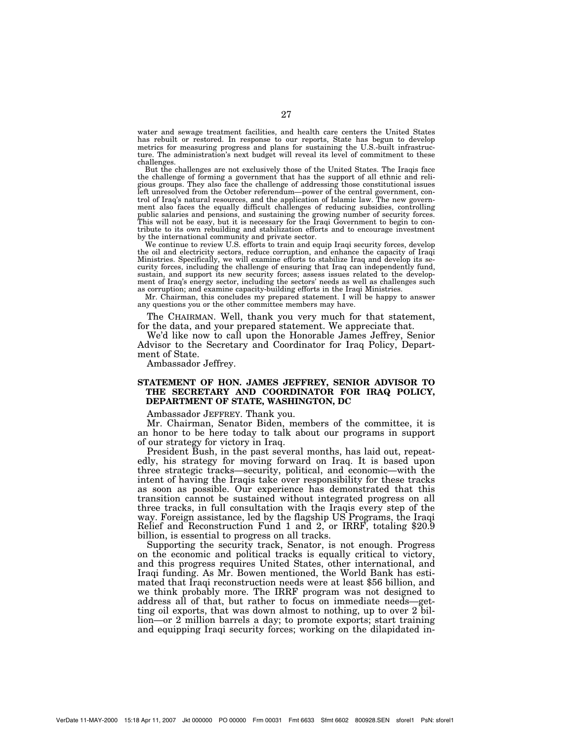water and sewage treatment facilities, and health care centers the United States has rebuilt or restored. In response to our reports, State has begun to develop metrics for measuring progress and plans for sustaining the U.S.-built infrastructure. The administration's next budget will reveal its level of commitment to these challenges.

But the challenges are not exclusively those of the United States. The Iraqis face the challenge of forming a government that has the support of all ethnic and religious groups. They also face the challenge of addressing those constitutional issues left unresolved from the October referendum—power of the central government, control of Iraq's natural resources, and the application of Islamic law. The new government also faces the equally difficult challenges of reducing subsidies, controlling public salaries and pensions, and sustaining the growing number of security forces. This will not be easy, but it is necessary for the Iraqi Government to begin to contribute to its own rebuilding and stabilization efforts and to encourage investment by the international community and private sector.

We continue to review U.S. efforts to train and equip Iraqi security forces, develop the oil and electricity sectors, reduce corruption, and enhance the capacity of Iraqi Ministries. Specifically, we will examine efforts to stabilize Iraq and develop its security forces, including the challenge of ensuring that Iraq can independently fund, sustain, and support its new security forces; assess issues related to the development of Iraq's energy sector, including the sectors' needs as well as challenges such as corruption; and examine capacity-building efforts in the Iraqi Ministries.

Mr. Chairman, this concludes my prepared statement. I will be happy to answer any questions you or the other committee members may have.

The CHAIRMAN. Well, thank you very much for that statement, for the data, and your prepared statement. We appreciate that.

We'd like now to call upon the Honorable James Jeffrey, Senior Advisor to the Secretary and Coordinator for Iraq Policy, Department of State.

Ambassador Jeffrey.

## STATEMENT OF HON. JAMES JEFFREY, SENIOR ADVISOR TO THE SECRETARY AND COORDINATOR FOR IRAQ POLICY, DEPARTMENT OF STATE, WASHINGTON, DC

Ambassador JEFFREY. Thank you.

Mr. Chairman, Senator Biden, members of the committee, it is an honor to be here today to talk about our programs in support of our strategy for victory in Iraq.

President Bush, in the past several months, has laid out, repeatedly, his strategy for moving forward on Iraq. It is based upon three strategic tracks—security, political, and economic—with the intent of having the Iraqis take over responsibility for these tracks as soon as possible. Our experience has demonstrated that this transition cannot be sustained without integrated progress on all three tracks, in full consultation with the Iraqis every step of the way. Foreign assistance, led by the flagship US Programs, the Iraqi Relief and Reconstruction Fund 1 and 2, or IRRF, totaling $20.9 billion, is essential to progress on all tracks.

Supporting the security track, Senator, is not enough. Progress on the economic and political tracks is equally critical to victory, and this progress requires United States, other international, and Iraqi funding. As Mr. Bowen mentioned, the World Bank has estimated that Iraqi reconstruction needs were at least $56 billion, and we think probably more. The IRRF program was not designed to address all of that, but rather to focus on immediate needs—getting oil exports, that was down almost to nothing, up to over 2 billion—or 2 million barrels a day; to promote exports; start training and equipping Iraqi security forces; working on the dilapidated in-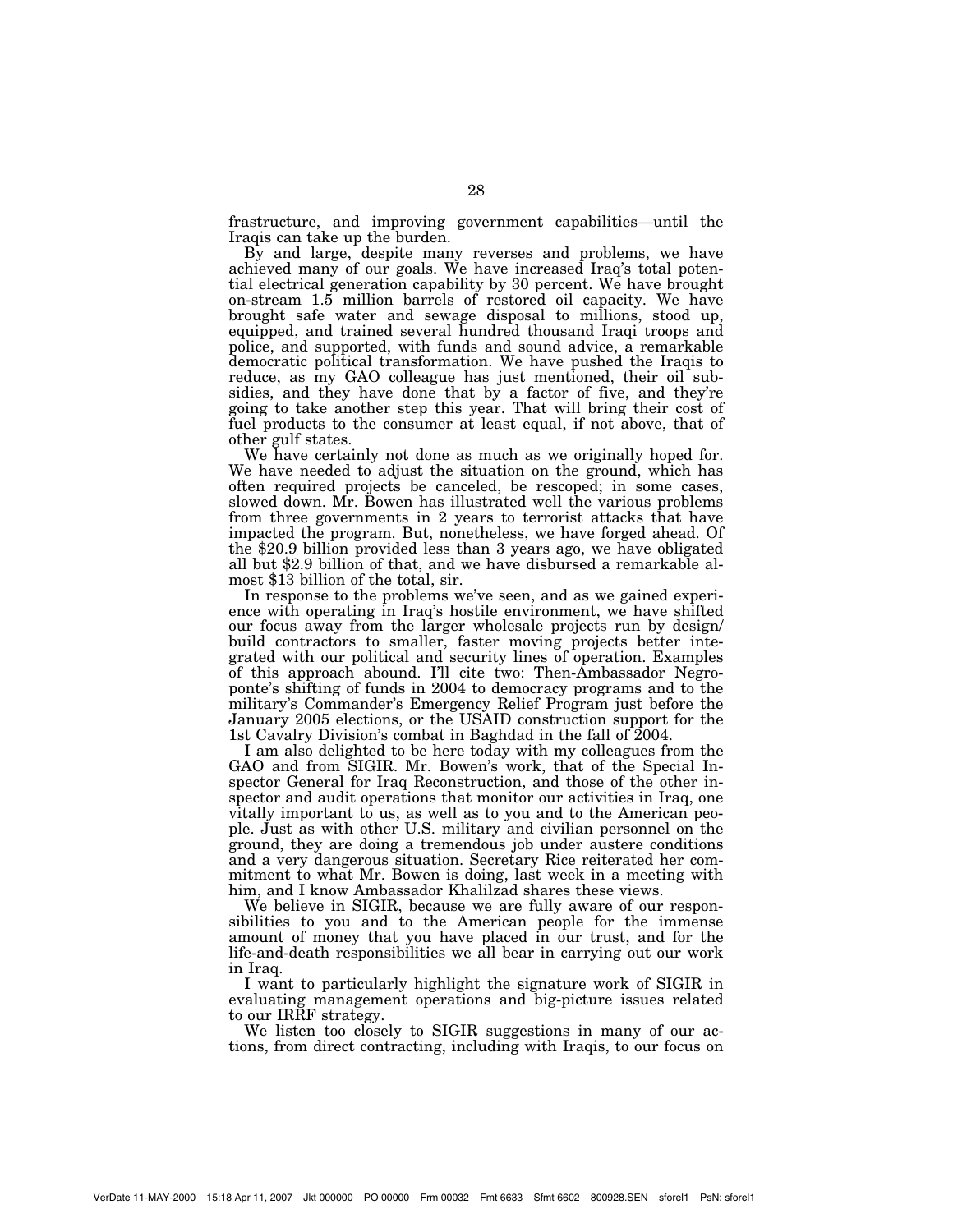frastructure, and improving government capabilities—until the Iraqis can take up the burden.

By and large, despite many reverses and problems, we have achieved many of our goals. We have increased Iraq's total potential electrical generation capability by 30 percent. We have brought on-stream 1.5 million barrels of restored oil capacity. We have brought safe water and sewage disposal to millions, stood up, equipped, and trained several hundred thousand Iraqi troops and police, and supported, with funds and sound advice, a remarkable democratic political transformation. We have pushed the Iraqis to reduce, as my GAO colleague has just mentioned, their oil subsidies, and they have done that by a factor of five, and they're going to take another step this year. That will bring their cost of fuel products to the consumer at least equal, if not above, that of other gulf states.

We have certainly not done as much as we originally hoped for. We have needed to adjust the situation on the ground, which has often required projects be canceled, be rescoped; in some cases, slowed down. Mr. Bowen has illustrated well the various problems from three governments in 2 years to terrorist attacks that have impacted the program. But, nonetheless, we have forged ahead. Of the $20.9 billion provided less than 3 years ago, we have obligated all but $2.9 billion of that, and we have disbursed a remarkable almost $13 billion of the total, sir.

In response to the problems we've seen, and as we gained experience with operating in Iraq's hostile environment, we have shifted our focus away from the larger wholesale projects run by design/build contractors to smaller, faster moving projects better integrated with our political and security lines of operation. Examples of this approach abound. I'll cite two: Then-Ambassador Negroponte's shifting of funds in 2004 to democracy programs and to the military's Commander's Emergency Relief Program just before the January 2005 elections, or the USAID construction support for the 1st Cavalry Division's combat in Baghdad in the fall of 2004.

I am also delighted to be here today with my colleagues from the GAO and from SIGIR. Mr. Bowen's work, that of the Special Inspector General for Iraq Reconstruction, and those of the other inspector and audit operations that monitor our activities in Iraq, one vitally important to us, as well as to you and to the American people. Just as with other U.S. military and civilian personnel on the ground, they are doing a tremendous job under austere conditions and a very dangerous situation. Secretary Rice reiterated her commitment to what Mr. Bowen is doing, last week in a meeting with him, and I know Ambassador Khalilzad shares these views.

We believe in SIGIR, because we are fully aware of our responsibilities to you and to the American people for the immense amount of money that you have placed in our trust, and for the life-and-death responsibilities we all bear in carrying out our work in Iraq.

I want to particularly highlight the signature work of SIGIR in evaluating management operations and big-picture issues related to our IRRF strategy.

We listen too closely to SIGIR suggestions in many of our actions, from direct contracting, including with Iraqis, to our focus on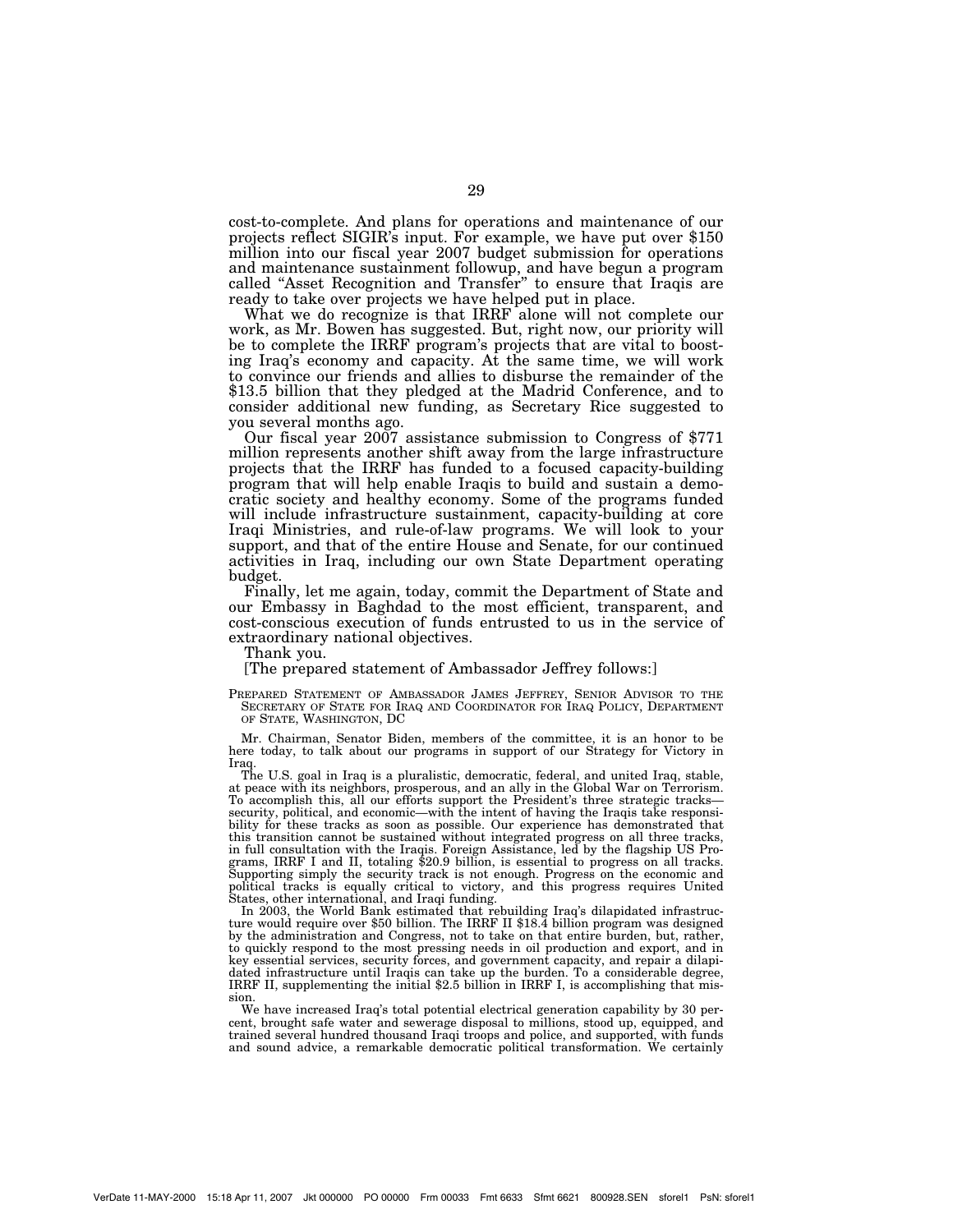cost-to-complete. And plans for operations and maintenance of our projects reflect SIGIR's input. For example, we have put over $150 million into our fiscal year 2007 budget submission for operations and maintenance sustainment followup, and have begun a program called "Asset Recognition and Transfer" to ensure that Iraqis are ready to take over projects we have helped put in place.

What we do recognize is that IRRF alone will not complete our work, as Mr. Bowen has suggested. But, right now, our priority will be to complete the IRRF program's projects that are vital to boosting Iraq's economy and capacity. At the same time, we will work to convince our friends and allies to disburse the remainder of the $13.5 billion that they pledged at the Madrid Conference, and to consider additional new funding, as Secretary Rice suggested to you several months ago.

Our fiscal year 2007 assistance submission to Congress of $771 million represents another shift away from the large infrastructure projects that the IRRF has funded to a focused capacity-building program that will help enable Iraqis to build and sustain a democratic society and healthy economy. Some of the programs funded will include infrastructure sustainment, capacity-building at core Iraqi Ministries, and rule-of-law programs. We will look to your support, and that of the entire House and Senate, for our continued activities in Iraq, including our own State Department operating budget.

Finally, let me again, today, commit the Department of State and our Embassy in Baghdad to the most efficient, transparent, and cost-conscious execution of funds entrusted to us in the service of extraordinary national objectives.

Thank you.

[The prepared statement of Ambassador Jeffrey follows:]

PREPARED STATEMENT OF AMBASSADOR JAMES JEFFREY, SENIOR ADVISOR TO THE SECRETARY OF STATE FOR IRAQ AND COORDINATOR FOR IRAQ POLICY, DEPARTMENT OF STATE, WASHINGTON, DC

Mr. Chairman, Senator Biden, members of the committee, it is an honor to be here today, to talk about our programs in support of our Strategy for Victory in Iraq.

The U.S. goal in Iraq is a pluralistic, democratic, federal, and united Iraq, stable, at peace with its neighbors, prosperous, and an ally in the Global War on Terrorism. To accomplish this, all our efforts support the President's three strategic tracks—security, political, and economic—with the intent of having the Iraqis take responsibility for these tracks as soon as possible. Our experience has demonstrated that this transition cannot be sustained without integrated progress on all three tracks, in full consultation with the Iraqis. Foreign Assistance, led by the flagship US Programs, IRRF I and II, totaling $20.9 billion, is essential to progress on all tracks. Supporting simply the security track is not enough. Progress on the economic and political tracks is equally critical to victory, and this progress requires United States, other international, and Iraqi funding.

In 2003, the World Bank estimated that rebuilding Iraq's dilapidated infrastructure would require over $50 billion. The IRRF II $18.4 billion program was designed by the administration and Congress, not to take on that entire burden, but, rather, to quickly respond to the most pressing needs in oil production and export, and in key essential services, security forces, and government capacity, and repair a dilapidated infrastructure until Iraqis can take up the burden. To a considerable degree, IRRF II, supplementing the initial $2.5 billion in IRRF I, is accomplishing that mission.

We have increased Iraq's total potential electrical generation capability by 30 percent, brought safe water and sewerage disposal to millions, stood up, equipped, and trained several hundred thousand Iraqi troops and police, and supported, with funds and sound advice, a remarkable democratic political transformation. We certainly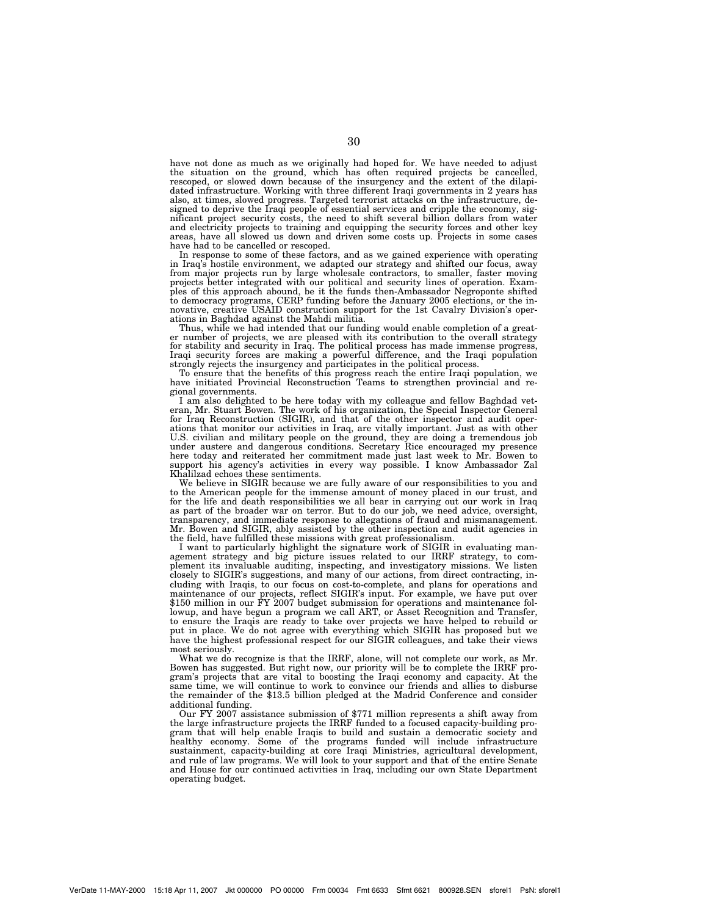have not done as much as we originally had hoped for. We have needed to adjust the situation on the ground, which has often required projects be cancelled, rescoped, or slowed down because of the insurgency and the extent of the dilapidated infrastructure. Working with three different Iraqi governments in 2 years has also, at times, slowed progress. Targeted terrorist attacks on the infrastructure, designed to deprive the Iraqi people of essential services and cripple the economy, significant project security costs, the need to shift several billion dollars from water and electricity projects to training and equipping the security forces and other key areas, have all slowed us down and driven some costs up. Projects in some cases have had to be cancelled or rescoped.

In response to some of these factors, and as we gained experience with operating in Iraq's hostile environment, we adapted our strategy and shifted our focus, away from major projects run by large wholesale contractors, to smaller, faster moving projects better integrated with our political and security lines of operation. Examples of this approach abound, be it the funds then-Ambassador Negroponte shifted to democracy programs, CERP funding before the January 2005 elections, or the innovative, creative USAID construction support for the 1st Cavalry Division's operations in Baghdad against the Mahdi militia.

Thus, while we had intended that our funding would enable completion of a greater number of projects, we are pleased with its contribution to the overall strategy for stability and security in Iraq. The political process has made immense progress, Iraqi security forces are making a powerful difference, and the Iraqi population strongly rejects the insurgency and participates in the political process.

To ensure that the benefits of this progress reach the entire Iraqi population, we have initiated Provincial Reconstruction Teams to strengthen provincial and regional governments.

I am also delighted to be here today with my colleague and fellow Baghdad veteran, Mr. Stuart Bowen. The work of his organization, the Special Inspector General for Iraq Reconstruction (SIGIR), and that of the other inspector and audit operations that monitor our activities in Iraq, are vitally important. Just as with other U.S. civilian and military people on the ground, they are doing a tremendous job under austere and dangerous conditions. Secretary Rice encouraged my presence here today and reiterated her commitment made just last week to Mr. Bowen to support his agency's activities in every way possible. I know Ambassador Zal Khalilzad echoes these sentiments.

We believe in SIGIR because we are fully aware of our responsibilities to you and to the American people for the immense amount of money placed in our trust, and for the life and death responsibilities we all bear in carrying out our work in Iraq as part of the broader war on terror. But to do our job, we need advice, oversight, transparency, and immediate response to allegations of fraud and mismanagement. Mr. Bowen and SIGIR, ably assisted by the other inspection and audit agencies in the field, have fulfilled these missions with great professionalism.

I want to particularly highlight the signature work of SIGIR in evaluating management strategy and big picture issues related to our IRRF strategy, to complement its invaluable auditing, inspecting, and investigatory missions. We listen closely to SIGIR's suggestions, and many of our actions, from direct contracting, including with Iraqis, to our focus on cost-to-complete, and plans for operations and maintenance of our projects, reflect SIGIR's input. For example, we have put over \$150 million in our FY 2007 budget submission for operations and maintenance followup, and have begun a program we call ART, or Asset Recognition and Transfer, to ensure the Iraqis are ready to take over projects we have helped to rebuild or put in place. We do not agree with everything which SIGIR has proposed but we have the highest professional respect for our SIGIR colleagues, and take their views most seriously.

What we do recognize is that the IRRF, alone, will not complete our work, as Mr. Bowen has suggested. But right now, our priority will be to complete the IRRF program's projects that are vital to boosting the Iraqi economy and capacity. At the same time, we will continue to work to convince our friends and allies to disburse the remainder of the \$13.5 billion pledged at the Madrid Conference and consider additional funding.

Our FY 2007 assistance submission of \$771 million represents a shift away from the large infrastructure projects the IRRF funded to a focused capacity-building program that will help enable Iraqis to build and sustain a democratic society and healthy economy. Some of the programs funded will include infrastructure sustainment, capacity-building at core Iraqi Ministries, agricultural development, and rule of law programs. We will look to your support and that of the entire Senate and House for our continued activities in Iraq, including our own State Department operating budget.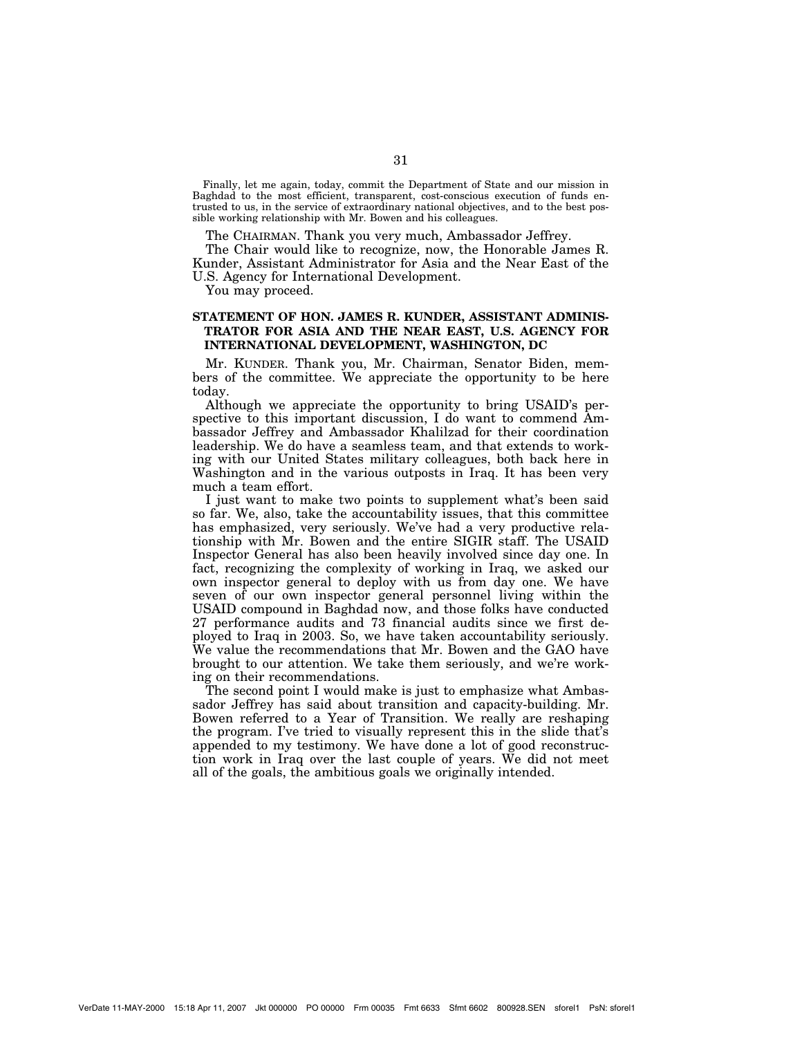Finally, let me again, today, commit the Department of State and our mission in Baghdad to the most efficient, transparent, cost-conscious execution of funds entrusted to us, in the service of extraordinary national objectives, and to the best possible working relationship with Mr. Bowen and his colleagues.

The CHAIRMAN. Thank you very much, Ambassador Jeffrey.

The Chair would like to recognize, now, the Honorable James R. Kunder, Assistant Administrator for Asia and the Near East of the U.S. Agency for International Development.

You may proceed.

## STATEMENT OF HON. JAMES R. KUNDER, ASSISTANT ADMINISTRATOR FOR ASIA AND THE NEAR EAST, U.S. AGENCY FOR INTERNATIONAL DEVELOPMENT, WASHINGTON, DC

Mr. KUNDER. Thank you, Mr. Chairman, Senator Biden, members of the committee. We appreciate the opportunity to be here today.

Although we appreciate the opportunity to bring USAID's perspective to this important discussion, I do want to commend Ambassador Jeffrey and Ambassador Khalilzad for their coordination leadership. We do have a seamless team, and that extends to working with our United States military colleagues, both back here in Washington and in the various outposts in Iraq. It has been very much a team effort.

I just want to make two points to supplement what's been said so far. We, also, take the accountability issues, that this committee has emphasized, very seriously. We've had a very productive relationship with Mr. Bowen and the entire SIGIR staff. The USAID Inspector General has also been heavily involved since day one. In fact, recognizing the complexity of working in Iraq, we asked our own inspector general to deploy with us from day one. We have seven of our own inspector general personnel living within the USAID compound in Baghdad now, and those folks have conducted 27 performance audits and 73 financial audits since we first deployed to Iraq in 2003. So, we have taken accountability seriously. We value the recommendations that Mr. Bowen and the GAO have brought to our attention. We take them seriously, and we're working on their recommendations.

The second point I would make is just to emphasize what Ambassador Jeffrey has said about transition and capacity-building. Mr. Bowen referred to a Year of Transition. We really are reshaping the program. I've tried to visually represent this in the slide that's appended to my testimony. We have done a lot of good reconstruction work in Iraq over the last couple of years. We did not meet all of the goals, the ambitious goals we originally intended.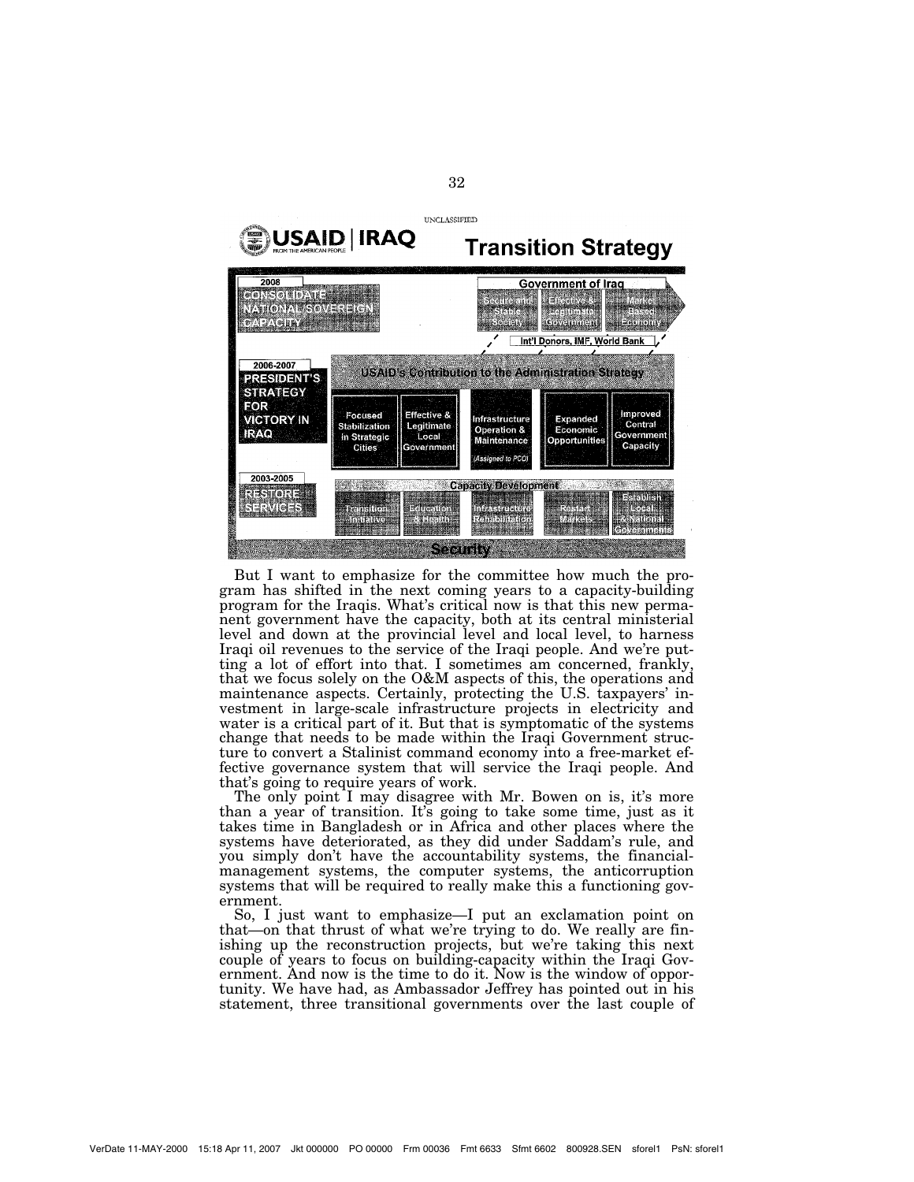UNCLASSIFIED

**USAID | IRAQ** FROM THE AMERICAN PEOPLE

# Transition Strategy

**2008** — CONSOLIDATE NATIONAL SOVEREIGN CAPACITY

- Government of Iraq: Secure and Stable Society | Effective & Legitimate Government | Market Based Economy
- Int'l Donors, IMF, World Bank

**2006-2007** — PRESIDENT'S STRATEGY FOR VICTORY IN IRAQ

USAID's Contribution to the Administration Strategy:

- Focused Stabilization in Strategic Cities
- Effective & Legitimate Local Government
- Infrastructure Operation & Maintenance (Assigned to PCO)
- Expanded Economic Opportunities
- Improved Central Government Capacity

**2003-2005** — RESTORE SERVICES

Capacity Development:

- Transition Initiative
- Education & Health
- Infrastructure Rehabilitation
- Restart Markets
- Establish Local & National Governments

Security

But I want to emphasize for the committee how much the program has shifted in the next coming years to a capacity-building program for the Iraqis. What's critical now is that this new permanent government have the capacity, both at its central ministerial level and down at the provincial level and local level, to harness Iraqi oil revenues to the service of the Iraqi people. And we're putting a lot of effort into that. I sometimes am concerned, frankly, that we focus solely on the O&M aspects of this, the operations and maintenance aspects. Certainly, protecting the U.S. taxpayers' investment in large-scale infrastructure projects in electricity and water is a critical part of it. But that is symptomatic of the systems change that needs to be made within the Iraqi Government structure to convert a Stalinist command economy into a free-market effective governance system that will service the Iraqi people. And that's going to require years of work.

The only point I may disagree with Mr. Bowen on is, it's more than a year of transition. It's going to take some time, just as it takes time in Bangladesh or in Africa and other places where the systems have deteriorated, as they did under Saddam's rule, and you simply don't have the accountability systems, the financial-management systems, the computer systems, the anticorruption systems that will be required to really make this a functioning government.

So, I just want to emphasize—I put an exclamation point on that—on that thrust of what we're trying to do. We really are finishing up the reconstruction projects, but we're taking this next couple of years to focus on building-capacity within the Iraqi Government. And now is the time to do it. Now is the window of opportunity. We have had, as Ambassador Jeffrey has pointed out in his statement, three transitional governments over the last couple of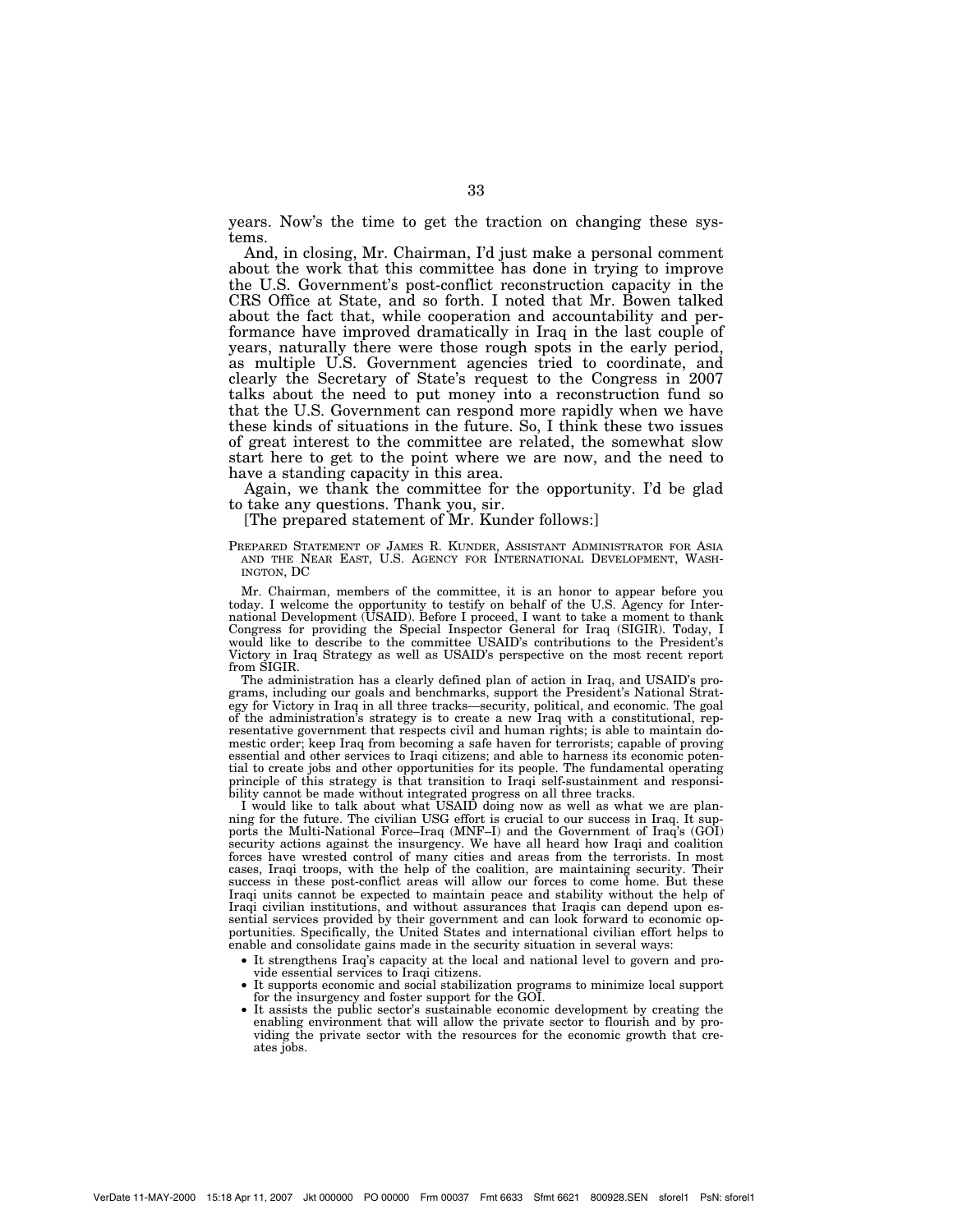years. Now's the time to get the traction on changing these systems.

And, in closing, Mr. Chairman, I'd just make a personal comment about the work that this committee has done in trying to improve the U.S. Government's post-conflict reconstruction capacity in the CRS Office at State, and so forth. I noted that Mr. Bowen talked about the fact that, while cooperation and accountability and performance have improved dramatically in Iraq in the last couple of years, naturally there were those rough spots in the early period, as multiple U.S. Government agencies tried to coordinate, and clearly the Secretary of State's request to the Congress in 2007 talks about the need to put money into a reconstruction fund so that the U.S. Government can respond more rapidly when we have these kinds of situations in the future. So, I think these two issues of great interest to the committee are related, the somewhat slow start here to get to the point where we are now, and the need to have a standing capacity in this area.

Again, we thank the committee for the opportunity. I'd be glad to take any questions. Thank you, sir.

[The prepared statement of Mr. Kunder follows:]

PREPARED STATEMENT OF JAMES R. KUNDER, ASSISTANT ADMINISTRATOR FOR ASIA AND THE NEAR EAST, U.S. AGENCY FOR INTERNATIONAL DEVELOPMENT, WASHINGTON, DC

Mr. Chairman, members of the committee, it is an honor to appear before you today. I welcome the opportunity to testify on behalf of the U.S. Agency for International Development (USAID). Before I proceed, I want to take a moment to thank Congress for providing the Special Inspector General for Iraq (SIGIR). Today, I would like to describe to the committee USAID's contributions to the President's Victory in Iraq Strategy as well as USAID's perspective on the most recent report from SIGIR.

The administration has a clearly defined plan of action in Iraq, and USAID's programs, including our goals and benchmarks, support the President's National Strategy for Victory in Iraq in all three tracks—security, political, and economic. The goal of the administration's strategy is to create a new Iraq with a constitutional, representative government that respects civil and human rights; is able to maintain domestic order; keep Iraq from becoming a safe haven for terrorists; capable of proving essential and other services to Iraqi citizens; and able to harness its economic potential to create jobs and other opportunities for its people. The fundamental operating principle of this strategy is that transition to Iraqi self-sustainment and responsibility cannot be made without integrated progress on all three tracks.

I would like to talk about what USAID doing now as well as what we are planning for the future. The civilian USG effort is crucial to our success in Iraq. It supports the Multi-National Force–Iraq (MNF–I) and the Government of Iraq's (GOI) security actions against the insurgency. We have all heard how Iraqi and coalition forces have wrested control of many cities and areas from the terrorists. In most cases, Iraqi troops, with the help of the coalition, are maintaining security. Their success in these post-conflict areas will allow our forces to come home. But these Iraqi units cannot be expected to maintain peace and stability without the help of Iraqi civilian institutions, and without assurances that Iraqis can depend upon essential services provided by their government and can look forward to economic opportunities. Specifically, the United States and international civilian effort helps to enable and consolidate gains made in the security situation in several ways:

- It strengthens Iraq's capacity at the local and national level to govern and provide essential services to Iraqi citizens.
- It supports economic and social stabilization programs to minimize local support for the insurgency and foster support for the GOI.
- It assists the public sector's sustainable economic development by creating the enabling environment that will allow the private sector to flourish and by providing the private sector with the resources for the economic growth that creates jobs.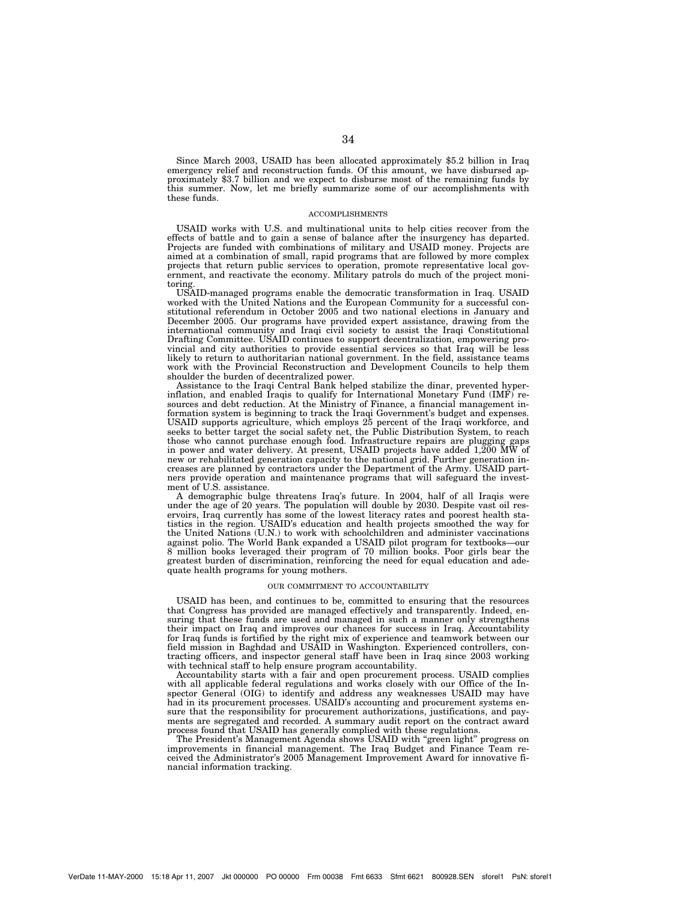Since March 2003, USAID has been allocated approximately $5.2 billion in Iraq emergency relief and reconstruction funds. Of this amount, we have disbursed approximately $3.7 billion and we expect to disburse most of the remaining funds by this summer. Now, let me briefly summarize some of our accomplishments with these funds.

## ACCOMPLISHMENTS

USAID works with U.S. and multinational units to help cities recover from the effects of battle and to gain a sense of balance after the insurgency has departed. Projects are funded with combinations of military and USAID money. Projects are aimed at a combination of small, rapid programs that are followed by more complex projects that return public services to operation, promote representative local government, and reactivate the economy. Military patrols do much of the project monitoring.

USAID-managed programs enable the democratic transformation in Iraq. USAID worked with the United Nations and the European Community for a successful constitutional referendum in October 2005 and two national elections in January and December 2005. Our programs have provided expert assistance, drawing from the international community and Iraqi civil society to assist the Iraqi Constitutional Drafting Committee. USAID continues to support decentralization, empowering provincial and city authorities to provide essential services so that Iraq will be less likely to return to authoritarian national government. In the field, assistance teams work with the Provincial Reconstruction and Development Councils to help them shoulder the burden of decentralized power.

Assistance to the Iraqi Central Bank helped stabilize the dinar, prevented hyperinflation, and enabled Iraqis to qualify for International Monetary Fund (IMF) resources and debt reduction. At the Ministry of Finance, a financial management information system is beginning to track the Iraqi Government's budget and expenses. USAID supports agriculture, which employs 25 percent of the Iraqi workforce, and seeks to better target the social safety net, the Public Distribution System, to reach those who cannot purchase enough food. Infrastructure repairs are plugging gaps in power and water delivery. At present, USAID projects have added 1,200 MW of new or rehabilitated generation capacity to the national grid. Further generation increases are planned by contractors under the Department of the Army. USAID partners provide operation and maintenance programs that will safeguard the investment of U.S. assistance.

A demographic bulge threatens Iraq's future. In 2004, half of all Iraqis were under the age of 20 years. The population will double by 2030. Despite vast oil reservoirs, Iraq currently has some of the lowest literacy rates and poorest health statistics in the region. USAID's education and health projects smoothed the way for the United Nations (U.N.) to work with schoolchildren and administer vaccinations against polio. The World Bank expanded a USAID pilot program for textbooks—our 8 million books leveraged their program of 70 million books. Poor girls bear the greatest burden of discrimination, reinforcing the need for equal education and adequate health programs for young mothers.

## OUR COMMITMENT TO ACCOUNTABILITY

USAID has been, and continues to be, committed to ensuring that the resources that Congress has provided are managed effectively and transparently. Indeed, ensuring that these funds are used and managed in such a manner only strengthens their impact on Iraq and improves our chances for success in Iraq. Accountability for Iraq funds is fortified by the right mix of experience and teamwork between our field mission in Baghdad and USAID in Washington. Experienced controllers, contracting officers, and inspector general staff have been in Iraq since 2003 working with technical staff to help ensure program accountability.

Accountability starts with a fair and open procurement process. USAID complies with all applicable federal regulations and works closely with our Office of the Inspector General (OIG) to identify and address any weaknesses USAID may have had in its procurement processes. USAID's accounting and procurement systems ensure that the responsibility for procurement authorizations, justifications, and payments are segregated and recorded. A summary audit report on the contract award process found that USAID has generally complied with these regulations.

The President's Management Agenda shows USAID with "green light" progress on improvements in financial management. The Iraq Budget and Finance Team received the Administrator's 2005 Management Improvement Award for innovative financial information tracking.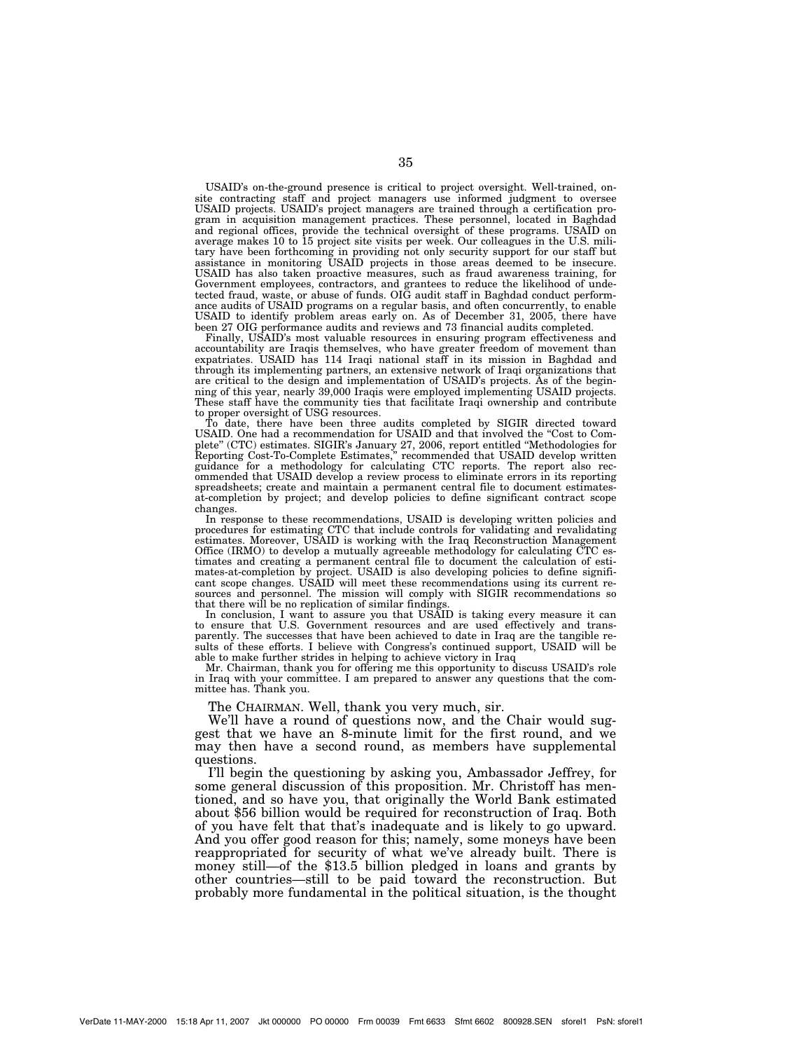USAID's on-the-ground presence is critical to project oversight. Well-trained, on-site contracting staff and project managers use informed judgment to oversee USAID projects. USAID's project managers are trained through a certification program in acquisition management practices. These personnel, located in Baghdad and regional offices, provide the technical oversight of these programs. USAID on average makes 10 to 15 project site visits per week. Our colleagues in the U.S. military have been forthcoming in providing not only security support for our staff but assistance in monitoring USAID projects in those areas deemed to be insecure. USAID has also taken proactive measures, such as fraud awareness training, for Government employees, contractors, and grantees to reduce the likelihood of undetected fraud, waste, or abuse of funds. OIG audit staff in Baghdad conduct performance audits of USAID programs on a regular basis, and often concurrently, to enable USAID to identify problem areas early on. As of December 31, 2005, there have been 27 OIG performance audits and reviews and 73 financial audits completed.

Finally, USAID's most valuable resources in ensuring program effectiveness and accountability are Iraqis themselves, who have greater freedom of movement than expatriates. USAID has 114 Iraqi national staff in its mission in Baghdad and through its implementing partners, an extensive network of Iraqi organizations that are critical to the design and implementation of USAID's projects. As of the beginning of this year, nearly 39,000 Iraqis were employed implementing USAID projects. These staff have the community ties that facilitate Iraqi ownership and contribute to proper oversight of USG resources.

To date, there have been three audits completed by SIGIR directed toward USAID. One had a recommendation for USAID and that involved the "Cost to Complete" (CTC) estimates. SIGIR's January 27, 2006, report entitled "Methodologies for Reporting Cost-To-Complete Estimates," recommended that USAID develop written guidance for a methodology for calculating CTC reports. The report also recommended that USAID develop a review process to eliminate errors in its reporting spreadsheets; create and maintain a permanent central file to document estimates-at-completion by project; and develop policies to define significant contract scope changes.

In response to these recommendations, USAID is developing written policies and procedures for estimating CTC that include controls for validating and revalidating estimates. Moreover, USAID is working with the Iraq Reconstruction Management Office (IRMO) to develop a mutually agreeable methodology for calculating CTC estimates and creating a permanent central file to document the calculation of estimates-at-completion by project. USAID is also developing policies to define significant scope changes. USAID will meet these recommendations using its current resources and personnel. The mission will comply with SIGIR recommendations so that there will be no replication of similar findings.

In conclusion, I want to assure you that USAID is taking every measure it can to ensure that U.S. Government resources and are used effectively and transparently. The successes that have been achieved to date in Iraq are the tangible results of these efforts. I believe with Congress's continued support, USAID will be able to make further strides in helping to achieve victory in Iraq

Mr. Chairman, thank you for offering me this opportunity to discuss USAID's role in Iraq with your committee. I am prepared to answer any questions that the committee has. Thank you.

The CHAIRMAN. Well, thank you very much, sir.

We'll have a round of questions now, and the Chair would suggest that we have an 8-minute limit for the first round, and we may then have a second round, as members have supplemental questions.

I'll begin the questioning by asking you, Ambassador Jeffrey, for some general discussion of this proposition. Mr. Christoff has mentioned, and so have you, that originally the World Bank estimated about $56 billion would be required for reconstruction of Iraq. Both of you have felt that that's inadequate and is likely to go upward. And you offer good reason for this; namely, some moneys have been reappropriated for security of what we've already built. There is money still—of the $13.5 billion pledged in loans and grants by other countries—still to be paid toward the reconstruction. But probably more fundamental in the political situation, is the thought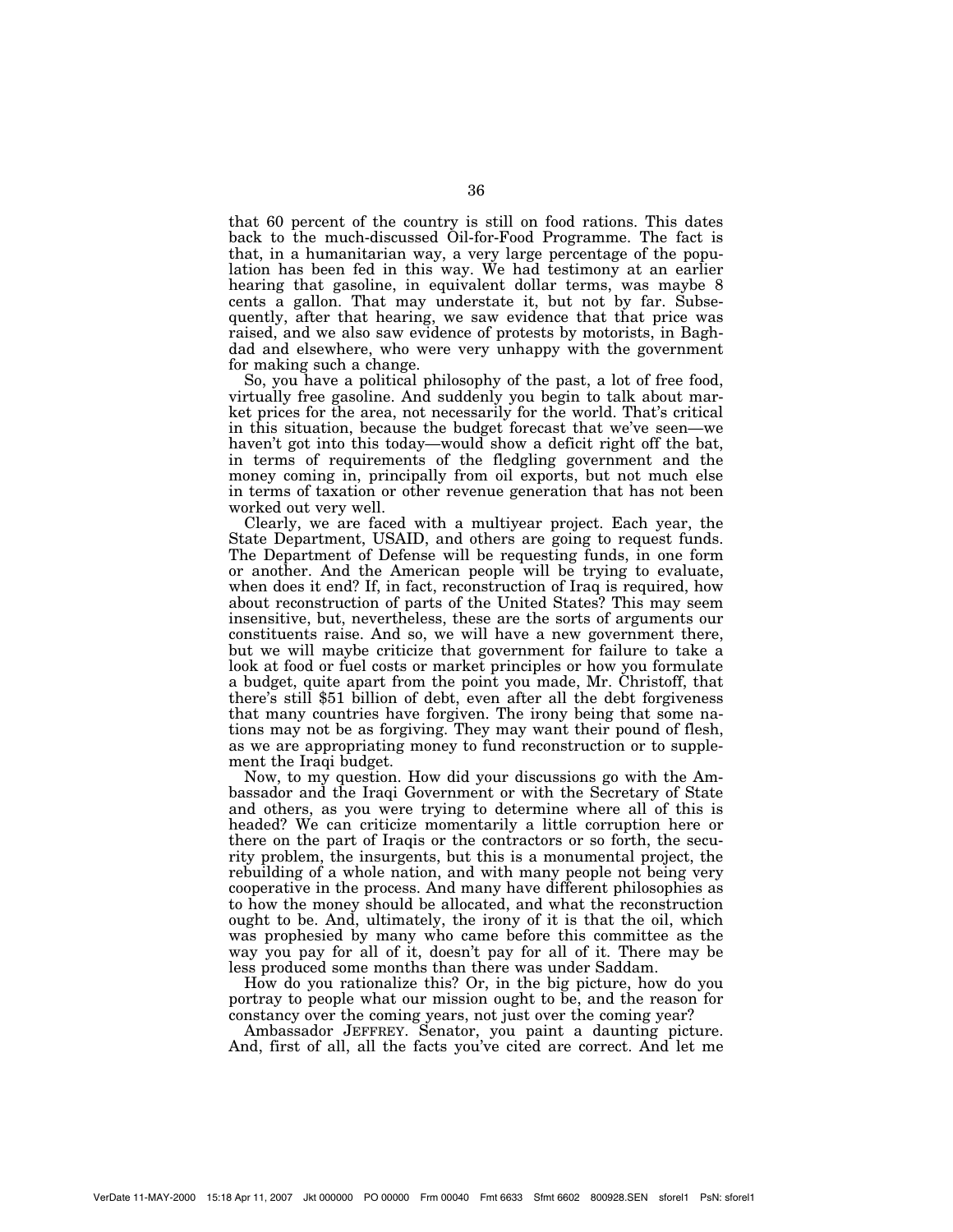that 60 percent of the country is still on food rations. This dates back to the much-discussed Oil-for-Food Programme. The fact is that, in a humanitarian way, a very large percentage of the population has been fed in this way. We had testimony at an earlier hearing that gasoline, in equivalent dollar terms, was maybe 8 cents a gallon. That may understate it, but not by far. Subsequently, after that hearing, we saw evidence that that price was raised, and we also saw evidence of protests by motorists, in Baghdad and elsewhere, who were very unhappy with the government for making such a change.

So, you have a political philosophy of the past, a lot of free food, virtually free gasoline. And suddenly you begin to talk about market prices for the area, not necessarily for the world. That's critical in this situation, because the budget forecast that we've seen—we haven't got into this today—would show a deficit right off the bat, in terms of requirements of the fledgling government and the money coming in, principally from oil exports, but not much else in terms of taxation or other revenue generation that has not been worked out very well.

Clearly, we are faced with a multiyear project. Each year, the State Department, USAID, and others are going to request funds. The Department of Defense will be requesting funds, in one form or another. And the American people will be trying to evaluate, when does it end? If, in fact, reconstruction of Iraq is required, how about reconstruction of parts of the United States? This may seem insensitive, but, nevertheless, these are the sorts of arguments our constituents raise. And so, we will have a new government there, but we will maybe criticize that government for failure to take a look at food or fuel costs or market principles or how you formulate a budget, quite apart from the point you made, Mr. Christoff, that there's still $51 billion of debt, even after all the debt forgiveness that many countries have forgiven. The irony being that some nations may not be as forgiving. They may want their pound of flesh, as we are appropriating money to fund reconstruction or to supplement the Iraqi budget.

Now, to my question. How did your discussions go with the Ambassador and the Iraqi Government or with the Secretary of State and others, as you were trying to determine where all of this is headed? We can criticize momentarily a little corruption here or there on the part of Iraqis or the contractors or so forth, the security problem, the insurgents, but this is a monumental project, the rebuilding of a whole nation, and with many people not being very cooperative in the process. And many have different philosophies as to how the money should be allocated, and what the reconstruction ought to be. And, ultimately, the irony of it is that the oil, which was prophesied by many who came before this committee as the way you pay for all of it, doesn't pay for all of it. There may be less produced some months than there was under Saddam.

How do you rationalize this? Or, in the big picture, how do you portray to people what our mission ought to be, and the reason for constancy over the coming years, not just over the coming year?

Ambassador JEFFREY. Senator, you paint a daunting picture. And, first of all, all the facts you've cited are correct. And let me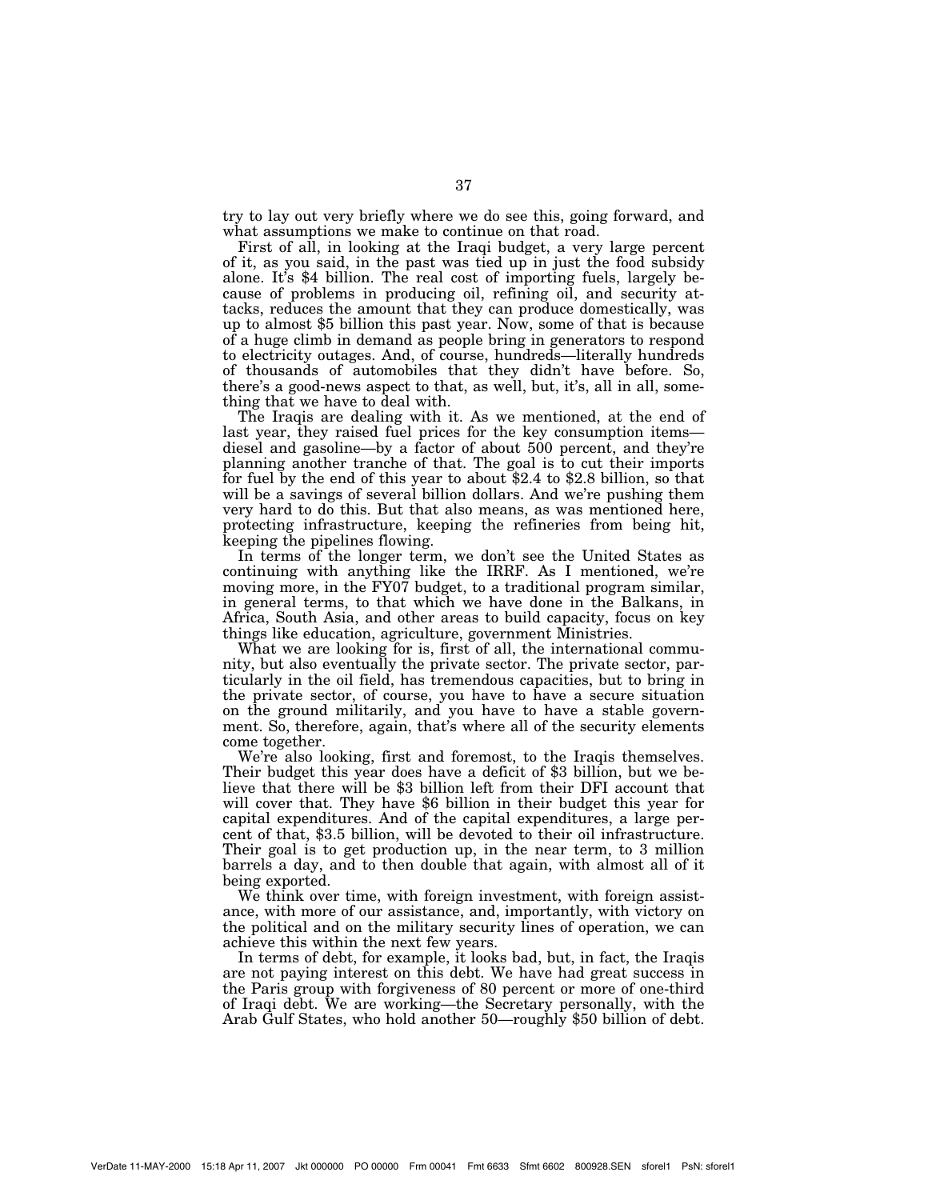try to lay out very briefly where we do see this, going forward, and what assumptions we make to continue on that road.

First of all, in looking at the Iraqi budget, a very large percent of it, as you said, in the past was tied up in just the food subsidy alone. It's $4 billion. The real cost of importing fuels, largely because of problems in producing oil, refining oil, and security attacks, reduces the amount that they can produce domestically, was up to almost $5 billion this past year. Now, some of that is because of a huge climb in demand as people bring in generators to respond to electricity outages. And, of course, hundreds—literally hundreds of thousands of automobiles that they didn't have before. So, there's a good-news aspect to that, as well, but, it's, all in all, something that we have to deal with.

The Iraqis are dealing with it. As we mentioned, at the end of last year, they raised fuel prices for the key consumption items—diesel and gasoline—by a factor of about 500 percent, and they're planning another tranche of that. The goal is to cut their imports for fuel by the end of this year to about $2.4 to $2.8 billion, so that will be a savings of several billion dollars. And we're pushing them very hard to do this. But that also means, as was mentioned here, protecting infrastructure, keeping the refineries from being hit, keeping the pipelines flowing.

In terms of the longer term, we don't see the United States as continuing with anything like the IRRF. As I mentioned, we're moving more, in the FY07 budget, to a traditional program similar, in general terms, to that which we have done in the Balkans, in Africa, South Asia, and other areas to build capacity, focus on key things like education, agriculture, government Ministries.

What we are looking for is, first of all, the international community, but also eventually the private sector. The private sector, particularly in the oil field, has tremendous capacities, but to bring in the private sector, of course, you have to have a secure situation on the ground militarily, and you have to have a stable government. So, therefore, again, that's where all of the security elements come together.

We're also looking, first and foremost, to the Iraqis themselves. Their budget this year does have a deficit of $3 billion, but we believe that there will be $3 billion left from their DFI account that will cover that. They have $6 billion in their budget this year for capital expenditures. And of the capital expenditures, a large percent of that, $3.5 billion, will be devoted to their oil infrastructure. Their goal is to get production up, in the near term, to 3 million barrels a day, and to then double that again, with almost all of it being exported.

We think over time, with foreign investment, with foreign assistance, with more of our assistance, and, importantly, with victory on the political and on the military security lines of operation, we can achieve this within the next few years.

In terms of debt, for example, it looks bad, but, in fact, the Iraqis are not paying interest on this debt. We have had great success in the Paris group with forgiveness of 80 percent or more of one-third of Iraqi debt. We are working—the Secretary personally, with the Arab Gulf States, who hold another 50—roughly $50 billion of debt.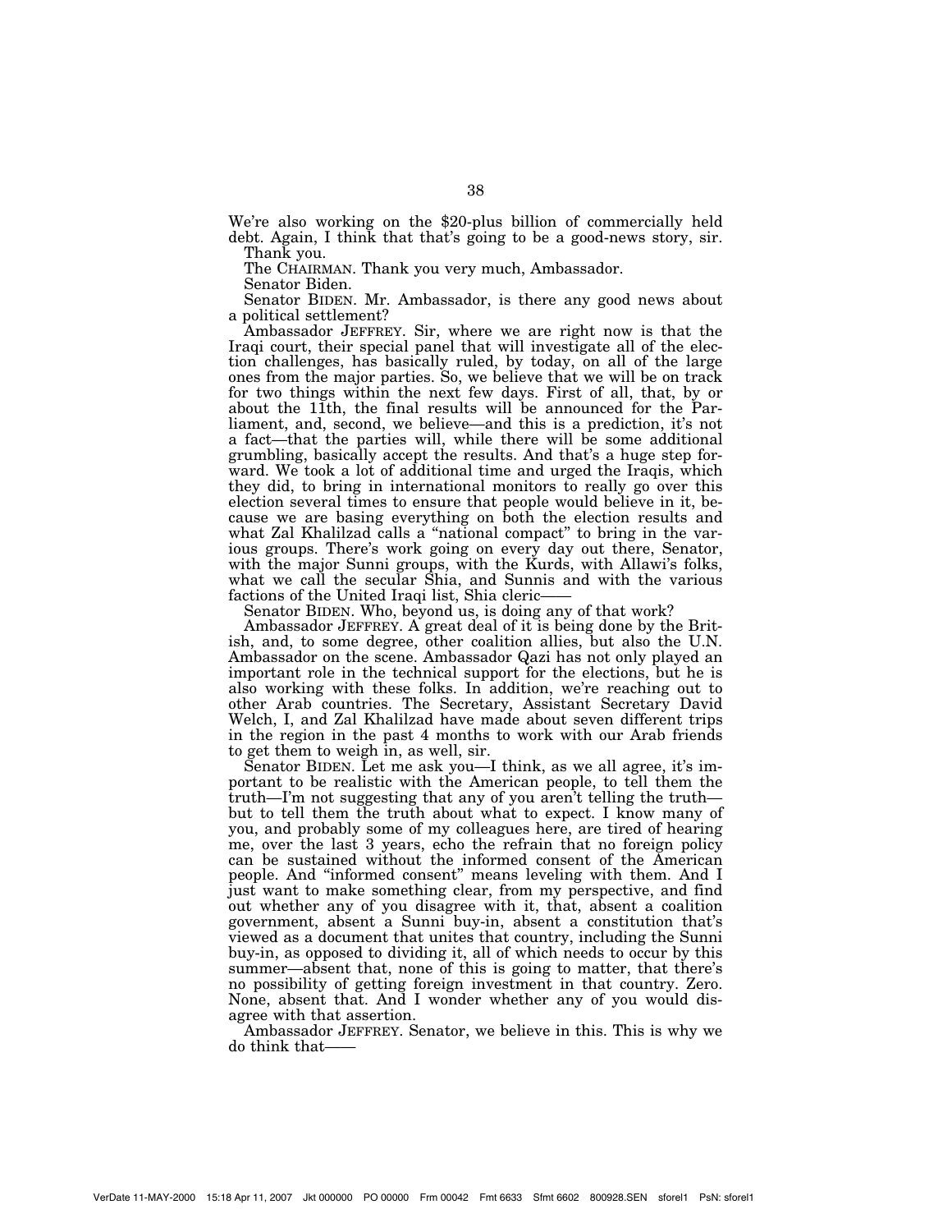We're also working on the $20-plus billion of commercially held debt. Again, I think that that's going to be a good-news story, sir.

Thank you.

The CHAIRMAN. Thank you very much, Ambassador.

Senator Biden.

Senator BIDEN. Mr. Ambassador, is there any good news about a political settlement?

Ambassador JEFFREY. Sir, where we are right now is that the Iraqi court, their special panel that will investigate all of the election challenges, has basically ruled, by today, on all of the large ones from the major parties. So, we believe that we will be on track for two things within the next few days. First of all, that, by or about the 11th, the final results will be announced for the Parliament, and, second, we believe—and this is a prediction, it's not a fact—that the parties will, while there will be some additional grumbling, basically accept the results. And that's a huge step forward. We took a lot of additional time and urged the Iraqis, which they did, to bring in international monitors to really go over this election several times to ensure that people would believe in it, because we are basing everything on both the election results and what Zal Khalilzad calls a "national compact" to bring in the various groups. There's work going on every day out there, Senator, with the major Sunni groups, with the Kurds, with Allawi's folks, what we call the secular Shia, and Sunnis and with the various factions of the United Iraqi list, Shia cleric——

Senator BIDEN. Who, beyond us, is doing any of that work?

Ambassador JEFFREY. A great deal of it is being done by the British, and, to some degree, other coalition allies, but also the U.N. Ambassador on the scene. Ambassador Qazi has not only played an important role in the technical support for the elections, but he is also working with these folks. In addition, we're reaching out to other Arab countries. The Secretary, Assistant Secretary David Welch, I, and Zal Khalilzad have made about seven different trips in the region in the past 4 months to work with our Arab friends to get them to weigh in, as well, sir.

Senator BIDEN. Let me ask you—I think, as we all agree, it's important to be realistic with the American people, to tell them the truth—I'm not suggesting that any of you aren't telling the truth—but to tell them the truth about what to expect. I know many of you, and probably some of my colleagues here, are tired of hearing me, over the last 3 years, echo the refrain that no foreign policy can be sustained without the informed consent of the American people. And "informed consent" means leveling with them. And I just want to make something clear, from my perspective, and find out whether any of you disagree with it, that, absent a coalition government, absent a Sunni buy-in, absent a constitution that's viewed as a document that unites that country, including the Sunni buy-in, as opposed to dividing it, all of which needs to occur by this summer—absent that, none of this is going to matter, that there's no possibility of getting foreign investment in that country. Zero. None, absent that. And I wonder whether any of you would disagree with that assertion.

Ambassador JEFFREY. Senator, we believe in this. This is why we do think that——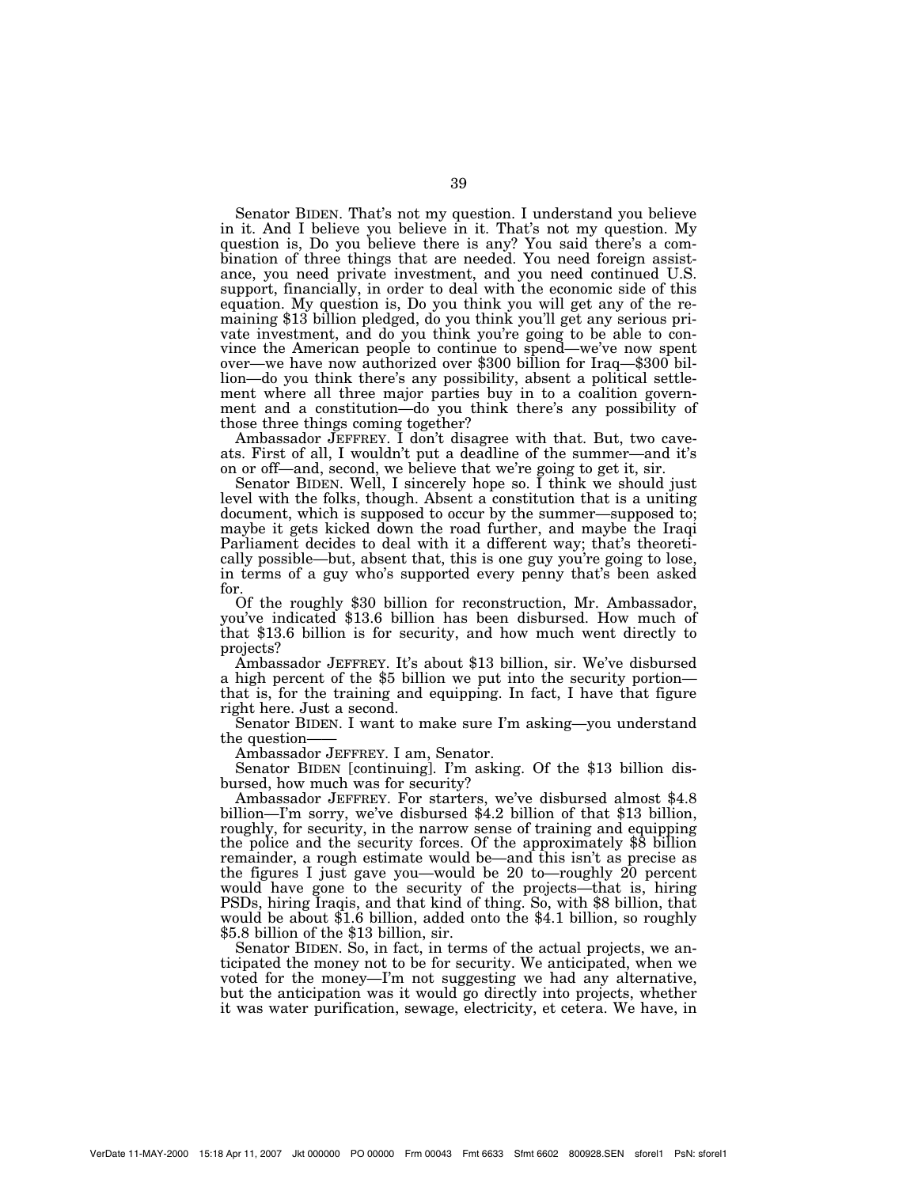Senator BIDEN. That's not my question. I understand you believe in it. And I believe you believe in it. That's not my question. My question is, Do you believe there is any? You said there's a combination of three things that are needed. You need foreign assistance, you need private investment, and you need continued U.S. support, financially, in order to deal with the economic side of this equation. My question is, Do you think you will get any of the remaining $13 billion pledged, do you think you'll get any serious private investment, and do you think you're going to be able to convince the American people to continue to spend—we've now spent over—we have now authorized over $300 billion for Iraq—$300 billion—do you think there's any possibility, absent a political settlement where all three major parties buy in to a coalition government and a constitution—do you think there's any possibility of those three things coming together?

Ambassador JEFFREY. I don't disagree with that. But, two caveats. First of all, I wouldn't put a deadline of the summer—and it's on or off—and, second, we believe that we're going to get it, sir.

Senator BIDEN. Well, I sincerely hope so. I think we should just level with the folks, though. Absent a constitution that is a uniting document, which is supposed to occur by the summer—supposed to; maybe it gets kicked down the road further, and maybe the Iraqi Parliament decides to deal with it a different way; that's theoretically possible—but, absent that, this is one guy you're going to lose, in terms of a guy who's supported every penny that's been asked for.

Of the roughly $30 billion for reconstruction, Mr. Ambassador, you've indicated $13.6 billion has been disbursed. How much of that $13.6 billion is for security, and how much went directly to projects?

Ambassador JEFFREY. It's about $13 billion, sir. We've disbursed a high percent of the $5 billion we put into the security portion—that is, for the training and equipping. In fact, I have that figure right here. Just a second.

Senator BIDEN. I want to make sure I'm asking—you understand the question——

Ambassador JEFFREY. I am, Senator.

Senator BIDEN [continuing]. I'm asking. Of the $13 billion disbursed, how much was for security?

Ambassador JEFFREY. For starters, we've disbursed almost $4.8 billion—I'm sorry, we've disbursed $4.2 billion of that $13 billion, roughly, for security, in the narrow sense of training and equipping the police and the security forces. Of the approximately $8 billion remainder, a rough estimate would be—and this isn't as precise as the figures I just gave you—would be 20 to—roughly 20 percent would have gone to the security of the projects—that is, hiring PSDs, hiring Iraqis, and that kind of thing. So, with $8 billion, that would be about $1.6 billion, added onto the $4.1 billion, so roughly $5.8 billion of the $13 billion, sir.

Senator BIDEN. So, in fact, in terms of the actual projects, we anticipated the money not to be for security. We anticipated, when we voted for the money—I'm not suggesting we had any alternative, but the anticipation was it would go directly into projects, whether it was water purification, sewage, electricity, et cetera. We have, in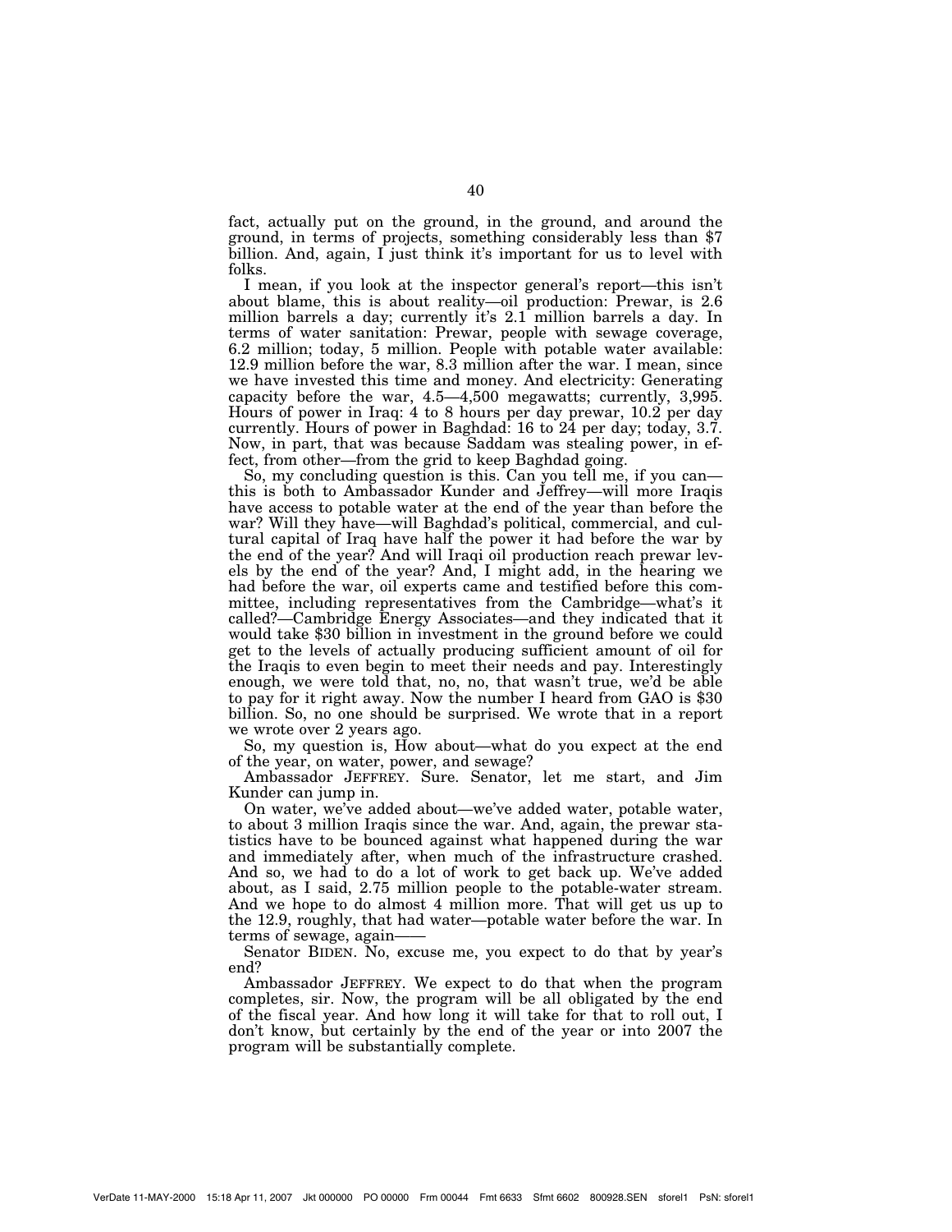fact, actually put on the ground, in the ground, and around the ground, in terms of projects, something considerably less than $7 billion. And, again, I just think it's important for us to level with folks.

I mean, if you look at the inspector general's report—this isn't about blame, this is about reality—oil production: Prewar, is 2.6 million barrels a day; currently it's 2.1 million barrels a day. In terms of water sanitation: Prewar, people with sewage coverage, 6.2 million; today, 5 million. People with potable water available: 12.9 million before the war, 8.3 million after the war. I mean, since we have invested this time and money. And electricity: Generating capacity before the war, 4.5—4,500 megawatts; currently, 3,995. Hours of power in Iraq: 4 to 8 hours per day prewar, 10.2 per day currently. Hours of power in Baghdad: 16 to 24 per day; today, 3.7. Now, in part, that was because Saddam was stealing power, in effect, from other—from the grid to keep Baghdad going.

So, my concluding question is this. Can you tell me, if you can—this is both to Ambassador Kunder and Jeffrey—will more Iraqis have access to potable water at the end of the year than before the war? Will they have—will Baghdad's political, commercial, and cultural capital of Iraq have half the power it had before the war by the end of the year? And will Iraqi oil production reach prewar levels by the end of the year? And, I might add, in the hearing we had before the war, oil experts came and testified before this committee, including representatives from the Cambridge—what's it called?—Cambridge Energy Associates—and they indicated that it would take $30 billion in investment in the ground before we could get to the levels of actually producing sufficient amount of oil for the Iraqis to even begin to meet their needs and pay. Interestingly enough, we were told that, no, no, that wasn't true, we'd be able to pay for it right away. Now the number I heard from GAO is $30 billion. So, no one should be surprised. We wrote that in a report we wrote over 2 years ago.

So, my question is, How about—what do you expect at the end of the year, on water, power, and sewage?

Ambassador JEFFREY. Sure. Senator, let me start, and Jim Kunder can jump in.

On water, we've added about—we've added water, potable water, to about 3 million Iraqis since the war. And, again, the prewar statistics have to be bounced against what happened during the war and immediately after, when much of the infrastructure crashed. And so, we had to do a lot of work to get back up. We've added about, as I said, 2.75 million people to the potable-water stream. And we hope to do almost 4 million more. That will get us up to the 12.9, roughly, that had water—potable water before the war. In terms of sewage, again——

Senator BIDEN. No, excuse me, you expect to do that by year's end?

Ambassador JEFFREY. We expect to do that when the program completes, sir. Now, the program will be all obligated by the end of the fiscal year. And how long it will take for that to roll out, I don't know, but certainly by the end of the year or into 2007 the program will be substantially complete.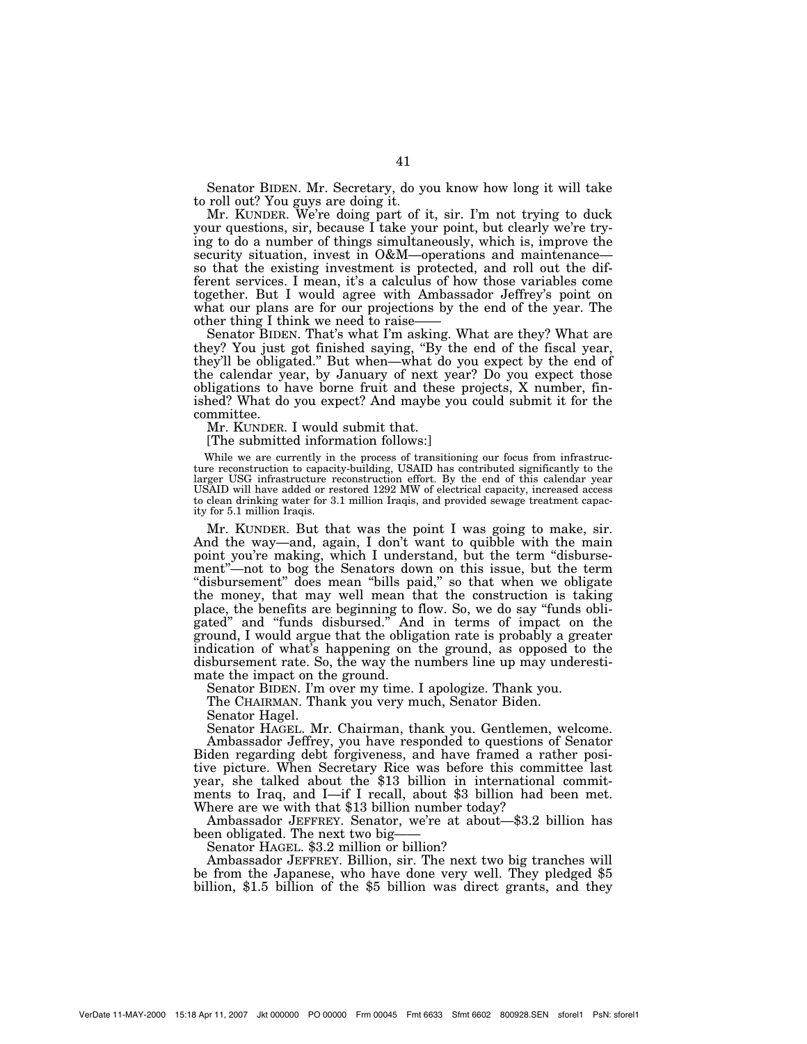Senator BIDEN. Mr. Secretary, do you know how long it will take to roll out? You guys are doing it.

Mr. KUNDER. We're doing part of it, sir. I'm not trying to duck your questions, sir, because I take your point, but clearly we're trying to do a number of things simultaneously, which is, improve the security situation, invest in O&M—operations and maintenance—so that the existing investment is protected, and roll out the different services. I mean, it's a calculus of how those variables come together. But I would agree with Ambassador Jeffrey's point on what our plans are for our projections by the end of the year. The other thing I think we need to raise——

Senator BIDEN. That's what I'm asking. What are they? What are they? You just got finished saying, "By the end of the fiscal year, they'll be obligated." But when—what do you expect by the end of the calendar year, by January of next year? Do you expect those obligations to have borne fruit and these projects, X number, finished? What do you expect? And maybe you could submit it for the committee.

Mr. KUNDER. I would submit that.

[The submitted information follows:]

While we are currently in the process of transitioning our focus from infrastructure reconstruction to capacity-building, USAID has contributed significantly to the larger USG infrastructure reconstruction effort. By the end of this calendar year USAID will have added or restored 1292 MW of electrical capacity, increased access to clean drinking water for 3.1 million Iraqis, and provided sewage treatment capacity for 5.1 million Iraqis.

Mr. KUNDER. But that was the point I was going to make, sir. And the way—and, again, I don't want to quibble with the main point you're making, which I understand, but the term "disbursement"—not to bog the Senators down on this issue, but the term "disbursement" does mean "bills paid," so that when we obligate the money, that may well mean that the construction is taking place, the benefits are beginning to flow. So, we do say "funds obligated" and "funds disbursed." And in terms of impact on the ground, I would argue that the obligation rate is probably a greater indication of what's happening on the ground, as opposed to the disbursement rate. So, the way the numbers line up may underestimate the impact on the ground.

Senator BIDEN. I'm over my time. I apologize. Thank you.

The CHAIRMAN. Thank you very much, Senator Biden.

Senator Hagel.

Senator HAGEL. Mr. Chairman, thank you. Gentlemen, welcome.

Ambassador Jeffrey, you have responded to questions of Senator Biden regarding debt forgiveness, and have framed a rather positive picture. When Secretary Rice was before this committee last year, she talked about the $13 billion in international commitments to Iraq, and I—if I recall, about $3 billion had been met. Where are we with that $13 billion number today?

Ambassador JEFFREY. Senator, we're at about—$3.2 billion has been obligated. The next two big——

Senator HAGEL. $3.2 million or billion?

Ambassador JEFFREY. Billion, sir. The next two big tranches will be from the Japanese, who have done very well. They pledged $5 billion, $1.5 billion of the $5 billion was direct grants, and they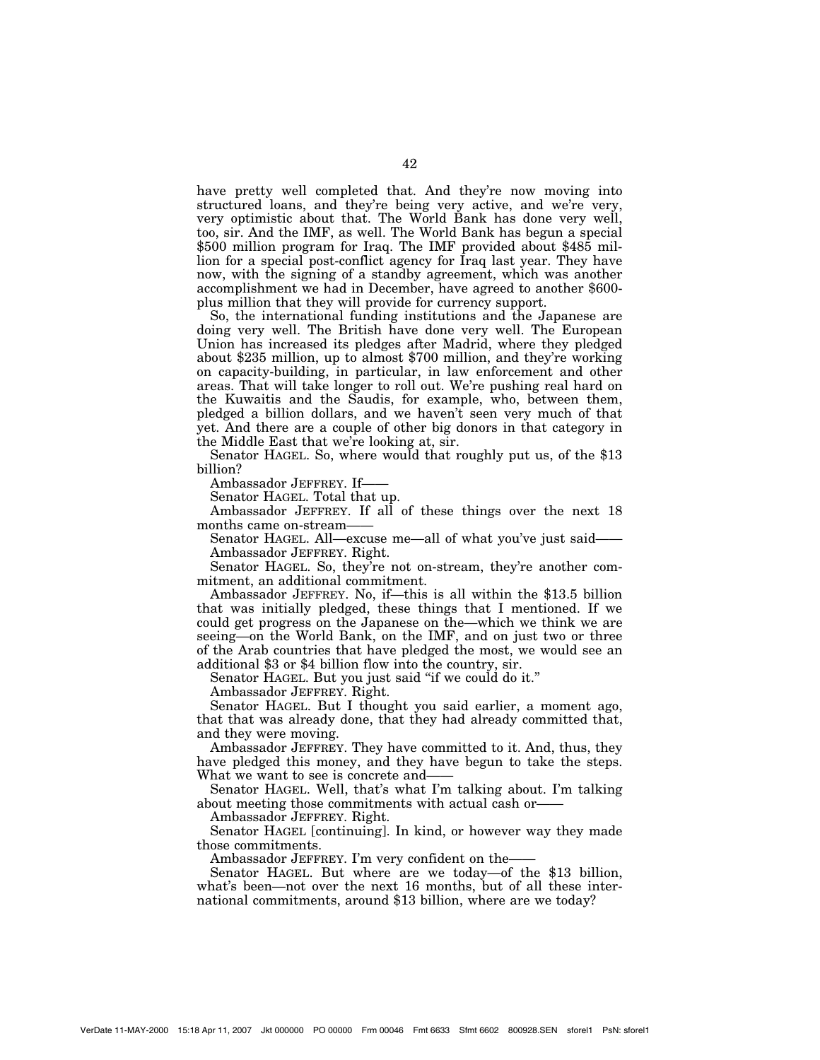have pretty well completed that. And they're now moving into structured loans, and they're being very active, and we're very, very optimistic about that. The World Bank has done very well, too, sir. And the IMF, as well. The World Bank has begun a special $500 million program for Iraq. The IMF provided about $485 million for a special post-conflict agency for Iraq last year. They have now, with the signing of a standby agreement, which was another accomplishment we had in December, have agreed to another $600-plus million that they will provide for currency support.

So, the international funding institutions and the Japanese are doing very well. The British have done very well. The European Union has increased its pledges after Madrid, where they pledged about $235 million, up to almost $700 million, and they're working on capacity-building, in particular, in law enforcement and other areas. That will take longer to roll out. We're pushing real hard on the Kuwaitis and the Saudis, for example, who, between them, pledged a billion dollars, and we haven't seen very much of that yet. And there are a couple of other big donors in that category in the Middle East that we're looking at, sir.

Senator HAGEL. So, where would that roughly put us, of the $13 billion?

Ambassador JEFFREY. If——

Senator HAGEL. Total that up.

Ambassador JEFFREY. If all of these things over the next 18 months came on-stream——

Senator HAGEL. All—excuse me—all of what you've just said——

Ambassador JEFFREY. Right.

Senator HAGEL. So, they're not on-stream, they're another commitment, an additional commitment.

Ambassador JEFFREY. No, if—this is all within the $13.5 billion that was initially pledged, these things that I mentioned. If we could get progress on the Japanese on the—which we think we are seeing—on the World Bank, on the IMF, and on just two or three of the Arab countries that have pledged the most, we would see an additional $3 or $4 billion flow into the country, sir.

Senator HAGEL. But you just said "if we could do it."

Ambassador JEFFREY. Right.

Senator HAGEL. But I thought you said earlier, a moment ago, that that was already done, that they had already committed that, and they were moving.

Ambassador JEFFREY. They have committed to it. And, thus, they have pledged this money, and they have begun to take the steps. What we want to see is concrete and——

Senator HAGEL. Well, that's what I'm talking about. I'm talking about meeting those commitments with actual cash or——

Ambassador JEFFREY. Right.

Senator HAGEL [continuing]. In kind, or however way they made those commitments.

Ambassador JEFFREY. I'm very confident on the——

Senator HAGEL. But where are we today—of the $13 billion, what's been—not over the next 16 months, but of all these international commitments, around $13 billion, where are we today?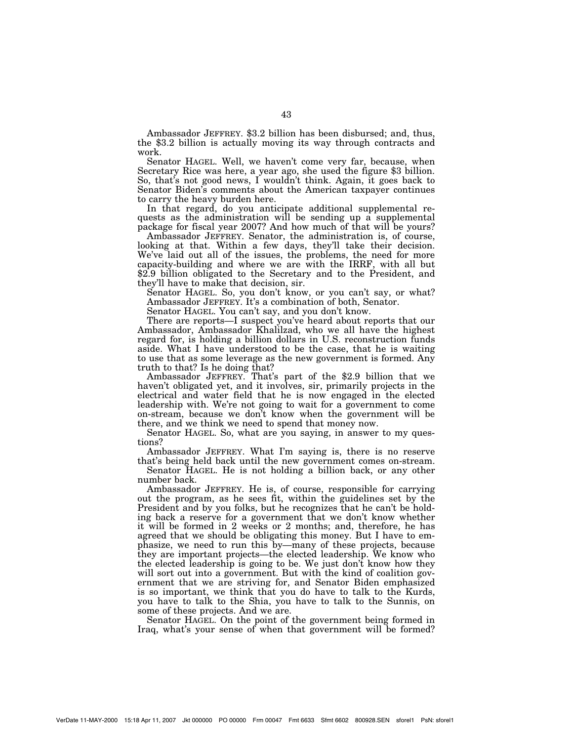Ambassador JEFFREY. $3.2 billion has been disbursed; and, thus, the $3.2 billion is actually moving its way through contracts and work.

Senator HAGEL. Well, we haven't come very far, because, when Secretary Rice was here, a year ago, she used the figure $3 billion. So, that's not good news, I wouldn't think. Again, it goes back to Senator Biden's comments about the American taxpayer continues to carry the heavy burden here.

In that regard, do you anticipate additional supplemental requests as the administration will be sending up a supplemental package for fiscal year 2007? And how much of that will be yours?

Ambassador JEFFREY. Senator, the administration is, of course, looking at that. Within a few days, they'll take their decision. We've laid out all of the issues, the problems, the need for more capacity-building and where we are with the IRRF, with all but $2.9 billion obligated to the Secretary and to the President, and they'll have to make that decision, sir.

Senator HAGEL. So, you don't know, or you can't say, or what?

Ambassador JEFFREY. It's a combination of both, Senator.

Senator HAGEL. You can't say, and you don't know.

There are reports—I suspect you've heard about reports that our Ambassador, Ambassador Khalilzad, who we all have the highest regard for, is holding a billion dollars in U.S. reconstruction funds aside. What I have understood to be the case, that he is waiting to use that as some leverage as the new government is formed. Any truth to that? Is he doing that?

Ambassador JEFFREY. That's part of the $2.9 billion that we haven't obligated yet, and it involves, sir, primarily projects in the electrical and water field that he is now engaged in the elected leadership with. We're not going to wait for a government to come on-stream, because we don't know when the government will be there, and we think we need to spend that money now.

Senator HAGEL. So, what are you saying, in answer to my questions?

Ambassador JEFFREY. What I'm saying is, there is no reserve that's being held back until the new government comes on-stream.

Senator HAGEL. He is not holding a billion back, or any other number back.

Ambassador JEFFREY. He is, of course, responsible for carrying out the program, as he sees fit, within the guidelines set by the President and by you folks, but he recognizes that he can't be holding back a reserve for a government that we don't know whether it will be formed in 2 weeks or 2 months; and, therefore, he has agreed that we should be obligating this money. But I have to emphasize, we need to run this by—many of these projects, because they are important projects—the elected leadership. We know who the elected leadership is going to be. We just don't know how they will sort out into a government. But with the kind of coalition government that we are striving for, and Senator Biden emphasized is so important, we think that you do have to talk to the Kurds, you have to talk to the Shia, you have to talk to the Sunnis, on some of these projects. And we are.

Senator HAGEL. On the point of the government being formed in Iraq, what's your sense of when that government will be formed?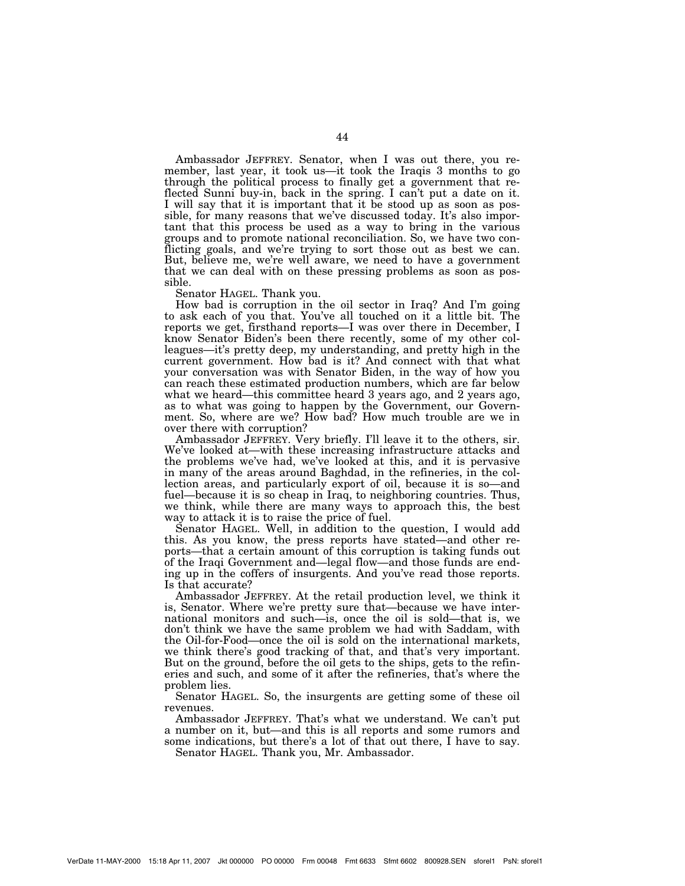Ambassador JEFFREY. Senator, when I was out there, you remember, last year, it took us—it took the Iraqis 3 months to go through the political process to finally get a government that reflected Sunni buy-in, back in the spring. I can't put a date on it. I will say that it is important that it be stood up as soon as possible, for many reasons that we've discussed today. It's also important that this process be used as a way to bring in the various groups and to promote national reconciliation. So, we have two conflicting goals, and we're trying to sort those out as best we can. But, believe me, we're well aware, we need to have a government that we can deal with on these pressing problems as soon as possible.

Senator HAGEL. Thank you.

How bad is corruption in the oil sector in Iraq? And I'm going to ask each of you that. You've all touched on it a little bit. The reports we get, firsthand reports—I was over there in December, I know Senator Biden's been there recently, some of my other colleagues—it's pretty deep, my understanding, and pretty high in the current government. How bad is it? And connect with that what your conversation was with Senator Biden, in the way of how you can reach these estimated production numbers, which are far below what we heard—this committee heard 3 years ago, and 2 years ago, as to what was going to happen by the Government, our Government. So, where are we? How bad? How much trouble are we in over there with corruption?

Ambassador JEFFREY. Very briefly. I'll leave it to the others, sir. We've looked at—with these increasing infrastructure attacks and the problems we've had, we've looked at this, and it is pervasive in many of the areas around Baghdad, in the refineries, in the collection areas, and particularly export of oil, because it is so—and fuel—because it is so cheap in Iraq, to neighboring countries. Thus, we think, while there are many ways to approach this, the best way to attack it is to raise the price of fuel.

Senator HAGEL. Well, in addition to the question, I would add this. As you know, the press reports have stated—and other reports—that a certain amount of this corruption is taking funds out of the Iraqi Government and—legal flow—and those funds are ending up in the coffers of insurgents. And you've read those reports. Is that accurate?

Ambassador JEFFREY. At the retail production level, we think it is, Senator. Where we're pretty sure that—because we have international monitors and such—is, once the oil is sold—that is, we don't think we have the same problem we had with Saddam, with the Oil-for-Food—once the oil is sold on the international markets, we think there's good tracking of that, and that's very important. But on the ground, before the oil gets to the ships, gets to the refineries and such, and some of it after the refineries, that's where the problem lies.

Senator HAGEL. So, the insurgents are getting some of these oil revenues.

Ambassador JEFFREY. That's what we understand. We can't put a number on it, but—and this is all reports and some rumors and some indications, but there's a lot of that out there, I have to say.

Senator HAGEL. Thank you, Mr. Ambassador.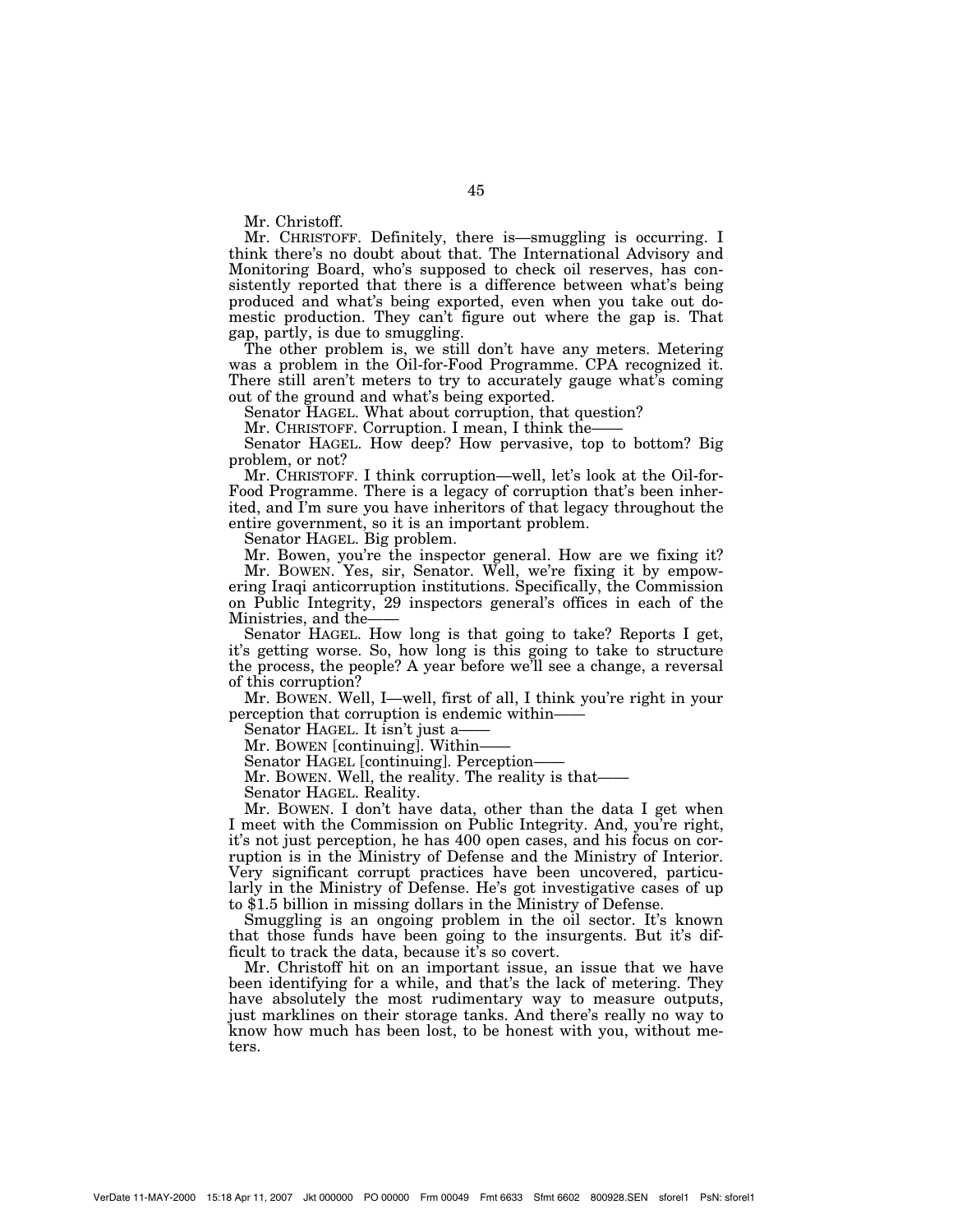Mr. Christoff.

Mr. CHRISTOFF. Definitely, there is—smuggling is occurring. I think there's no doubt about that. The International Advisory and Monitoring Board, who's supposed to check oil reserves, has consistently reported that there is a difference between what's being produced and what's being exported, even when you take out domestic production. They can't figure out where the gap is. That gap, partly, is due to smuggling.

The other problem is, we still don't have any meters. Metering was a problem in the Oil-for-Food Programme. CPA recognized it. There still aren't meters to try to accurately gauge what's coming out of the ground and what's being exported.

Senator HAGEL. What about corruption, that question?

Mr. CHRISTOFF. Corruption. I mean, I think the——

Senator HAGEL. How deep? How pervasive, top to bottom? Big problem, or not?

Mr. CHRISTOFF. I think corruption—well, let's look at the Oil-for-Food Programme. There is a legacy of corruption that's been inherited, and I'm sure you have inheritors of that legacy throughout the entire government, so it is an important problem.

Senator HAGEL. Big problem.

Mr. Bowen, you're the inspector general. How are we fixing it?

Mr. BOWEN. Yes, sir, Senator. Well, we're fixing it by empowering Iraqi anticorruption institutions. Specifically, the Commission on Public Integrity, 29 inspectors general's offices in each of the Ministries, and the——

Senator HAGEL. How long is that going to take? Reports I get, it's getting worse. So, how long is this going to take to structure the process, the people? A year before we'll see a change, a reversal of this corruption?

Mr. BOWEN. Well, I—well, first of all, I think you're right in your perception that corruption is endemic within——

Senator HAGEL. It isn't just a——

Mr. BOWEN [continuing]. Within——

Senator HAGEL [continuing]. Perception——

Mr. BOWEN. Well, the reality. The reality is that——

Senator HAGEL. Reality.

Mr. BOWEN. I don't have data, other than the data I get when I meet with the Commission on Public Integrity. And, you're right, it's not just perception, he has 400 open cases, and his focus on corruption is in the Ministry of Defense and the Ministry of Interior. Very significant corrupt practices have been uncovered, particularly in the Ministry of Defense. He's got investigative cases of up to $1.5 billion in missing dollars in the Ministry of Defense.

Smuggling is an ongoing problem in the oil sector. It's known that those funds have been going to the insurgents. But it's difficult to track the data, because it's so covert.

Mr. Christoff hit on an important issue, an issue that we have been identifying for a while, and that's the lack of metering. They have absolutely the most rudimentary way to measure outputs, just marklines on their storage tanks. And there's really no way to know how much has been lost, to be honest with you, without meters.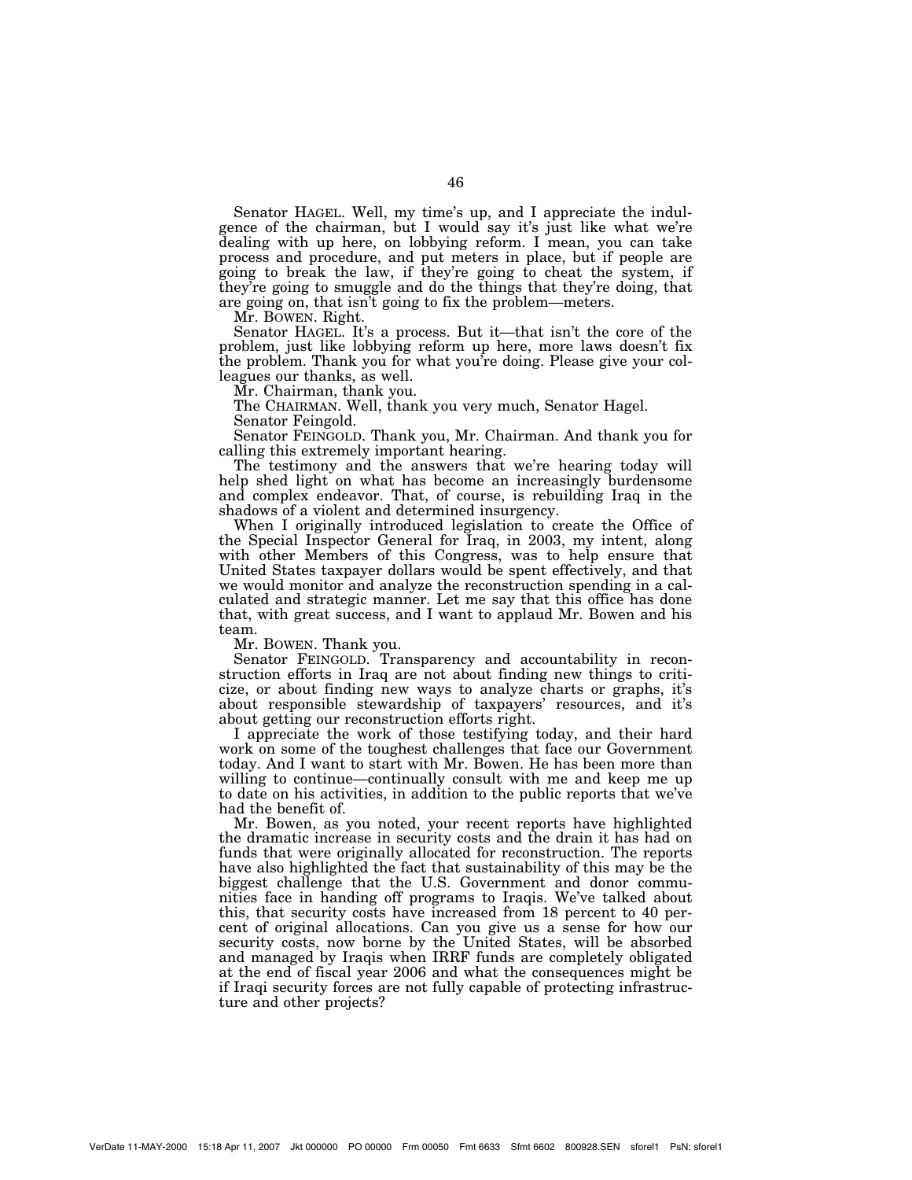Senator HAGEL. Well, my time's up, and I appreciate the indulgence of the chairman, but I would say it's just like what we're dealing with up here, on lobbying reform. I mean, you can take process and procedure, and put meters in place, but if people are going to break the law, if they're going to cheat the system, if they're going to smuggle and do the things that they're doing, that are going on, that isn't going to fix the problem—meters.

Mr. BOWEN. Right.

Senator HAGEL. It's a process. But it—that isn't the core of the problem, just like lobbying reform up here, more laws doesn't fix the problem. Thank you for what you're doing. Please give your colleagues our thanks, as well.

Mr. Chairman, thank you.

The CHAIRMAN. Well, thank you very much, Senator Hagel.

Senator Feingold.

Senator FEINGOLD. Thank you, Mr. Chairman. And thank you for calling this extremely important hearing.

The testimony and the answers that we're hearing today will help shed light on what has become an increasingly burdensome and complex endeavor. That, of course, is rebuilding Iraq in the shadows of a violent and determined insurgency.

When I originally introduced legislation to create the Office of the Special Inspector General for Iraq, in 2003, my intent, along with other Members of this Congress, was to help ensure that United States taxpayer dollars would be spent effectively, and that we would monitor and analyze the reconstruction spending in a calculated and strategic manner. Let me say that this office has done that, with great success, and I want to applaud Mr. Bowen and his team.

Mr. BOWEN. Thank you.

Senator FEINGOLD. Transparency and accountability in reconstruction efforts in Iraq are not about finding new things to criticize, or about finding new ways to analyze charts or graphs, it's about responsible stewardship of taxpayers' resources, and it's about getting our reconstruction efforts right.

I appreciate the work of those testifying today, and their hard work on some of the toughest challenges that face our Government today. And I want to start with Mr. Bowen. He has been more than willing to continue—continually consult with me and keep me up to date on his activities, in addition to the public reports that we've had the benefit of.

Mr. Bowen, as you noted, your recent reports have highlighted the dramatic increase in security costs and the drain it has had on funds that were originally allocated for reconstruction. The reports have also highlighted the fact that sustainability of this may be the biggest challenge that the U.S. Government and donor communities face in handing off programs to Iraqis. We've talked about this, that security costs have increased from 18 percent to 40 percent of original allocations. Can you give us a sense for how our security costs, now borne by the United States, will be absorbed and managed by Iraqis when IRRF funds are completely obligated at the end of fiscal year 2006 and what the consequences might be if Iraqi security forces are not fully capable of protecting infrastructure and other projects?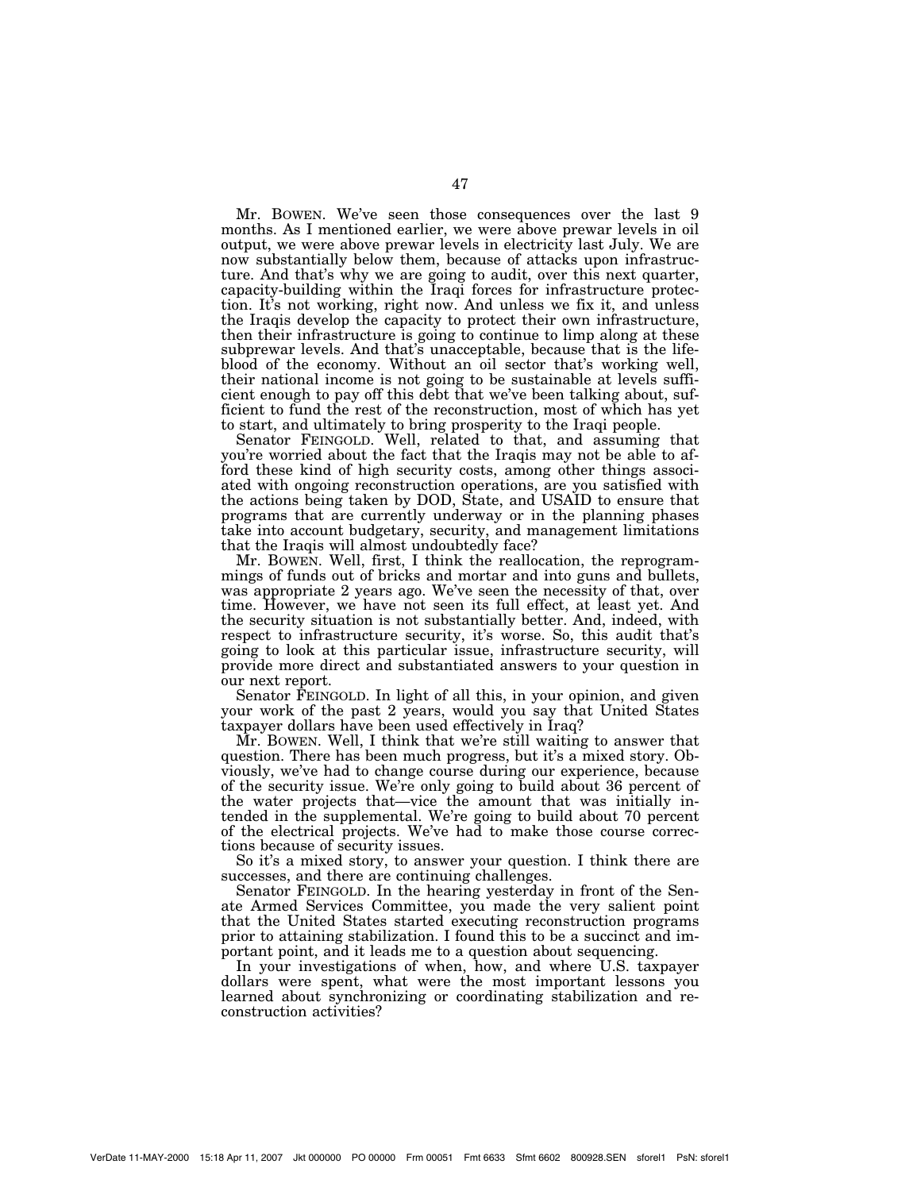Mr. BOWEN. We've seen those consequences over the last 9 months. As I mentioned earlier, we were above prewar levels in oil output, we were above prewar levels in electricity last July. We are now substantially below them, because of attacks upon infrastructure. And that's why we are going to audit, over this next quarter, capacity-building within the Iraqi forces for infrastructure protection. It's not working, right now. And unless we fix it, and unless the Iraqis develop the capacity to protect their own infrastructure, then their infrastructure is going to continue to limp along at these subprewar levels. And that's unacceptable, because that is the lifeblood of the economy. Without an oil sector that's working well, their national income is not going to be sustainable at levels sufficient enough to pay off this debt that we've been talking about, sufficient to fund the rest of the reconstruction, most of which has yet to start, and ultimately to bring prosperity to the Iraqi people.

Senator FEINGOLD. Well, related to that, and assuming that you're worried about the fact that the Iraqis may not be able to afford these kind of high security costs, among other things associated with ongoing reconstruction operations, are you satisfied with the actions being taken by DOD, State, and USAID to ensure that programs that are currently underway or in the planning phases take into account budgetary, security, and management limitations that the Iraqis will almost undoubtedly face?

Mr. BOWEN. Well, first, I think the reallocation, the reprogrammings of funds out of bricks and mortar and into guns and bullets, was appropriate 2 years ago. We've seen the necessity of that, over time. However, we have not seen its full effect, at least yet. And the security situation is not substantially better. And, indeed, with respect to infrastructure security, it's worse. So, this audit that's going to look at this particular issue, infrastructure security, will provide more direct and substantiated answers to your question in our next report.

Senator FEINGOLD. In light of all this, in your opinion, and given your work of the past 2 years, would you say that United States taxpayer dollars have been used effectively in Iraq?

Mr. BOWEN. Well, I think that we're still waiting to answer that question. There has been much progress, but it's a mixed story. Obviously, we've had to change course during our experience, because of the security issue. We're only going to build about 36 percent of the water projects that—vice the amount that was initially intended in the supplemental. We're going to build about 70 percent of the electrical projects. We've had to make those course corrections because of security issues.

So it's a mixed story, to answer your question. I think there are successes, and there are continuing challenges.

Senator FEINGOLD. In the hearing yesterday in front of the Senate Armed Services Committee, you made the very salient point that the United States started executing reconstruction programs prior to attaining stabilization. I found this to be a succinct and important point, and it leads me to a question about sequencing.

In your investigations of when, how, and where U.S. taxpayer dollars were spent, what were the most important lessons you learned about synchronizing or coordinating stabilization and reconstruction activities?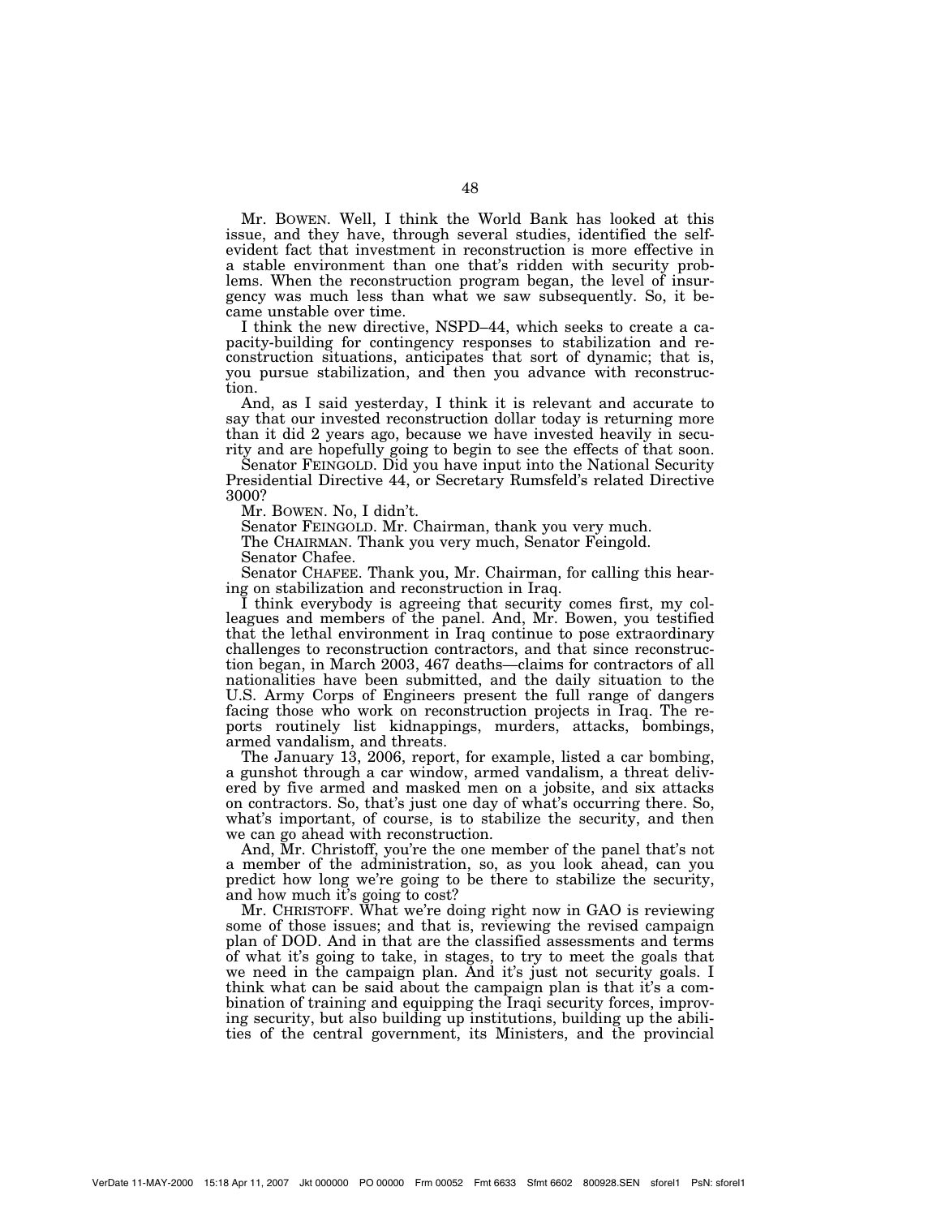Mr. BOWEN. Well, I think the World Bank has looked at this issue, and they have, through several studies, identified the self-evident fact that investment in reconstruction is more effective in a stable environment than one that's ridden with security problems. When the reconstruction program began, the level of insurgency was much less than what we saw subsequently. So, it became unstable over time.

I think the new directive, NSPD–44, which seeks to create a capacity-building for contingency responses to stabilization and reconstruction situations, anticipates that sort of dynamic; that is, you pursue stabilization, and then you advance with reconstruction.

And, as I said yesterday, I think it is relevant and accurate to say that our invested reconstruction dollar today is returning more than it did 2 years ago, because we have invested heavily in security and are hopefully going to begin to see the effects of that soon.

Senator FEINGOLD. Did you have input into the National Security Presidential Directive 44, or Secretary Rumsfeld's related Directive 3000?

Mr. BOWEN. No, I didn't.

Senator FEINGOLD. Mr. Chairman, thank you very much.

The CHAIRMAN. Thank you very much, Senator Feingold.

Senator Chafee.

Senator CHAFEE. Thank you, Mr. Chairman, for calling this hearing on stabilization and reconstruction in Iraq.

I think everybody is agreeing that security comes first, my colleagues and members of the panel. And, Mr. Bowen, you testified that the lethal environment in Iraq continue to pose extraordinary challenges to reconstruction contractors, and that since reconstruction began, in March 2003, 467 deaths—claims for contractors of all nationalities have been submitted, and the daily situation to the U.S. Army Corps of Engineers present the full range of dangers facing those who work on reconstruction projects in Iraq. The reports routinely list kidnappings, murders, attacks, bombings, armed vandalism, and threats.

The January 13, 2006, report, for example, listed a car bombing, a gunshot through a car window, armed vandalism, a threat delivered by five armed and masked men on a jobsite, and six attacks on contractors. So, that's just one day of what's occurring there. So, what's important, of course, is to stabilize the security, and then we can go ahead with reconstruction.

And, Mr. Christoff, you're the one member of the panel that's not a member of the administration, so, as you look ahead, can you predict how long we're going to be there to stabilize the security, and how much it's going to cost?

Mr. CHRISTOFF. What we're doing right now in GAO is reviewing some of those issues; and that is, reviewing the revised campaign plan of DOD. And in that are the classified assessments and terms of what it's going to take, in stages, to try to meet the goals that we need in the campaign plan. And it's just not security goals. I think what can be said about the campaign plan is that it's a combination of training and equipping the Iraqi security forces, improving security, but also building up institutions, building up the abilities of the central government, its Ministers, and the provincial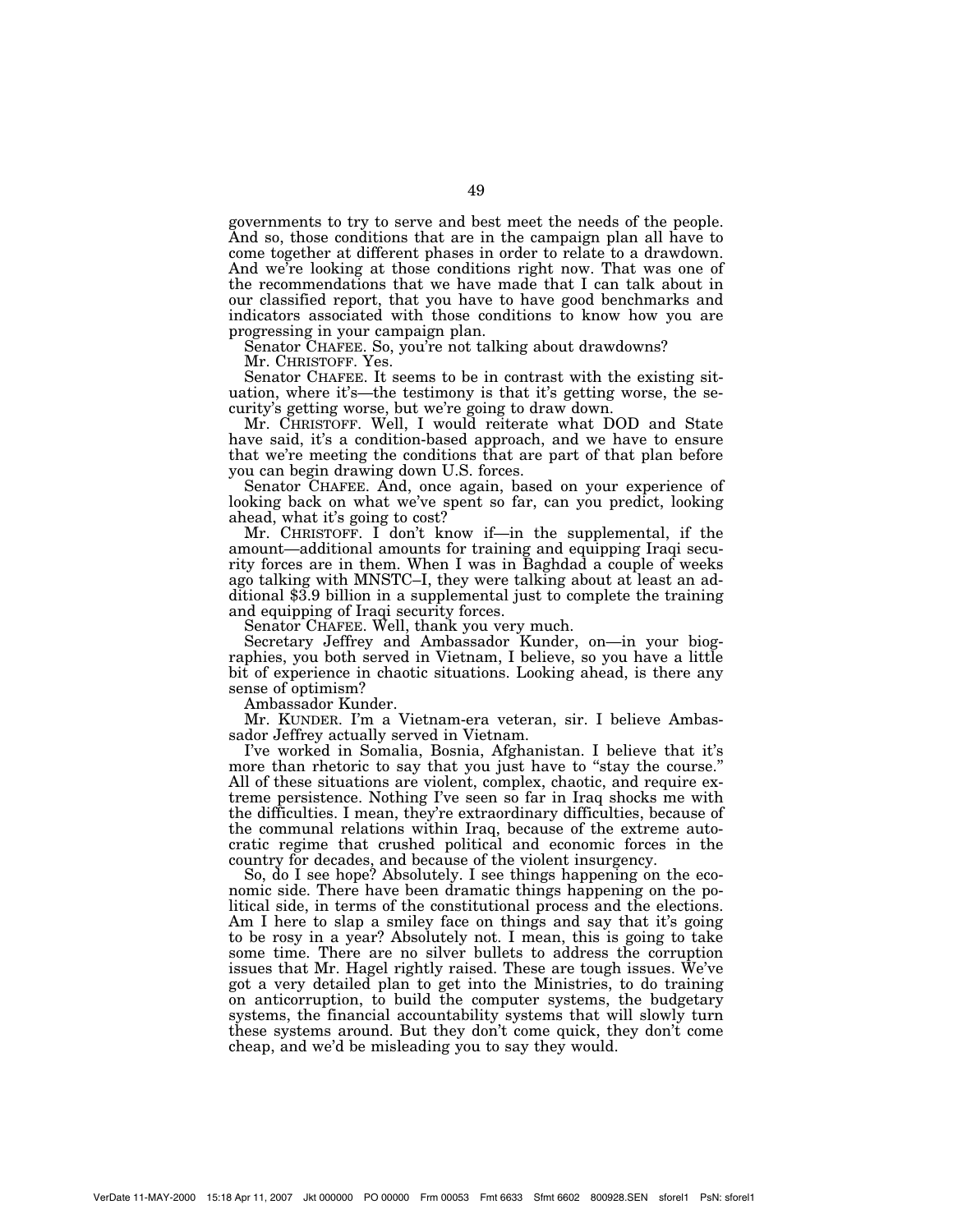governments to try to serve and best meet the needs of the people. And so, those conditions that are in the campaign plan all have to come together at different phases in order to relate to a drawdown. And we're looking at those conditions right now. That was one of the recommendations that we have made that I can talk about in our classified report, that you have to have good benchmarks and indicators associated with those conditions to know how you are progressing in your campaign plan.

Senator CHAFEE. So, you're not talking about drawdowns?

Mr. CHRISTOFF. Yes.

Senator CHAFEE. It seems to be in contrast with the existing situation, where it's—the testimony is that it's getting worse, the security's getting worse, but we're going to draw down.

Mr. CHRISTOFF. Well, I would reiterate what DOD and State have said, it's a condition-based approach, and we have to ensure that we're meeting the conditions that are part of that plan before you can begin drawing down U.S. forces.

Senator CHAFEE. And, once again, based on your experience of looking back on what we've spent so far, can you predict, looking ahead, what it's going to cost?

Mr. CHRISTOFF. I don't know if—in the supplemental, if the amount—additional amounts for training and equipping Iraqi security forces are in them. When I was in Baghdad a couple of weeks ago talking with MNSTC–I, they were talking about at least an additional $3.9 billion in a supplemental just to complete the training and equipping of Iraqi security forces.

Senator CHAFEE. Well, thank you very much.

Secretary Jeffrey and Ambassador Kunder, on—in your biographies, you both served in Vietnam, I believe, so you have a little bit of experience in chaotic situations. Looking ahead, is there any sense of optimism?

Ambassador Kunder.

Mr. KUNDER. I'm a Vietnam-era veteran, sir. I believe Ambassador Jeffrey actually served in Vietnam.

I've worked in Somalia, Bosnia, Afghanistan. I believe that it's more than rhetoric to say that you just have to "stay the course." All of these situations are violent, complex, chaotic, and require extreme persistence. Nothing I've seen so far in Iraq shocks me with the difficulties. I mean, they're extraordinary difficulties, because of the communal relations within Iraq, because of the extreme autocratic regime that crushed political and economic forces in the country for decades, and because of the violent insurgency.

So, do I see hope? Absolutely. I see things happening on the economic side. There have been dramatic things happening on the political side, in terms of the constitutional process and the elections. Am I here to slap a smiley face on things and say that it's going to be rosy in a year? Absolutely not. I mean, this is going to take some time. There are no silver bullets to address the corruption issues that Mr. Hagel rightly raised. These are tough issues. We've got a very detailed plan to get into the Ministries, to do training on anticorruption, to build the computer systems, the budgetary systems, the financial accountability systems that will slowly turn these systems around. But they don't come quick, they don't come cheap, and we'd be misleading you to say they would.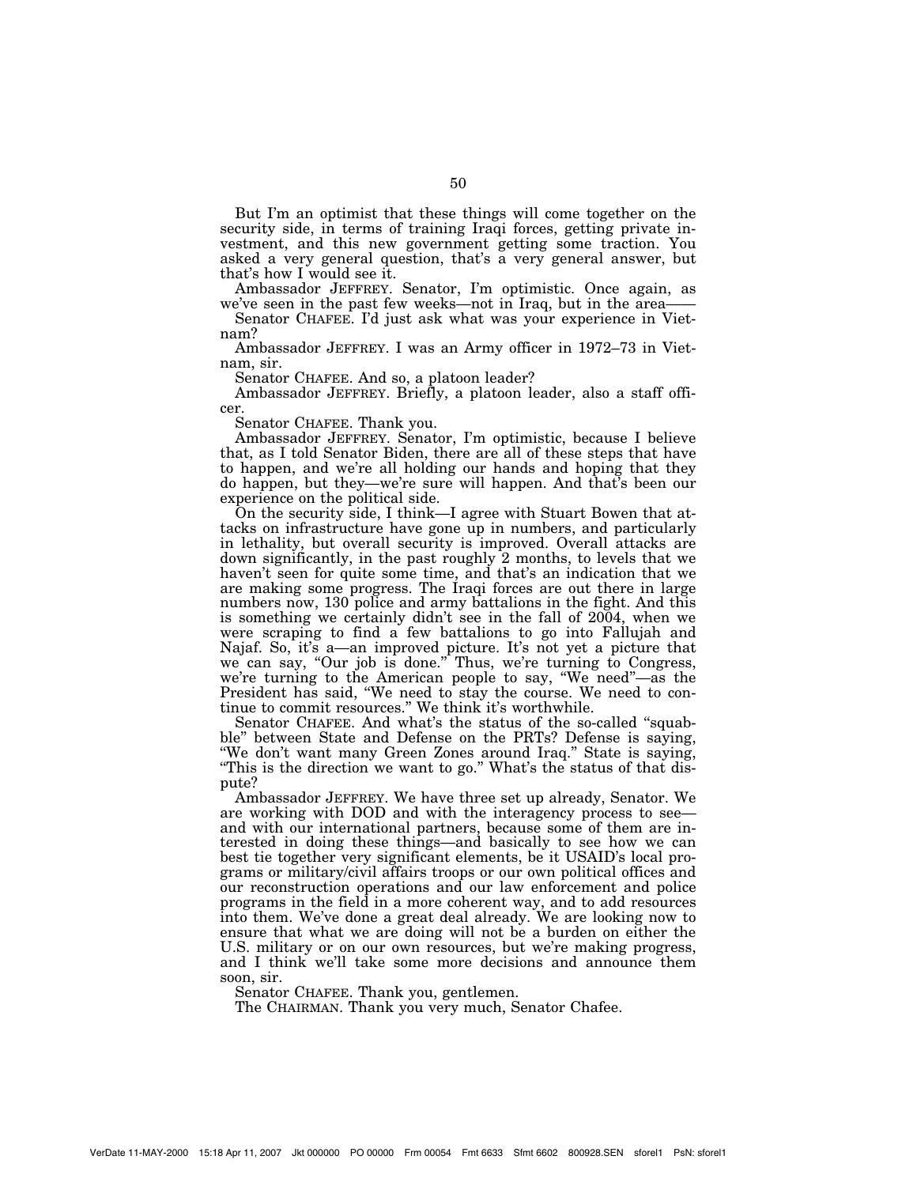But I'm an optimist that these things will come together on the security side, in terms of training Iraqi forces, getting private investment, and this new government getting some traction. You asked a very general question, that's a very general answer, but that's how I would see it.

Ambassador JEFFREY. Senator, I'm optimistic. Once again, as we've seen in the past few weeks—not in Iraq, but in the area——

Senator CHAFEE. I'd just ask what was your experience in Vietnam?

Ambassador JEFFREY. I was an Army officer in 1972–73 in Vietnam, sir.

Senator CHAFEE. And so, a platoon leader?

Ambassador JEFFREY. Briefly, a platoon leader, also a staff officer.

Senator CHAFEE. Thank you.

Ambassador JEFFREY. Senator, I'm optimistic, because I believe that, as I told Senator Biden, there are all of these steps that have to happen, and we're all holding our hands and hoping that they do happen, but they—we're sure will happen. And that's been our experience on the political side.

On the security side, I think—I agree with Stuart Bowen that attacks on infrastructure have gone up in numbers, and particularly in lethality, but overall security is improved. Overall attacks are down significantly, in the past roughly 2 months, to levels that we haven't seen for quite some time, and that's an indication that we are making some progress. The Iraqi forces are out there in large numbers now, 130 police and army battalions in the fight. And this is something we certainly didn't see in the fall of 2004, when we were scraping to find a few battalions to go into Fallujah and Najaf. So, it's a—an improved picture. It's not yet a picture that we can say, "Our job is done." Thus, we're turning to Congress, we're turning to the American people to say, "We need"—as the President has said, "We need to stay the course. We need to continue to commit resources." We think it's worthwhile.

Senator CHAFEE. And what's the status of the so-called "squabble" between State and Defense on the PRTs? Defense is saying, "We don't want many Green Zones around Iraq." State is saying, "This is the direction we want to go." What's the status of that dispute?

Ambassador JEFFREY. We have three set up already, Senator. We are working with DOD and with the interagency process to see—and with our international partners, because some of them are interested in doing these things—and basically to see how we can best tie together very significant elements, be it USAID's local programs or military/civil affairs troops or our own political offices and our reconstruction operations and our law enforcement and police programs in the field in a more coherent way, and to add resources into them. We've done a great deal already. We are looking now to ensure that what we are doing will not be a burden on either the U.S. military or on our own resources, but we're making progress, and I think we'll take some more decisions and announce them soon, sir.

Senator CHAFEE. Thank you, gentlemen.

The CHAIRMAN. Thank you very much, Senator Chafee.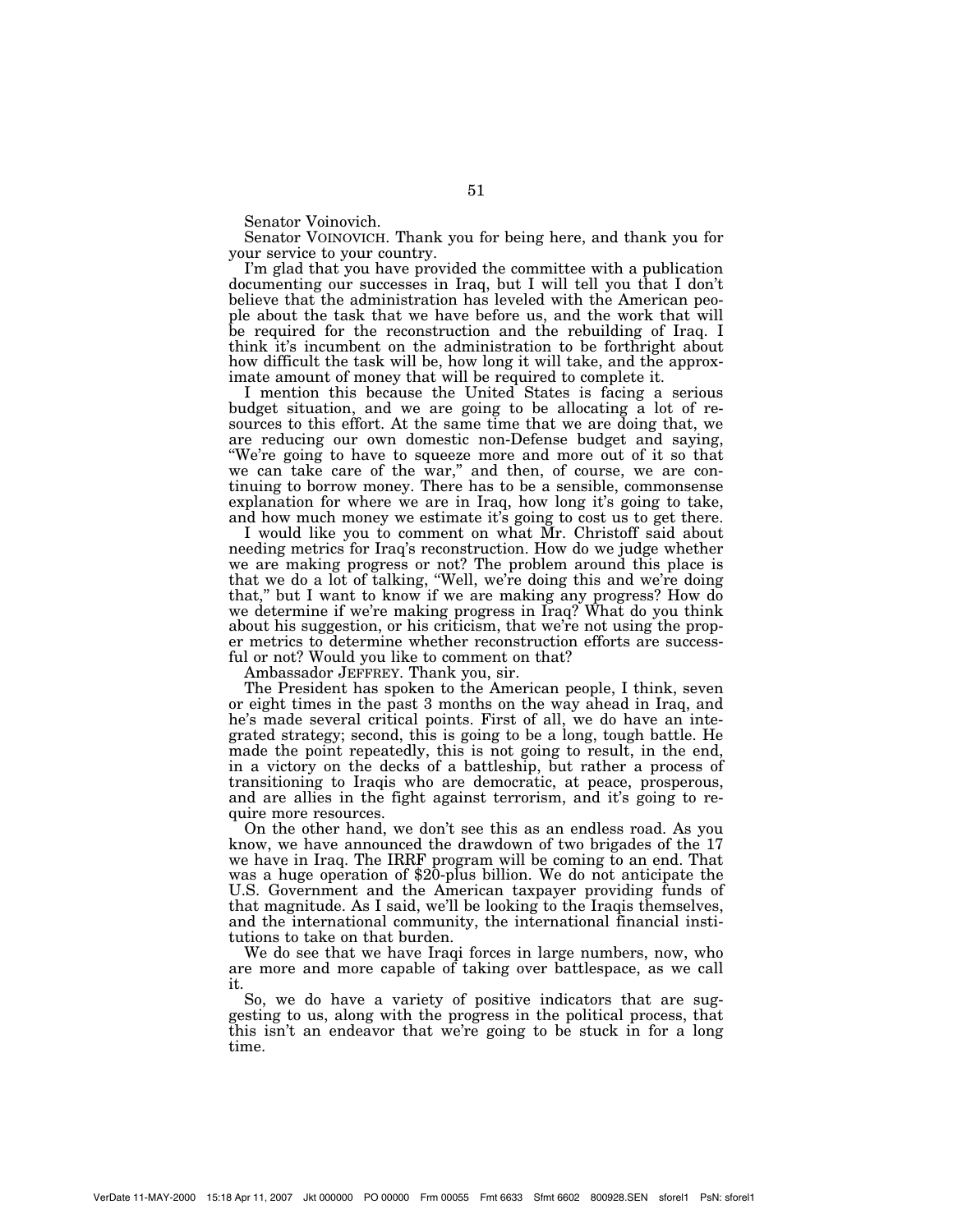Senator Voinovich.

Senator VOINOVICH. Thank you for being here, and thank you for your service to your country.

I'm glad that you have provided the committee with a publication documenting our successes in Iraq, but I will tell you that I don't believe that the administration has leveled with the American people about the task that we have before us, and the work that will be required for the reconstruction and the rebuilding of Iraq. I think it's incumbent on the administration to be forthright about how difficult the task will be, how long it will take, and the approximate amount of money that will be required to complete it.

I mention this because the United States is facing a serious budget situation, and we are going to be allocating a lot of resources to this effort. At the same time that we are doing that, we are reducing our own domestic non-Defense budget and saying, "We're going to have to squeeze more and more out of it so that we can take care of the war," and then, of course, we are continuing to borrow money. There has to be a sensible, commonsense explanation for where we are in Iraq, how long it's going to take, and how much money we estimate it's going to cost us to get there.

I would like you to comment on what Mr. Christoff said about needing metrics for Iraq's reconstruction. How do we judge whether we are making progress or not? The problem around this place is that we do a lot of talking, "Well, we're doing this and we're doing that," but I want to know if we are making any progress? How do we determine if we're making progress in Iraq? What do you think about his suggestion, or his criticism, that we're not using the proper metrics to determine whether reconstruction efforts are successful or not? Would you like to comment on that?

Ambassador JEFFREY. Thank you, sir.

The President has spoken to the American people, I think, seven or eight times in the past 3 months on the way ahead in Iraq, and he's made several critical points. First of all, we do have an integrated strategy; second, this is going to be a long, tough battle. He made the point repeatedly, this is not going to result, in the end, in a victory on the decks of a battleship, but rather a process of transitioning to Iraqis who are democratic, at peace, prosperous, and are allies in the fight against terrorism, and it's going to require more resources.

On the other hand, we don't see this as an endless road. As you know, we have announced the drawdown of two brigades of the 17 we have in Iraq. The IRRF program will be coming to an end. That was a huge operation of $20-plus billion. We do not anticipate the U.S. Government and the American taxpayer providing funds of that magnitude. As I said, we'll be looking to the Iraqis themselves, and the international community, the international financial institutions to take on that burden.

We do see that we have Iraqi forces in large numbers, now, who are more and more capable of taking over battlespace, as we call it.

So, we do have a variety of positive indicators that are suggesting to us, along with the progress in the political process, that this isn't an endeavor that we're going to be stuck in for a long time.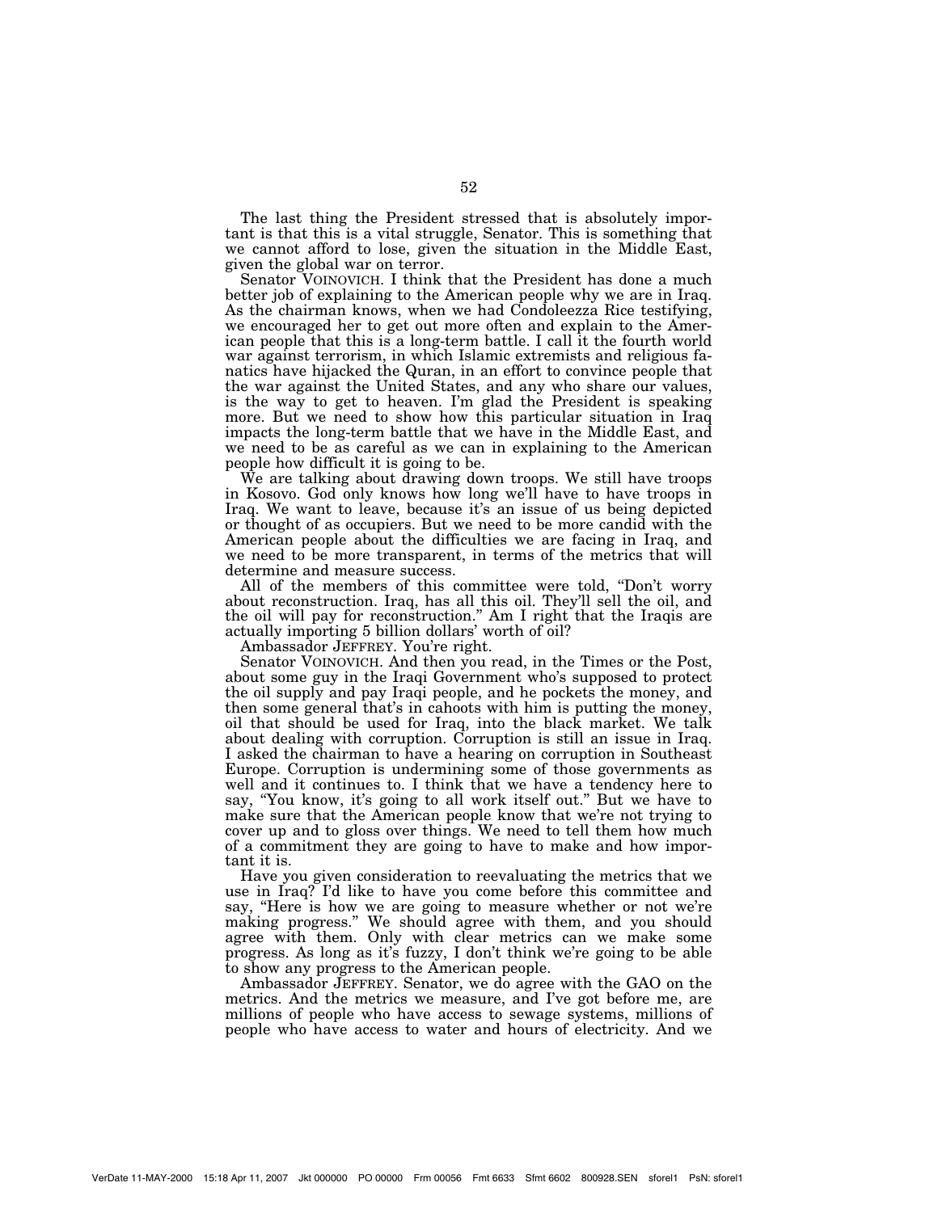The last thing the President stressed that is absolutely important is that this is a vital struggle, Senator. This is something that we cannot afford to lose, given the situation in the Middle East, given the global war on terror.

Senator VOINOVICH. I think that the President has done a much better job of explaining to the American people why we are in Iraq. As the chairman knows, when we had Condoleezza Rice testifying, we encouraged her to get out more often and explain to the American people that this is a long-term battle. I call it the fourth world war against terrorism, in which Islamic extremists and religious fanatics have hijacked the Quran, in an effort to convince people that the war against the United States, and any who share our values, is the way to get to heaven. I'm glad the President is speaking more. But we need to show how this particular situation in Iraq impacts the long-term battle that we have in the Middle East, and we need to be as careful as we can in explaining to the American people how difficult it is going to be.

We are talking about drawing down troops. We still have troops in Kosovo. God only knows how long we'll have to have troops in Iraq. We want to leave, because it's an issue of us being depicted or thought of as occupiers. But we need to be more candid with the American people about the difficulties we are facing in Iraq, and we need to be more transparent, in terms of the metrics that will determine and measure success.

All of the members of this committee were told, "Don't worry about reconstruction. Iraq, has all this oil. They'll sell the oil, and the oil will pay for reconstruction." Am I right that the Iraqis are actually importing 5 billion dollars' worth of oil?

Ambassador JEFFREY. You're right.

Senator VOINOVICH. And then you read, in the Times or the Post, about some guy in the Iraqi Government who's supposed to protect the oil supply and pay Iraqi people, and he pockets the money, and then some general that's in cahoots with him is putting the money, oil that should be used for Iraq, into the black market. We talk about dealing with corruption. Corruption is still an issue in Iraq. I asked the chairman to have a hearing on corruption in Southeast Europe. Corruption is undermining some of those governments as well and it continues to. I think that we have a tendency here to say, "You know, it's going to all work itself out." But we have to make sure that the American people know that we're not trying to cover up and to gloss over things. We need to tell them how much of a commitment they are going to have to make and how important it is.

Have you given consideration to reevaluating the metrics that we use in Iraq? I'd like to have you come before this committee and say, "Here is how we are going to measure whether or not we're making progress." We should agree with them, and you should agree with them. Only with clear metrics can we make some progress. As long as it's fuzzy, I don't think we're going to be able to show any progress to the American people.

Ambassador JEFFREY. Senator, we do agree with the GAO on the metrics. And the metrics we measure, and I've got before me, are millions of people who have access to sewage systems, millions of people who have access to water and hours of electricity. And we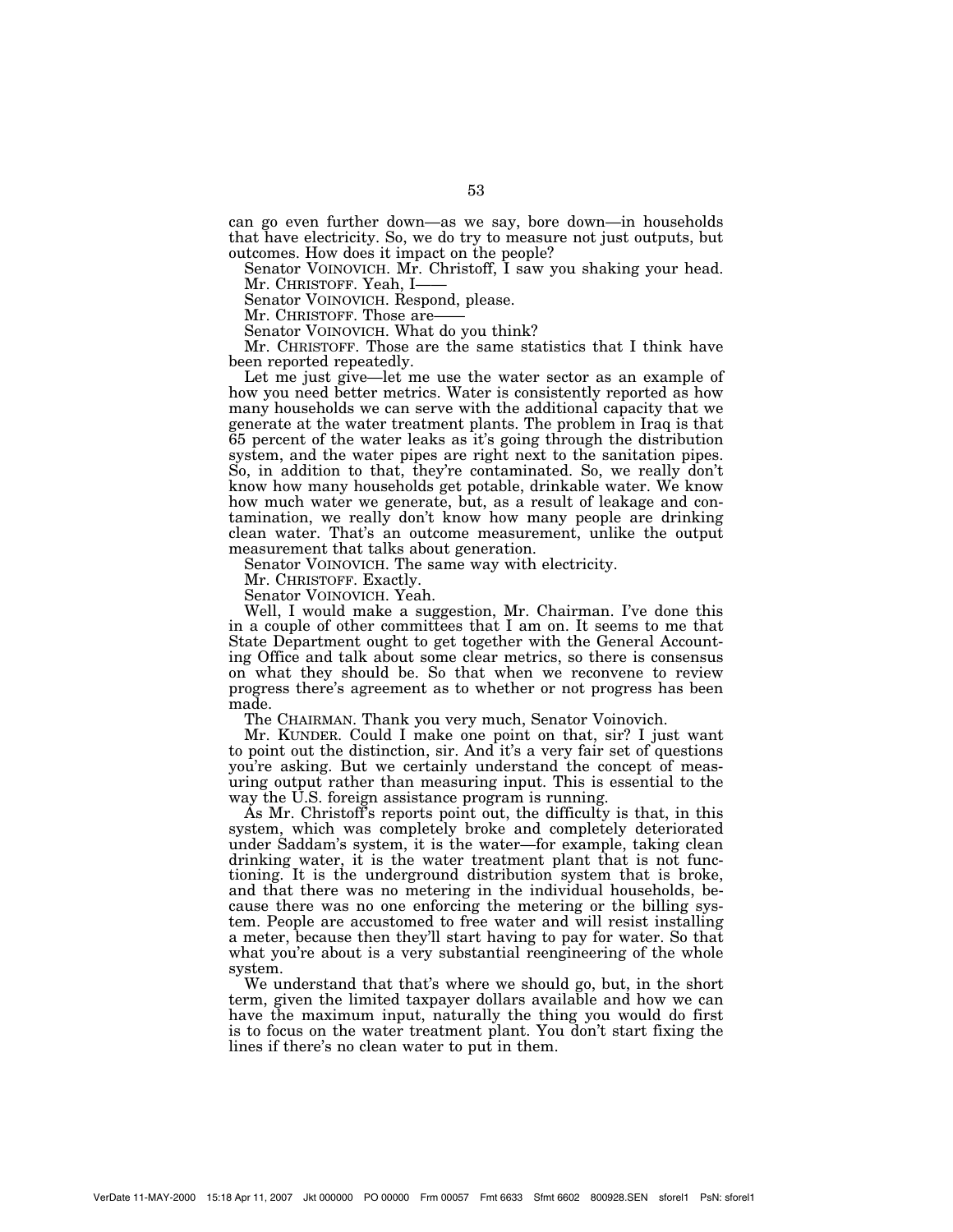can go even further down—as we say, bore down—in households that have electricity. So, we do try to measure not just outputs, but outcomes. How does it impact on the people?

Senator VOINOVICH. Mr. Christoff, I saw you shaking your head.

Mr. CHRISTOFF. Yeah, I——

Senator VOINOVICH. Respond, please.

Mr. CHRISTOFF. Those are——

Senator VOINOVICH. What do you think?

Mr. CHRISTOFF. Those are the same statistics that I think have been reported repeatedly.

Let me just give—let me use the water sector as an example of how you need better metrics. Water is consistently reported as how many households we can serve with the additional capacity that we generate at the water treatment plants. The problem in Iraq is that 65 percent of the water leaks as it's going through the distribution system, and the water pipes are right next to the sanitation pipes. So, in addition to that, they're contaminated. So, we really don't know how many households get potable, drinkable water. We know how much water we generate, but, as a result of leakage and contamination, we really don't know how many people are drinking clean water. That's an outcome measurement, unlike the output measurement that talks about generation.

Senator VOINOVICH. The same way with electricity.

Mr. CHRISTOFF. Exactly.

Senator VOINOVICH. Yeah.

Well, I would make a suggestion, Mr. Chairman. I've done this in a couple of other committees that I am on. It seems to me that State Department ought to get together with the General Accounting Office and talk about some clear metrics, so there is consensus on what they should be. So that when we reconvene to review progress there's agreement as to whether or not progress has been made.

The CHAIRMAN. Thank you very much, Senator Voinovich.

Mr. KUNDER. Could I make one point on that, sir? I just want to point out the distinction, sir. And it's a very fair set of questions you're asking. But we certainly understand the concept of measuring output rather than measuring input. This is essential to the way the U.S. foreign assistance program is running.

As Mr. Christoff's reports point out, the difficulty is that, in this system, which was completely broke and completely deteriorated under Saddam's system, it is the water—for example, taking clean drinking water, it is the water treatment plant that is not functioning. It is the underground distribution system that is broke, and that there was no metering in the individual households, because there was no one enforcing the metering or the billing system. People are accustomed to free water and will resist installing a meter, because then they'll start having to pay for water. So that what you're about is a very substantial reengineering of the whole system.

We understand that that's where we should go, but, in the short term, given the limited taxpayer dollars available and how we can have the maximum input, naturally the thing you would do first is to focus on the water treatment plant. You don't start fixing the lines if there's no clean water to put in them.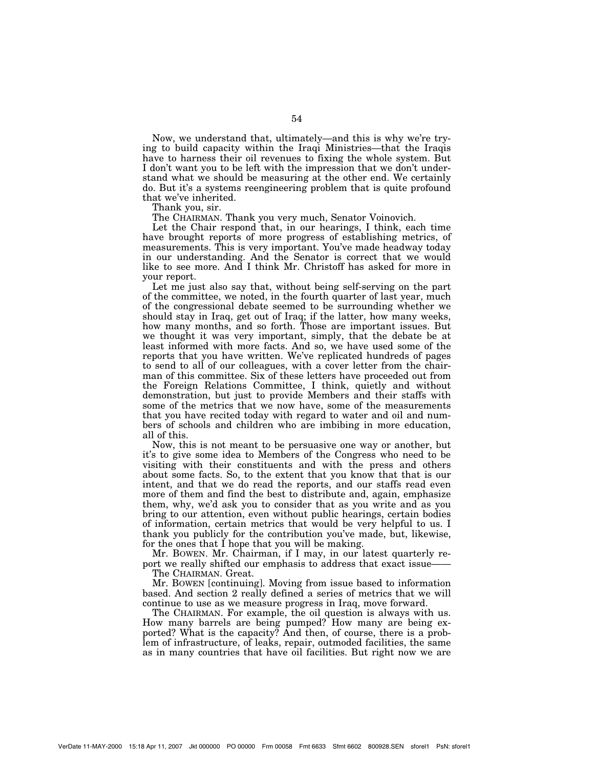Now, we understand that, ultimately—and this is why we're trying to build capacity within the Iraqi Ministries—that the Iraqis have to harness their oil revenues to fixing the whole system. But I don't want you to be left with the impression that we don't understand what we should be measuring at the other end. We certainly do. But it's a systems reengineering problem that is quite profound that we've inherited.

Thank you, sir.

The CHAIRMAN. Thank you very much, Senator Voinovich.

Let the Chair respond that, in our hearings, I think, each time have brought reports of more progress of establishing metrics, of measurements. This is very important. You've made headway today in our understanding. And the Senator is correct that we would like to see more. And I think Mr. Christoff has asked for more in your report.

Let me just also say that, without being self-serving on the part of the committee, we noted, in the fourth quarter of last year, much of the congressional debate seemed to be surrounding whether we should stay in Iraq, get out of Iraq; if the latter, how many weeks, how many months, and so forth. Those are important issues. But we thought it was very important, simply, that the debate be at least informed with more facts. And so, we have used some of the reports that you have written. We've replicated hundreds of pages to send to all of our colleagues, with a cover letter from the chairman of this committee. Six of these letters have proceeded out from the Foreign Relations Committee, I think, quietly and without demonstration, but just to provide Members and their staffs with some of the metrics that we now have, some of the measurements that you have recited today with regard to water and oil and numbers of schools and children who are imbibing in more education, all of this.

Now, this is not meant to be persuasive one way or another, but it's to give some idea to Members of the Congress who need to be visiting with their constituents and with the press and others about some facts. So, to the extent that you know that that is our intent, and that we do read the reports, and our staffs read even more of them and find the best to distribute and, again, emphasize them, why, we'd ask you to consider that as you write and as you bring to our attention, even without public hearings, certain bodies of information, certain metrics that would be very helpful to us. I thank you publicly for the contribution you've made, but, likewise, for the ones that I hope that you will be making.

Mr. BOWEN. Mr. Chairman, if I may, in our latest quarterly report we really shifted our emphasis to address that exact issue——

The CHAIRMAN. Great.

Mr. BOWEN [continuing]. Moving from issue based to information based. And section 2 really defined a series of metrics that we will continue to use as we measure progress in Iraq, move forward.

The CHAIRMAN. For example, the oil question is always with us. How many barrels are being pumped? How many are being exported? What is the capacity? And then, of course, there is a problem of infrastructure, of leaks, repair, outmoded facilities, the same as in many countries that have oil facilities. But right now we are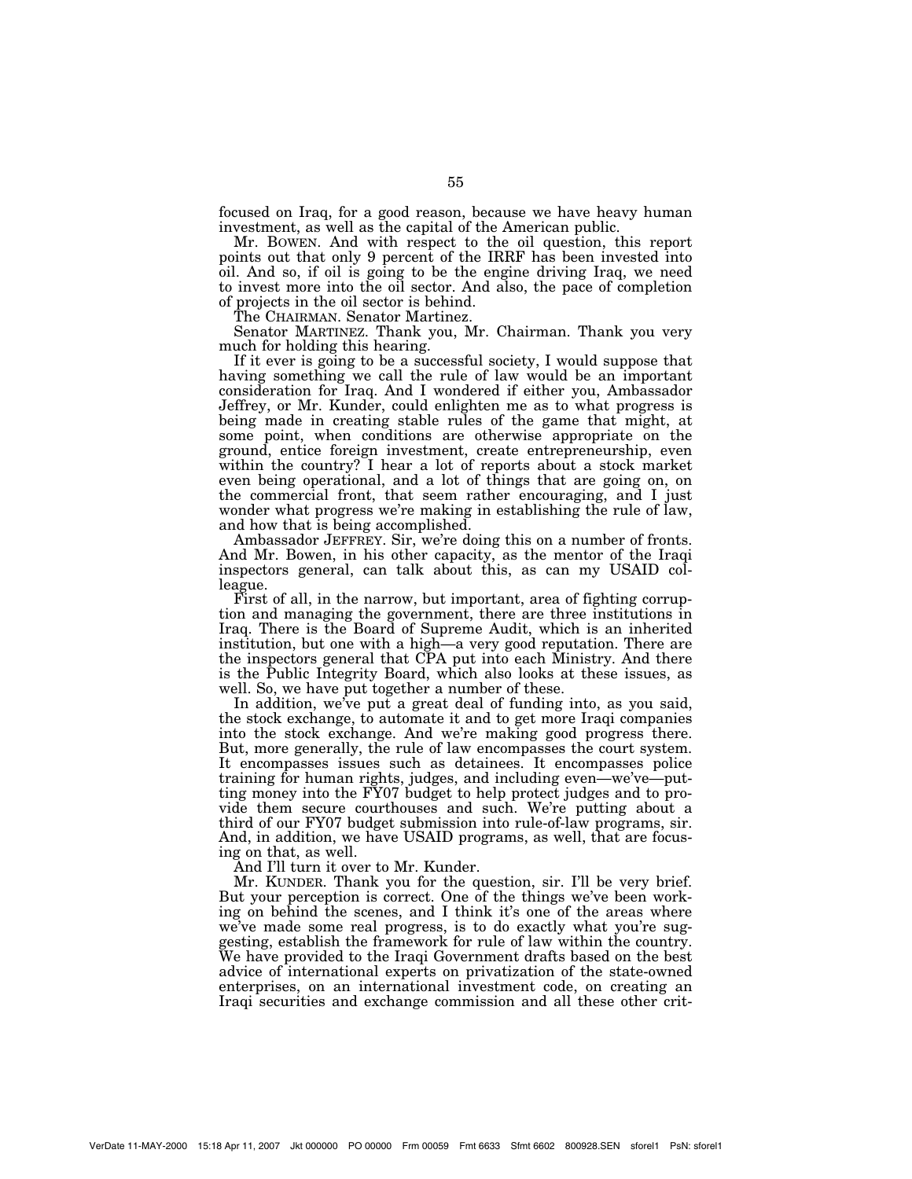focused on Iraq, for a good reason, because we have heavy human investment, as well as the capital of the American public.

Mr. BOWEN. And with respect to the oil question, this report points out that only 9 percent of the IRRF has been invested into oil. And so, if oil is going to be the engine driving Iraq, we need to invest more into the oil sector. And also, the pace of completion of projects in the oil sector is behind.

The CHAIRMAN. Senator Martinez.

Senator MARTINEZ. Thank you, Mr. Chairman. Thank you very much for holding this hearing.

If it ever is going to be a successful society, I would suppose that having something we call the rule of law would be an important consideration for Iraq. And I wondered if either you, Ambassador Jeffrey, or Mr. Kunder, could enlighten me as to what progress is being made in creating stable rules of the game that might, at some point, when conditions are otherwise appropriate on the ground, entice foreign investment, create entrepreneurship, even within the country? I hear a lot of reports about a stock market even being operational, and a lot of things that are going on, on the commercial front, that seem rather encouraging, and I just wonder what progress we're making in establishing the rule of law, and how that is being accomplished.

Ambassador JEFFREY. Sir, we're doing this on a number of fronts. And Mr. Bowen, in his other capacity, as the mentor of the Iraqi inspectors general, can talk about this, as can my USAID colleague.

First of all, in the narrow, but important, area of fighting corruption and managing the government, there are three institutions in Iraq. There is the Board of Supreme Audit, which is an inherited institution, but one with a high—a very good reputation. There are the inspectors general that CPA put into each Ministry. And there is the Public Integrity Board, which also looks at these issues, as well. So, we have put together a number of these.

In addition, we've put a great deal of funding into, as you said, the stock exchange, to automate it and to get more Iraqi companies into the stock exchange. And we're making good progress there. But, more generally, the rule of law encompasses the court system. It encompasses issues such as detainees. It encompasses police training for human rights, judges, and including even—we've—putting money into the FY07 budget to help protect judges and to provide them secure courthouses and such. We're putting about a third of our FY07 budget submission into rule-of-law programs, sir. And, in addition, we have USAID programs, as well, that are focusing on that, as well.

And I'll turn it over to Mr. Kunder.

Mr. KUNDER. Thank you for the question, sir. I'll be very brief. But your perception is correct. One of the things we've been working on behind the scenes, and I think it's one of the areas where we've made some real progress, is to do exactly what you're suggesting, establish the framework for rule of law within the country. We have provided to the Iraqi Government drafts based on the best advice of international experts on privatization of the state-owned enterprises, on an international investment code, on creating an Iraqi securities and exchange commission and all these other crit-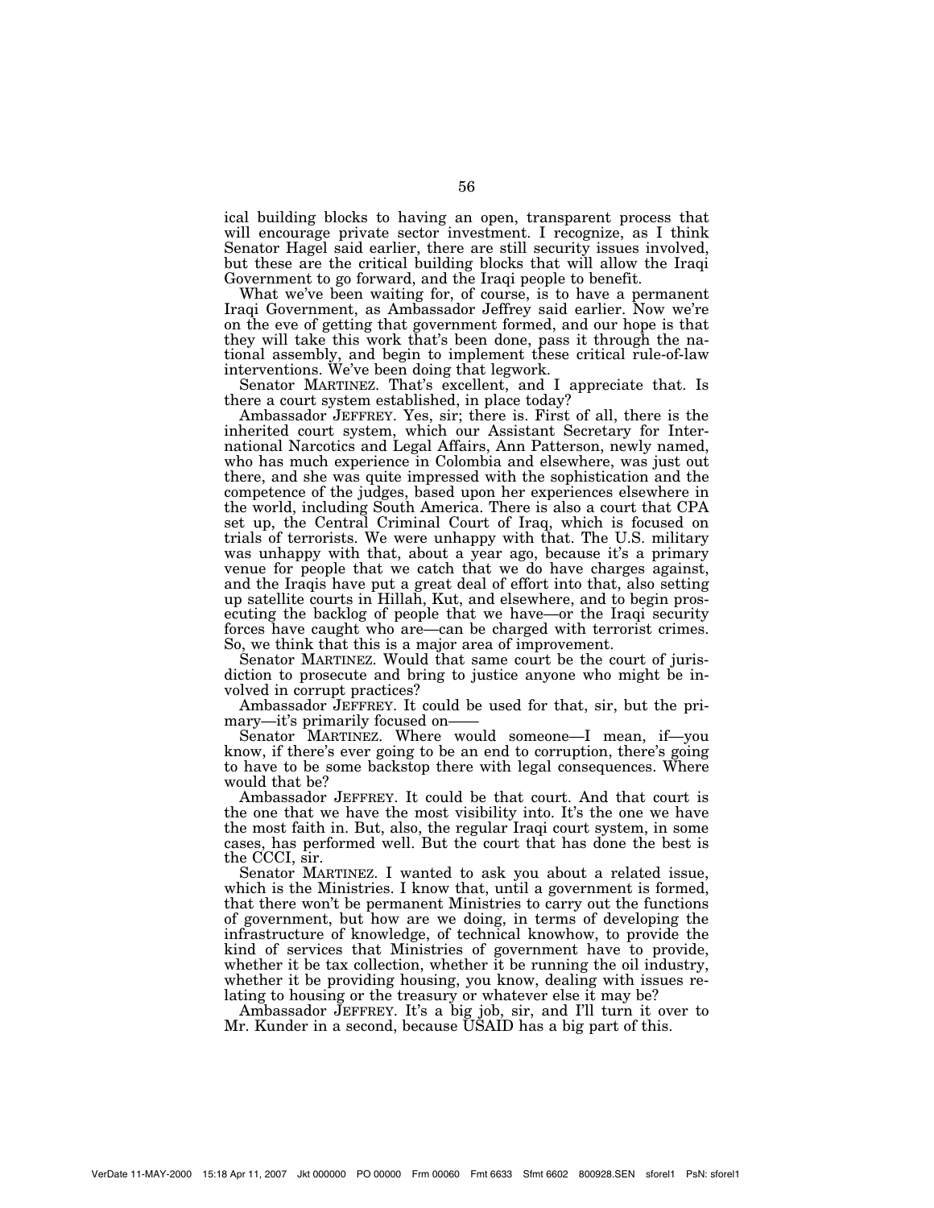ical building blocks to having an open, transparent process that will encourage private sector investment. I recognize, as I think Senator Hagel said earlier, there are still security issues involved, but these are the critical building blocks that will allow the Iraqi Government to go forward, and the Iraqi people to benefit.

What we've been waiting for, of course, is to have a permanent Iraqi Government, as Ambassador Jeffrey said earlier. Now we're on the eve of getting that government formed, and our hope is that they will take this work that's been done, pass it through the national assembly, and begin to implement these critical rule-of-law interventions. We've been doing that legwork.

Senator MARTINEZ. That's excellent, and I appreciate that. Is there a court system established, in place today?

Ambassador JEFFREY. Yes, sir; there is. First of all, there is the inherited court system, which our Assistant Secretary for International Narcotics and Legal Affairs, Ann Patterson, newly named, who has much experience in Colombia and elsewhere, was just out there, and she was quite impressed with the sophistication and the competence of the judges, based upon her experiences elsewhere in the world, including South America. There is also a court that CPA set up, the Central Criminal Court of Iraq, which is focused on trials of terrorists. We were unhappy with that. The U.S. military was unhappy with that, about a year ago, because it's a primary venue for people that we catch that we do have charges against, and the Iraqis have put a great deal of effort into that, also setting up satellite courts in Hillah, Kut, and elsewhere, and to begin prosecuting the backlog of people that we have—or the Iraqi security forces have caught who are—can be charged with terrorist crimes. So, we think that this is a major area of improvement.

Senator MARTINEZ. Would that same court be the court of jurisdiction to prosecute and bring to justice anyone who might be involved in corrupt practices?

Ambassador JEFFREY. It could be used for that, sir, but the primary—it's primarily focused on——

Senator MARTINEZ. Where would someone—I mean, if—you know, if there's ever going to be an end to corruption, there's going to have to be some backstop there with legal consequences. Where would that be?

Ambassador JEFFREY. It could be that court. And that court is the one that we have the most visibility into. It's the one we have the most faith in. But, also, the regular Iraqi court system, in some cases, has performed well. But the court that has done the best is the CCCI, sir.

Senator MARTINEZ. I wanted to ask you about a related issue, which is the Ministries. I know that, until a government is formed, that there won't be permanent Ministries to carry out the functions of government, but how are we doing, in terms of developing the infrastructure of knowledge, of technical knowhow, to provide the kind of services that Ministries of government have to provide, whether it be tax collection, whether it be running the oil industry, whether it be providing housing, you know, dealing with issues relating to housing or the treasury or whatever else it may be?

Ambassador JEFFREY. It's a big job, sir, and I'll turn it over to Mr. Kunder in a second, because USAID has a big part of this.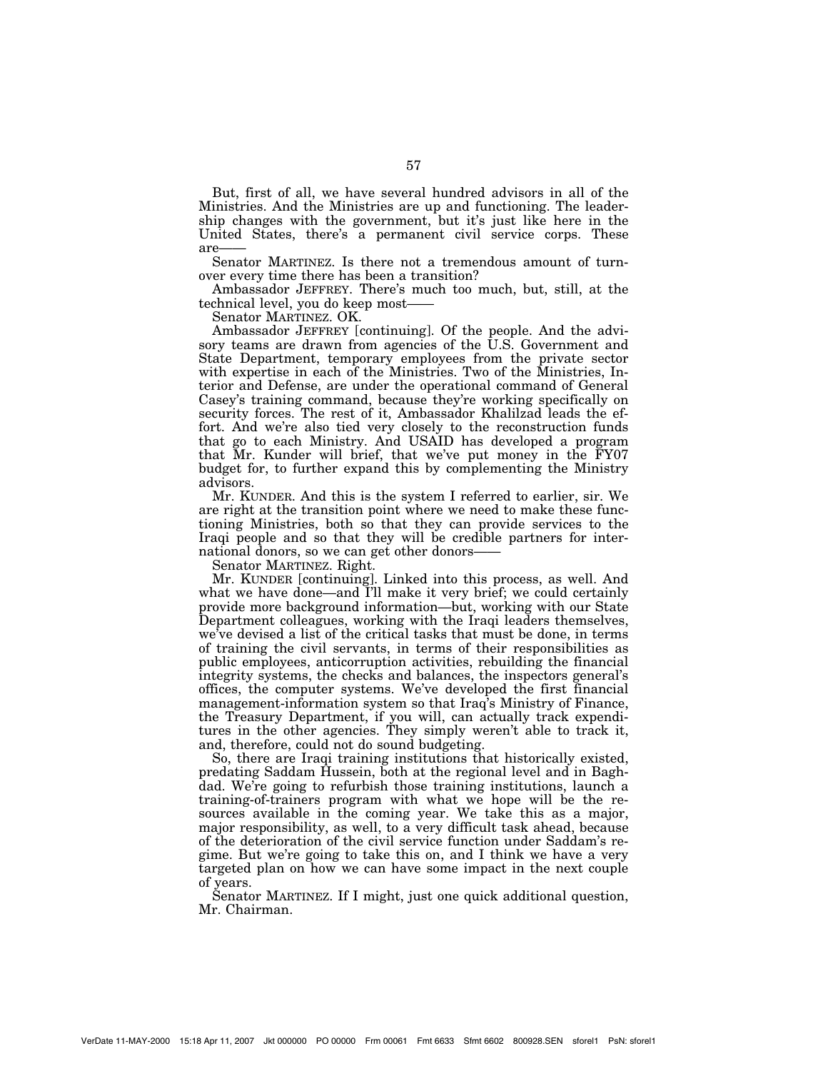But, first of all, we have several hundred advisors in all of the Ministries. And the Ministries are up and functioning. The leadership changes with the government, but it's just like here in the United States, there's a permanent civil service corps. These are——

Senator MARTINEZ. Is there not a tremendous amount of turnover every time there has been a transition?

Ambassador JEFFREY. There's much too much, but, still, at the technical level, you do keep most——

Senator MARTINEZ. OK.

Ambassador JEFFREY [continuing]. Of the people. And the advisory teams are drawn from agencies of the U.S. Government and State Department, temporary employees from the private sector with expertise in each of the Ministries. Two of the Ministries, Interior and Defense, are under the operational command of General Casey's training command, because they're working specifically on security forces. The rest of it, Ambassador Khalilzad leads the effort. And we're also tied very closely to the reconstruction funds that go to each Ministry. And USAID has developed a program that Mr. Kunder will brief, that we've put money in the FY07 budget for, to further expand this by complementing the Ministry advisors.

Mr. KUNDER. And this is the system I referred to earlier, sir. We are right at the transition point where we need to make these functioning Ministries, both so that they can provide services to the Iraqi people and so that they will be credible partners for international donors, so we can get other donors——

Senator MARTINEZ. Right.

Mr. KUNDER [continuing]. Linked into this process, as well. And what we have done—and I'll make it very brief; we could certainly provide more background information—but, working with our State Department colleagues, working with the Iraqi leaders themselves, we've devised a list of the critical tasks that must be done, in terms of training the civil servants, in terms of their responsibilities as public employees, anticorruption activities, rebuilding the financial integrity systems, the checks and balances, the inspectors general's offices, the computer systems. We've developed the first financial management-information system so that Iraq's Ministry of Finance, the Treasury Department, if you will, can actually track expenditures in the other agencies. They simply weren't able to track it, and, therefore, could not do sound budgeting.

So, there are Iraqi training institutions that historically existed, predating Saddam Hussein, both at the regional level and in Baghdad. We're going to refurbish those training institutions, launch a training-of-trainers program with what we hope will be the resources available in the coming year. We take this as a major, major responsibility, as well, to a very difficult task ahead, because of the deterioration of the civil service function under Saddam's regime. But we're going to take this on, and I think we have a very targeted plan on how we can have some impact in the next couple of years.

Senator MARTINEZ. If I might, just one quick additional question, Mr. Chairman.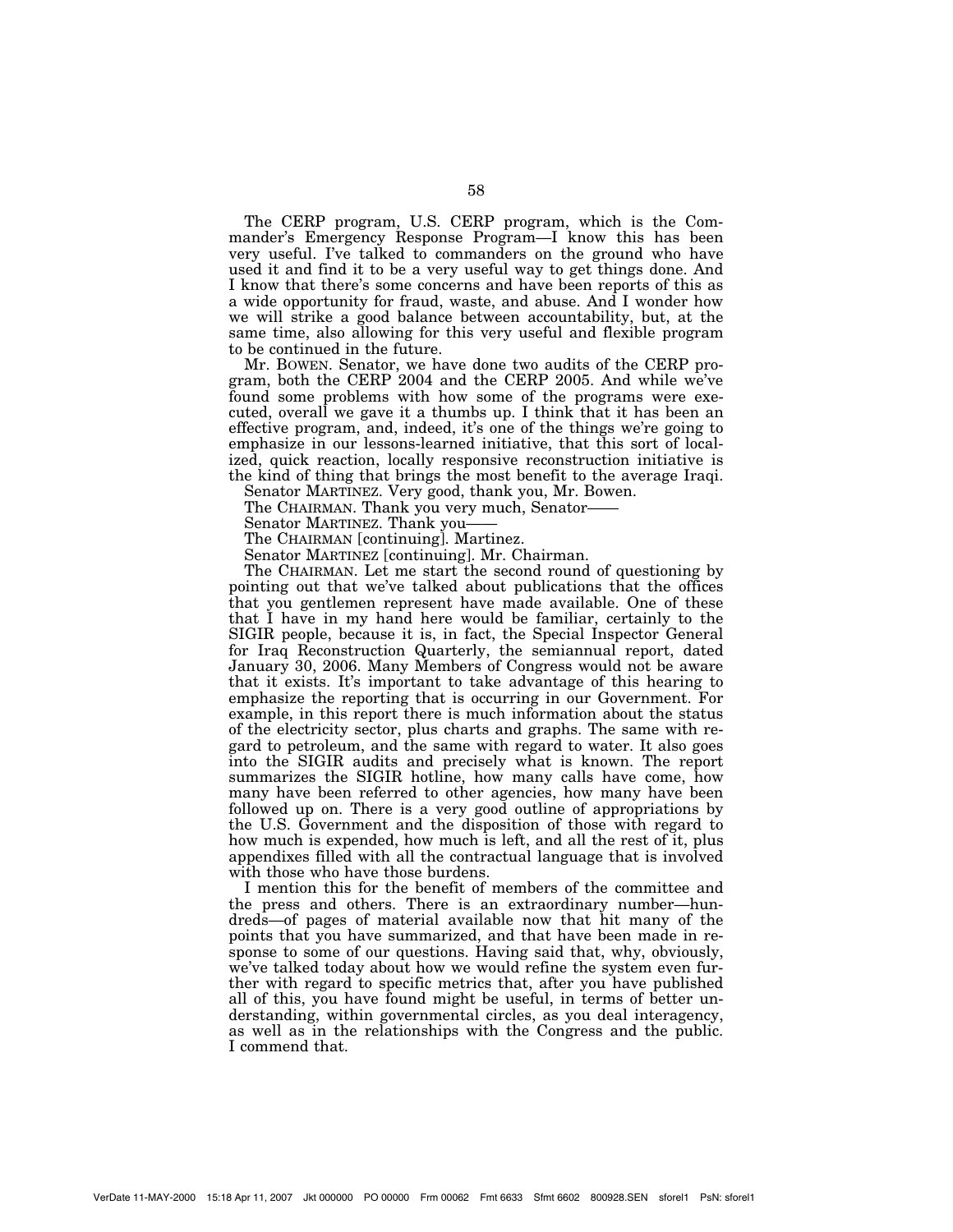The CERP program, U.S. CERP program, which is the Commander's Emergency Response Program—I know this has been very useful. I've talked to commanders on the ground who have used it and find it to be a very useful way to get things done. And I know that there's some concerns and have been reports of this as a wide opportunity for fraud, waste, and abuse. And I wonder how we will strike a good balance between accountability, but, at the same time, also allowing for this very useful and flexible program to be continued in the future.

Mr. BOWEN. Senator, we have done two audits of the CERP program, both the CERP 2004 and the CERP 2005. And while we've found some problems with how some of the programs were executed, overall we gave it a thumbs up. I think that it has been an effective program, and, indeed, it's one of the things we're going to emphasize in our lessons-learned initiative, that this sort of localized, quick reaction, locally responsive reconstruction initiative is the kind of thing that brings the most benefit to the average Iraqi.

Senator MARTINEZ. Very good, thank you, Mr. Bowen.

The CHAIRMAN. Thank you very much, Senator——

Senator MARTINEZ. Thank you——

The CHAIRMAN [continuing]. Martinez.

Senator MARTINEZ [continuing]. Mr. Chairman.

The CHAIRMAN. Let me start the second round of questioning by pointing out that we've talked about publications that the offices that you gentlemen represent have made available. One of these that I have in my hand here would be familiar, certainly to the SIGIR people, because it is, in fact, the Special Inspector General for Iraq Reconstruction Quarterly, the semiannual report, dated January 30, 2006. Many Members of Congress would not be aware that it exists. It's important to take advantage of this hearing to emphasize the reporting that is occurring in our Government. For example, in this report there is much information about the status of the electricity sector, plus charts and graphs. The same with regard to petroleum, and the same with regard to water. It also goes into the SIGIR audits and precisely what is known. The report summarizes the SIGIR hotline, how many calls have come, how many have been referred to other agencies, how many have been followed up on. There is a very good outline of appropriations by the U.S. Government and the disposition of those with regard to how much is expended, how much is left, and all the rest of it, plus appendixes filled with all the contractual language that is involved with those who have those burdens.

I mention this for the benefit of members of the committee and the press and others. There is an extraordinary number—hundreds—of pages of material available now that hit many of the points that you have summarized, and that have been made in response to some of our questions. Having said that, why, obviously, we've talked today about how we would refine the system even further with regard to specific metrics that, after you have published all of this, you have found might be useful, in terms of better understanding, within governmental circles, as you deal interagency, as well as in the relationships with the Congress and the public. I commend that.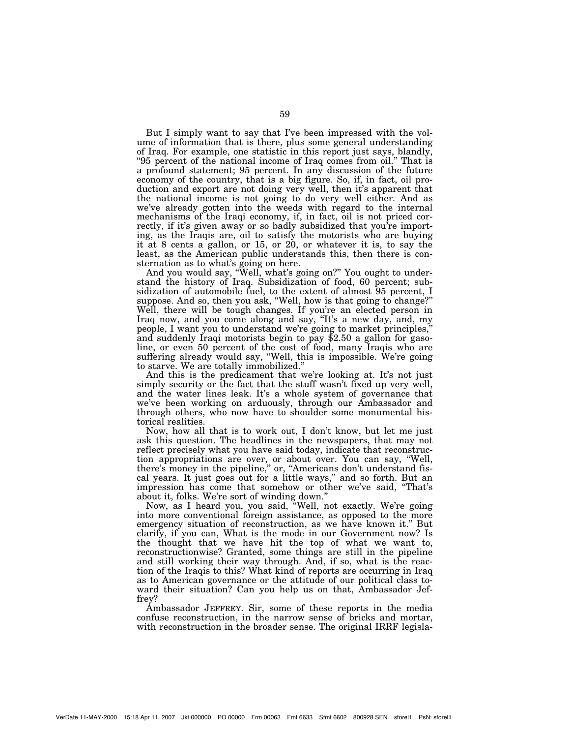But I simply want to say that I've been impressed with the volume of information that is there, plus some general understanding of Iraq. For example, one statistic in this report just says, blandly, "95 percent of the national income of Iraq comes from oil." That is a profound statement; 95 percent. In any discussion of the future economy of the country, that is a big figure. So, if, in fact, oil production and export are not doing very well, then it's apparent that the national income is not going to do very well either. And as we've already gotten into the weeds with regard to the internal mechanisms of the Iraqi economy, if, in fact, oil is not priced correctly, if it's given away or so badly subsidized that you're importing, as the Iraqis are, oil to satisfy the motorists who are buying it at 8 cents a gallon, or 15, or 20, or whatever it is, to say the least, as the American public understands this, then there is consternation as to what's going on here.

And you would say, "Well, what's going on?" You ought to understand the history of Iraq. Subsidization of food, 60 percent; subsidization of automobile fuel, to the extent of almost 95 percent, I suppose. And so, then you ask, "Well, how is that going to change?" Well, there will be tough changes. If you're an elected person in Iraq now, and you come along and say, "It's a new day, and, my people, I want you to understand we're going to market principles," and suddenly Iraqi motorists begin to pay $2.50 a gallon for gasoline, or even 50 percent of the cost of food, many Iraqis who are suffering already would say, "Well, this is impossible. We're going to starve. We are totally immobilized."

And this is the predicament that we're looking at. It's not just simply security or the fact that the stuff wasn't fixed up very well, and the water lines leak. It's a whole system of governance that we've been working on arduously, through our Ambassador and through others, who now have to shoulder some monumental historical realities.

Now, how all that is to work out, I don't know, but let me just ask this question. The headlines in the newspapers, that may not reflect precisely what you have said today, indicate that reconstruction appropriations are over, or about over. You can say, "Well, there's money in the pipeline," or, "Americans don't understand fiscal years. It just goes out for a little ways," and so forth. But an impression has come that somehow or other we've said, "That's about it, folks. We're sort of winding down."

Now, as I heard you, you said, "Well, not exactly. We're going into more conventional foreign assistance, as opposed to the more emergency situation of reconstruction, as we have known it." But clarify, if you can, What is the mode in our Government now? Is the thought that we have hit the top of what we want to, reconstructionwise? Granted, some things are still in the pipeline and still working their way through. And, if so, what is the reaction of the Iraqis to this? What kind of reports are occurring in Iraq as to American governance or the attitude of our political class toward their situation? Can you help us on that, Ambassador Jeffrey?

Ambassador JEFFREY. Sir, some of these reports in the media confuse reconstruction, in the narrow sense of bricks and mortar, with reconstruction in the broader sense. The original IRRF legisla-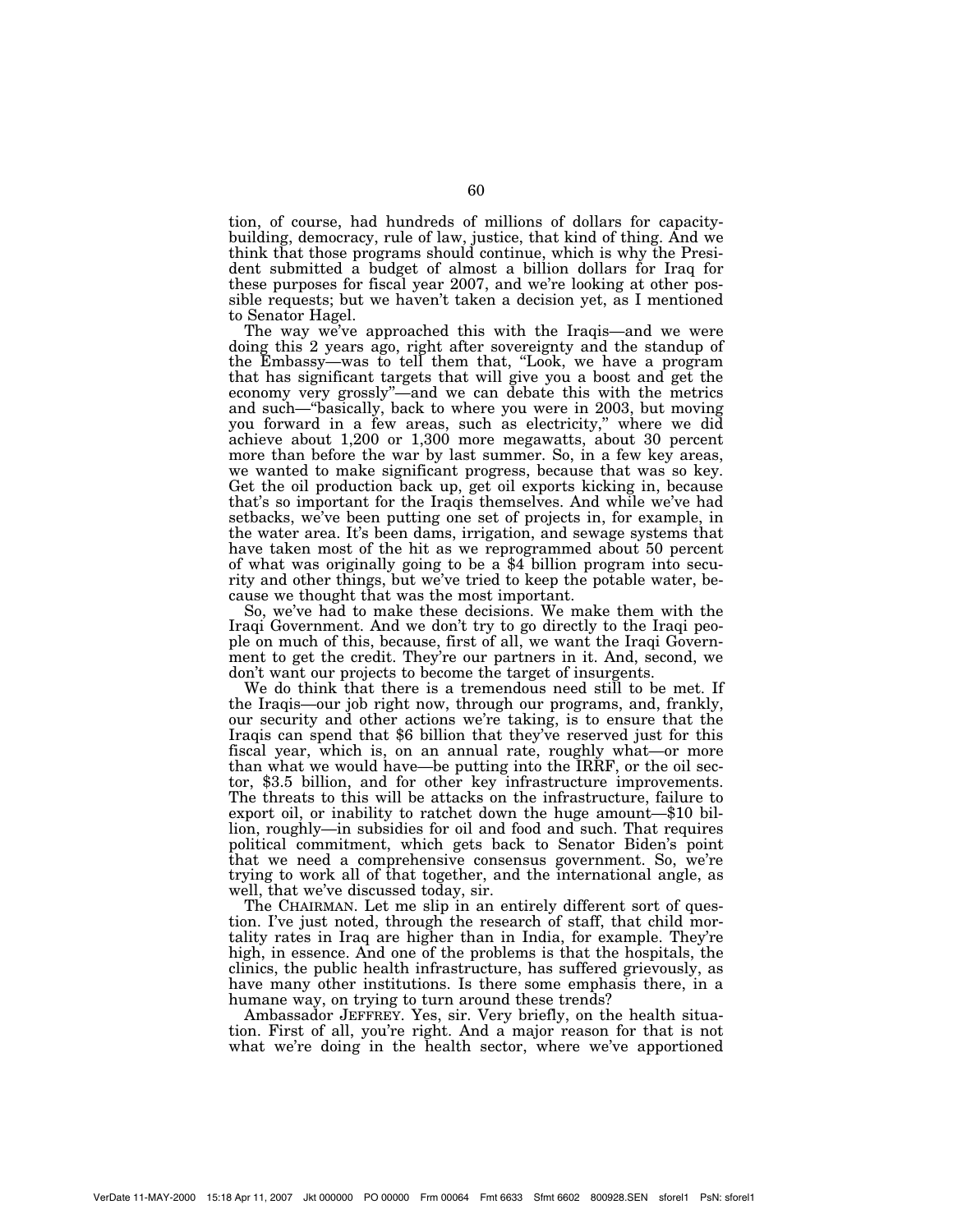tion, of course, had hundreds of millions of dollars for capacity-building, democracy, rule of law, justice, that kind of thing. And we think that those programs should continue, which is why the President submitted a budget of almost a billion dollars for Iraq for these purposes for fiscal year 2007, and we're looking at other possible requests; but we haven't taken a decision yet, as I mentioned to Senator Hagel.

The way we've approached this with the Iraqis—and we were doing this 2 years ago, right after sovereignty and the standup of the Embassy—was to tell them that, "Look, we have a program that has significant targets that will give you a boost and get the economy very grossly"—and we can debate this with the metrics and such—"basically, back to where you were in 2003, but moving you forward in a few areas, such as electricity," where we did achieve about 1,200 or 1,300 more megawatts, about 30 percent more than before the war by last summer. So, in a few key areas, we wanted to make significant progress, because that was so key. Get the oil production back up, get oil exports kicking in, because that's so important for the Iraqis themselves. And while we've had setbacks, we've been putting one set of projects in, for example, in the water area. It's been dams, irrigation, and sewage systems that have taken most of the hit as we reprogrammed about 50 percent of what was originally going to be a $4 billion program into security and other things, but we've tried to keep the potable water, because we thought that was the most important.

So, we've had to make these decisions. We make them with the Iraqi Government. And we don't try to go directly to the Iraqi people on much of this, because, first of all, we want the Iraqi Government to get the credit. They're our partners in it. And, second, we don't want our projects to become the target of insurgents.

We do think that there is a tremendous need still to be met. If the Iraqis—our job right now, through our programs, and, frankly, our security and other actions we're taking, is to ensure that the Iraqis can spend that $6 billion that they've reserved just for this fiscal year, which is, on an annual rate, roughly what—or more than what we would have—be putting into the IRRF, or the oil sector, $3.5 billion, and for other key infrastructure improvements. The threats to this will be attacks on the infrastructure, failure to export oil, or inability to ratchet down the huge amount—$10 billion, roughly—in subsidies for oil and food and such. That requires political commitment, which gets back to Senator Biden's point that we need a comprehensive consensus government. So, we're trying to work all of that together, and the international angle, as well, that we've discussed today, sir.

The CHAIRMAN. Let me slip in an entirely different sort of question. I've just noted, through the research of staff, that child mortality rates in Iraq are higher than in India, for example. They're high, in essence. And one of the problems is that the hospitals, the clinics, the public health infrastructure, has suffered grievously, as have many other institutions. Is there some emphasis there, in a humane way, on trying to turn around these trends?

Ambassador JEFFREY. Yes, sir. Very briefly, on the health situation. First of all, you're right. And a major reason for that is not what we're doing in the health sector, where we've apportioned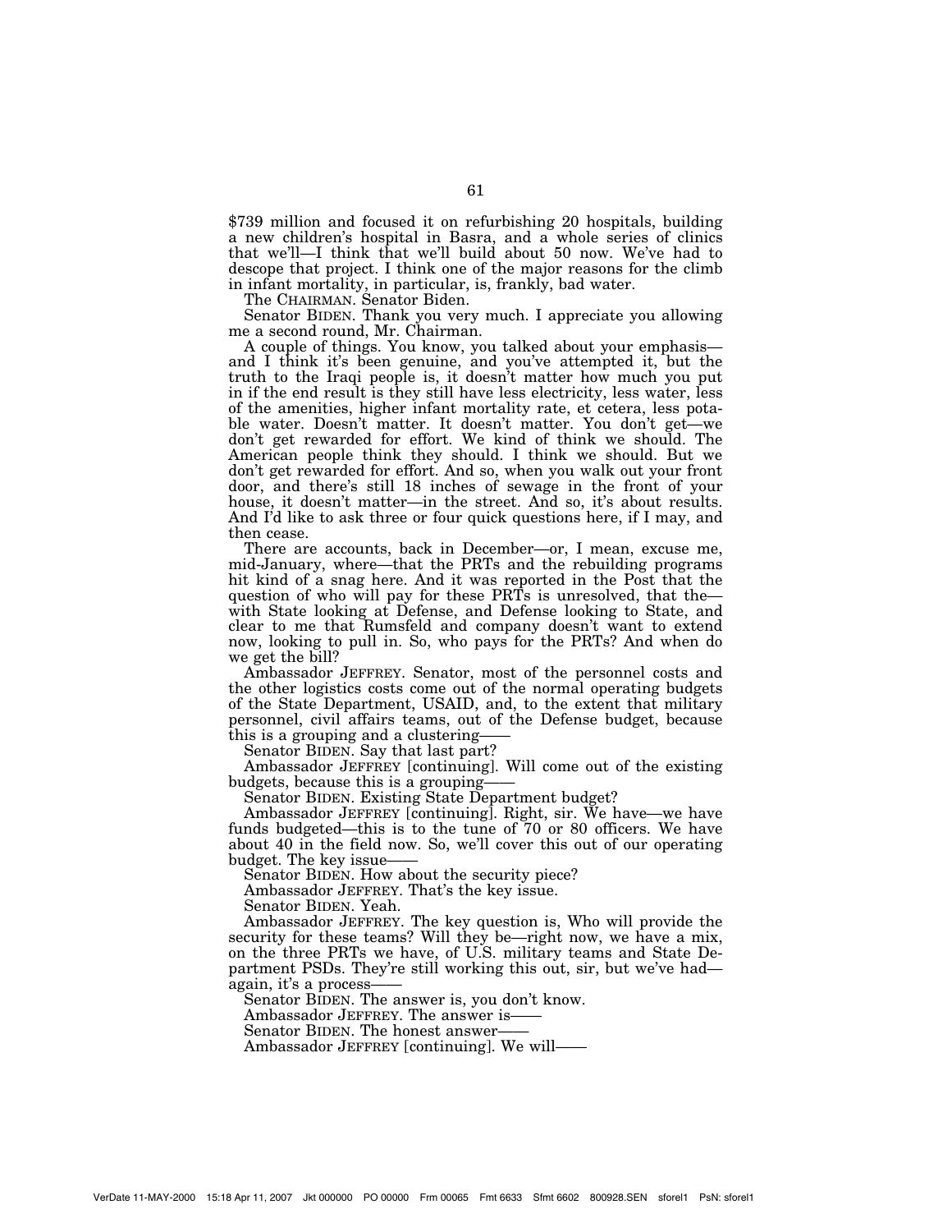$739 million and focused it on refurbishing 20 hospitals, building a new children's hospital in Basra, and a whole series of clinics that we'll—I think that we'll build about 50 now. We've had to descope that project. I think one of the major reasons for the climb in infant mortality, in particular, is, frankly, bad water.

The CHAIRMAN. Senator Biden.

Senator BIDEN. Thank you very much. I appreciate you allowing me a second round, Mr. Chairman.

A couple of things. You know, you talked about your emphasis—and I think it's been genuine, and you've attempted it, but the truth to the Iraqi people is, it doesn't matter how much you put in if the end result is they still have less electricity, less water, less of the amenities, higher infant mortality rate, et cetera, less potable water. Doesn't matter. It doesn't matter. You don't get—we don't get rewarded for effort. We kind of think we should. The American people think they should. I think we should. But we don't get rewarded for effort. And so, when you walk out your front door, and there's still 18 inches of sewage in the front of your house, it doesn't matter—in the street. And so, it's about results. And I'd like to ask three or four quick questions here, if I may, and then cease.

There are accounts, back in December—or, I mean, excuse me, mid-January, where—that the PRTs and the rebuilding programs hit kind of a snag here. And it was reported in the Post that the question of who will pay for these PRTs is unresolved, that the—with State looking at Defense, and Defense looking to State, and clear to me that Rumsfeld and company doesn't want to extend now, looking to pull in. So, who pays for the PRTs? And when do we get the bill?

Ambassador JEFFREY. Senator, most of the personnel costs and the other logistics costs come out of the normal operating budgets of the State Department, USAID, and, to the extent that military personnel, civil affairs teams, out of the Defense budget, because this is a grouping and a clustering——

Senator BIDEN. Say that last part?

Ambassador JEFFREY [continuing]. Will come out of the existing budgets, because this is a grouping——

Senator BIDEN. Existing State Department budget?

Ambassador JEFFREY [continuing]. Right, sir. We have—we have funds budgeted—this is to the tune of 70 or 80 officers. We have about 40 in the field now. So, we'll cover this out of our operating budget. The key issue——

Senator BIDEN. How about the security piece?

Ambassador JEFFREY. That's the key issue.

Senator BIDEN. Yeah.

Ambassador JEFFREY. The key question is, Who will provide the security for these teams? Will they be—right now, we have a mix, on the three PRTs we have, of U.S. military teams and State Department PSDs. They're still working this out, sir, but we've had—again, it's a process——

Senator BIDEN. The answer is, you don't know.

Ambassador JEFFREY. The answer is——

Senator BIDEN. The honest answer——

Ambassador JEFFREY [continuing]. We will——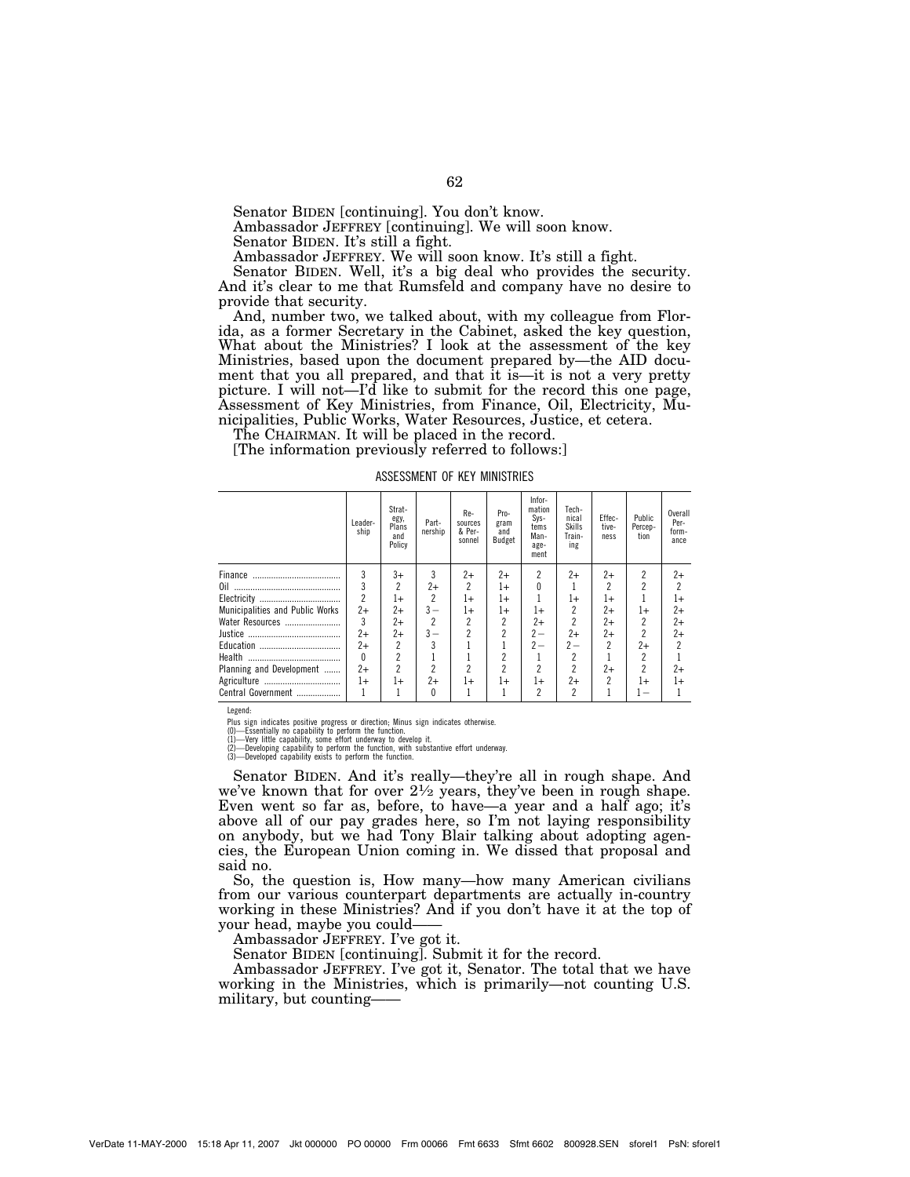Senator BIDEN [continuing]. You don't know.

Ambassador JEFFREY [continuing]. We will soon know.

Senator BIDEN. It's still a fight.

Ambassador JEFFREY. We will soon know. It's still a fight.

Senator BIDEN. Well, it's a big deal who provides the security. And it's clear to me that Rumsfeld and company have no desire to provide that security.

And, number two, we talked about, with my colleague from Florida, as a former Secretary in the Cabinet, asked the key question, What about the Ministries? I look at the assessment of the key Ministries, based upon the document prepared by—the AID document that you all prepared, and that it is—it is not a very pretty picture. I will not—I'd like to submit for the record this one page, Assessment of Key Ministries, from Finance, Oil, Electricity, Municipalities, Public Works, Water Resources, Justice, et cetera.

The CHAIRMAN. It will be placed in the record.

[The information previously referred to follows:]

ASSESSMENT OF KEY MINISTRIES

| | Leadership | Strategy, Plans and Policy | Partnership | Resources & Personnel | Program and Budget | Information Systems Management | Technical Skills Training | Effectiveness | Public Perception | Overall Performance |
|---|---|---|---|---|---|---|---|---|---|---|
| Finance | 3 | 3+ | 3 | 2+ | 2+ | 2 | 2+ | 2+ | 2 | 2+ |
| Oil | 3 | 2 | 2+ | 2 | 1+ | 0 | 1 | 2 | 2 | 2 |
| Electricity | 2 | 1+ | 2 | 1+ | 1+ | 1 | 1+ | 1+ | 1 | 1+ |
| Municipalities and Public Works | 2+ | 2+ | 3− | 1+ | 1+ | 1+ | 2 | 2+ | 1+ | 2+ |
| Water Resources | 3 | 2+ | 2 | 2 | 2 | 2+ | 2 | 2+ | 2 | 2+ |
| Justice | 2+ | 2+ | 3− | 2 | 2 | 2− | 2+ | 2+ | 2 | 2+ |
| Education | 2+ | 2 | 3 | 1 | 1 | 2− | 2− | 2 | 2+ | 2 |
| Health | 0 | 2 | 1 | 1 | 2 | 1 | 2 | 1 | 2 | 1 |
| Planning and Development | 2+ | 2 | 2 | 2 | 2 | 2 | 2 | 2+ | 2 | 2+ |
| Agriculture | 1+ | 1+ | 2+ | 1+ | 1+ | 1+ | 2+ | 2 | 1+ | 1+ |
| Central Government | 1 | 1 | 0 | 1 | 1 | 2 | 2 | 1 | 1− | 1 |

Legend:

Plus sign indicates positive progress or direction; Minus sign indicates otherwise.
(0)—Essentially no capability to perform the function.
(1)—Very little capability, some effort underway to develop it.
(2)—Developing capability to perform the function, with substantive effort underway.
(3)—Developed capability exists to perform the function.

Senator BIDEN. And it's really—they're all in rough shape. And we've known that for over 2½ years, they've been in rough shape. Even went so far as, before, to have—a year and a half ago; it's above all of our pay grades here, so I'm not laying responsibility on anybody, but we had Tony Blair talking about adopting agencies, the European Union coming in. We dissed that proposal and said no.

So, the question is, How many—how many American civilians from our various counterpart departments are actually in-country working in these Ministries? And if you don't have it at the top of your head, maybe you could——

Ambassador JEFFREY. I've got it.

Senator BIDEN [continuing]. Submit it for the record.

Ambassador JEFFREY. I've got it, Senator. The total that we have working in the Ministries, which is primarily—not counting U.S. military, but counting——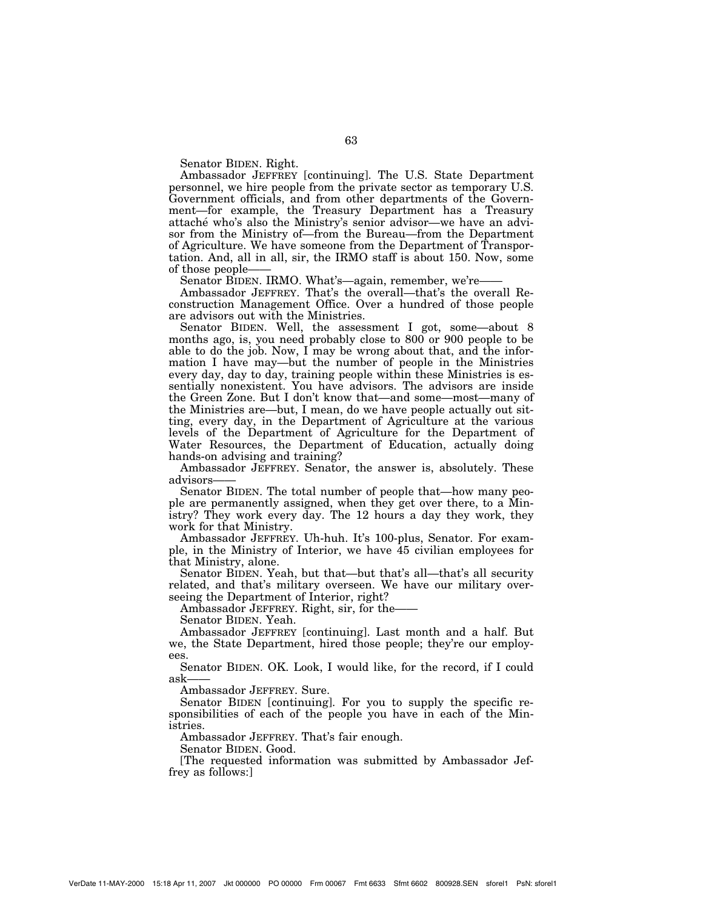Senator BIDEN. Right.

Ambassador JEFFREY [continuing]. The U.S. State Department personnel, we hire people from the private sector as temporary U.S. Government officials, and from other departments of the Government—for example, the Treasury Department has a Treasury attaché who's also the Ministry's senior advisor—we have an advisor from the Ministry of—from the Bureau—from the Department of Agriculture. We have someone from the Department of Transportation. And, all in all, sir, the IRMO staff is about 150. Now, some of those people——

Senator BIDEN. IRMO. What's—again, remember, we're——

Ambassador JEFFREY. That's the overall—that's the overall Reconstruction Management Office. Over a hundred of those people are advisors out with the Ministries.

Senator BIDEN. Well, the assessment I got, some—about 8 months ago, is, you need probably close to 800 or 900 people to be able to do the job. Now, I may be wrong about that, and the information I have may—but the number of people in the Ministries every day, day to day, training people within these Ministries is essentially nonexistent. You have advisors. The advisors are inside the Green Zone. But I don't know that—and some—most—many of the Ministries are—but, I mean, do we have people actually out sitting, every day, in the Department of Agriculture at the various levels of the Department of Agriculture for the Department of Water Resources, the Department of Education, actually doing hands-on advising and training?

Ambassador JEFFREY. Senator, the answer is, absolutely. These advisors——

Senator BIDEN. The total number of people that—how many people are permanently assigned, when they get over there, to a Ministry? They work every day. The 12 hours a day they work, they work for that Ministry.

Ambassador JEFFREY. Uh-huh. It's 100-plus, Senator. For example, in the Ministry of Interior, we have 45 civilian employees for that Ministry, alone.

Senator BIDEN. Yeah, but that—but that's all—that's all security related, and that's military overseen. We have our military overseeing the Department of Interior, right?

Ambassador JEFFREY. Right, sir, for the——

Senator BIDEN. Yeah.

Ambassador JEFFREY [continuing]. Last month and a half. But we, the State Department, hired those people; they're our employees.

Senator BIDEN. OK. Look, I would like, for the record, if I could ask——

Ambassador JEFFREY. Sure.

Senator BIDEN [continuing]. For you to supply the specific responsibilities of each of the people you have in each of the Ministries.

Ambassador JEFFREY. That's fair enough.

Senator BIDEN. Good.

[The requested information was submitted by Ambassador Jeffrey as follows:]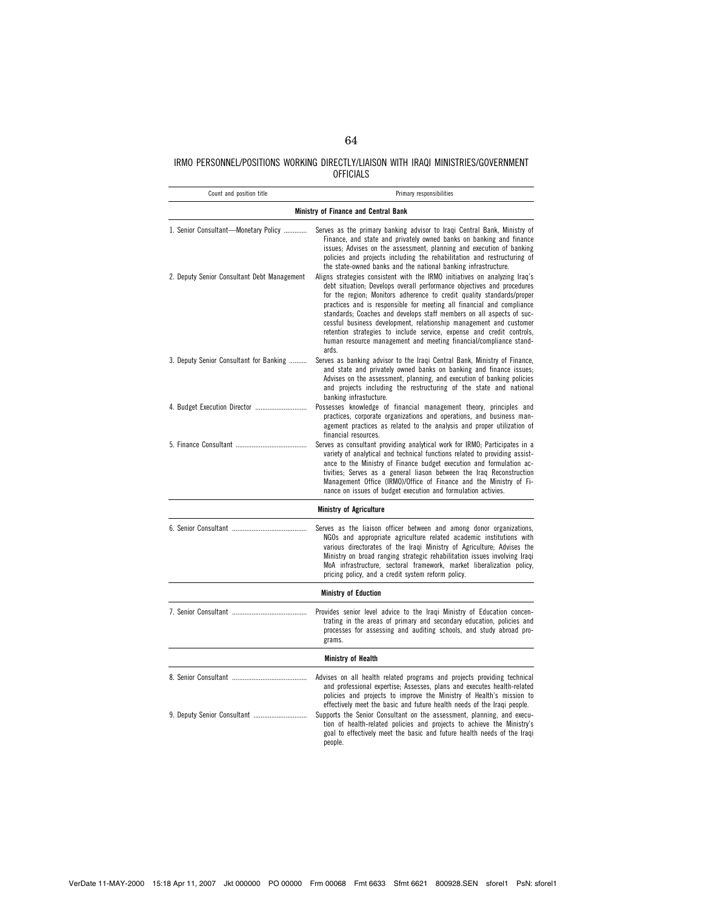IRMO PERSONNEL/POSITIONS WORKING DIRECTLY/LIAISON WITH IRAQI MINISTRIES/GOVERNMENT OFFICIALS

| Count and position title | Primary responsibilities |
| --- | --- |
| **Ministry of Finance and Central Bank** | |
| 1. Senior Consultant—Monetary Policy | Serves as the primary banking advisor to Iraqi Central Bank, Ministry of Finance, and state and privately owned banks on banking and finance issues; Advises on the assessment, planning and execution of banking policies and projects including the rehabilitation and restructuring of the state-owned banks and the national banking infrastructure. |
| 2. Deputy Senior Consultant Debt Management | Aligns strategies consistent with the IRMO initiatives on analyzing Iraq's debt situation; Develops overall performance objectives and procedures for the region; Monitors adherence to credit quality standards/proper practices and is responsible for meeting all financial and compliance standards; Coaches and develops staff members on all aspects of successful business development, relationship management and customer retention strategies to include service, expense and credit controls, human resource management and meeting financial/compliance standards. |
| 3. Deputy Senior Consultant for Banking | Serves as banking advisor to the Iraqi Central Bank, Ministry of Finance, and state and privately owned banks on banking and finance issues; Advises on the assessment, planning, and execution of banking policies and projects including the restructuring of the state and national banking infrastucture. |
| 4. Budget Execution Director | Possesses knowledge of financial management theory, principles and practices, corporate organizations and operations, and business management practices as related to the analysis and proper utilization of financial resources. |
| 5. Finance Consultant | Serves as consultant providing analytical work for IRMO; Participates in a variety of analytical and technical functions related to providing assistance to the Ministry of Finance budget execution and formulation activities; Serves as a general liason between the Iraq Reconstruction Management Office (IRMO)/Office of Finance and the Ministry of Finance on issues of budget execution and formulation activies. |
| **Ministry of Agriculture** | |
| 6. Senior Consultant | Serves as the liaison officer between and among donor organizations, NGOs and appropriate agriculture related academic institutions with various directorates of the Iraqi Ministry of Agriculture; Advises the Ministry on broad ranging strategic rehabilitation issues involving Iraqi MoA infrastructure, sectoral framework, market liberalization policy, pricing policy, and a credit system reform policy. |
| **Ministry of Eduction** | |
| 7. Senior Consultant | Provides senior level advice to the Iraqi Ministry of Education concentrating in the areas of primary and secondary education, policies and processes for assessing and auditing schools, and study abroad programs. |
| **Ministry of Health** | |
| 8. Senior Consultant | Advises on all health related programs and projects providing technical and professional expertise; Assesses, plans and executes health-related policies and projects to improve the Ministry of Health's mission to effectively meet the basic and future health needs of the Iraqi people. |
| 9. Deputy Senior Consultant | Supports the Senior Consultant on the assessment, planning, and execution of health-related policies and projects to achieve the Ministry's goal to effectively meet the basic and future health needs of the Iraqi people. |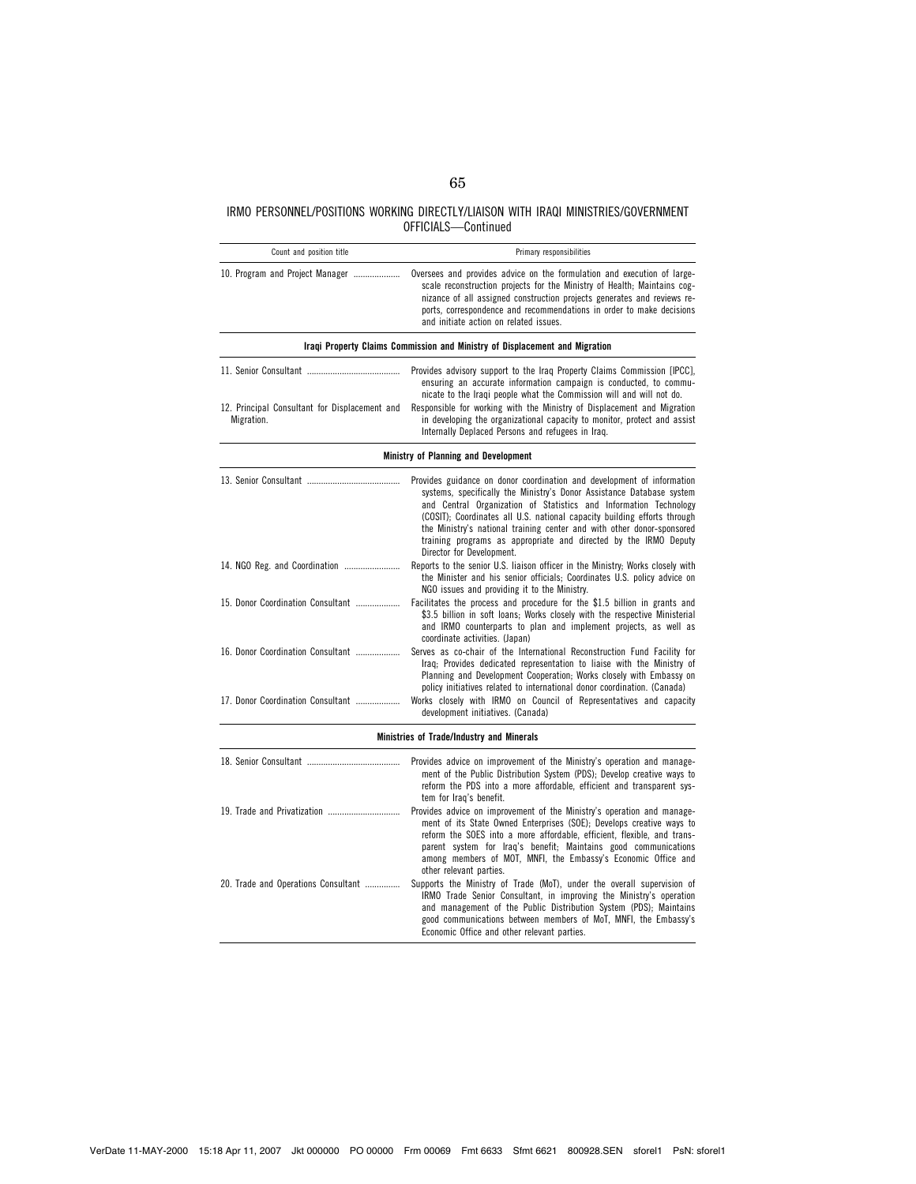IRMO PERSONNEL/POSITIONS WORKING DIRECTLY/LIAISON WITH IRAQI MINISTRIES/GOVERNMENT OFFICIALS—Continued

| Count and position title | Primary responsibilities |
|---|---|
| 10. Program and Project Manager | Oversees and provides advice on the formulation and execution of large-scale reconstruction projects for the Ministry of Health; Maintains cognizance of all assigned construction projects generates and reviews reports, correspondence and recommendations in order to make decisions and initiate action on related issues. |
| **Iraqi Property Claims Commission and Ministry of Displacement and Migration** | |
| 11. Senior Consultant | Provides advisory support to the Iraq Property Claims Commission [IPCC], ensuring an accurate information campaign is conducted, to communicate to the Iraqi people what the Commission will and will not do. |
| 12. Principal Consultant for Displacement and Migration. | Responsible for working with the Ministry of Displacement and Migration in developing the organizational capacity to monitor, protect and assist Internally Deplaced Persons and refugees in Iraq. |
| **Ministry of Planning and Development** | |
| 13. Senior Consultant | Provides guidance on donor coordination and development of information systems, specifically the Ministry's Donor Assistance Database system and Central Organization of Statistics and Information Technology (COSIT); Coordinates all U.S. national capacity building efforts through the Ministry's national training center and with other donor-sponsored training programs as appropriate and directed by the IRMO Deputy Director for Development. |
| 14. NGO Reg. and Coordination | Reports to the senior U.S. liaison officer in the Ministry; Works closely with the Minister and his senior officials; Coordinates U.S. policy advice on NGO issues and providing it to the Ministry. |
| 15. Donor Coordination Consultant | Facilitates the process and procedure for the $1.5 billion in grants and $3.5 billion in soft loans; Works closely with the respective Ministerial and IRMO counterparts to plan and implement projects, as well as coordinate activities. (Japan) |
| 16. Donor Coordination Consultant | Serves as co-chair of the International Reconstruction Fund Facility for Iraq; Provides dedicated representation to liaise with the Ministry of Planning and Development Cooperation; Works closely with Embassy on policy initiatives related to international donor coordination. (Canada) |
| 17. Donor Coordination Consultant | Works closely with IRMO on Council of Representatives and capacity development initiatives. (Canada) |
| **Ministries of Trade/Industry and Minerals** | |
| 18. Senior Consultant | Provides advice on improvement of the Ministry's operation and management of the Public Distribution System (PDS); Develop creative ways to reform the PDS into a more affordable, efficient and transparent system for Iraq's benefit. |
| 19. Trade and Privatization | Provides advice on improvement of the Ministry's operation and management of its State Owned Enterprises (SOE); Develops creative ways to reform the SOES into a more affordable, efficient, flexible, and transparent system for Iraq's benefit; Maintains good communications among members of MOT, MNFI, the Embassy's Economic Office and other relevant parties. |
| 20. Trade and Operations Consultant | Supports the Ministry of Trade (MoT), under the overall supervision of IRMO Trade Senior Consultant, in improving the Ministry's operation and management of the Public Distribution System (PDS); Maintains good communications between members of MoT, MNFI, the Embassy's Economic Office and other relevant parties. |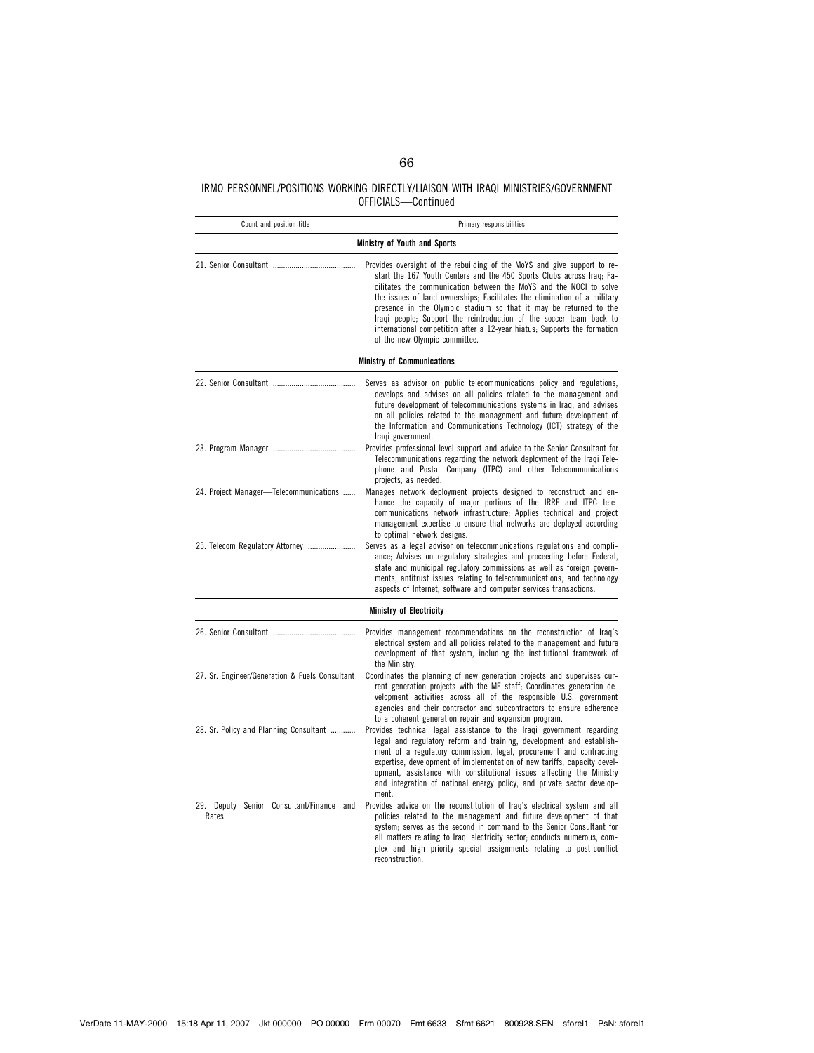IRMO PERSONNEL/POSITIONS WORKING DIRECTLY/LIAISON WITH IRAQI MINISTRIES/GOVERNMENT OFFICIALS—Continued

| Count and position title | Primary responsibilities |
|---|---|
| **Ministry of Youth and Sports** | |
| 21. Senior Consultant | Provides oversight of the rebuilding of the MoYS and give support to restart the 167 Youth Centers and the 450 Sports Clubs across Iraq; Facilitates the communication between the MoYS and the NOCI to solve the issues of land ownerships; Facilitates the elimination of a military presence in the Olympic stadium so that it may be returned to the Iraqi people; Support the reintroduction of the soccer team back to international competition after a 12-year hiatus; Supports the formation of the new Olympic committee. |
| **Ministry of Communications** | |
| 22. Senior Consultant | Serves as advisor on public telecommunications policy and regulations, develops and advises on all policies related to the management and future development of telecommunications systems in Iraq, and advises on all policies related to the management and future development of the Information and Communications Technology (ICT) strategy of the Iraqi government. |
| 23. Program Manager | Provides professional level support and advice to the Senior Consultant for Telecommunications regarding the network deployment of the Iraqi Telephone and Postal Company (ITPC) and other Telecommunications projects, as needed. |
| 24. Project Manager—Telecommunications | Manages network deployment projects designed to reconstruct and enhance the capacity of major portions of the IRRF and ITPC telecommunications network infrastructure; Applies technical and project management expertise to ensure that networks are deployed according to optimal network designs. |
| 25. Telecom Regulatory Attorney | Serves as a legal advisor on telecommunications regulations and compliance; Advises on regulatory strategies and proceeding before Federal, state and municipal regulatory commissions as well as foreign governments, antitrust issues relating to telecommunications, and technology aspects of Internet, software and computer services transactions. |
| **Ministry of Electricity** | |
| 26. Senior Consultant | Provides management recommendations on the reconstruction of Iraq's electrical system and all policies related to the management and future development of that system, including the institutional framework of the Ministry. |
| 27. Sr. Engineer/Generation & Fuels Consultant | Coordinates the planning of new generation projects and supervises current generation projects with the ME staff; Coordinates generation development activities across all of the responsible U.S. government agencies and their contractor and subcontractors to ensure adherence to a coherent generation repair and expansion program. |
| 28. Sr. Policy and Planning Consultant | Provides technical legal assistance to the Iraqi government regarding legal and regulatory reform and training, development and establishment of a regulatory commission, legal, procurement and contracting expertise, development of implementation of new tariffs, capacity development, assistance with constitutional issues affecting the Ministry and integration of national energy policy, and private sector development. |
| 29. Deputy Senior Consultant/Finance and Rates. | Provides advice on the reconstitution of Iraq's electrical system and all policies related to the management and future development of that system; serves as the second in command to the Senior Consultant for all matters relating to Iraqi electricity sector; conducts numerous, complex and high priority special assignments relating to post-conflict reconstruction. |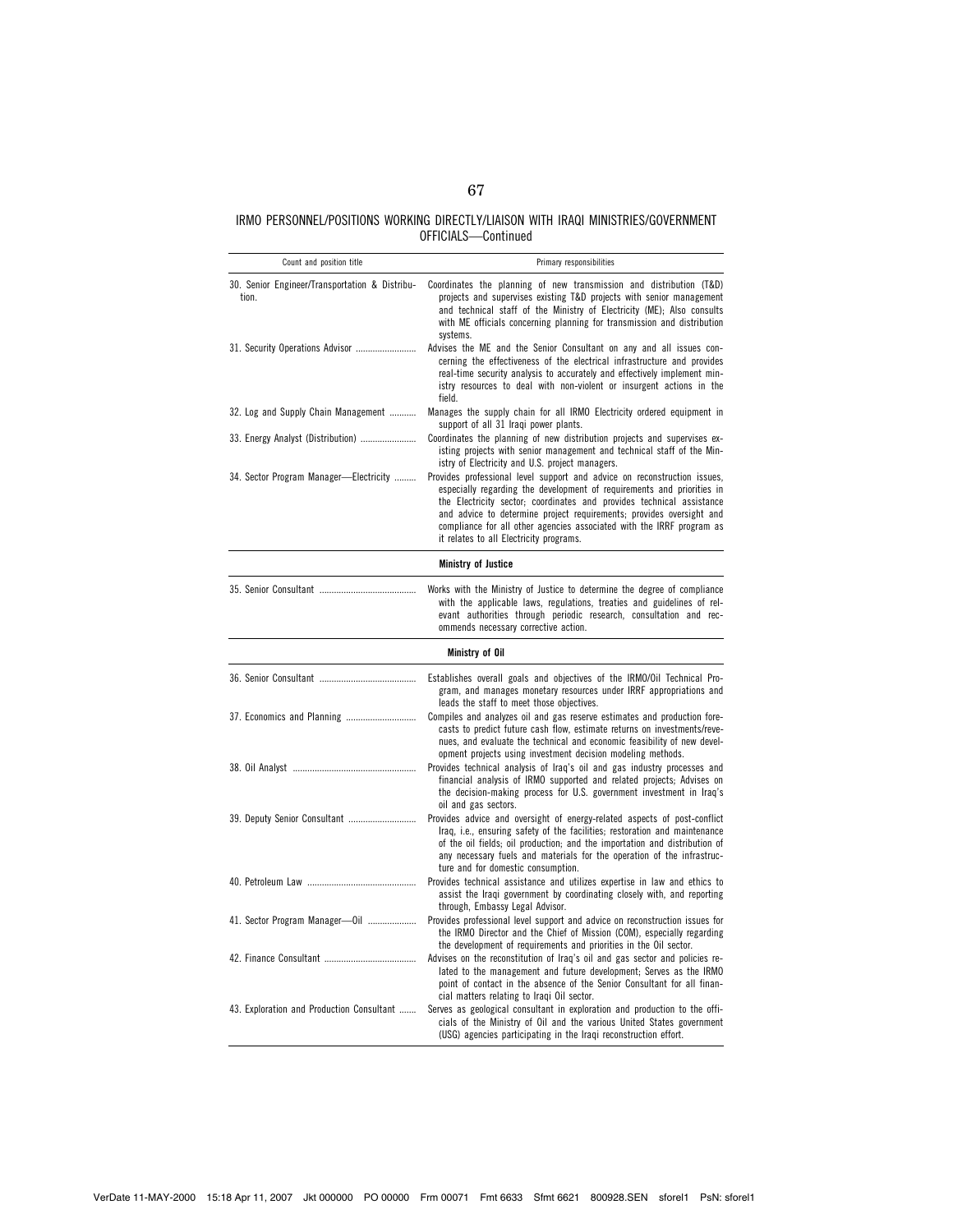IRMO PERSONNEL/POSITIONS WORKING DIRECTLY/LIAISON WITH IRAQI MINISTRIES/GOVERNMENT OFFICIALS—Continued

| Count and position title | Primary responsibilities |
| --- | --- |
| 30. Senior Engineer/Transportation & Distribution. | Coordinates the planning of new transmission and distribution (T&D) projects and supervises existing T&D projects with senior management and technical staff of the Ministry of Electricity (ME); Also consults with ME officials concerning planning for transmission and distribution systems. |
| 31. Security Operations Advisor | Advises the ME and the Senior Consultant on any and all issues concerning the effectiveness of the electrical infrastructure and provides real-time security analysis to accurately and effectively implement ministry resources to deal with non-violent or insurgent actions in the field. |
| 32. Log and Supply Chain Management | Manages the supply chain for all IRMO Electricity ordered equipment in support of all 31 Iraqi power plants. |
| 33. Energy Analyst (Distribution) | Coordinates the planning of new distribution projects and supervises existing projects with senior management and technical staff of the Ministry of Electricity and U.S. project managers. |
| 34. Sector Program Manager—Electricity | Provides professional level support and advice on reconstruction issues, especially regarding the development of requirements and priorities in the Electricity sector; coordinates and provides technical assistance and advice to determine project requirements; provides oversight and compliance for all other agencies associated with the IRRF program as it relates to all Electricity programs. |
| | **Ministry of Justice** |
| 35. Senior Consultant | Works with the Ministry of Justice to determine the degree of compliance with the applicable laws, regulations, treaties and guidelines of relevant authorities through periodic research, consultation and recommends necessary corrective action. |
| | **Ministry of Oil** |
| 36. Senior Consultant | Establishes overall goals and objectives of the IRMO/Oil Technical Program, and manages monetary resources under IRRF appropriations and leads the staff to meet those objectives. |
| 37. Economics and Planning | Compiles and analyzes oil and gas reserve estimates and production forecasts to predict future cash flow, estimate returns on investments/revenues, and evaluate the technical and economic feasibility of new development projects using investment decision modeling methods. |
| 38. Oil Analyst | Provides technical analysis of Iraq's oil and gas industry processes and financial analysis of IRMO supported and related projects; Advises on the decision-making process for U.S. government investment in Iraq's oil and gas sectors. |
| 39. Deputy Senior Consultant | Provides advice and oversight of energy-related aspects of post-conflict Iraq, i.e., ensuring safety of the facilities; restoration and maintenance of the oil fields; oil production; and the importation and distribution of any necessary fuels and materials for the operation of the infrastructure and for domestic consumption. |
| 40. Petroleum Law | Provides technical assistance and utilizes expertise in law and ethics to assist the Iraqi government by coordinating closely with, and reporting through, Embassy Legal Advisor. |
| 41. Sector Program Manager—Oil | Provides professional level support and advice on reconstruction issues for the IRMO Director and the Chief of Mission (COM), especially regarding the development of requirements and priorities in the Oil sector. |
| 42. Finance Consultant | Advises on the reconstitution of Iraq's oil and gas sector and policies related to the management and future development; Serves as the IRMO point of contact in the absence of the Senior Consultant for all financial matters relating to Iraqi Oil sector. |
| 43. Exploration and Production Consultant | Serves as geological consultant in exploration and production to the officials of the Ministry of Oil and the various United States government (USG) agencies participating in the Iraqi reconstruction effort. |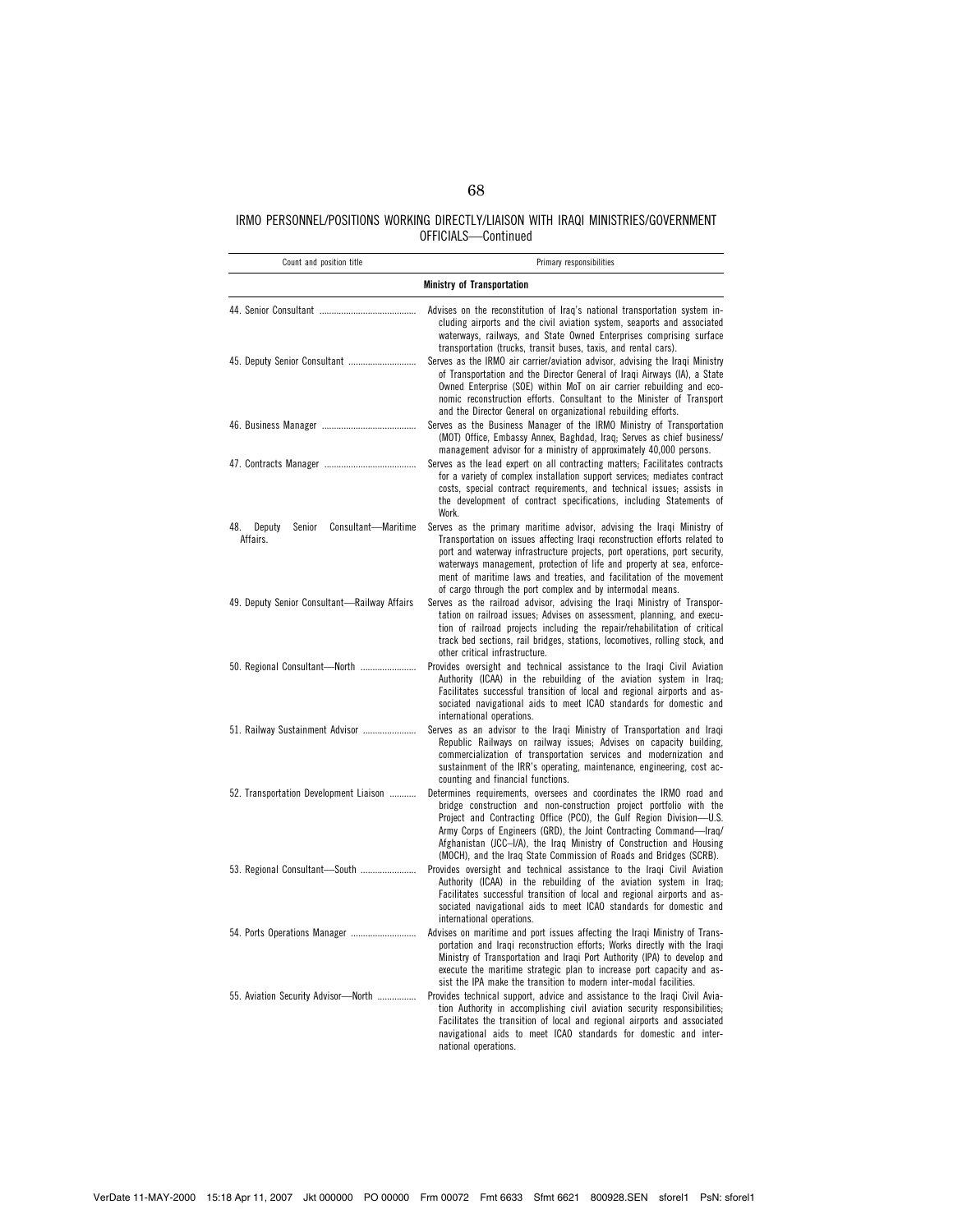IRMO PERSONNEL/POSITIONS WORKING DIRECTLY/LIAISON WITH IRAQI MINISTRIES/GOVERNMENT OFFICIALS—Continued

| Count and position title | Primary responsibilities |
|---|---|
| **Ministry of Transportation** | |
| 44. Senior Consultant | Advises on the reconstitution of Iraq's national transportation system including airports and the civil aviation system, seaports and associated waterways, railways, and State Owned Enterprises comprising surface transportation (trucks, transit buses, taxis, and rental cars). |
| 45. Deputy Senior Consultant | Serves as the IRMO air carrier/aviation advisor, advising the Iraqi Ministry of Transportation and the Director General of Iraqi Airways (IA), a State Owned Enterprise (SOE) within MoT on air carrier rebuilding and economic reconstruction efforts. Consultant to the Minister of Transport and the Director General on organizational rebuilding efforts. |
| 46. Business Manager | Serves as the Business Manager of the IRMO Ministry of Transportation (MOT) Office, Embassy Annex, Baghdad, Iraq; Serves as chief business/management advisor for a ministry of approximately 40,000 persons. |
| 47. Contracts Manager | Serves as the lead expert on all contracting matters; Facilitates contracts for a variety of complex installation support services; mediates contract costs, special contract requirements, and technical issues; assists in the development of contract specifications, including Statements of Work. |
| 48. Deputy Senior Consultant—Maritime Affairs. | Serves as the primary maritime advisor, advising the Iraqi Ministry of Transportation on issues affecting Iraqi reconstruction efforts related to port and waterway infrastructure projects, port operations, port security, waterways management, protection of life and property at sea, enforcement of maritime laws and treaties, and facilitation of the movement of cargo through the port complex and by intermodal means. |
| 49. Deputy Senior Consultant—Railway Affairs | Serves as the railroad advisor, advising the Iraqi Ministry of Transportation on railroad issues; Advises on assessment, planning, and execution of railroad projects including the repair/rehabilitation of critical track bed sections, rail bridges, stations, locomotives, rolling stock, and other critical infrastructure. |
| 50. Regional Consultant—North | Provides oversight and technical assistance to the Iraqi Civil Aviation Authority (ICAA) in the rebuilding of the aviation system in Iraq; Facilitates successful transition of local and regional airports and associated navigational aids to meet ICAO standards for domestic and international operations. |
| 51. Railway Sustainment Advisor | Serves as an advisor to the Iraqi Ministry of Transportation and Iraqi Republic Railways on railway issues; Advises on capacity building, commercialization of transportation services and modernization and sustainment of the IRR's operating, maintenance, engineering, cost accounting and financial functions. |
| 52. Transportation Development Liaison | Determines requirements, oversees and coordinates the IRMO road and bridge construction and non-construction project portfolio with the Project and Contracting Office (PCO), the Gulf Region Division—U.S. Army Corps of Engineers (GRD), the Joint Contracting Command—Iraq/Afghanistan (JCC–I/A), the Iraq Ministry of Construction and Housing (MOCH), and the Iraq State Commission of Roads and Bridges (SCRB). |
| 53. Regional Consultant—South | Provides oversight and technical assistance to the Iraqi Civil Aviation Authority (ICAA) in the rebuilding of the aviation system in Iraq; Facilitates successful transition of local and regional airports and associated navigational aids to meet ICAO standards for domestic and international operations. |
| 54. Ports Operations Manager | Advises on maritime and port issues affecting the Iraqi Ministry of Transportation and Iraqi reconstruction efforts; Works directly with the Iraqi Ministry of Transportation and Iraqi Port Authority (IPA) to develop and execute the maritime strategic plan to increase port capacity and assist the IPA make the transition to modern inter-modal facilities. |
| 55. Aviation Security Advisor—North | Provides technical support, advice and assistance to the Iraqi Civil Aviation Authority in accomplishing civil aviation security responsibilities; Facilitates the transition of local and regional airports and associated navigational aids to meet ICAO standards for domestic and international operations. |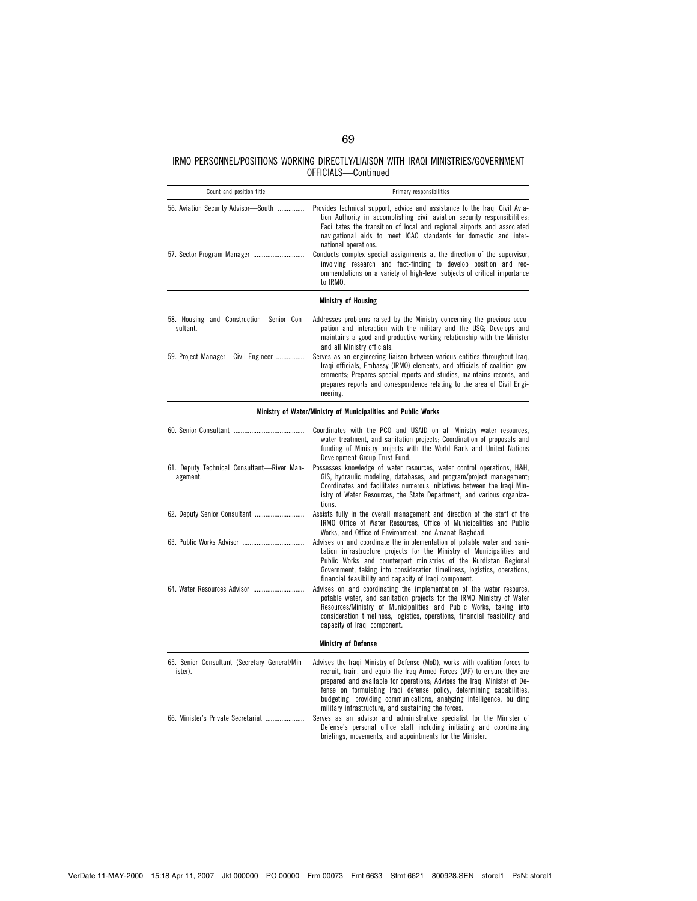IRMO PERSONNEL/POSITIONS WORKING DIRECTLY/LIAISON WITH IRAQI MINISTRIES/GOVERNMENT OFFICIALS—Continued

| Count and position title | Primary responsibilities |
|---|---|
| 56. Aviation Security Advisor—South | Provides technical support, advice and assistance to the Iraqi Civil Aviation Authority in accomplishing civil aviation security responsibilities; Facilitates the transition of local and regional airports and associated navigational aids to meet ICAO standards for domestic and international operations. |
| 57. Sector Program Manager | Conducts complex special assignments at the direction of the supervisor, involving research and fact-finding to develop position and recommendations on a variety of high-level subjects of critical importance to IRMO. |
| **Ministry of Housing** | |
| 58. Housing and Construction—Senior Consultant. | Addresses problems raised by the Ministry concerning the previous occupation and interaction with the military and the USG; Develops and maintains a good and productive working relationship with the Minister and all Ministry officials. |
| 59. Project Manager—Civil Engineer | Serves as an engineering liaison between various entities throughout Iraq, Iraqi officials, Embassy (IRMO) elements, and officials of coalition governments; Prepares special reports and studies, maintains records, and prepares reports and correspondence relating to the area of Civil Engineering. |
| **Ministry of Water/Ministry of Municipalities and Public Works** | |
| 60. Senior Consultant | Coordinates with the PCO and USAID on all Ministry water resources, water treatment, and sanitation projects; Coordination of proposals and funding of Ministry projects with the World Bank and United Nations Development Group Trust Fund. |
| 61. Deputy Technical Consultant—River Management. | Possesses knowledge of water resources, water control operations, H&H, GIS, hydraulic modeling, databases, and program/project management; Coordinates and facilitates numerous initiatives between the Iraqi Ministry of Water Resources, the State Department, and various organizations. |
| 62. Deputy Senior Consultant | Assists fully in the overall management and direction of the staff of the IRMO Office of Water Resources, Office of Municipalities and Public Works, and Office of Environment, and Amanat Baghdad. |
| 63. Public Works Advisor | Advises on and coordinate the implementation of potable water and sanitation infrastructure projects for the Ministry of Municipalities and Public Works and counterpart ministries of the Kurdistan Regional Government, taking into consideration timeliness, logistics, operations, financial feasibility and capacity of Iraqi component. |
| 64. Water Resources Advisor | Advises on and coordinating the implementation of the water resource, potable water, and sanitation projects for the IRMO Ministry of Water Resources/Ministry of Municipalities and Public Works, taking into consideration timeliness, logistics, operations, financial feasibility and capacity of Iraqi component. |
| **Ministry of Defense** | |
| 65. Senior Consultant (Secretary General/Minister). | Advises the Iraqi Ministry of Defense (MoD), works with coalition forces to recruit, train, and equip the Iraq Armed Forces (IAF) to ensure they are prepared and available for operations; Advises the Iraqi Minister of Defense on formulating Iraqi defense policy, determining capabilities, budgeting, providing communications, analyzing intelligence, building military infrastructure, and sustaining the forces. |
| 66. Minister's Private Secretariat | Serves as an advisor and administrative specialist for the Minister of Defense's personal office staff including initiating and coordinating briefings, movements, and appointments for the Minister. |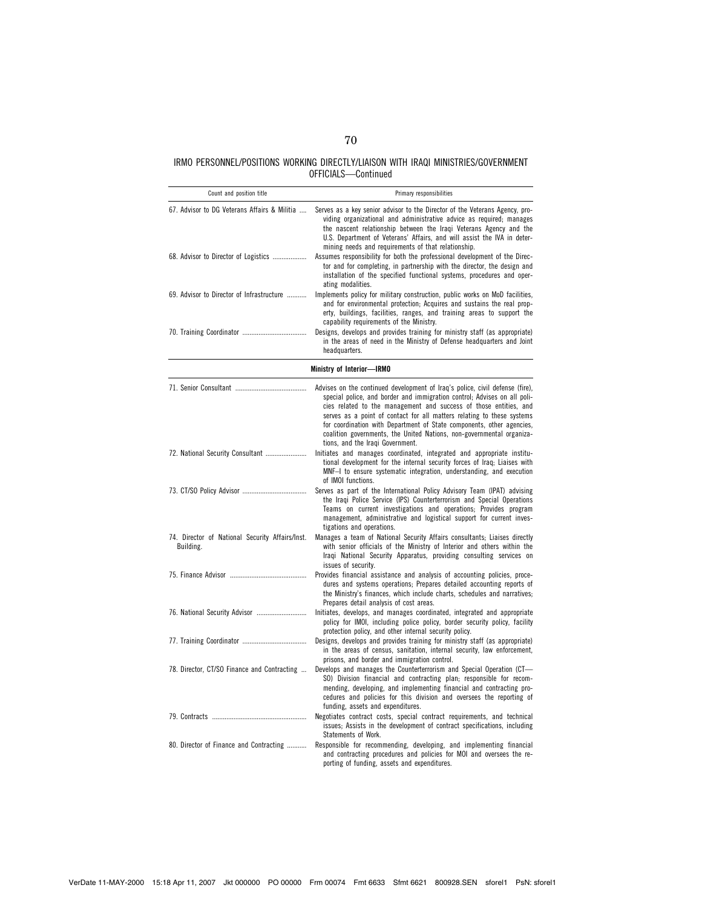IRMO PERSONNEL/POSITIONS WORKING DIRECTLY/LIAISON WITH IRAQI MINISTRIES/GOVERNMENT OFFICIALS—Continued

| Count and position title | Primary responsibilities |
|---|---|
| 67. Advisor to DG Veterans Affairs & Militia | Serves as a key senior advisor to the Director of the Veterans Agency, providing organizational and administrative advice as required; manages the nascent relationship between the Iraqi Veterans Agency and the U.S. Department of Veterans' Affairs, and will assist the IVA in determining needs and requirements of that relationship. |
| 68. Advisor to Director of Logistics | Assumes responsibility for both the professional development of the Director and for completing, in partnership with the director, the design and installation of the specified functional systems, procedures and operating modalities. |
| 69. Advisor to Director of Infrastructure | Implements policy for military construction, public works on MoD facilities, and for environmental protection; Acquires and sustains the real property, buildings, facilities, ranges, and training areas to support the capability requirements of the Ministry. |
| 70. Training Coordinator | Designs, develops and provides training for ministry staff (as appropriate) in the areas of need in the Ministry of Defense headquarters and Joint headquarters. |
| **Ministry of Interior—IRMO** | |
| 71. Senior Consultant | Advises on the continued development of Iraq's police, civil defense (fire), special police, and border and immigration control; Advises on all policies related to the management and success of those entities, and serves as a point of contact for all matters relating to these systems for coordination with Department of State components, other agencies, coalition governments, the United Nations, non-governmental organizations, and the Iraqi Government. |
| 72. National Security Consultant | Initiates and manages coordinated, integrated and appropriate institutional development for the internal security forces of Iraq; Liaises with MNF–I to ensure systematic integration, understanding, and execution of IMOI functions. |
| 73. CT/SO Policy Advisor | Serves as part of the International Policy Advisory Team (IPAT) advising the Iraqi Police Service (IPS) Counterterrorism and Special Operations Teams on current investigations and operations; Provides program management, administrative and logistical support for current investigations and operations. |
| 74. Director of National Security Affairs/Inst. Building. | Manages a team of National Security Affairs consultants; Liaises directly with senior officials of the Ministry of Interior and others within the Iraqi National Security Apparatus, providing consulting services on issues of security. |
| 75. Finance Advisor | Provides financial assistance and analysis of accounting policies, procedures and systems operations; Prepares detailed accounting reports of the Ministry's finances, which include charts, schedules and narratives; Prepares detail analysis of cost areas. |
| 76. National Security Advisor | Initiates, develops, and manages coordinated, integrated and appropriate policy for IMOI, including police policy, border security policy, facility protection policy, and other internal security policy. |
| 77. Training Coordinator | Designs, develops and provides training for ministry staff (as appropriate) in the areas of census, sanitation, internal security, law enforcement, prisons, and border and immigration control. |
| 78. Director, CT/SO Finance and Contracting | Develops and manages the Counterterrorism and Special Operation (CT—SO) Division financial and contracting plan; responsible for recommending, developing, and implementing financial and contracting procedures and policies for this division and oversees the reporting of funding, assets and expenditures. |
| 79. Contracts | Negotiates contract costs, special contract requirements, and technical issues; Assists in the development of contract specifications, including Statements of Work. |
| 80. Director of Finance and Contracting | Responsible for recommending, developing, and implementing financial and contracting procedures and policies for MOI and oversees the reporting of funding, assets and expenditures. |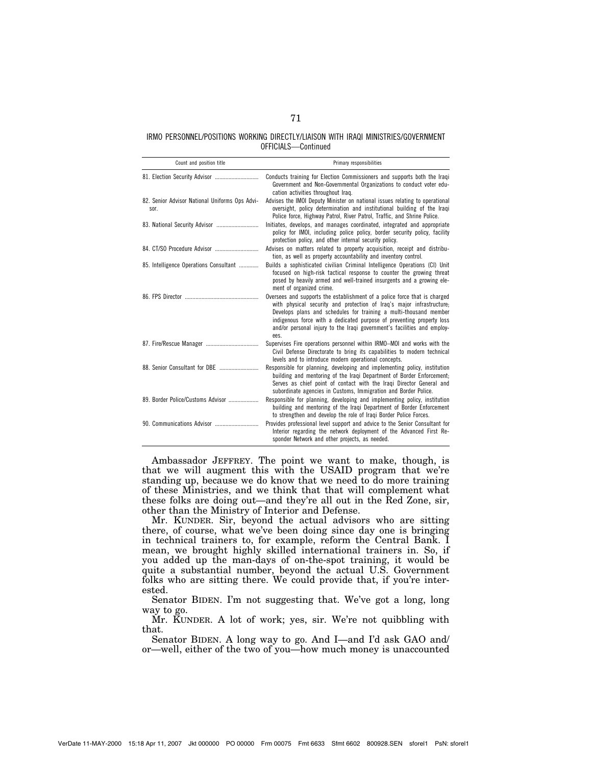IRMO PERSONNEL/POSITIONS WORKING DIRECTLY/LIAISON WITH IRAQI MINISTRIES/GOVERNMENT OFFICIALS—Continued

| Count and position title | Primary responsibilities |
| --- | --- |
| 81. Election Security Advisor | Conducts training for Election Commissioners and supports both the Iraqi Government and Non-Governmental Organizations to conduct voter education activities throughout Iraq. |
| 82. Senior Advisor National Uniforms Ops Advisor. | Advises the IMOI Deputy Minister on national issues relating to operational oversight, policy determination and institutional building of the Iraqi Police force, Highway Patrol, River Patrol, Traffic, and Shrine Police. |
| 83. National Security Advisor | Initiates, develops, and manages coordinated, integrated and appropriate policy for IMOI, including police policy, border security policy, facility protection policy, and other internal security policy. |
| 84. CT/SO Procedure Advisor | Advises on matters related to property acquisition, receipt and distribution, as well as property accountability and inventory control. |
| 85. Intelligence Operations Consultant | Builds a sophisticated civilian Criminal Intelligence Operations (CI) Unit focused on high-risk tactical response to counter the growing threat posed by heavily armed and well-trained insurgents and a growing element of organized crime. |
| 86. FPS Director | Oversees and supports the establishment of a police force that is charged with physical security and protection of Iraq's major infrastructure; Develops plans and schedules for training a multi-thousand member indigenous force with a dedicated purpose of preventing property loss and/or personal injury to the Iraqi government's facilities and employees. |
| 87. Fire/Rescue Manager | Supervises Fire operations personnel within IRMO–MOI and works with the Civil Defense Directorate to bring its capabilities to modern technical levels and to introduce modern operational concepts. |
| 88. Senior Consultant for DBE | Responsible for planning, developing and implementing policy, institution building and mentoring of the Iraqi Department of Border Enforcement; Serves as chief point of contact with the Iraqi Director General and subordinate agencies in Customs, Immigration and Border Police. |
| 89. Border Police/Customs Advisor | Responsible for planning, developing and implementing policy, institution building and mentoring of the Iraqi Department of Border Enforcement to strengthen and develop the role of Iraqi Border Police Forces. |
| 90. Communications Advisor | Provides professional level support and advice to the Senior Consultant for Interior regarding the network deployment of the Advanced First Responder Network and other projects, as needed. |

Ambassador JEFFREY. The point we want to make, though, is that we will augment this with the USAID program that we're standing up, because we do know that we need to do more training of these Ministries, and we think that that will complement what these folks are doing out—and they're all out in the Red Zone, sir, other than the Ministry of Interior and Defense.

Mr. KUNDER. Sir, beyond the actual advisors who are sitting there, of course, what we've been doing since day one is bringing in technical trainers to, for example, reform the Central Bank. I mean, we brought highly skilled international trainers in. So, if you added up the man-days of on-the-spot training, it would be quite a substantial number, beyond the actual U.S. Government folks who are sitting there. We could provide that, if you're interested.

Senator BIDEN. I'm not suggesting that. We've got a long, long way to go.

Mr. KUNDER. A lot of work; yes, sir. We're not quibbling with that.

Senator BIDEN. A long way to go. And I—and I'd ask GAO and/or—well, either of the two of you—how much money is unaccounted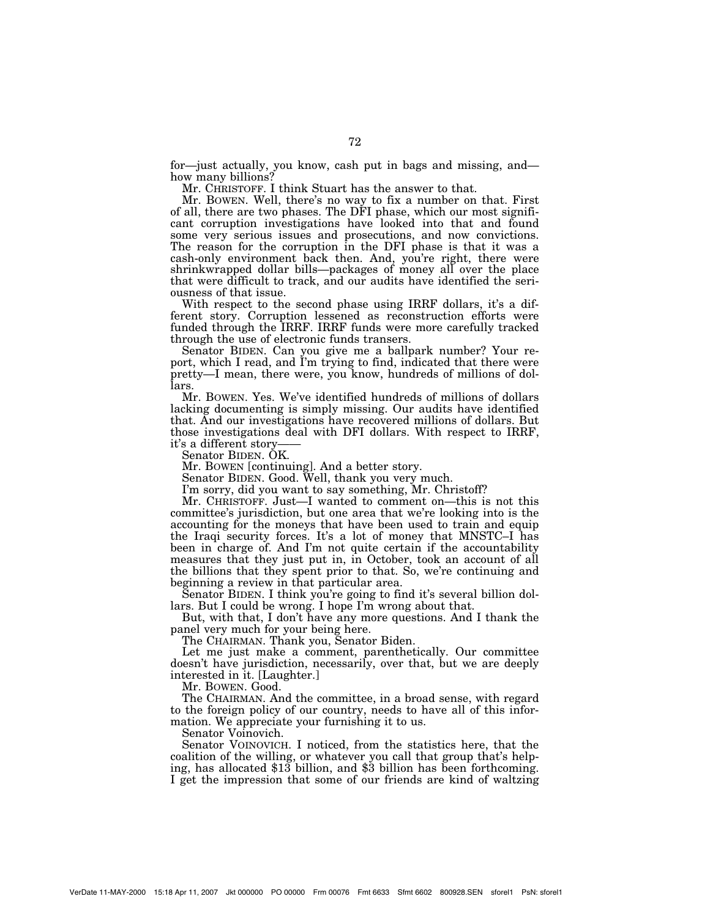for—just actually, you know, cash put in bags and missing, and—how many billions?

Mr. CHRISTOFF. I think Stuart has the answer to that.

Mr. BOWEN. Well, there's no way to fix a number on that. First of all, there are two phases. The DFI phase, which our most significant corruption investigations have looked into that and found some very serious issues and prosecutions, and now convictions. The reason for the corruption in the DFI phase is that it was a cash-only environment back then. And, you're right, there were shrinkwrapped dollar bills—packages of money all over the place that were difficult to track, and our audits have identified the seriousness of that issue.

With respect to the second phase using IRRF dollars, it's a different story. Corruption lessened as reconstruction efforts were funded through the IRRF. IRRF funds were more carefully tracked through the use of electronic funds transers.

Senator BIDEN. Can you give me a ballpark number? Your report, which I read, and I'm trying to find, indicated that there were pretty—I mean, there were, you know, hundreds of millions of dollars.

Mr. BOWEN. Yes. We've identified hundreds of millions of dollars lacking documenting is simply missing. Our audits have identified that. And our investigations have recovered millions of dollars. But those investigations deal with DFI dollars. With respect to IRRF, it's a different story——

Senator BIDEN. OK.

Mr. BOWEN [continuing]. And a better story.

Senator BIDEN. Good. Well, thank you very much.

I'm sorry, did you want to say something, Mr. Christoff?

Mr. CHRISTOFF. Just—I wanted to comment on—this is not this committee's jurisdiction, but one area that we're looking into is the accounting for the moneys that have been used to train and equip the Iraqi security forces. It's a lot of money that MNSTC–I has been in charge of. And I'm not quite certain if the accountability measures that they just put in, in October, took an account of all the billions that they spent prior to that. So, we're continuing and beginning a review in that particular area.

Senator BIDEN. I think you're going to find it's several billion dollars. But I could be wrong. I hope I'm wrong about that.

But, with that, I don't have any more questions. And I thank the panel very much for your being here.

The CHAIRMAN. Thank you, Senator Biden.

Let me just make a comment, parenthetically. Our committee doesn't have jurisdiction, necessarily, over that, but we are deeply interested in it. [Laughter.]

Mr. BOWEN. Good.

The CHAIRMAN. And the committee, in a broad sense, with regard to the foreign policy of our country, needs to have all of this information. We appreciate your furnishing it to us.

Senator Voinovich.

Senator VOINOVICH. I noticed, from the statistics here, that the coalition of the willing, or whatever you call that group that's helping, has allocated $13 billion, and $3 billion has been forthcoming. I get the impression that some of our friends are kind of waltzing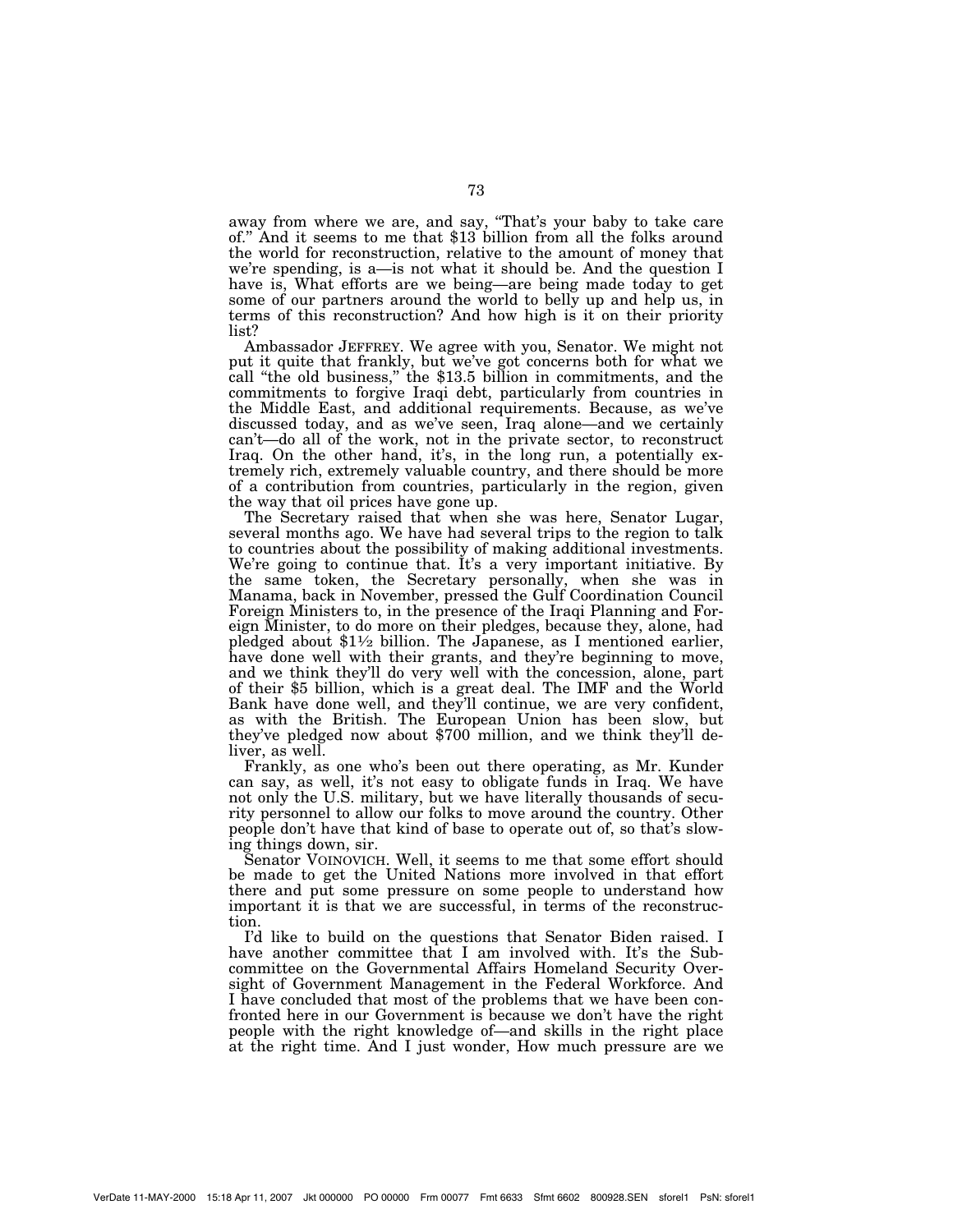away from where we are, and say, "That's your baby to take care of." And it seems to me that $13 billion from all the folks around the world for reconstruction, relative to the amount of money that we're spending, is a—is not what it should be. And the question I have is, What efforts are we being—are being made today to get some of our partners around the world to belly up and help us, in terms of this reconstruction? And how high is it on their priority list?

Ambassador JEFFREY. We agree with you, Senator. We might not put it quite that frankly, but we've got concerns both for what we call "the old business," the $13.5 billion in commitments, and the commitments to forgive Iraqi debt, particularly from countries in the Middle East, and additional requirements. Because, as we've discussed today, and as we've seen, Iraq alone—and we certainly can't—do all of the work, not in the private sector, to reconstruct Iraq. On the other hand, it's, in the long run, a potentially extremely rich, extremely valuable country, and there should be more of a contribution from countries, particularly in the region, given the way that oil prices have gone up.

The Secretary raised that when she was here, Senator Lugar, several months ago. We have had several trips to the region to talk to countries about the possibility of making additional investments. We're going to continue that. It's a very important initiative. By the same token, the Secretary personally, when she was in Manama, back in November, pressed the Gulf Coordination Council Foreign Ministers to, in the presence of the Iraqi Planning and Foreign Minister, to do more on their pledges, because they, alone, had pledged about $1½ billion. The Japanese, as I mentioned earlier, have done well with their grants, and they're beginning to move, and we think they'll do very well with the concession, alone, part of their $5 billion, which is a great deal. The IMF and the World Bank have done well, and they'll continue, we are very confident, as with the British. The European Union has been slow, but they've pledged now about $700 million, and we think they'll deliver, as well.

Frankly, as one who's been out there operating, as Mr. Kunder can say, as well, it's not easy to obligate funds in Iraq. We have not only the U.S. military, but we have literally thousands of security personnel to allow our folks to move around the country. Other people don't have that kind of base to operate out of, so that's slowing things down, sir.

Senator VOINOVICH. Well, it seems to me that some effort should be made to get the United Nations more involved in that effort there and put some pressure on some people to understand how important it is that we are successful, in terms of the reconstruction.

I'd like to build on the questions that Senator Biden raised. I have another committee that I am involved with. It's the Subcommittee on the Governmental Affairs Homeland Security Oversight of Government Management in the Federal Workforce. And I have concluded that most of the problems that we have been confronted here in our Government is because we don't have the right people with the right knowledge of—and skills in the right place at the right time. And I just wonder, How much pressure are we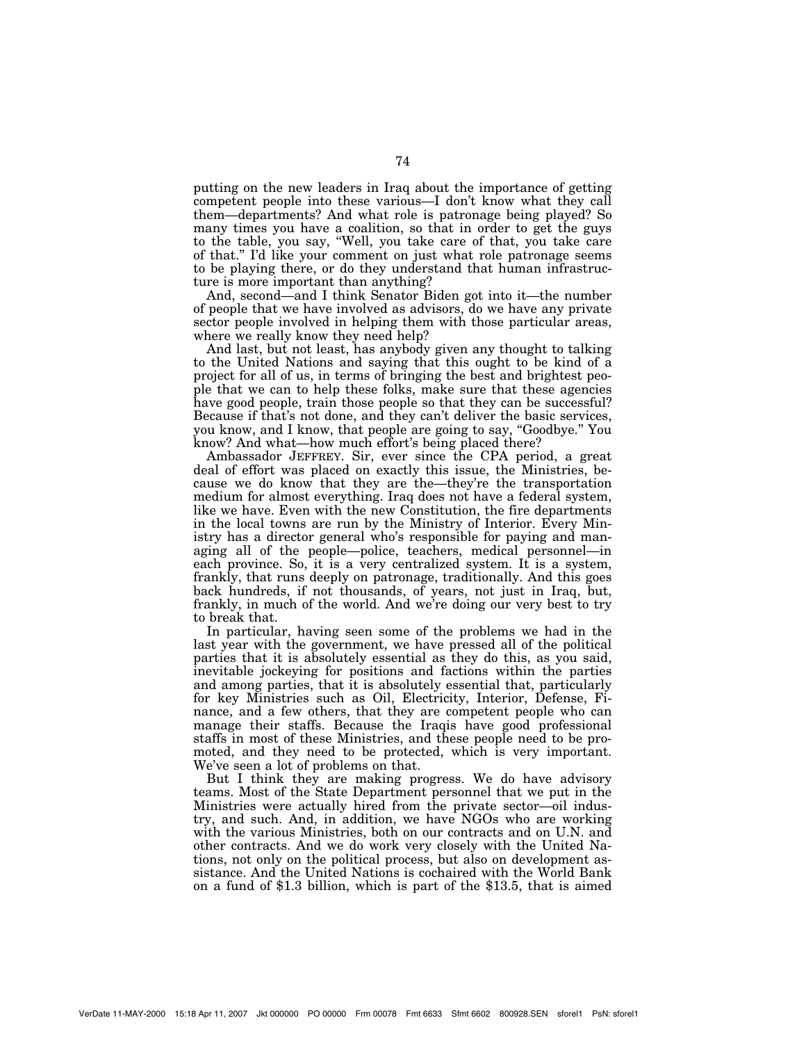putting on the new leaders in Iraq about the importance of getting competent people into these various—I don't know what they call them—departments? And what role is patronage being played? So many times you have a coalition, so that in order to get the guys to the table, you say, "Well, you take care of that, you take care of that." I'd like your comment on just what role patronage seems to be playing there, or do they understand that human infrastructure is more important than anything?

And, second—and I think Senator Biden got into it—the number of people that we have involved as advisors, do we have any private sector people involved in helping them with those particular areas, where we really know they need help?

And last, but not least, has anybody given any thought to talking to the United Nations and saying that this ought to be kind of a project for all of us, in terms of bringing the best and brightest people that we can to help these folks, make sure that these agencies have good people, train those people so that they can be successful? Because if that's not done, and they can't deliver the basic services, you know, and I know, that people are going to say, "Goodbye." You know? And what—how much effort's being placed there?

Ambassador JEFFREY. Sir, ever since the CPA period, a great deal of effort was placed on exactly this issue, the Ministries, because we do know that they are the—they're the transportation medium for almost everything. Iraq does not have a federal system, like we have. Even with the new Constitution, the fire departments in the local towns are run by the Ministry of Interior. Every Ministry has a director general who's responsible for paying and managing all of the people—police, teachers, medical personnel—in each province. So, it is a very centralized system. It is a system, frankly, that runs deeply on patronage, traditionally. And this goes back hundreds, if not thousands, of years, not just in Iraq, but, frankly, in much of the world. And we're doing our very best to try to break that.

In particular, having seen some of the problems we had in the last year with the government, we have pressed all of the political parties that it is absolutely essential as they do this, as you said, inevitable jockeying for positions and factions within the parties and among parties, that it is absolutely essential that, particularly for key Ministries such as Oil, Electricity, Interior, Defense, Finance, and a few others, that they are competent people who can manage their staffs. Because the Iraqis have good professional staffs in most of these Ministries, and these people need to be promoted, and they need to be protected, which is very important. We've seen a lot of problems on that.

But I think they are making progress. We do have advisory teams. Most of the State Department personnel that we put in the Ministries were actually hired from the private sector—oil industry, and such. And, in addition, we have NGOs who are working with the various Ministries, both on our contracts and on U.N. and other contracts. And we do work very closely with the United Nations, not only on the political process, but also on development assistance. And the United Nations is cochaired with the World Bank on a fund of $1.3 billion, which is part of the $13.5, that is aimed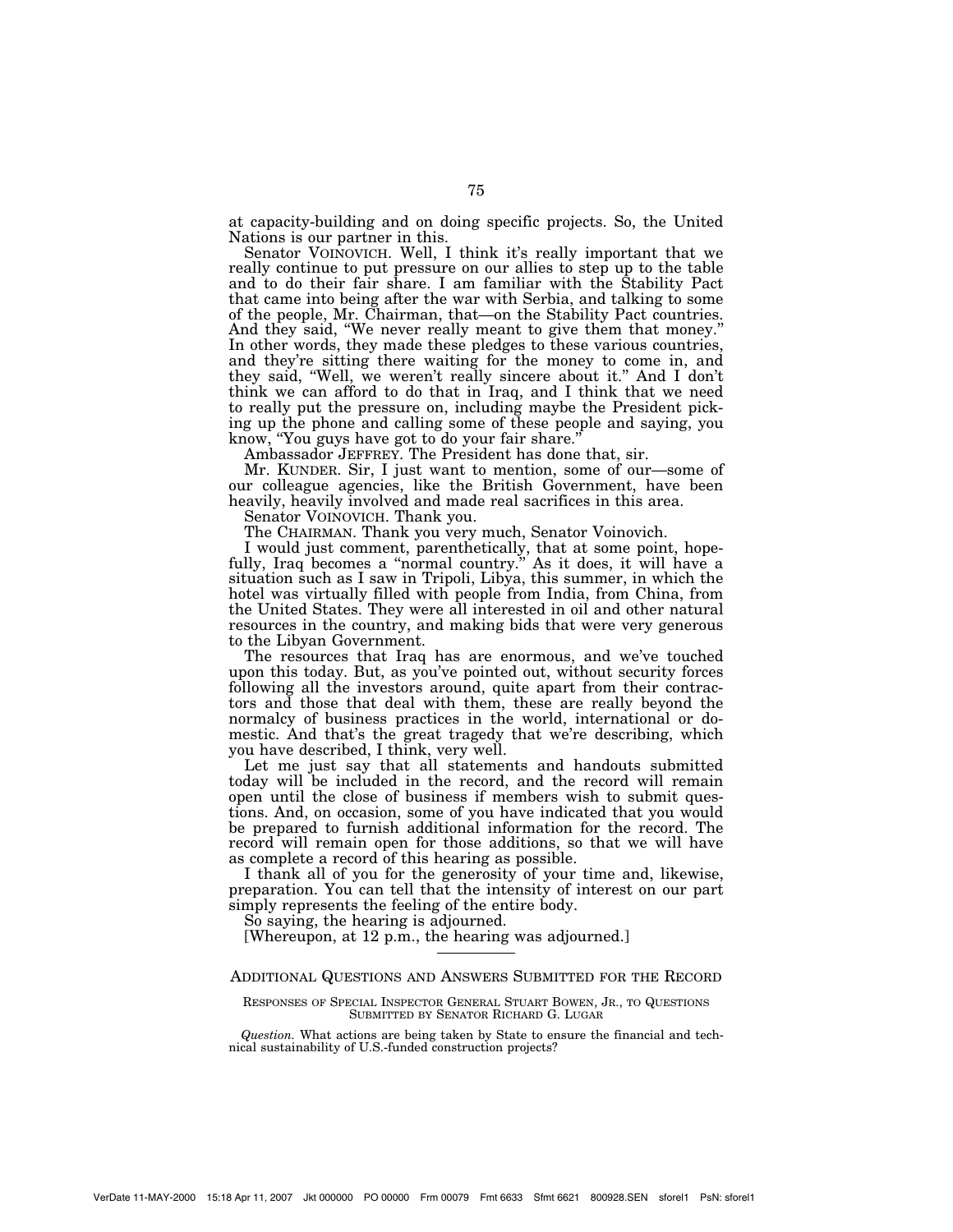at capacity-building and on doing specific projects. So, the United Nations is our partner in this.

Senator VOINOVICH. Well, I think it's really important that we really continue to put pressure on our allies to step up to the table and to do their fair share. I am familiar with the Stability Pact that came into being after the war with Serbia, and talking to some of the people, Mr. Chairman, that—on the Stability Pact countries. And they said, "We never really meant to give them that money." In other words, they made these pledges to these various countries, and they're sitting there waiting for the money to come in, and they said, "Well, we weren't really sincere about it." And I don't think we can afford to do that in Iraq, and I think that we need to really put the pressure on, including maybe the President picking up the phone and calling some of these people and saying, you know, "You guys have got to do your fair share."

Ambassador JEFFREY. The President has done that, sir.

Mr. KUNDER. Sir, I just want to mention, some of our—some of our colleague agencies, like the British Government, have been heavily, heavily involved and made real sacrifices in this area.

Senator VOINOVICH. Thank you.

The CHAIRMAN. Thank you very much, Senator Voinovich.

I would just comment, parenthetically, that at some point, hopefully, Iraq becomes a "normal country." As it does, it will have a situation such as I saw in Tripoli, Libya, this summer, in which the hotel was virtually filled with people from India, from China, from the United States. They were all interested in oil and other natural resources in the country, and making bids that were very generous to the Libyan Government.

The resources that Iraq has are enormous, and we've touched upon this today. But, as you've pointed out, without security forces following all the investors around, quite apart from their contractors and those that deal with them, these are really beyond the normalcy of business practices in the world, international or domestic. And that's the great tragedy that we're describing, which you have described, I think, very well.

Let me just say that all statements and handouts submitted today will be included in the record, and the record will remain open until the close of business if members wish to submit questions. And, on occasion, some of you have indicated that you would be prepared to furnish additional information for the record. The record will remain open for those additions, so that we will have as complete a record of this hearing as possible.

I thank all of you for the generosity of your time and, likewise, preparation. You can tell that the intensity of interest on our part simply represents the feeling of the entire body.

So saying, the hearing is adjourned.

[Whereupon, at 12 p.m., the hearing was adjourned.]

---

## ADDITIONAL QUESTIONS AND ANSWERS SUBMITTED FOR THE RECORD

RESPONSES OF SPECIAL INSPECTOR GENERAL STUART BOWEN, JR., TO QUESTIONS SUBMITTED BY SENATOR RICHARD G. LUGAR

*Question.* What actions are being taken by State to ensure the financial and technical sustainability of U.S.-funded construction projects?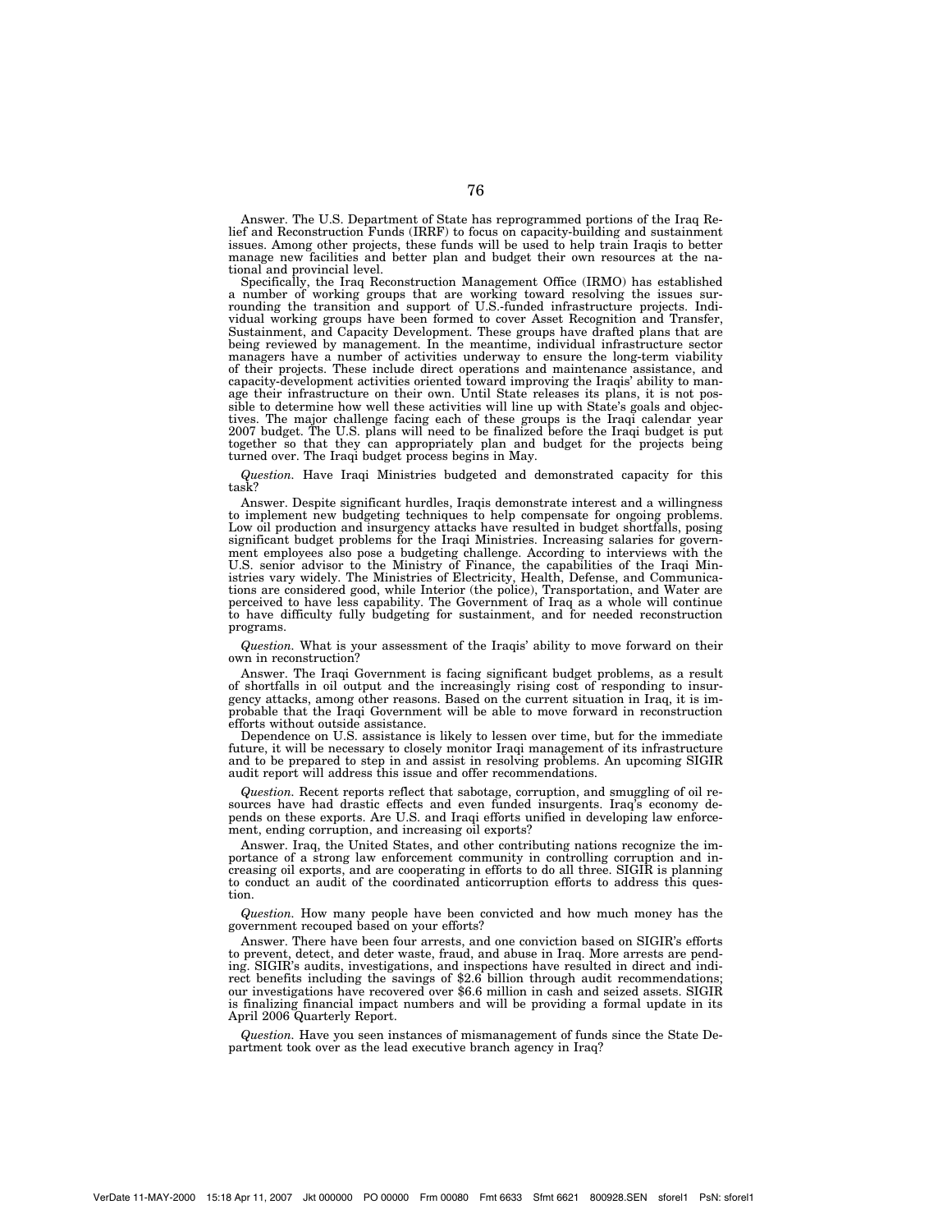Answer. The U.S. Department of State has reprogrammed portions of the Iraq Relief and Reconstruction Funds (IRRF) to focus on capacity-building and sustainment issues. Among other projects, these funds will be used to help train Iraqis to better manage new facilities and better plan and budget their own resources at the national and provincial level.

Specifically, the Iraq Reconstruction Management Office (IRMO) has established a number of working groups that are working toward resolving the issues surrounding the transition and support of U.S.-funded infrastructure projects. Individual working groups have been formed to cover Asset Recognition and Transfer, Sustainment, and Capacity Development. These groups have drafted plans that are being reviewed by management. In the meantime, individual infrastructure sector managers have a number of activities underway to ensure the long-term viability of their projects. These include direct operations and maintenance assistance, and capacity-development activities oriented toward improving the Iraqis' ability to manage their infrastructure on their own. Until State releases its plans, it is not possible to determine how well these activities will line up with State's goals and objectives. The major challenge facing each of these groups is the Iraqi calendar year 2007 budget. The U.S. plans will need to be finalized before the Iraqi budget is put together so that they can appropriately plan and budget for the projects being turned over. The Iraqi budget process begins in May.

*Question.* Have Iraqi Ministries budgeted and demonstrated capacity for this task?

Answer. Despite significant hurdles, Iraqis demonstrate interest and a willingness to implement new budgeting techniques to help compensate for ongoing problems. Low oil production and insurgency attacks have resulted in budget shortfalls, posing significant budget problems for the Iraqi Ministries. Increasing salaries for government employees also pose a budgeting challenge. According to interviews with the U.S. senior advisor to the Ministry of Finance, the capabilities of the Iraqi Ministries vary widely. The Ministries of Electricity, Health, Defense, and Communications are considered good, while Interior (the police), Transportation, and Water are perceived to have less capability. The Government of Iraq as a whole will continue to have difficulty fully budgeting for sustainment, and for needed reconstruction programs.

*Question.* What is your assessment of the Iraqis' ability to move forward on their own in reconstruction?

Answer. The Iraqi Government is facing significant budget problems, as a result of shortfalls in oil output and the increasingly rising cost of responding to insurgency attacks, among other reasons. Based on the current situation in Iraq, it is improbable that the Iraqi Government will be able to move forward in reconstruction efforts without outside assistance.

Dependence on U.S. assistance is likely to lessen over time, but for the immediate future, it will be necessary to closely monitor Iraqi management of its infrastructure and to be prepared to step in and assist in resolving problems. An upcoming SIGIR audit report will address this issue and offer recommendations.

*Question.* Recent reports reflect that sabotage, corruption, and smuggling of oil resources have had drastic effects and even funded insurgents. Iraq's economy depends on these exports. Are U.S. and Iraqi efforts unified in developing law enforcement, ending corruption, and increasing oil exports?

Answer. Iraq, the United States, and other contributing nations recognize the importance of a strong law enforcement community in controlling corruption and increasing oil exports, and are cooperating in efforts to do all three. SIGIR is planning to conduct an audit of the coordinated anticorruption efforts to address this question.

*Question.* How many people have been convicted and how much money has the government recouped based on your efforts?

Answer. There have been four arrests, and one conviction based on SIGIR's efforts to prevent, detect, and deter waste, fraud, and abuse in Iraq. More arrests are pending. SIGIR's audits, investigations, and inspections have resulted in direct and indirect benefits including the savings of $2.6 billion through audit recommendations; our investigations have recovered over $6.6 million in cash and seized assets. SIGIR is finalizing financial impact numbers and will be providing a formal update in its April 2006 Quarterly Report.

*Question.* Have you seen instances of mismanagement of funds since the State Department took over as the lead executive branch agency in Iraq?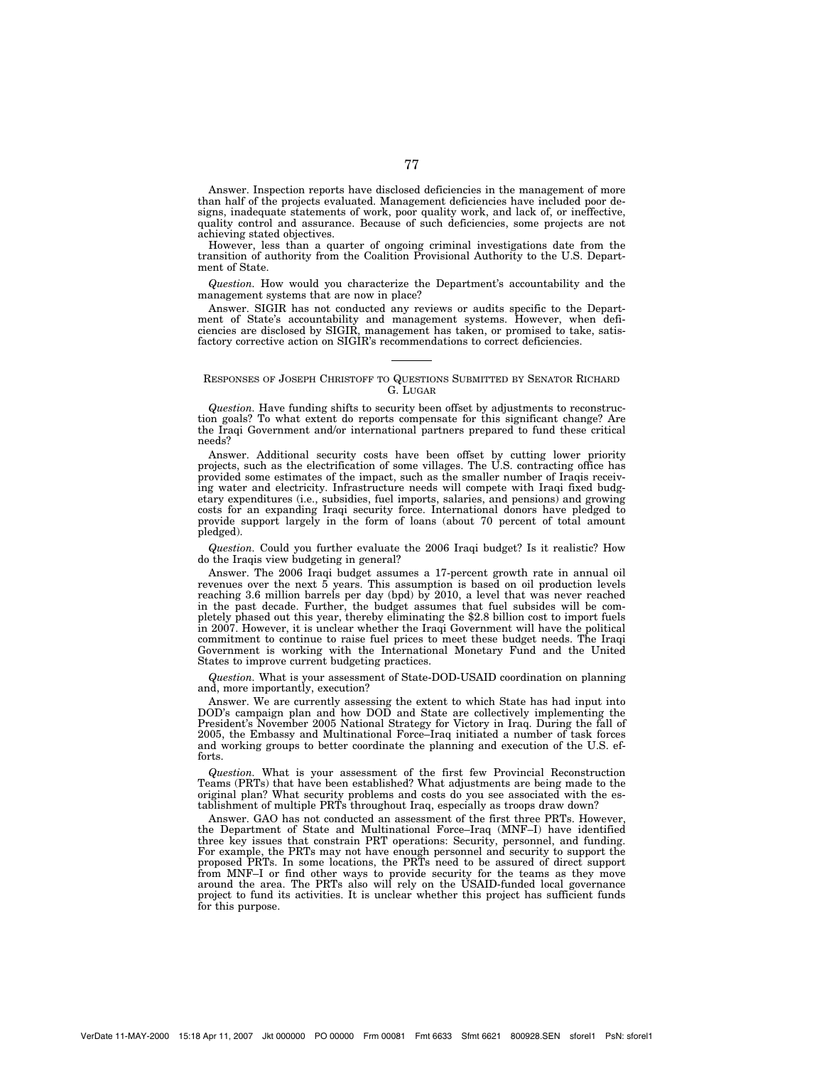Answer. Inspection reports have disclosed deficiencies in the management of more than half of the projects evaluated. Management deficiencies have included poor designs, inadequate statements of work, poor quality work, and lack of, or ineffective, quality control and assurance. Because of such deficiencies, some projects are not achieving stated objectives.

However, less than a quarter of ongoing criminal investigations date from the transition of authority from the Coalition Provisional Authority to the U.S. Department of State.

*Question.* How would you characterize the Department's accountability and the management systems that are now in place?

Answer. SIGIR has not conducted any reviews or audits specific to the Department of State's accountability and management systems. However, when deficiencies are disclosed by SIGIR, management has taken, or promised to take, satisfactory corrective action on SIGIR's recommendations to correct deficiencies.

---

RESPONSES OF JOSEPH CHRISTOFF TO QUESTIONS SUBMITTED BY SENATOR RICHARD G. LUGAR

*Question.* Have funding shifts to security been offset by adjustments to reconstruction goals? To what extent do reports compensate for this significant change? Are the Iraqi Government and/or international partners prepared to fund these critical needs?

Answer. Additional security costs have been offset by cutting lower priority projects, such as the electrification of some villages. The U.S. contracting office has provided some estimates of the impact, such as the smaller number of Iraqis receiving water and electricity. Infrastructure needs will compete with Iraqi fixed budgetary expenditures (i.e., subsidies, fuel imports, salaries, and pensions) and growing costs for an expanding Iraqi security force. International donors have pledged to provide support largely in the form of loans (about 70 percent of total amount pledged).

*Question.* Could you further evaluate the 2006 Iraqi budget? Is it realistic? How do the Iraqis view budgeting in general?

Answer. The 2006 Iraqi budget assumes a 17-percent growth rate in annual oil revenues over the next 5 years. This assumption is based on oil production levels reaching 3.6 million barrels per day (bpd) by 2010, a level that was never reached in the past decade. Further, the budget assumes that fuel subsides will be completely phased out this year, thereby eliminating the $2.8 billion cost to import fuels in 2007. However, it is unclear whether the Iraqi Government will have the political commitment to continue to raise fuel prices to meet these budget needs. The Iraqi Government is working with the International Monetary Fund and the United States to improve current budgeting practices.

*Question.* What is your assessment of State-DOD-USAID coordination on planning and, more importantly, execution?

Answer. We are currently assessing the extent to which State has had input into DOD's campaign plan and how DOD and State are collectively implementing the President's November 2005 National Strategy for Victory in Iraq. During the fall of 2005, the Embassy and Multinational Force–Iraq initiated a number of task forces and working groups to better coordinate the planning and execution of the U.S. efforts.

*Question.* What is your assessment of the first few Provincial Reconstruction Teams (PRTs) that have been established? What adjustments are being made to the original plan? What security problems and costs do you see associated with the establishment of multiple PRTs throughout Iraq, especially as troops draw down?

Answer. GAO has not conducted an assessment of the first three PRTs. However, the Department of State and Multinational Force–Iraq (MNF–I) have identified three key issues that constrain PRT operations: Security, personnel, and funding. For example, the PRTs may not have enough personnel and security to support the proposed PRTs. In some locations, the PRTs need to be assured of direct support from MNF–I or find other ways to provide security for the teams as they move around the area. The PRTs also will rely on the USAID-funded local governance project to fund its activities. It is unclear whether this project has sufficient funds for this purpose.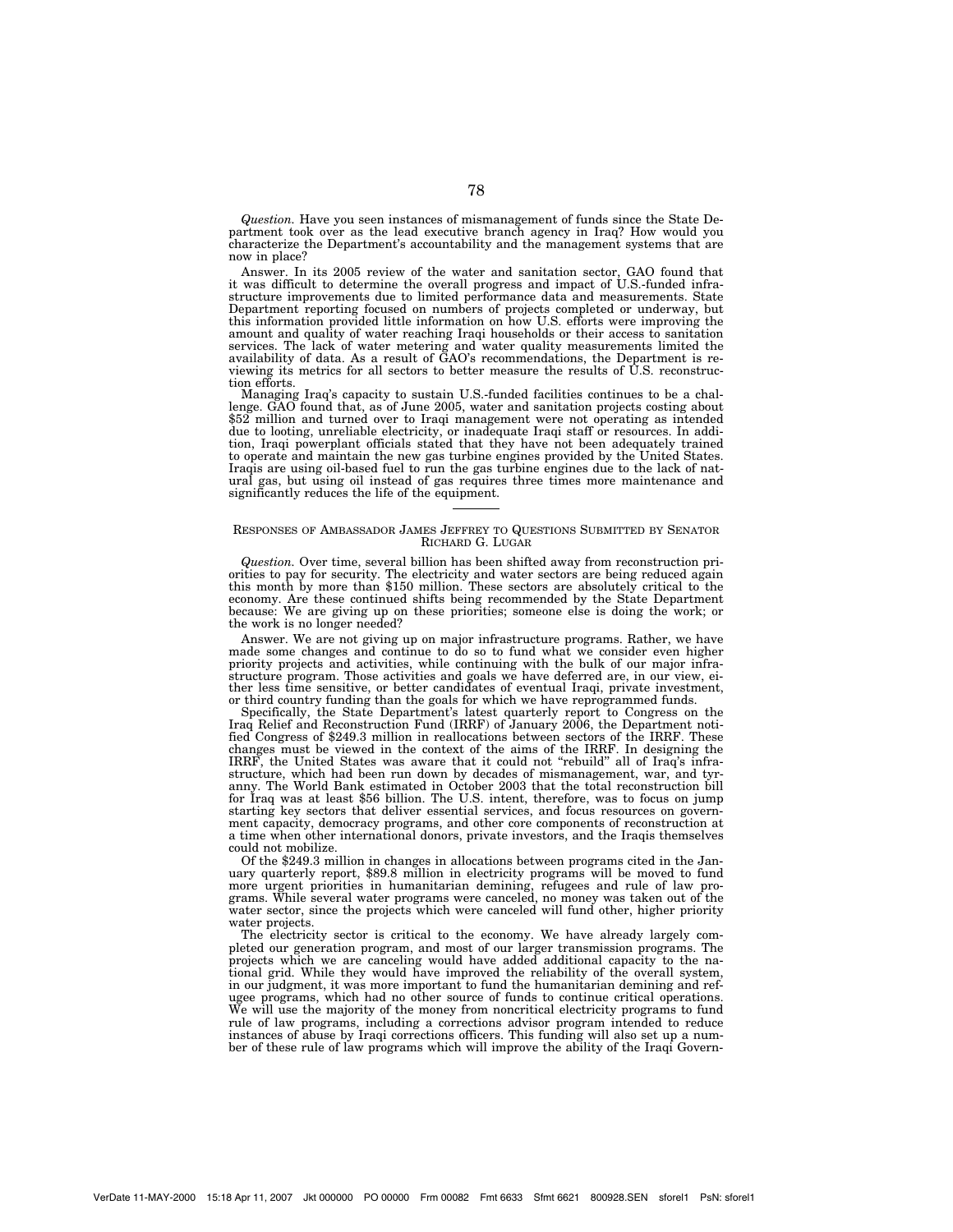*Question.* Have you seen instances of mismanagement of funds since the State Department took over as the lead executive branch agency in Iraq? How would you characterize the Department's accountability and the management systems that are now in place?

Answer. In its 2005 review of the water and sanitation sector, GAO found that it was difficult to determine the overall progress and impact of U.S.-funded infrastructure improvements due to limited performance data and measurements. State Department reporting focused on numbers of projects completed or underway, but this information provided little information on how U.S. efforts were improving the amount and quality of water reaching Iraqi households or their access to sanitation services. The lack of water metering and water quality measurements limited the availability of data. As a result of GAO's recommendations, the Department is reviewing its metrics for all sectors to better measure the results of U.S. reconstruction efforts.

Managing Iraq's capacity to sustain U.S.-funded facilities continues to be a challenge. GAO found that, as of June 2005, water and sanitation projects costing about $52 million and turned over to Iraqi management were not operating as intended due to looting, unreliable electricity, or inadequate Iraqi staff or resources. In addition, Iraqi powerplant officials stated that they have not been adequately trained to operate and maintain the new gas turbine engines provided by the United States. Iraqis are using oil-based fuel to run the gas turbine engines due to the lack of natural gas, but using oil instead of gas requires three times more maintenance and significantly reduces the life of the equipment.

---

RESPONSES OF AMBASSADOR JAMES JEFFREY TO QUESTIONS SUBMITTED BY SENATOR RICHARD G. LUGAR

*Question.* Over time, several billion has been shifted away from reconstruction priorities to pay for security. The electricity and water sectors are being reduced again this month by more than $150 million. These sectors are absolutely critical to the economy. Are these continued shifts being recommended by the State Department because: We are giving up on these priorities; someone else is doing the work; or the work is no longer needed?

Answer. We are not giving up on major infrastructure programs. Rather, we have made some changes and continue to do so to fund what we consider even higher priority projects and activities, while continuing with the bulk of our major infrastructure program. Those activities and goals we have deferred are, in our view, either less time sensitive, or better candidates of eventual Iraqi, private investment, or third country funding than the goals for which we have reprogrammed funds.

Specifically, the State Department's latest quarterly report to Congress on the Iraq Relief and Reconstruction Fund (IRRF) of January 2006, the Department notified Congress of $249.3 million in reallocations between sectors of the IRRF. These changes must be viewed in the context of the aims of the IRRF. In designing the IRRF, the United States was aware that it could not "rebuild" all of Iraq's infrastructure, which had been run down by decades of mismanagement, war, and tyranny. The World Bank estimated in October 2003 that the total reconstruction bill for Iraq was at least $56 billion. The U.S. intent, therefore, was to focus on jump starting key sectors that deliver essential services, and focus resources on government capacity, democracy programs, and other core components of reconstruction at a time when other international donors, private investors, and the Iraqis themselves could not mobilize.

Of the $249.3 million in changes in allocations between programs cited in the January quarterly report, $89.8 million in electricity programs will be moved to fund more urgent priorities in humanitarian demining, refugees and rule of law programs. While several water programs were canceled, no money was taken out of the water sector, since the projects which were canceled will fund other, higher priority water projects.

The electricity sector is critical to the economy. We have already largely completed our generation program, and most of our larger transmission programs. The projects which we are canceling would have added additional capacity to the national grid. While they would have improved the reliability of the overall system, in our judgment, it was more important to fund the humanitarian demining and refugee programs, which had no other source of funds to continue critical operations. We will use the majority of the money from noncritical electricity programs to fund rule of law programs, including a corrections advisor program intended to reduce instances of abuse by Iraqi corrections officers. This funding will also set up a number of these rule of law programs which will improve the ability of the Iraqi Govern-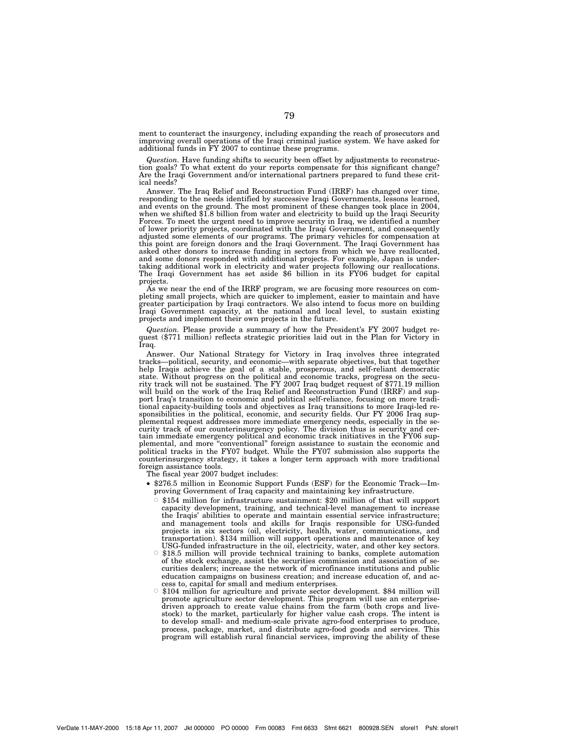ment to counteract the insurgency, including expanding the reach of prosecutors and improving overall operations of the Iraqi criminal justice system. We have asked for additional funds in FY 2007 to continue these programs.

*Question.* Have funding shifts to security been offset by adjustments to reconstruction goals? To what extent do your reports compensate for this significant change? Are the Iraqi Government and/or international partners prepared to fund these critical needs?

Answer. The Iraq Relief and Reconstruction Fund (IRRF) has changed over time, responding to the needs identified by successive Iraqi Governments, lessons learned, and events on the ground. The most prominent of these changes took place in 2004, when we shifted $1.8 billion from water and electricity to build up the Iraqi Security Forces. To meet the urgent need to improve security in Iraq, we identified a number of lower priority projects, coordinated with the Iraqi Government, and consequently adjusted some elements of our programs. The primary vehicles for compensation at this point are foreign donors and the Iraqi Government. The Iraqi Government has asked other donors to increase funding in sectors from which we have reallocated, and some donors responded with additional projects. For example, Japan is undertaking additional work in electricity and water projects following our reallocations. The Iraqi Government has set aside $6 billion in its FY06 budget for capital projects.

As we near the end of the IRRF program, we are focusing more resources on completing small projects, which are quicker to implement, easier to maintain and have greater participation by Iraqi contractors. We also intend to focus more on building Iraqi Government capacity, at the national and local level, to sustain existing projects and implement their own projects in the future.

*Question.* Please provide a summary of how the President's FY 2007 budget request ($771 million) reflects strategic priorities laid out in the Plan for Victory in Iraq.

Answer. Our National Strategy for Victory in Iraq involves three integrated tracks—political, security, and economic—with separate objectives, but that together help Iraqis achieve the goal of a stable, prosperous, and self-reliant democratic state. Without progress on the political and economic tracks, progress on the security track will not be sustained. The FY 2007 Iraq budget request of $771.19 million will build on the work of the Iraq Relief and Reconstruction Fund (IRRF) and support Iraq's transition to economic and political self-reliance, focusing on more traditional capacity-building tools and objectives as Iraq transitions to more Iraqi-led responsibilities in the political, economic, and security fields. Our FY 2006 Iraq supplemental request addresses more immediate emergency needs, especially in the security track of our counterinsurgency policy. The division thus is security and certain immediate emergency political and economic track initiatives in the FY06 supplemental, and more "conventional" foreign assistance to sustain the economic and political tracks in the FY07 budget. While the FY07 submission also supports the counterinsurgency strategy, it takes a longer term approach with more traditional foreign assistance tools.

The fiscal year 2007 budget includes:

- $276.5 million in Economic Support Funds (ESF) for the Economic Track—Improving Government of Iraq capacity and maintaining key infrastructure.
  - $154 million for infrastructure sustainment: $20 million of that will support capacity development, training, and technical-level management to increase the Iraqis' abilities to operate and maintain essential service infrastructure; and management tools and skills for Iraqis responsible for USG-funded projects in six sectors (oil, electricity, health, water, communications, and transportation). $134 million will support operations and maintenance of key USG-funded infrastructure in the oil, electricity, water, and other key sectors.
  - $18.5 million will provide technical training to banks, complete automation of the stock exchange, assist the securities commission and association of securities dealers; increase the network of microfinance institutions and public education campaigns on business creation; and increase education of, and access to, capital for small and medium enterprises.
  - $104 million for agriculture and private sector development. $84 million will promote agriculture sector development. This program will use an enterprise-driven approach to create value chains from the farm (both crops and livestock) to the market, particularly for higher value cash crops. The intent is to develop small- and medium-scale private agro-food enterprises to produce, process, package, market, and distribute agro-food goods and services. This program will establish rural financial services, improving the ability of these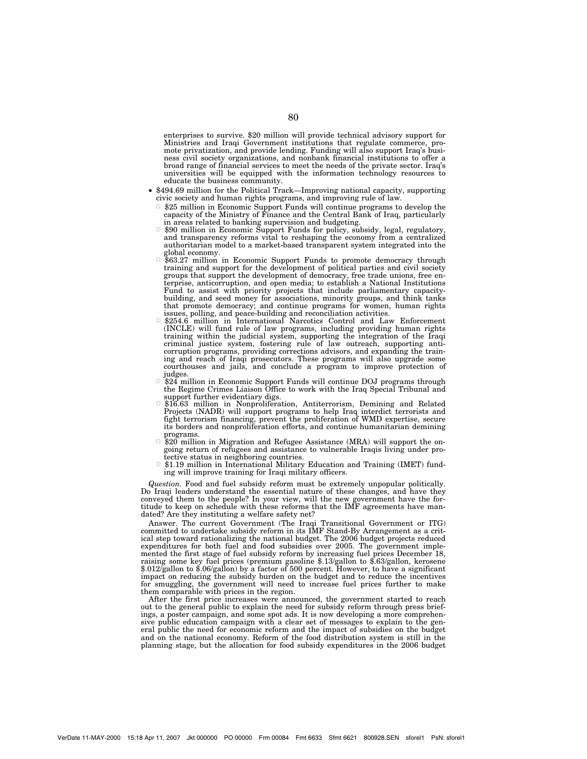enterprises to survive. $20 million will provide technical advisory support for Ministries and Iraqi Government institutions that regulate commerce, promote privatization, and provide lending. Funding will also support Iraq's business civil society organizations, and nonbank financial institutions to offer a broad range of financial services to meet the needs of the private sector. Iraq's universities will be equipped with the information technology resources to educate the business community.

- $494.69 million for the Political Track—Improving national capacity, supporting civic society and human rights programs, and improving rule of law.
  - $25 million in Economic Support Funds will continue programs to develop the capacity of the Ministry of Finance and the Central Bank of Iraq, particularly in areas related to banking supervision and budgeting.
  - $90 million in Economic Support Funds for policy, subsidy, legal, regulatory, and transparency reforms vital to reshaping the economy from a centralized authoritarian model to a market-based transparent system integrated into the global economy.
  - $63.27 million in Economic Support Funds to promote democracy through training and support for the development of political parties and civil society groups that support the development of democracy, free trade unions, free enterprise, anticorruption, and open media; to establish a National Institutions Fund to assist with priority projects that include parliamentary capacity-building, and seed money for associations, minority groups, and think tanks that promote democracy; and continue programs for women, human rights issues, polling, and peace-building and reconciliation activities.
  - $254.6 million in International Narcotics Control and Law Enforcement (INCLE) will fund rule of law programs, including providing human rights training within the judicial system, supporting the integration of the Iraqi criminal justice system, fostering rule of law outreach, supporting anticorruption programs, providing corrections advisors, and expanding the training and reach of Iraqi prosecutors. These programs will also upgrade some courthouses and jails, and conclude a program to improve protection of judges.
  - $24 million in Economic Support Funds will continue DOJ programs through the Regime Crimes Liaison Office to work with the Iraq Special Tribunal and support further evidentiary digs.
  - $16.63 million in Nonproliferation, Antiterrorism, Demining and Related Projects (NADR) will support programs to help Iraq interdict terrorists and fight terrorism financing, prevent the proliferation of WMD expertise, secure its borders and nonproliferation efforts, and continue humanitarian demining programs.
  - $20 million in Migration and Refugee Assistance (MRA) will support the ongoing return of refugees and assistance to vulnerable Iraqis living under protective status in neighboring countries.
  - $1.19 million in International Military Education and Training (IMET) funding will improve training for Iraqi military officers.

*Question.* Food and fuel subsidy reform must be extremely unpopular politically. Do Iraqi leaders understand the essential nature of these changes, and have they conveyed them to the people? In your view, will the new government have the fortitude to keep on schedule with these reforms that the IMF agreements have mandated? Are they instituting a welfare safety net?

Answer. The current Government (The Iraqi Transitional Government or ITG) committed to undertake subsidy reform in its IMF Stand-By Arrangement as a critical step toward rationalizing the national budget. The 2006 budget projects reduced expenditures for both fuel and food subsidies over 2005. The government implemented the first stage of fuel subsidy reform by increasing fuel prices December 18, raising some key fuel prices (premium gasoline $.13/gallon to $.63/gallon, kerosene $.012/gallon to $.06/gallon) by a factor of 500 percent. However, to have a significant impact on reducing the subsidy burden on the budget and to reduce the incentives for smuggling, the government will need to increase fuel prices further to make them comparable with prices in the region.

After the first price increases were announced, the government started to reach out to the general public to explain the need for subsidy reform through press briefings, a poster campaign, and some spot ads. It is now developing a more comprehensive public education campaign with a clear set of messages to explain to the general public the need for economic reform and the impact of subsidies on the budget and on the national economy. Reform of the food distribution system is still in the planning stage, but the allocation for food subsidy expenditures in the 2006 budget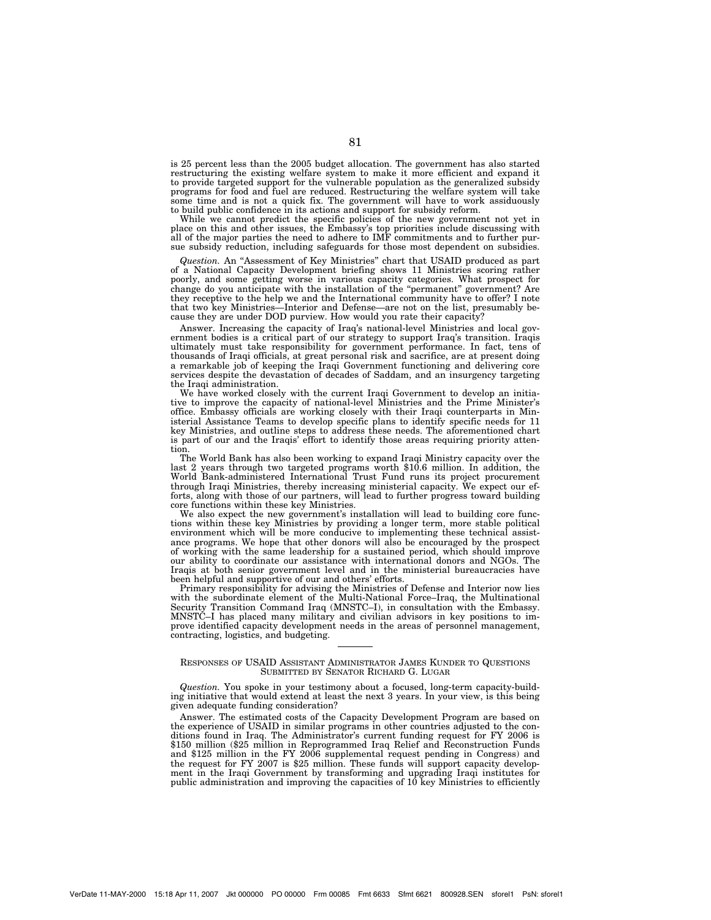is 25 percent less than the 2005 budget allocation. The government has also started restructuring the existing welfare system to make it more efficient and expand it to provide targeted support for the vulnerable population as the generalized subsidy programs for food and fuel are reduced. Restructuring the welfare system will take some time and is not a quick fix. The government will have to work assiduously to build public confidence in its actions and support for subsidy reform.

While we cannot predict the specific policies of the new government not yet in place on this and other issues, the Embassy's top priorities include discussing with all of the major parties the need to adhere to IMF commitments and to further pursue subsidy reduction, including safeguards for those most dependent on subsidies.

*Question.* An "Assessment of Key Ministries" chart that USAID produced as part of a National Capacity Development briefing shows 11 Ministries scoring rather poorly, and some getting worse in various capacity categories. What prospect for change do you anticipate with the installation of the "permanent" government? Are they receptive to the help we and the International community have to offer? I note that two key Ministries—Interior and Defense—are not on the list, presumably because they are under DOD purview. How would you rate their capacity?

Answer. Increasing the capacity of Iraq's national-level Ministries and local government bodies is a critical part of our strategy to support Iraq's transition. Iraqis ultimately must take responsibility for government performance. In fact, tens of thousands of Iraqi officials, at great personal risk and sacrifice, are at present doing a remarkable job of keeping the Iraqi Government functioning and delivering core services despite the devastation of decades of Saddam, and an insurgency targeting the Iraqi administration.

We have worked closely with the current Iraqi Government to develop an initiative to improve the capacity of national-level Ministries and the Prime Minister's office. Embassy officials are working closely with their Iraqi counterparts in Ministerial Assistance Teams to develop specific plans to identify specific needs for 11 key Ministries, and outline steps to address these needs. The aforementioned chart is part of our and the Iraqis' effort to identify those areas requiring priority attention.

The World Bank has also been working to expand Iraqi Ministry capacity over the last 2 years through two targeted programs worth $10.6 million. In addition, the World Bank-administered International Trust Fund runs its project procurement through Iraqi Ministries, thereby increasing ministerial capacity. We expect our efforts, along with those of our partners, will lead to further progress toward building core functions within these key Ministries.

We also expect the new government's installation will lead to building core functions within these key Ministries by providing a longer term, more stable political environment which will be more conducive to implementing these technical assistance programs. We hope that other donors will also be encouraged by the prospect of working with the same leadership for a sustained period, which should improve our ability to coordinate our assistance with international donors and NGOs. The Iraqis at both senior government level and in the ministerial bureaucracies have been helpful and supportive of our and others' efforts.

Primary responsibility for advising the Ministries of Defense and Interior now lies with the subordinate element of the Multi-National Force–Iraq, the Multinational Security Transition Command Iraq (MNSTC–I), in consultation with the Embassy. MNSTC–I has placed many military and civilian advisors in key positions to improve identified capacity development needs in the areas of personnel management, contracting, logistics, and budgeting.

---

RESPONSES OF USAID ASSISTANT ADMINISTRATOR JAMES KUNDER TO QUESTIONS SUBMITTED BY SENATOR RICHARD G. LUGAR

*Question.* You spoke in your testimony about a focused, long-term capacity-building initiative that would extend at least the next 3 years. In your view, is this being given adequate funding consideration?

Answer. The estimated costs of the Capacity Development Program are based on the experience of USAID in similar programs in other countries adjusted to the conditions found in Iraq. The Administrator's current funding request for FY 2006 is $150 million ($25 million in Reprogrammed Iraq Relief and Reconstruction Funds and $125 million in the FY 2006 supplemental request pending in Congress) and the request for FY 2007 is $25 million. These funds will support capacity development in the Iraqi Government by transforming and upgrading Iraqi institutes for public administration and improving the capacities of 10 key Ministries to efficiently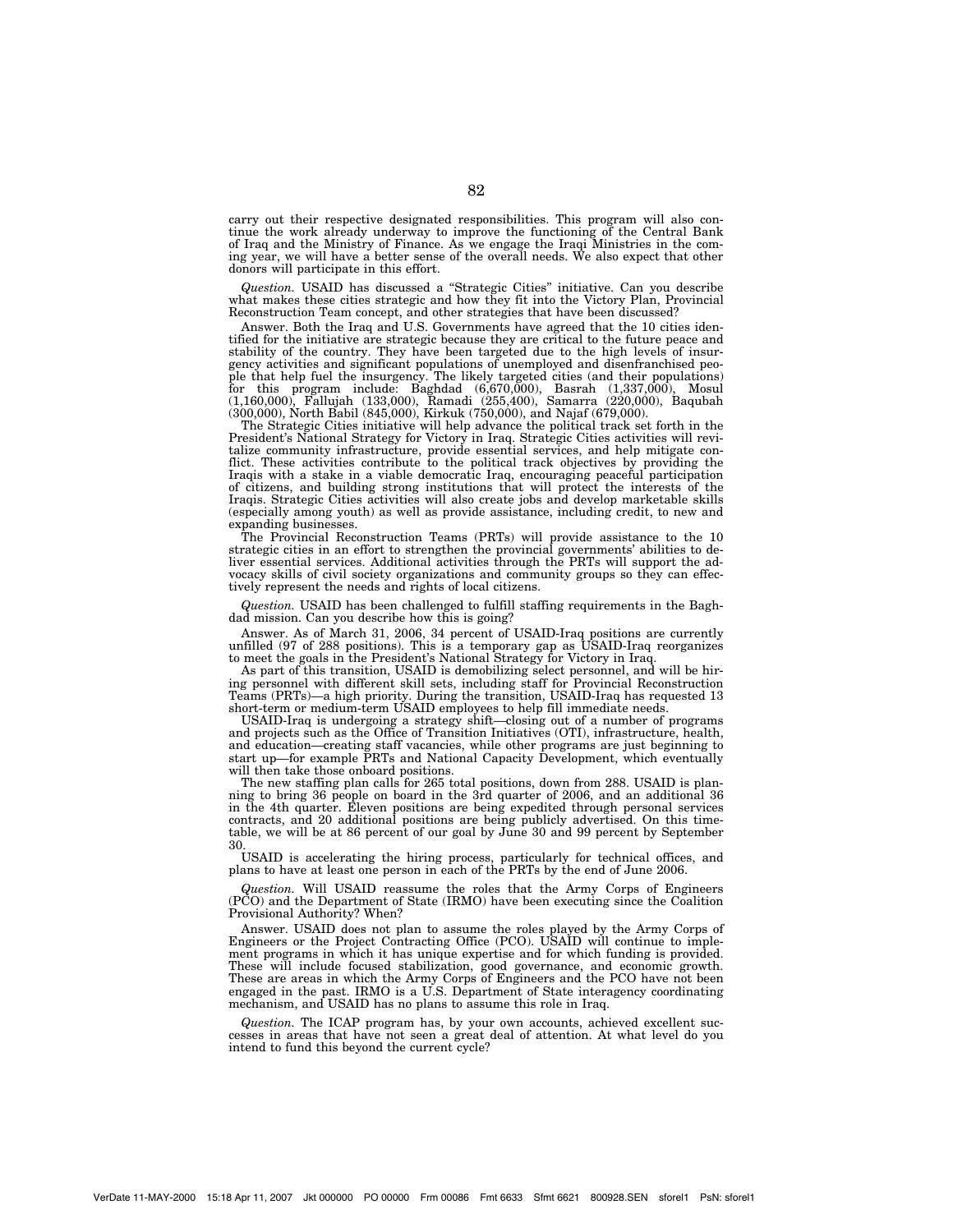carry out their respective designated responsibilities. This program will also continue the work already underway to improve the functioning of the Central Bank of Iraq and the Ministry of Finance. As we engage the Iraqi Ministries in the coming year, we will have a better sense of the overall needs. We also expect that other donors will participate in this effort.

*Question.* USAID has discussed a "Strategic Cities" initiative. Can you describe what makes these cities strategic and how they fit into the Victory Plan, Provincial Reconstruction Team concept, and other strategies that have been discussed?

Answer. Both the Iraq and U.S. Governments have agreed that the 10 cities identified for the initiative are strategic because they are critical to the future peace and stability of the country. They have been targeted due to the high levels of insurgency activities and significant populations of unemployed and disenfranchised people that help fuel the insurgency. The likely targeted cities (and their populations) for this program include: Baghdad (6,670,000), Basrah (1,337,000), Mosul (1,160,000), Fallujah (133,000), Ramadi (255,400), Samarra (220,000), Baqubah (300,000), North Babil (845,000), Kirkuk (750,000), and Najaf (679,000).

The Strategic Cities initiative will help advance the political track set forth in the President's National Strategy for Victory in Iraq. Strategic Cities activities will revitalize community infrastructure, provide essential services, and help mitigate conflict. These activities contribute to the political track objectives by providing the Iraqis with a stake in a viable democratic Iraq, encouraging peaceful participation of citizens, and building strong institutions that will protect the interests of the Iraqis. Strategic Cities activities will also create jobs and develop marketable skills (especially among youth) as well as provide assistance, including credit, to new and expanding businesses.

The Provincial Reconstruction Teams (PRTs) will provide assistance to the 10 strategic cities in an effort to strengthen the provincial governments' abilities to deliver essential services. Additional activities through the PRTs will support the advocacy skills of civil society organizations and community groups so they can effectively represent the needs and rights of local citizens.

*Question.* USAID has been challenged to fulfill staffing requirements in the Baghdad mission. Can you describe how this is going?

Answer. As of March 31, 2006, 34 percent of USAID-Iraq positions are currently unfilled (97 of 288 positions). This is a temporary gap as USAID-Iraq reorganizes to meet the goals in the President's National Strategy for Victory in Iraq.

As part of this transition, USAID is demobilizing select personnel, and will be hiring personnel with different skill sets, including staff for Provincial Reconstruction Teams (PRTs)—a high priority. During the transition, USAID-Iraq has requested 13 short-term or medium-term USAID employees to help fill immediate needs.

USAID-Iraq is undergoing a strategy shift—closing out of a number of programs and projects such as the Office of Transition Initiatives (OTI), infrastructure, health, and education—creating staff vacancies, while other programs are just beginning to start up—for example PRTs and National Capacity Development, which eventually will then take those onboard positions.

The new staffing plan calls for 265 total positions, down from 288. USAID is planning to bring 36 people on board in the 3rd quarter of 2006, and an additional 36 in the 4th quarter. Eleven positions are being expedited through personal services contracts, and 20 additional positions are being publicly advertised. On this timetable, we will be at 86 percent of our goal by June 30 and 99 percent by September 30.

USAID is accelerating the hiring process, particularly for technical offices, and plans to have at least one person in each of the PRTs by the end of June 2006.

*Question.* Will USAID reassume the roles that the Army Corps of Engineers (PCO) and the Department of State (IRMO) have been executing since the Coalition Provisional Authority? When?

Answer. USAID does not plan to assume the roles played by the Army Corps of Engineers or the Project Contracting Office (PCO). USAID will continue to implement programs in which it has unique expertise and for which funding is provided. These will include focused stabilization, good governance, and economic growth. These are areas in which the Army Corps of Engineers and the PCO have not been engaged in the past. IRMO is a U.S. Department of State interagency coordinating mechanism, and USAID has no plans to assume this role in Iraq.

*Question.* The ICAP program has, by your own accounts, achieved excellent successes in areas that have not seen a great deal of attention. At what level do you intend to fund this beyond the current cycle?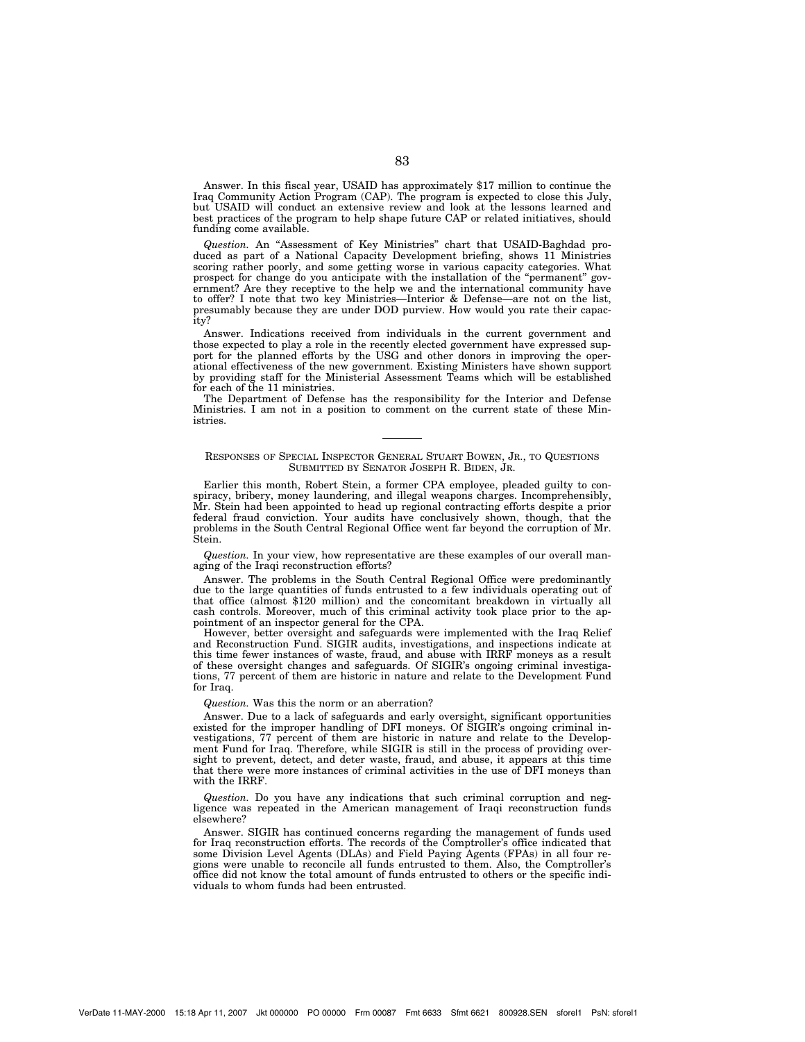Answer. In this fiscal year, USAID has approximately $17 million to continue the Iraq Community Action Program (CAP). The program is expected to close this July, but USAID will conduct an extensive review and look at the lessons learned and best practices of the program to help shape future CAP or related initiatives, should funding come available.

*Question.* An "Assessment of Key Ministries" chart that USAID-Baghdad produced as part of a National Capacity Development briefing, shows 11 Ministries scoring rather poorly, and some getting worse in various capacity categories. What prospect for change do you anticipate with the installation of the "permanent" government? Are they receptive to the help we and the international community have to offer? I note that two key Ministries—Interior & Defense—are not on the list, presumably because they are under DOD purview. How would you rate their capacity?

Answer. Indications received from individuals in the current government and those expected to play a role in the recently elected government have expressed support for the planned efforts by the USG and other donors in improving the operational effectiveness of the new government. Existing Ministers have shown support by providing staff for the Ministerial Assessment Teams which will be established for each of the 11 ministries.

The Department of Defense has the responsibility for the Interior and Defense Ministries. I am not in a position to comment on the current state of these Ministries.

---

RESPONSES OF SPECIAL INSPECTOR GENERAL STUART BOWEN, JR., TO QUESTIONS SUBMITTED BY SENATOR JOSEPH R. BIDEN, JR.

Earlier this month, Robert Stein, a former CPA employee, pleaded guilty to conspiracy, bribery, money laundering, and illegal weapons charges. Incomprehensibly, Mr. Stein had been appointed to head up regional contracting efforts despite a prior federal fraud conviction. Your audits have conclusively shown, though, that the problems in the South Central Regional Office went far beyond the corruption of Mr. Stein.

*Question.* In your view, how representative are these examples of our overall managing of the Iraqi reconstruction efforts?

Answer. The problems in the South Central Regional Office were predominantly due to the large quantities of funds entrusted to a few individuals operating out of that office (almost $120 million) and the concomitant breakdown in virtually all cash controls. Moreover, much of this criminal activity took place prior to the appointment of an inspector general for the CPA.

However, better oversight and safeguards were implemented with the Iraq Relief and Reconstruction Fund. SIGIR audits, investigations, and inspections indicate at this time fewer instances of waste, fraud, and abuse with IRRF moneys as a result of these oversight changes and safeguards. Of SIGIR's ongoing criminal investigations, 77 percent of them are historic in nature and relate to the Development Fund for Iraq.

*Question.* Was this the norm or an aberration?

Answer. Due to a lack of safeguards and early oversight, significant opportunities existed for the improper handling of DFI moneys. Of SIGIR's ongoing criminal investigations, 77 percent of them are historic in nature and relate to the Development Fund for Iraq. Therefore, while SIGIR is still in the process of providing oversight to prevent, detect, and deter waste, fraud, and abuse, it appears at this time that there were more instances of criminal activities in the use of DFI moneys than with the IRRF.

*Question.* Do you have any indications that such criminal corruption and negligence was repeated in the American management of Iraqi reconstruction funds elsewhere?

Answer. SIGIR has continued concerns regarding the management of funds used for Iraq reconstruction efforts. The records of the Comptroller's office indicated that some Division Level Agents (DLAs) and Field Paying Agents (FPAs) in all four regions were unable to reconcile all funds entrusted to them. Also, the Comptroller's office did not know the total amount of funds entrusted to others or the specific individuals to whom funds had been entrusted.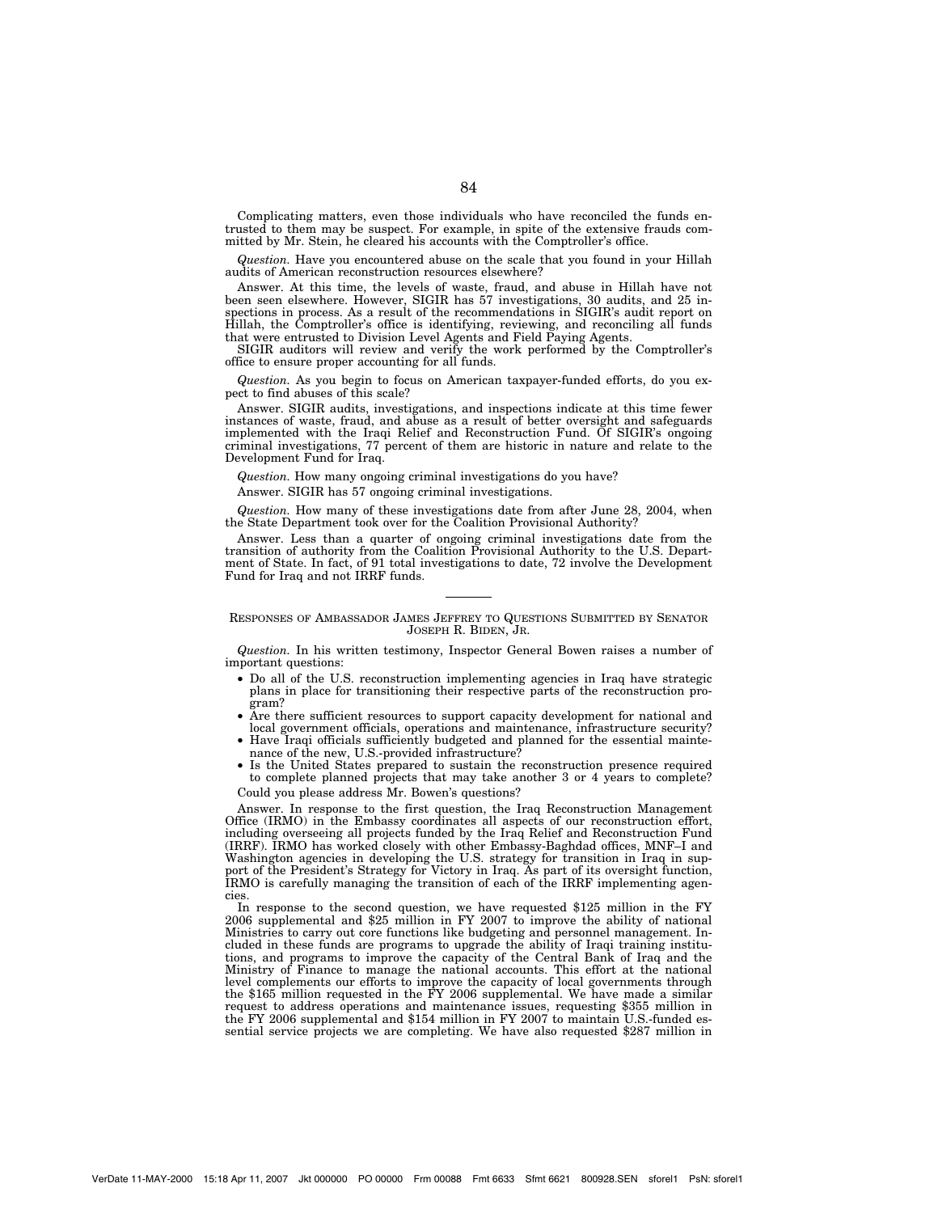Complicating matters, even those individuals who have reconciled the funds entrusted to them may be suspect. For example, in spite of the extensive frauds committed by Mr. Stein, he cleared his accounts with the Comptroller's office.

*Question.* Have you encountered abuse on the scale that you found in your Hillah audits of American reconstruction resources elsewhere?

Answer. At this time, the levels of waste, fraud, and abuse in Hillah have not been seen elsewhere. However, SIGIR has 57 investigations, 30 audits, and 25 inspections in process. As a result of the recommendations in SIGIR's audit report on Hillah, the Comptroller's office is identifying, reviewing, and reconciling all funds that were entrusted to Division Level Agents and Field Paying Agents.

SIGIR auditors will review and verify the work performed by the Comptroller's office to ensure proper accounting for all funds.

*Question.* As you begin to focus on American taxpayer-funded efforts, do you expect to find abuses of this scale?

Answer. SIGIR audits, investigations, and inspections indicate at this time fewer instances of waste, fraud, and abuse as a result of better oversight and safeguards implemented with the Iraqi Relief and Reconstruction Fund. Of SIGIR's ongoing criminal investigations, 77 percent of them are historic in nature and relate to the Development Fund for Iraq.

*Question.* How many ongoing criminal investigations do you have?

Answer. SIGIR has 57 ongoing criminal investigations.

*Question.* How many of these investigations date from after June 28, 2004, when the State Department took over for the Coalition Provisional Authority?

Answer. Less than a quarter of ongoing criminal investigations date from the transition of authority from the Coalition Provisional Authority to the U.S. Department of State. In fact, of 91 total investigations to date, 72 involve the Development Fund for Iraq and not IRRF funds.

---

RESPONSES OF AMBASSADOR JAMES JEFFREY TO QUESTIONS SUBMITTED BY SENATOR JOSEPH R. BIDEN, JR.

*Question.* In his written testimony, Inspector General Bowen raises a number of important questions:

- Do all of the U.S. reconstruction implementing agencies in Iraq have strategic plans in place for transitioning their respective parts of the reconstruction program?
- Are there sufficient resources to support capacity development for national and local government officials, operations and maintenance, infrastructure security?
- Have Iraqi officials sufficiently budgeted and planned for the essential maintenance of the new, U.S.-provided infrastructure?
- Is the United States prepared to sustain the reconstruction presence required to complete planned projects that may take another 3 or 4 years to complete?

Could you please address Mr. Bowen's questions?

Answer. In response to the first question, the Iraq Reconstruction Management Office (IRMO) in the Embassy coordinates all aspects of our reconstruction effort, including overseeing all projects funded by the Iraq Relief and Reconstruction Fund (IRRF). IRMO has worked closely with other Embassy-Baghdad offices, MNF–I and Washington agencies in developing the U.S. strategy for transition in Iraq in support of the President's Strategy for Victory in Iraq. As part of its oversight function, IRMO is carefully managing the transition of each of the IRRF implementing agencies.

In response to the second question, we have requested $125 million in the FY 2006 supplemental and $25 million in FY 2007 to improve the ability of national Ministries to carry out core functions like budgeting and personnel management. Included in these funds are programs to upgrade the ability of Iraqi training institutions, and programs to improve the capacity of the Central Bank of Iraq and the Ministry of Finance to manage the national accounts. This effort at the national level complements our efforts to improve the capacity of local governments through the $165 million requested in the FY 2006 supplemental. We have made a similar request to address operations and maintenance issues, requesting $355 million in the FY 2006 supplemental and $154 million in FY 2007 to maintain U.S.-funded essential service projects we are completing. We have also requested $287 million in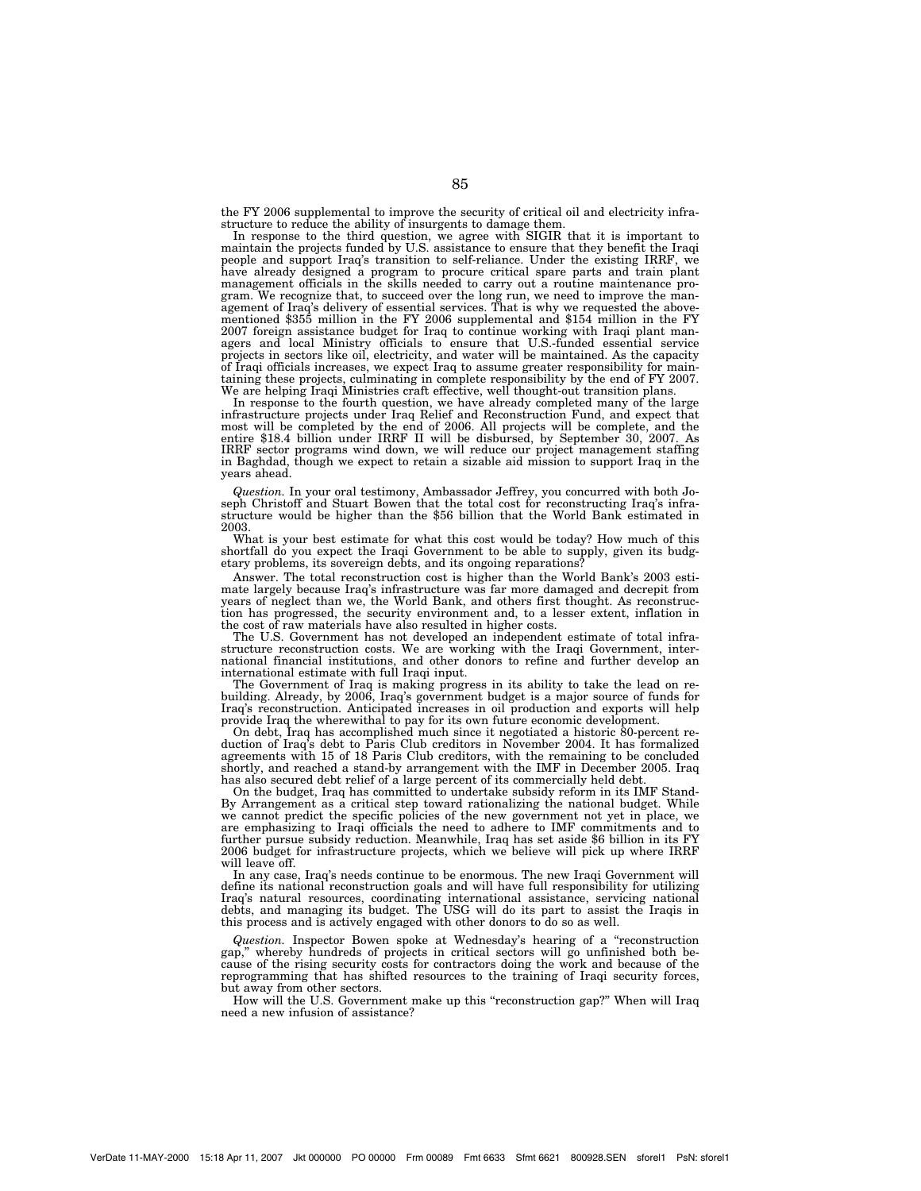the FY 2006 supplemental to improve the security of critical oil and electricity infrastructure to reduce the ability of insurgents to damage them.

In response to the third question, we agree with SIGIR that it is important to maintain the projects funded by U.S. assistance to ensure that they benefit the Iraqi people and support Iraq's transition to self-reliance. Under the existing IRRF, we have already designed a program to procure critical spare parts and train plant management officials in the skills needed to carry out a routine maintenance program. We recognize that, to succeed over the long run, we need to improve the management of Iraq's delivery of essential services. That is why we requested the above-mentioned $355 million in the FY 2006 supplemental and $154 million in the FY 2007 foreign assistance budget for Iraq to continue working with Iraqi plant managers and local Ministry officials to ensure that U.S.-funded essential service projects in sectors like oil, electricity, and water will be maintained. As the capacity of Iraqi officials increases, we expect Iraq to assume greater responsibility for maintaining these projects, culminating in complete responsibility by the end of FY 2007. We are helping Iraqi Ministries craft effective, well thought-out transition plans.

In response to the fourth question, we have already completed many of the large infrastructure projects under Iraq Relief and Reconstruction Fund, and expect that most will be completed by the end of 2006. All projects will be complete, and the entire $18.4 billion under IRRF II will be disbursed, by September 30, 2007. As IRRF sector programs wind down, we will reduce our project management staffing in Baghdad, though we expect to retain a sizable aid mission to support Iraq in the years ahead.

*Question.* In your oral testimony, Ambassador Jeffrey, you concurred with both Joseph Christoff and Stuart Bowen that the total cost for reconstructing Iraq's infrastructure would be higher than the $56 billion that the World Bank estimated in 2003.

What is your best estimate for what this cost would be today? How much of this shortfall do you expect the Iraqi Government to be able to supply, given its budgetary problems, its sovereign debts, and its ongoing reparations?

Answer. The total reconstruction cost is higher than the World Bank's 2003 estimate largely because Iraq's infrastructure was far more damaged and decrepit from years of neglect than we, the World Bank, and others first thought. As reconstruction has progressed, the security environment and, to a lesser extent, inflation in the cost of raw materials have also resulted in higher costs.

The U.S. Government has not developed an independent estimate of total infrastructure reconstruction costs. We are working with the Iraqi Government, international financial institutions, and other donors to refine and further develop an international estimate with full Iraqi input.

The Government of Iraq is making progress in its ability to take the lead on rebuilding. Already, by 2006, Iraq's government budget is a major source of funds for Iraq's reconstruction. Anticipated increases in oil production and exports will help provide Iraq the wherewithal to pay for its own future economic development.

On debt, Iraq has accomplished much since it negotiated a historic 80-percent reduction of Iraq's debt to Paris Club creditors in November 2004. It has formalized agreements with 15 of 18 Paris Club creditors, with the remaining to be concluded shortly, and reached a stand-by arrangement with the IMF in December 2005. Iraq has also secured debt relief of a large percent of its commercially held debt.

On the budget, Iraq has committed to undertake subsidy reform in its IMF Stand-By Arrangement as a critical step toward rationalizing the national budget. While we cannot predict the specific policies of the new government not yet in place, we are emphasizing to Iraqi officials the need to adhere to IMF commitments and to further pursue subsidy reduction. Meanwhile, Iraq has set aside $6 billion in its FY 2006 budget for infrastructure projects, which we believe will pick up where IRRF will leave off.

In any case, Iraq's needs continue to be enormous. The new Iraqi Government will define its national reconstruction goals and will have full responsibility for utilizing Iraq's natural resources, coordinating international assistance, servicing national debts, and managing its budget. The USG will do its part to assist the Iraqis in this process and is actively engaged with other donors to do so as well.

*Question.* Inspector Bowen spoke at Wednesday's hearing of a "reconstruction gap," whereby hundreds of projects in critical sectors will go unfinished both because of the rising security costs for contractors doing the work and because of the reprogramming that has shifted resources to the training of Iraqi security forces, but away from other sectors.

How will the U.S. Government make up this "reconstruction gap?" When will Iraq need a new infusion of assistance?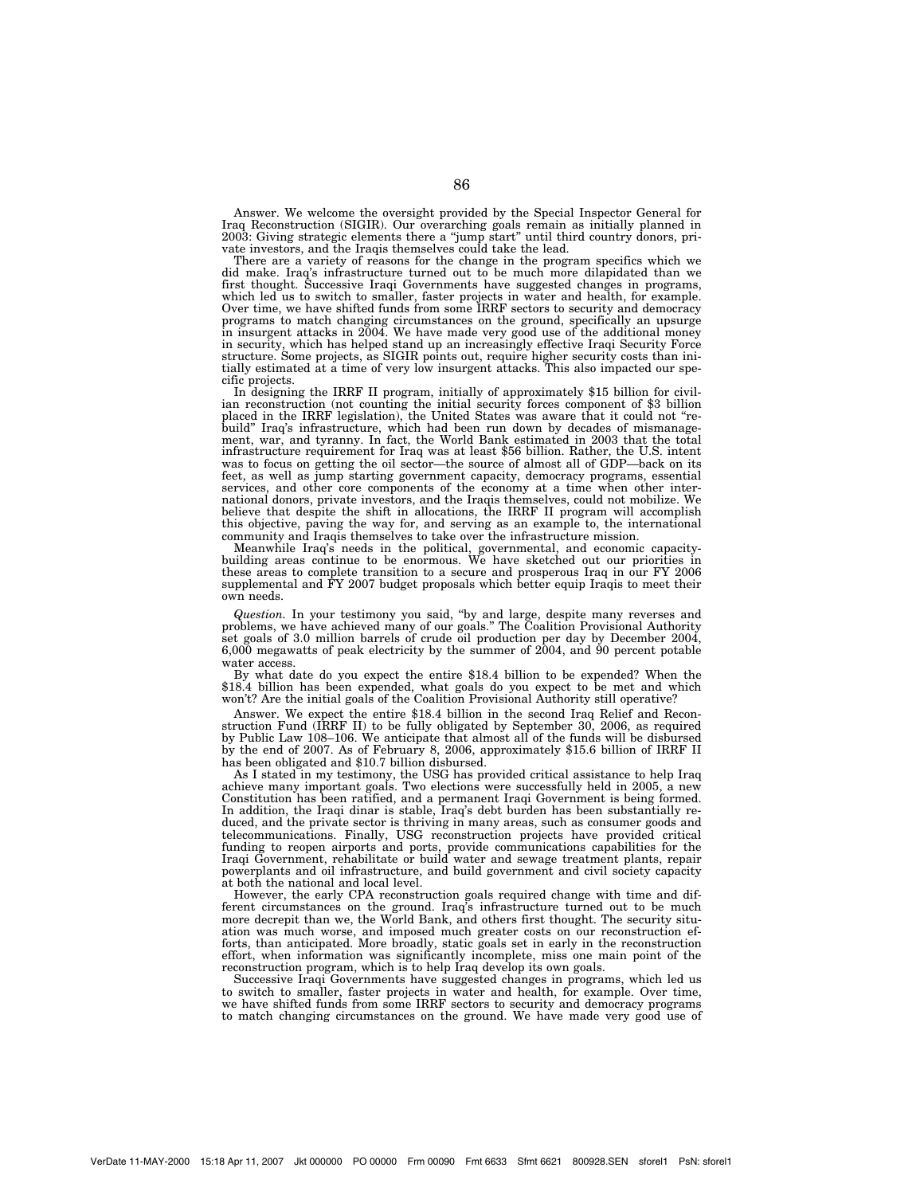Answer. We welcome the oversight provided by the Special Inspector General for Iraq Reconstruction (SIGIR). Our overarching goals remain as initially planned in 2003: Giving strategic elements there a "jump start" until third country donors, private investors, and the Iraqis themselves could take the lead.

There are a variety of reasons for the change in the program specifics which we did make. Iraq's infrastructure turned out to be much more dilapidated than we first thought. Successive Iraqi Governments have suggested changes in programs, which led us to switch to smaller, faster projects in water and health, for example. Over time, we have shifted funds from some IRRF sectors to security and democracy programs to match changing circumstances on the ground, specifically an upsurge in insurgent attacks in 2004. We have made very good use of the additional money in security, which has helped stand up an increasingly effective Iraqi Security Force structure. Some projects, as SIGIR points out, require higher security costs than initially estimated at a time of very low insurgent attacks. This also impacted our specific projects.

In designing the IRRF II program, initially of approximately $15 billion for civilian reconstruction (not counting the initial security forces component of $3 billion placed in the IRRF legislation), the United States was aware that it could not "rebuild" Iraq's infrastructure, which had been run down by decades of mismanagement, war, and tyranny. In fact, the World Bank estimated in 2003 that the total infrastructure requirement for Iraq was at least $56 billion. Rather, the U.S. intent was to focus on getting the oil sector—the source of almost all of GDP—back on its feet, as well as jump starting government capacity, democracy programs, essential services, and other core components of the economy at a time when other international donors, private investors, and the Iraqis themselves, could not mobilize. We believe that despite the shift in allocations, the IRRF II program will accomplish this objective, paving the way for, and serving as an example to, the international community and Iraqis themselves to take over the infrastructure mission.

Meanwhile Iraq's needs in the political, governmental, and economic capacity-building areas continue to be enormous. We have sketched out our priorities in these areas to complete transition to a secure and prosperous Iraq in our FY 2006 supplemental and FY 2007 budget proposals which better equip Iraqis to meet their own needs.

*Question.* In your testimony you said, "by and large, despite many reverses and problems, we have achieved many of our goals." The Coalition Provisional Authority set goals of 3.0 million barrels of crude oil production per day by December 2004, 6,000 megawatts of peak electricity by the summer of 2004, and 90 percent potable water access.

By what date do you expect the entire $18.4 billion to be expended? When the $18.4 billion has been expended, what goals do you expect to be met and which won't? Are the initial goals of the Coalition Provisional Authority still operative?

Answer. We expect the entire $18.4 billion in the second Iraq Relief and Reconstruction Fund (IRRF II) to be fully obligated by September 30, 2006, as required by Public Law 108–106. We anticipate that almost all of the funds will be disbursed by the end of 2007. As of February 8, 2006, approximately $15.6 billion of IRRF II has been obligated and $10.7 billion disbursed.

As I stated in my testimony, the USG has provided critical assistance to help Iraq achieve many important goals. Two elections were successfully held in 2005, a new Constitution has been ratified, and a permanent Iraqi Government is being formed. In addition, the Iraqi dinar is stable, Iraq's debt burden has been substantially reduced, and the private sector is thriving in many areas, such as consumer goods and telecommunications. Finally, USG reconstruction projects have provided critical funding to reopen airports and ports, provide communications capabilities for the Iraqi Government, rehabilitate or build water and sewage treatment plants, repair powerplants and oil infrastructure, and build government and civil society capacity at both the national and local level.

However, the early CPA reconstruction goals required change with time and different circumstances on the ground. Iraq's infrastructure turned out to be much more decrepit than we, the World Bank, and others first thought. The security situation was much worse, and imposed much greater costs on our reconstruction efforts, than anticipated. More broadly, static goals set in early in the reconstruction effort, when information was significantly incomplete, miss one main point of the reconstruction program, which is to help Iraq develop its own goals.

Successive Iraqi Governments have suggested changes in programs, which led us to switch to smaller, faster projects in water and health, for example. Over time, we have shifted funds from some IRRF sectors to security and democracy programs to match changing circumstances on the ground. We have made very good use of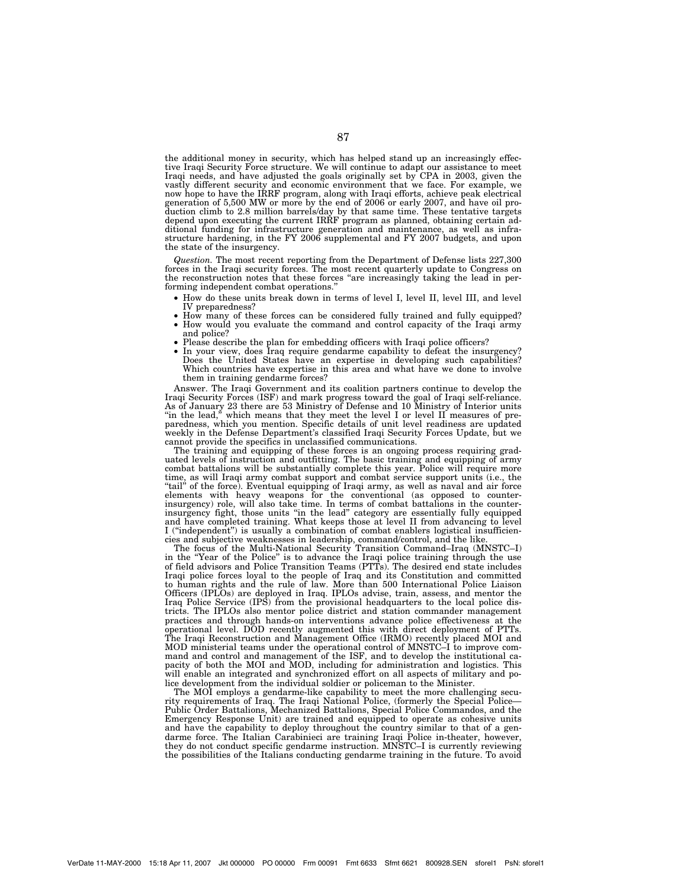the additional money in security, which has helped stand up an increasingly effective Iraqi Security Force structure. We will continue to adapt our assistance to meet Iraqi needs, and have adjusted the goals originally set by CPA in 2003, given the vastly different security and economic environment that we face. For example, we now hope to have the IRRF program, along with Iraqi efforts, achieve peak electrical generation of 5,500 MW or more by the end of 2006 or early 2007, and have oil production climb to 2.8 million barrels/day by that same time. These tentative targets depend upon executing the current IRRF program as planned, obtaining certain additional funding for infrastructure generation and maintenance, as well as infrastructure hardening, in the FY 2006 supplemental and FY 2007 budgets, and upon the state of the insurgency.

*Question.* The most recent reporting from the Department of Defense lists 227,300 forces in the Iraqi security forces. The most recent quarterly update to Congress on the reconstruction notes that these forces "are increasingly taking the lead in performing independent combat operations."

- How do these units break down in terms of level I, level II, level III, and level IV preparedness?
- How many of these forces can be considered fully trained and fully equipped?
- How would you evaluate the command and control capacity of the Iraqi army and police?
- Please describe the plan for embedding officers with Iraqi police officers?
- In your view, does Iraq require gendarme capability to defeat the insurgency? Does the United States have an expertise in developing such capabilities? Which countries have expertise in this area and what have we done to involve them in training gendarme forces?

Answer. The Iraqi Government and its coalition partners continue to develop the Iraqi Security Forces (ISF) and mark progress toward the goal of Iraqi self-reliance. As of January 23 there are 53 Ministry of Defense and 10 Ministry of Interior units "in the lead," which means that they meet the level I or level II measures of preparedness, which you mention. Specific details of unit level readiness are updated weekly in the Defense Department's classified Iraqi Security Forces Update, but we cannot provide the specifics in unclassified communications.

The training and equipping of these forces is an ongoing process requiring graduated levels of instruction and outfitting. The basic training and equipping of army combat battalions will be substantially complete this year. Police will require more time, as will Iraqi army combat support and combat service support units (i.e., the "tail" of the force). Eventual equipping of Iraqi army, as well as naval and air force elements with heavy weapons for the conventional (as opposed to counterinsurgency) role, will also take time. In terms of combat battalions in the counterinsurgency fight, those units "in the lead" category are essentially fully equipped and have completed training. What keeps those at level II from advancing to level I ("independent") is usually a combination of combat enablers logistical insufficiencies and subjective weaknesses in leadership, command/control, and the like.

The focus of the Multi-National Security Transition Command–Iraq (MNSTC–I) in the "Year of the Police" is to advance the Iraqi police training through the use of field advisors and Police Transition Teams (PTTs). The desired end state includes Iraqi police forces loyal to the people of Iraq and its Constitution and committed to human rights and the rule of law. More than 500 International Police Liaison Officers (IPLOs) are deployed in Iraq. IPLOs advise, train, assess, and mentor the Iraq Police Service (IPS) from the provisional headquarters to the local police districts. The IPLOs also mentor police district and station commander management practices and through hands-on interventions advance police effectiveness at the operational level. DOD recently augmented this with direct deployment of PTTs. The Iraqi Reconstruction and Management Office (IRMO) recently placed MOI and MOD ministerial teams under the operational control of MNSTC–I to improve command and control and management of the ISF, and to develop the institutional capacity of both the MOI and MOD, including for administration and logistics. This will enable an integrated and synchronized effort on all aspects of military and police development from the individual soldier or policeman to the Minister.

The MOI employs a gendarme-like capability to meet the more challenging security requirements of Iraq. The Iraqi National Police, (formerly the Special Police—Public Order Battalions, Mechanized Battalions, Special Police Commandos, and the Emergency Response Unit) are trained and equipped to operate as cohesive units and have the capability to deploy throughout the country similar to that of a gendarme force. The Italian Carabinieci are training Iraqi Police in-theater, however, they do not conduct specific gendarme instruction. MNSTC–I is currently reviewing the possibilities of the Italians conducting gendarme training in the future. To avoid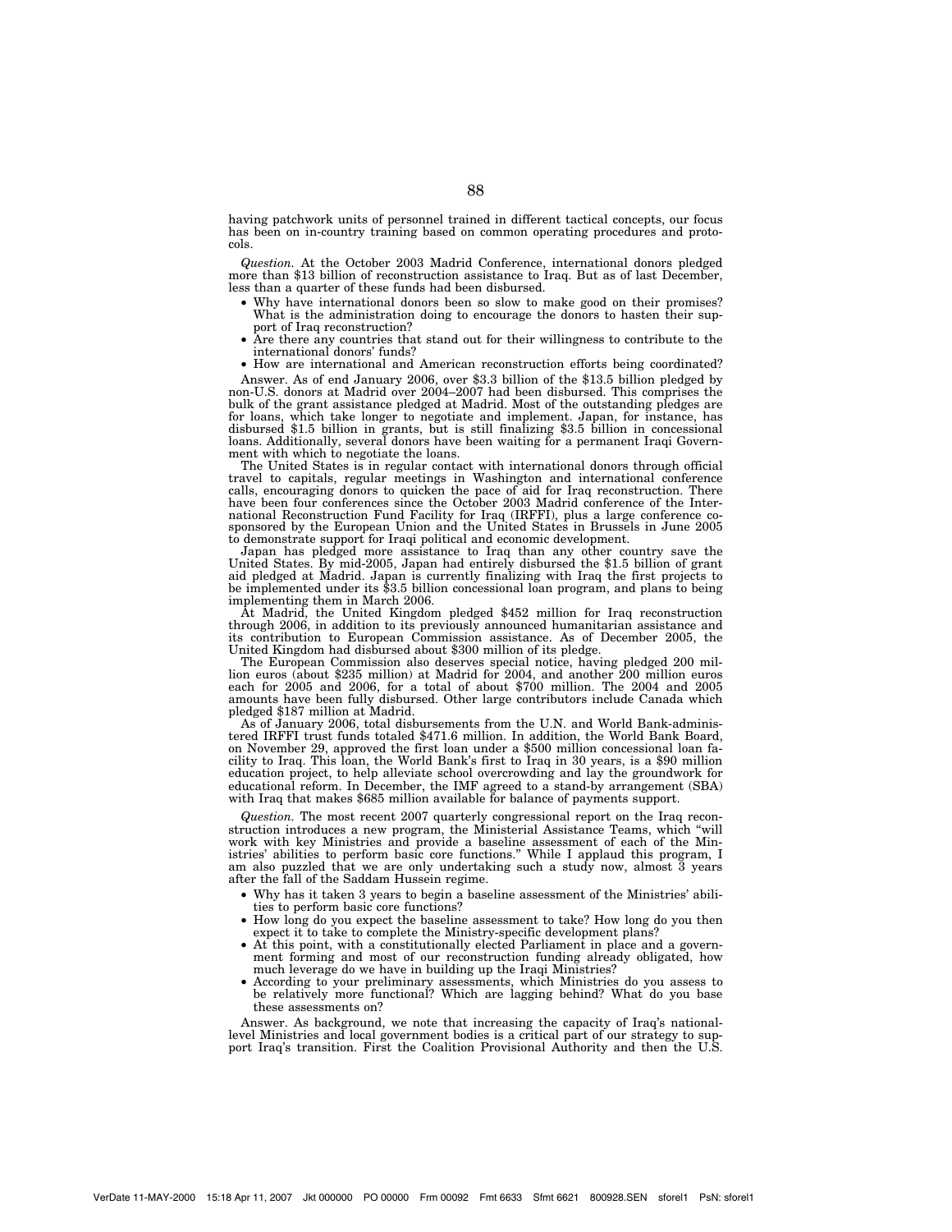having patchwork units of personnel trained in different tactical concepts, our focus has been on in-country training based on common operating procedures and protocols.

*Question.* At the October 2003 Madrid Conference, international donors pledged more than $13 billion of reconstruction assistance to Iraq. But as of last December, less than a quarter of these funds had been disbursed.

- Why have international donors been so slow to make good on their promises? What is the administration doing to encourage the donors to hasten their support of Iraq reconstruction?
- Are there any countries that stand out for their willingness to contribute to the international donors' funds?
- How are international and American reconstruction efforts being coordinated?

Answer. As of end January 2006, over $3.3 billion of the $13.5 billion pledged by non-U.S. donors at Madrid over 2004–2007 had been disbursed. This comprises the bulk of the grant assistance pledged at Madrid. Most of the outstanding pledges are for loans, which take longer to negotiate and implement. Japan, for instance, has disbursed $1.5 billion in grants, but is still finalizing $3.5 billion in concessional loans. Additionally, several donors have been waiting for a permanent Iraqi Government with which to negotiate the loans.

The United States is in regular contact with international donors through official travel to capitals, regular meetings in Washington and international conference calls, encouraging donors to quicken the pace of aid for Iraq reconstruction. There have been four conferences since the October 2003 Madrid conference of the International Reconstruction Fund Facility for Iraq (IRFFI), plus a large conference cosponsored by the European Union and the United States in Brussels in June 2005 to demonstrate support for Iraqi political and economic development.

Japan has pledged more assistance to Iraq than any other country save the United States. By mid-2005, Japan had entirely disbursed the $1.5 billion of grant aid pledged at Madrid. Japan is currently finalizing with Iraq the first projects to be implemented under its $3.5 billion concessional loan program, and plans to being implementing them in March 2006.

At Madrid, the United Kingdom pledged $452 million for Iraq reconstruction through 2006, in addition to its previously announced humanitarian assistance and its contribution to European Commission assistance. As of December 2005, the United Kingdom had disbursed about $300 million of its pledge.

The European Commission also deserves special notice, having pledged 200 million euros (about $235 million) at Madrid for 2004, and another 200 million euros each for 2005 and 2006, for a total of about $700 million. The 2004 and 2005 amounts have been fully disbursed. Other large contributors include Canada which pledged $187 million at Madrid.

As of January 2006, total disbursements from the U.N. and World Bank-administered IRFFI trust funds totaled $471.6 million. In addition, the World Bank Board, on November 29, approved the first loan under a $500 million concessional loan facility to Iraq. This loan, the World Bank's first to Iraq in 30 years, is a $90 million education project, to help alleviate school overcrowding and lay the groundwork for educational reform. In December, the IMF agreed to a stand-by arrangement (SBA) with Iraq that makes $685 million available for balance of payments support.

*Question.* The most recent 2007 quarterly congressional report on the Iraq reconstruction introduces a new program, the Ministerial Assistance Teams, which "will work with key Ministries and provide a baseline assessment of each of the Ministries' abilities to perform basic core functions." While I applaud this program, I am also puzzled that we are only undertaking such a study now, almost 3 years after the fall of the Saddam Hussein regime.

- Why has it taken 3 years to begin a baseline assessment of the Ministries' abilities to perform basic core functions?
- How long do you expect the baseline assessment to take? How long do you then expect it to take to complete the Ministry-specific development plans?
- At this point, with a constitutionally elected Parliament in place and a government forming and most of our reconstruction funding already obligated, how much leverage do we have in building up the Iraqi Ministries?
- According to your preliminary assessments, which Ministries do you assess to be relatively more functional? Which are lagging behind? What do you base these assessments on?

Answer. As background, we note that increasing the capacity of Iraq's national-level Ministries and local government bodies is a critical part of our strategy to support Iraq's transition. First the Coalition Provisional Authority and then the U.S.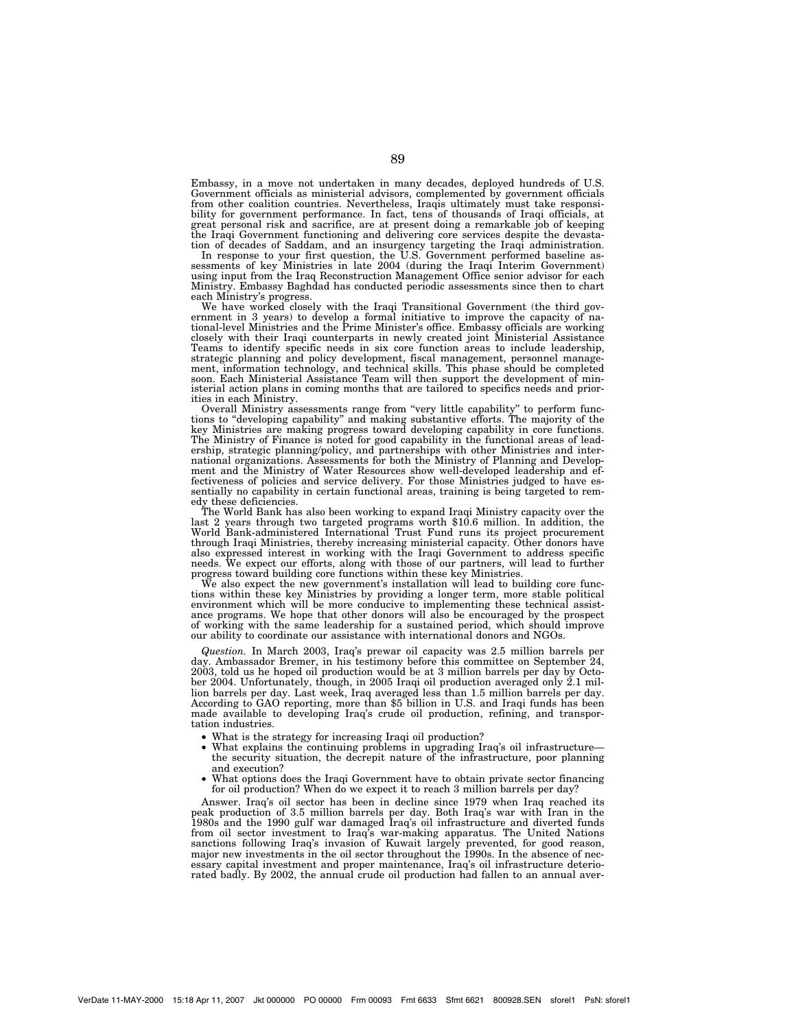Embassy, in a move not undertaken in many decades, deployed hundreds of U.S. Government officials as ministerial advisors, complemented by government officials from other coalition countries. Nevertheless, Iraqis ultimately must take responsibility for government performance. In fact, tens of thousands of Iraqi officials, at great personal risk and sacrifice, are at present doing a remarkable job of keeping the Iraqi Government functioning and delivering core services despite the devastation of decades of Saddam, and an insurgency targeting the Iraqi administration.

In response to your first question, the U.S. Government performed baseline assessments of key Ministries in late 2004 (during the Iraqi Interim Government) using input from the Iraq Reconstruction Management Office senior advisor for each Ministry. Embassy Baghdad has conducted periodic assessments since then to chart each Ministry's progress.

We have worked closely with the Iraqi Transitional Government (the third government in 3 years) to develop a formal initiative to improve the capacity of national-level Ministries and the Prime Minister's office. Embassy officials are working closely with their Iraqi counterparts in newly created joint Ministerial Assistance Teams to identify specific needs in six core function areas to include leadership, strategic planning and policy development, fiscal management, personnel management, information technology, and technical skills. This phase should be completed soon. Each Ministerial Assistance Team will then support the development of ministerial action plans in coming months that are tailored to specifics needs and priorities in each Ministry.

Overall Ministry assessments range from "very little capability" to perform functions to "developing capability" and making substantive efforts. The majority of the key Ministries are making progress toward developing capability in core functions. The Ministry of Finance is noted for good capability in the functional areas of leadership, strategic planning/policy, and partnerships with other Ministries and international organizations. Assessments for both the Ministry of Planning and Development and the Ministry of Water Resources show well-developed leadership and effectiveness of policies and service delivery. For those Ministries judged to have essentially no capability in certain functional areas, training is being targeted to remedy these deficiencies.

The World Bank has also been working to expand Iraqi Ministry capacity over the last 2 years through two targeted programs worth $10.6 million. In addition, the World Bank-administered International Trust Fund runs its project procurement through Iraqi Ministries, thereby increasing ministerial capacity. Other donors have also expressed interest in working with the Iraqi Government to address specific needs. We expect our efforts, along with those of our partners, will lead to further progress toward building core functions within these key Ministries.

We also expect the new government's installation will lead to building core functions within these key Ministries by providing a longer term, more stable political environment which will be more conducive to implementing these technical assistance programs. We hope that other donors will also be encouraged by the prospect of working with the same leadership for a sustained period, which should improve our ability to coordinate our assistance with international donors and NGOs.

*Question.* In March 2003, Iraq's prewar oil capacity was 2.5 million barrels per day. Ambassador Bremer, in his testimony before this committee on September 24, 2003, told us he hoped oil production would be at 3 million barrels per day by October 2004. Unfortunately, though, in 2005 Iraqi oil production averaged only 2.1 million barrels per day. Last week, Iraq averaged less than 1.5 million barrels per day. According to GAO reporting, more than $5 billion in U.S. and Iraqi funds has been made available to developing Iraq's crude oil production, refining, and transportation industries.

- What is the strategy for increasing Iraqi oil production?
- What explains the continuing problems in upgrading Iraq's oil infrastructure—the security situation, the decrepit nature of the infrastructure, poor planning and execution?
- What options does the Iraqi Government have to obtain private sector financing for oil production? When do we expect it to reach 3 million barrels per day?

Answer. Iraq's oil sector has been in decline since 1979 when Iraq reached its peak production of 3.5 million barrels per day. Both Iraq's war with Iran in the 1980s and the 1990 gulf war damaged Iraq's oil infrastructure and diverted funds from oil sector investment to Iraq's war-making apparatus. The United Nations sanctions following Iraq's invasion of Kuwait largely prevented, for good reason, major new investments in the oil sector throughout the 1990s. In the absence of necessary capital investment and proper maintenance, Iraq's oil infrastructure deteriorated badly. By 2002, the annual crude oil production had fallen to an annual aver-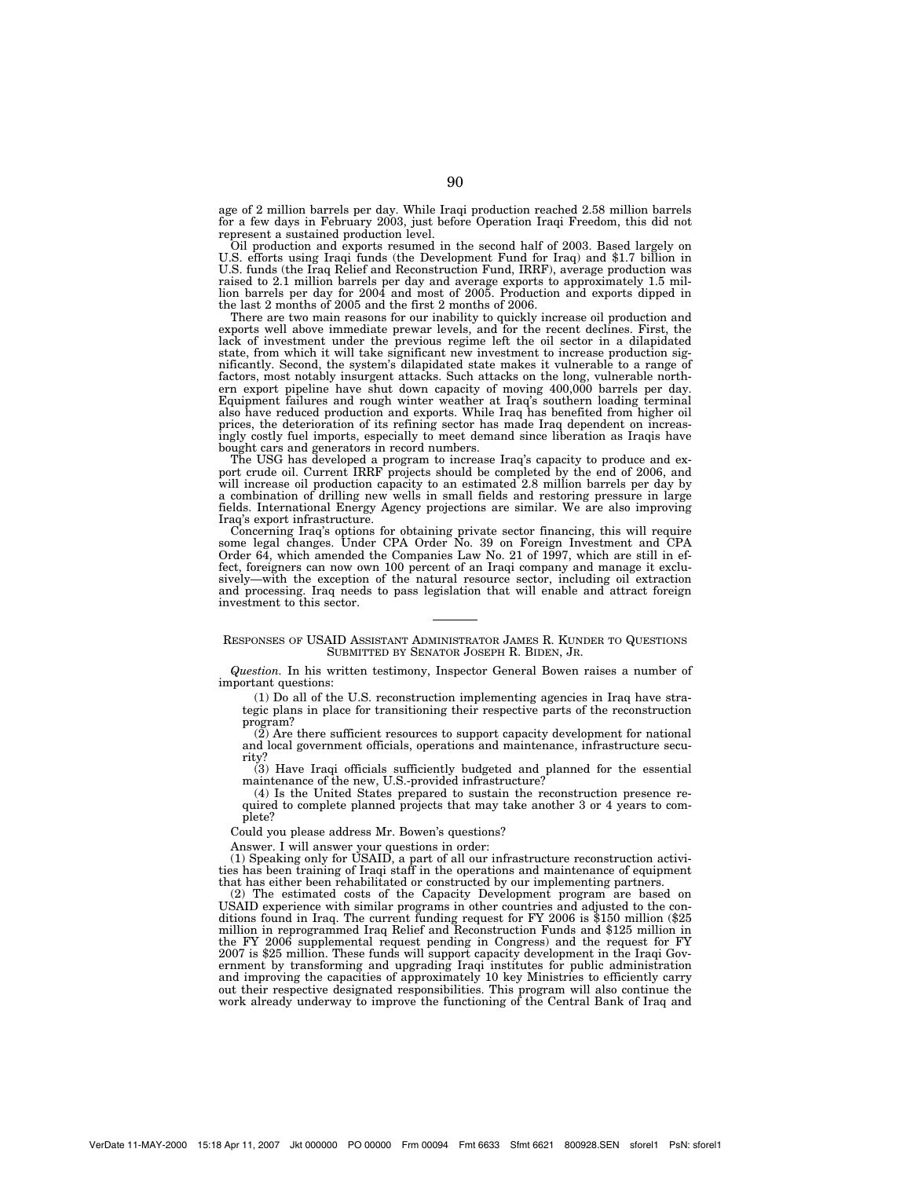age of 2 million barrels per day. While Iraqi production reached 2.58 million barrels for a few days in February 2003, just before Operation Iraqi Freedom, this did not represent a sustained production level.

Oil production and exports resumed in the second half of 2003. Based largely on U.S. efforts using Iraqi funds (the Development Fund for Iraq) and $1.7 billion in U.S. funds (the Iraq Relief and Reconstruction Fund, IRRF), average production was raised to 2.1 million barrels per day and average exports to approximately 1.5 million barrels per day for 2004 and most of 2005. Production and exports dipped in the last 2 months of 2005 and the first 2 months of 2006.

There are two main reasons for our inability to quickly increase oil production and exports well above immediate prewar levels, and for the recent declines. First, the lack of investment under the previous regime left the oil sector in a dilapidated state, from which it will take significant new investment to increase production significantly. Second, the system's dilapidated state makes it vulnerable to a range of factors, most notably insurgent attacks. Such attacks on the long, vulnerable northern export pipeline have shut down capacity of moving 400,000 barrels per day. Equipment failures and rough winter weather at Iraq's southern loading terminal also have reduced production and exports. While Iraq has benefited from higher oil prices, the deterioration of its refining sector has made Iraq dependent on increasingly costly fuel imports, especially to meet demand since liberation as Iraqis have bought cars and generators in record numbers.

The USG has developed a program to increase Iraq's capacity to produce and export crude oil. Current IRRF projects should be completed by the end of 2006, and will increase oil production capacity to an estimated 2.8 million barrels per day by a combination of drilling new wells in small fields and restoring pressure in large fields. International Energy Agency projections are similar. We are also improving Iraq's export infrastructure.

Concerning Iraq's options for obtaining private sector financing, this will require some legal changes. Under CPA Order No. 39 on Foreign Investment and CPA Order 64, which amended the Companies Law No. 21 of 1997, which are still in effect, foreigners can now own 100 percent of an Iraqi company and manage it exclusively—with the exception of the natural resource sector, including oil extraction and processing. Iraq needs to pass legislation that will enable and attract foreign investment to this sector.

---

## RESPONSES OF USAID ASSISTANT ADMINISTRATOR JAMES R. KUNDER TO QUESTIONS SUBMITTED BY SENATOR JOSEPH R. BIDEN, JR.

*Question.* In his written testimony, Inspector General Bowen raises a number of important questions:

(1) Do all of the U.S. reconstruction implementing agencies in Iraq have strategic plans in place for transitioning their respective parts of the reconstruction program?

(2) Are there sufficient resources to support capacity development for national and local government officials, operations and maintenance, infrastructure security?

(3) Have Iraqi officials sufficiently budgeted and planned for the essential maintenance of the new, U.S.-provided infrastructure?

(4) Is the United States prepared to sustain the reconstruction presence required to complete planned projects that may take another 3 or 4 years to complete?

Could you please address Mr. Bowen's questions?

Answer. I will answer your questions in order:

(1) Speaking only for USAID, a part of all our infrastructure reconstruction activities has been training of Iraqi staff in the operations and maintenance of equipment that has either been rehabilitated or constructed by our implementing partners.

(2) The estimated costs of the Capacity Development program are based on USAID experience with similar programs in other countries and adjusted to the conditions found in Iraq. The current funding request for FY 2006 is $150 million ($25 million in reprogrammed Iraq Relief and Reconstruction Funds and $125 million in the FY 2006 supplemental request pending in Congress) and the request for FY 2007 is $25 million. These funds will support capacity development in the Iraqi Government by transforming and upgrading Iraqi institutes for public administration and improving the capacities of approximately 10 key Ministries to efficiently carry out their respective designated responsibilities. This program will also continue the work already underway to improve the functioning of the Central Bank of Iraq and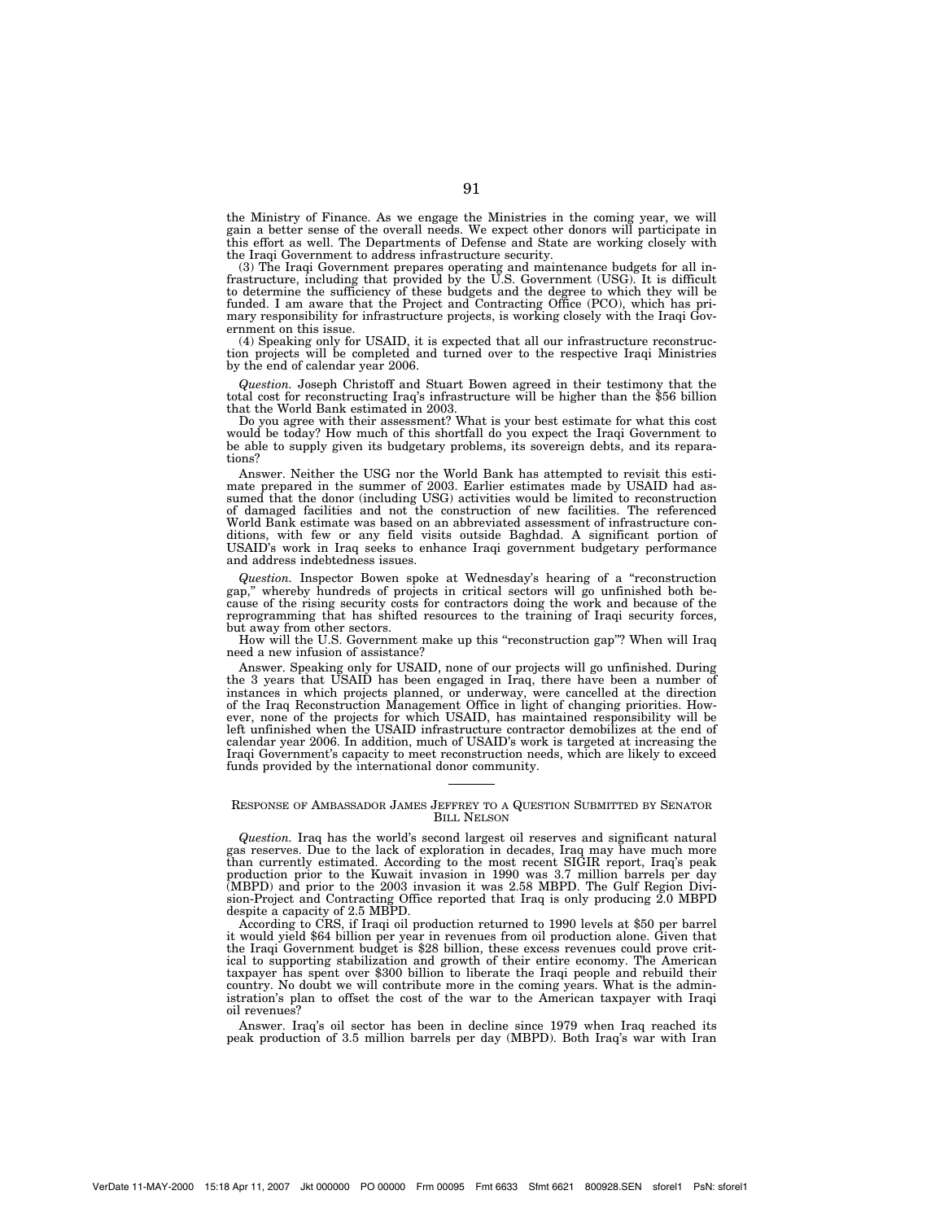the Ministry of Finance. As we engage the Ministries in the coming year, we will gain a better sense of the overall needs. We expect other donors will participate in this effort as well. The Departments of Defense and State are working closely with the Iraqi Government to address infrastructure security.

(3) The Iraqi Government prepares operating and maintenance budgets for all infrastructure, including that provided by the U.S. Government (USG). It is difficult to determine the sufficiency of these budgets and the degree to which they will be funded. I am aware that the Project and Contracting Office (PCO), which has primary responsibility for infrastructure projects, is working closely with the Iraqi Government on this issue.

(4) Speaking only for USAID, it is expected that all our infrastructure reconstruction projects will be completed and turned over to the respective Iraqi Ministries by the end of calendar year 2006.

*Question.* Joseph Christoff and Stuart Bowen agreed in their testimony that the total cost for reconstructing Iraq's infrastructure will be higher than the $56 billion that the World Bank estimated in 2003.

Do you agree with their assessment? What is your best estimate for what this cost would be today? How much of this shortfall do you expect the Iraqi Government to be able to supply given its budgetary problems, its sovereign debts, and its reparations?

Answer. Neither the USG nor the World Bank has attempted to revisit this estimate prepared in the summer of 2003. Earlier estimates made by USAID had assumed that the donor (including USG) activities would be limited to reconstruction of damaged facilities and not the construction of new facilities. The referenced World Bank estimate was based on an abbreviated assessment of infrastructure conditions, with few or any field visits outside Baghdad. A significant portion of USAID's work in Iraq seeks to enhance Iraqi government budgetary performance and address indebtedness issues.

*Question.* Inspector Bowen spoke at Wednesday's hearing of a "reconstruction gap," whereby hundreds of projects in critical sectors will go unfinished both because of the rising security costs for contractors doing the work and because of the reprogramming that has shifted resources to the training of Iraqi security forces, but away from other sectors.

How will the U.S. Government make up this "reconstruction gap"? When will Iraq need a new infusion of assistance?

Answer. Speaking only for USAID, none of our projects will go unfinished. During the 3 years that USAID has been engaged in Iraq, there have been a number of instances in which projects planned, or underway, were cancelled at the direction of the Iraq Reconstruction Management Office in light of changing priorities. However, none of the projects for which USAID, has maintained responsibility will be left unfinished when the USAID infrastructure contractor demobilizes at the end of calendar year 2006. In addition, much of USAID's work is targeted at increasing the Iraqi Government's capacity to meet reconstruction needs, which are likely to exceed funds provided by the international donor community.

---

RESPONSE OF AMBASSADOR JAMES JEFFREY TO A QUESTION SUBMITTED BY SENATOR BILL NELSON

*Question.* Iraq has the world's second largest oil reserves and significant natural gas reserves. Due to the lack of exploration in decades, Iraq may have much more than currently estimated. According to the most recent SIGIR report, Iraq's peak production prior to the Kuwait invasion in 1990 was 3.7 million barrels per day (MBPD) and prior to the 2003 invasion it was 2.58 MBPD. The Gulf Region Division-Project and Contracting Office reported that Iraq is only producing 2.0 MBPD despite a capacity of 2.5 MBPD.

According to CRS, if Iraqi oil production returned to 1990 levels at $50 per barrel it would yield $64 billion per year in revenues from oil production alone. Given that the Iraqi Government budget is $28 billion, these excess revenues could prove critical to supporting stabilization and growth of their entire economy. The American taxpayer has spent over $300 billion to liberate the Iraqi people and rebuild their country. No doubt we will contribute more in the coming years. What is the administration's plan to offset the cost of the war to the American taxpayer with Iraqi oil revenues?

Answer. Iraq's oil sector has been in decline since 1979 when Iraq reached its peak production of 3.5 million barrels per day (MBPD). Both Iraq's war with Iran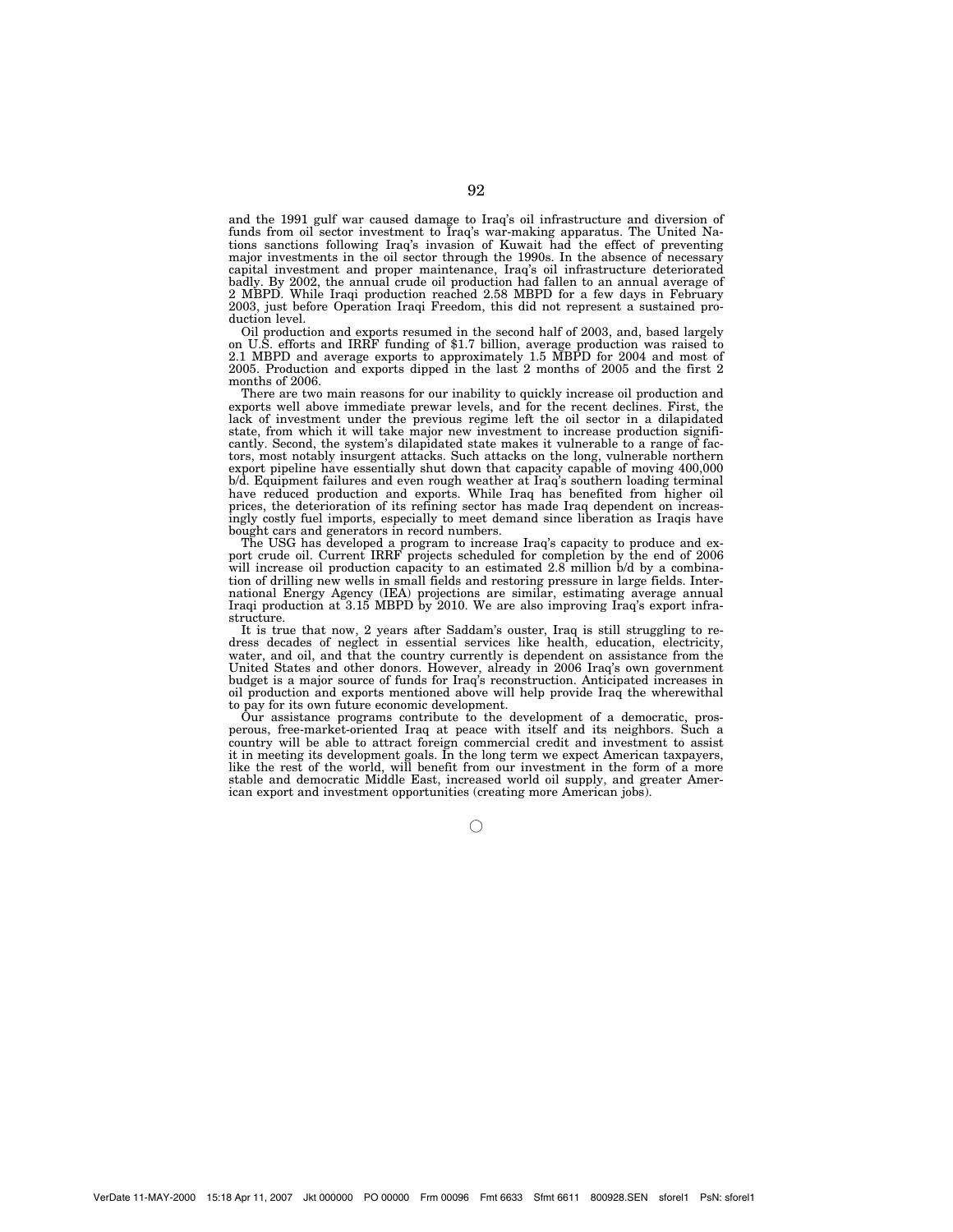and the 1991 gulf war caused damage to Iraq's oil infrastructure and diversion of funds from oil sector investment to Iraq's war-making apparatus. The United Nations sanctions following Iraq's invasion of Kuwait had the effect of preventing major investments in the oil sector through the 1990s. In the absence of necessary capital investment and proper maintenance, Iraq's oil infrastructure deteriorated badly. By 2002, the annual crude oil production had fallen to an annual average of 2 MBPD. While Iraqi production reached 2.58 MBPD for a few days in February 2003, just before Operation Iraqi Freedom, this did not represent a sustained production level.

Oil production and exports resumed in the second half of 2003, and, based largely on U.S. efforts and IRRF funding of $1.7 billion, average production was raised to 2.1 MBPD and average exports to approximately 1.5 MBPD for 2004 and most of 2005. Production and exports dipped in the last 2 months of 2005 and the first 2 months of 2006.

There are two main reasons for our inability to quickly increase oil production and exports well above immediate prewar levels, and for the recent declines. First, the lack of investment under the previous regime left the oil sector in a dilapidated state, from which it will take major new investment to increase production significantly. Second, the system's dilapidated state makes it vulnerable to a range of factors, most notably insurgent attacks. Such attacks on the long, vulnerable northern export pipeline have essentially shut down that capacity capable of moving 400,000 b/d. Equipment failures and even rough weather at Iraq's southern loading terminal have reduced production and exports. While Iraq has benefited from higher oil prices, the deterioration of its refining sector has made Iraq dependent on increasingly costly fuel imports, especially to meet demand since liberation as Iraqis have bought cars and generators in record numbers.

The USG has developed a program to increase Iraq's capacity to produce and export crude oil. Current IRRF projects scheduled for completion by the end of 2006 will increase oil production capacity to an estimated 2.8 million b/d by a combination of drilling new wells in small fields and restoring pressure in large fields. International Energy Agency (IEA) projections are similar, estimating average annual Iraqi production at 3.15 MBPD by 2010. We are also improving Iraq's export infrastructure.

It is true that now, 2 years after Saddam's ouster, Iraq is still struggling to redress decades of neglect in essential services like health, education, electricity, water, and oil, and that the country currently is dependent on assistance from the United States and other donors. However, already in 2006 Iraq's own government budget is a major source of funds for Iraq's reconstruction. Anticipated increases in oil production and exports mentioned above will help provide Iraq the wherewithal to pay for its own future economic development.

Our assistance programs contribute to the development of a democratic, prosperous, free-market-oriented Iraq at peace with itself and its neighbors. Such a country will be able to attract foreign commercial credit and investment to assist it in meeting its development goals. In the long term we expect American taxpayers, like the rest of the world, will benefit from our investment in the form of a more stable and democratic Middle East, increased world oil supply, and greater American export and investment opportunities (creating more American jobs).

○